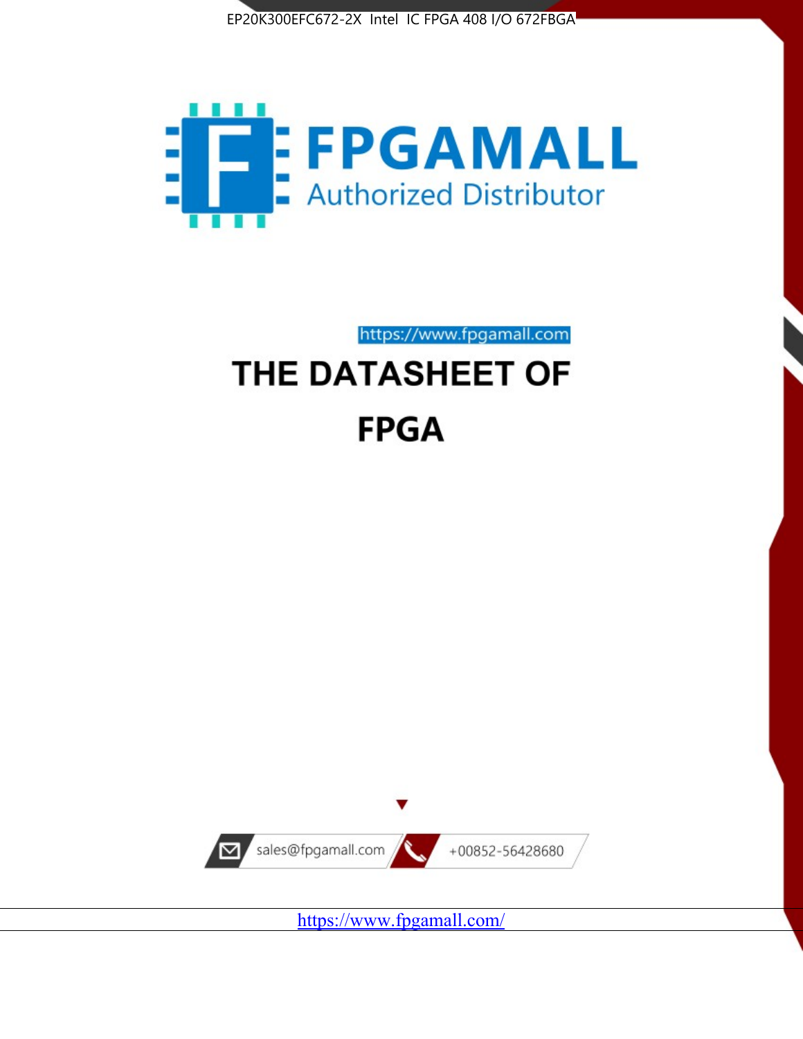EP20K300EFC672-2X Intel IC FPGA 408 I/O 672FBGA

FPGAMALL

Authorized Distributor

https://www.fpgamall.com

# THE DATASHEET OF

# FPGA

sales@fpgamall.com

+00852-56428680

https://www.fpgamall.com/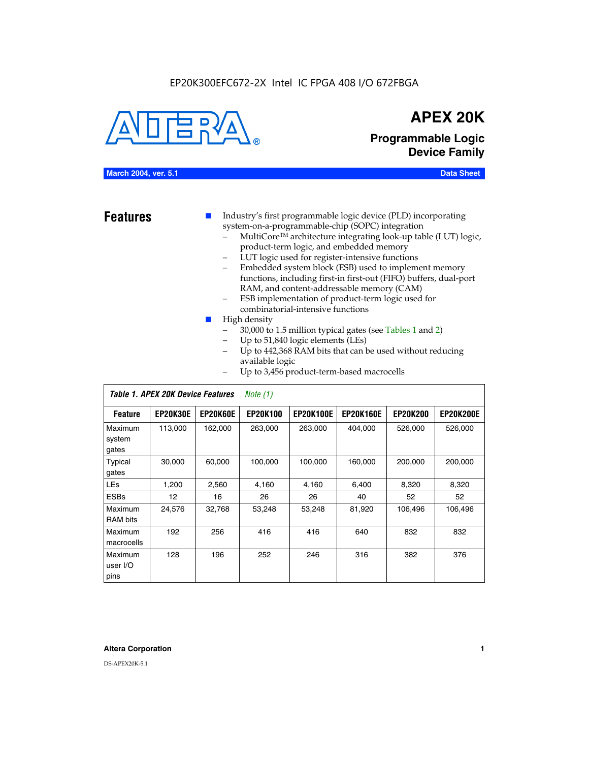EP20K300EFC672-2X Intel IC FPGA 408 I/O 672FBGA

# APEX 20K

## Programmable Logic Device Family

**March 2004, ver. 5.1** **Data Sheet**

## Features

- Industry's first programmable logic device (PLD) incorporating system-on-a-programmable-chip (SOPC) integration
  - MultiCore™ architecture integrating look-up table (LUT) logic, product-term logic, and embedded memory
  - LUT logic used for register-intensive functions
  - Embedded system block (ESB) used to implement memory functions, including first-in first-out (FIFO) buffers, dual-port RAM, and content-addressable memory (CAM)
  - ESB implementation of product-term logic used for combinatorial-intensive functions
- High density
  - 30,000 to 1.5 million typical gates (see Tables 1 and 2)
  - Up to 51,840 logic elements (LEs)
  - Up to 442,368 RAM bits that can be used without reducing available logic
  - Up to 3,456 product-term-based macrocells

*Table 1. APEX 20K Device Features* *Note (1)*

| Feature | EP20K30E | EP20K60E | EP20K100 | EP20K100E | EP20K160E | EP20K200 | EP20K200E |
|---|---|---|---|---|---|---|---|
| Maximum system gates | 113,000 | 162,000 | 263,000 | 263,000 | 404,000 | 526,000 | 526,000 |
| Typical gates | 30,000 | 60,000 | 100,000 | 100,000 | 160,000 | 200,000 | 200,000 |
| LEs | 1,200 | 2,560 | 4,160 | 4,160 | 6,400 | 8,320 | 8,320 |
| ESBs | 12 | 16 | 26 | 26 | 40 | 52 | 52 |
| Maximum RAM bits | 24,576 | 32,768 | 53,248 | 53,248 | 81,920 | 106,496 | 106,496 |
| Maximum macrocells | 192 | 256 | 416 | 416 | 640 | 832 | 832 |
| Maximum user I/O pins | 128 | 196 | 252 | 246 | 316 | 382 | 376 |

**Altera Corporation**

DS-APEX20K-5.1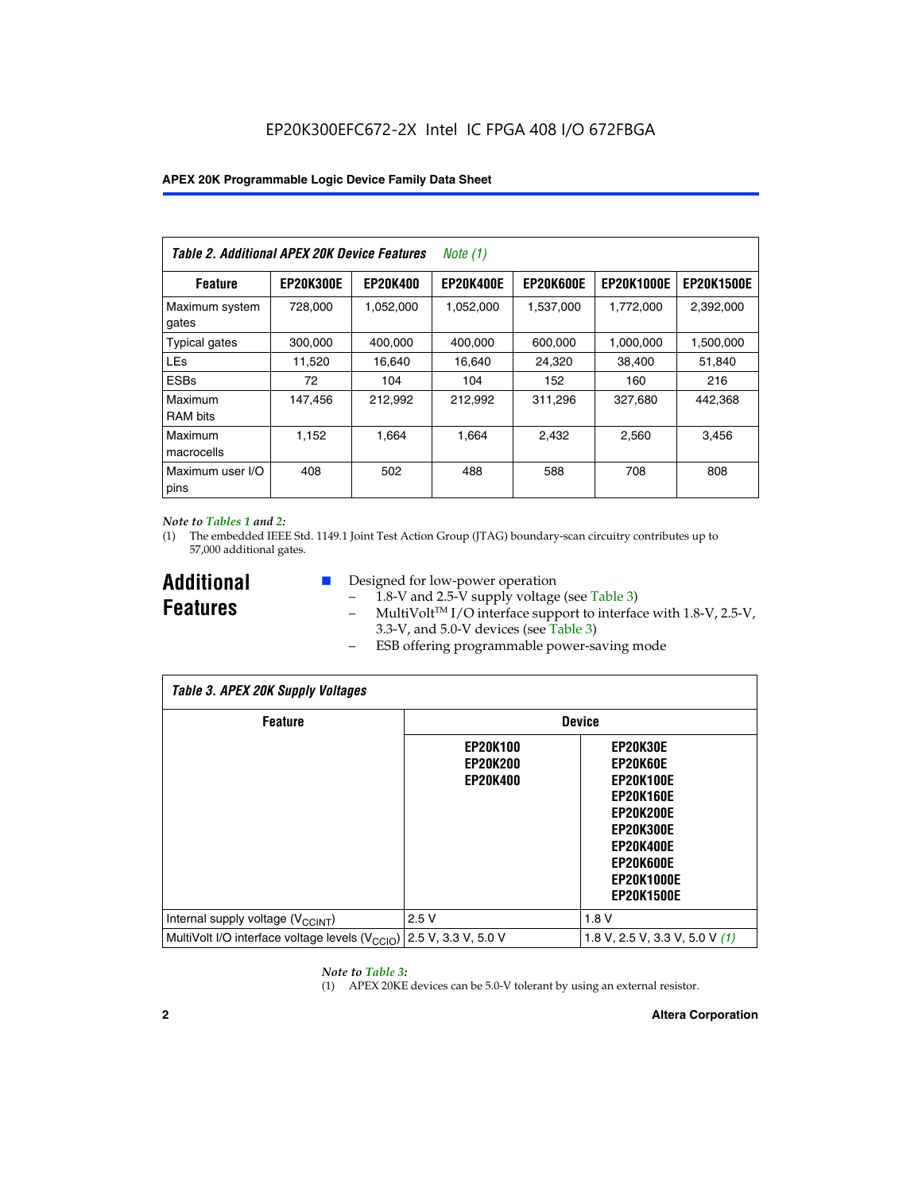EP20K300EFC672-2X Intel IC FPGA 408 I/O 672FBGA

| *Table 2. Additional APEX 20K Device Features* *Note (1)* | | | | | | |
|---|---|---|---|---|---|---|
| **Feature** | **EP20K300E** | **EP20K400** | **EP20K400E** | **EP20K600E** | **EP20K1000E** | **EP20K1500E** |
| Maximum system gates | 728,000 | 1,052,000 | 1,052,000 | 1,537,000 | 1,772,000 | 2,392,000 |
| Typical gates | 300,000 | 400,000 | 400,000 | 600,000 | 1,000,000 | 1,500,000 |
| LEs | 11,520 | 16,640 | 16,640 | 24,320 | 38,400 | 51,840 |
| ESBs | 72 | 104 | 104 | 152 | 160 | 216 |
| Maximum RAM bits | 147,456 | 212,992 | 212,992 | 311,296 | 327,680 | 442,368 |
| Maximum macrocells | 1,152 | 1,664 | 1,664 | 2,432 | 2,560 | 3,456 |
| Maximum user I/O pins | 408 | 502 | 488 | 588 | 708 | 808 |

*Note to Tables 1 and 2:*

(1) The embedded IEEE Std. 1149.1 Joint Test Action Group (JTAG) boundary-scan circuitry contributes up to 57,000 additional gates.

## Additional Features

- Designed for low-power operation
  - 1.8-V and 2.5-V supply voltage (see Table 3)
  - MultiVolt™ I/O interface support to interface with 1.8-V, 2.5-V, 3.3-V, and 5.0-V devices (see Table 3)
  - ESB offering programmable power-saving mode

| *Table 3. APEX 20K Supply Voltages* | | |
|---|---|---|
| **Feature** | **Device** | |
| | **EP20K100 EP20K200 EP20K400** | **EP20K30E EP20K60E EP20K100E EP20K160E EP20K200E EP20K300E EP20K400E EP20K600E EP20K1000E EP20K1500E** |
| Internal supply voltage ($V_{CCINT}$) | 2.5 V | 1.8 V |
| MultiVolt I/O interface voltage levels ($V_{CCIO}$) | 2.5 V, 3.3 V, 5.0 V | 1.8 V, 2.5 V, 3.3 V, 5.0 V *(1)* |

*Note to Table 3:*

(1) APEX 20KE devices can be 5.0-V tolerant by using an external resistor.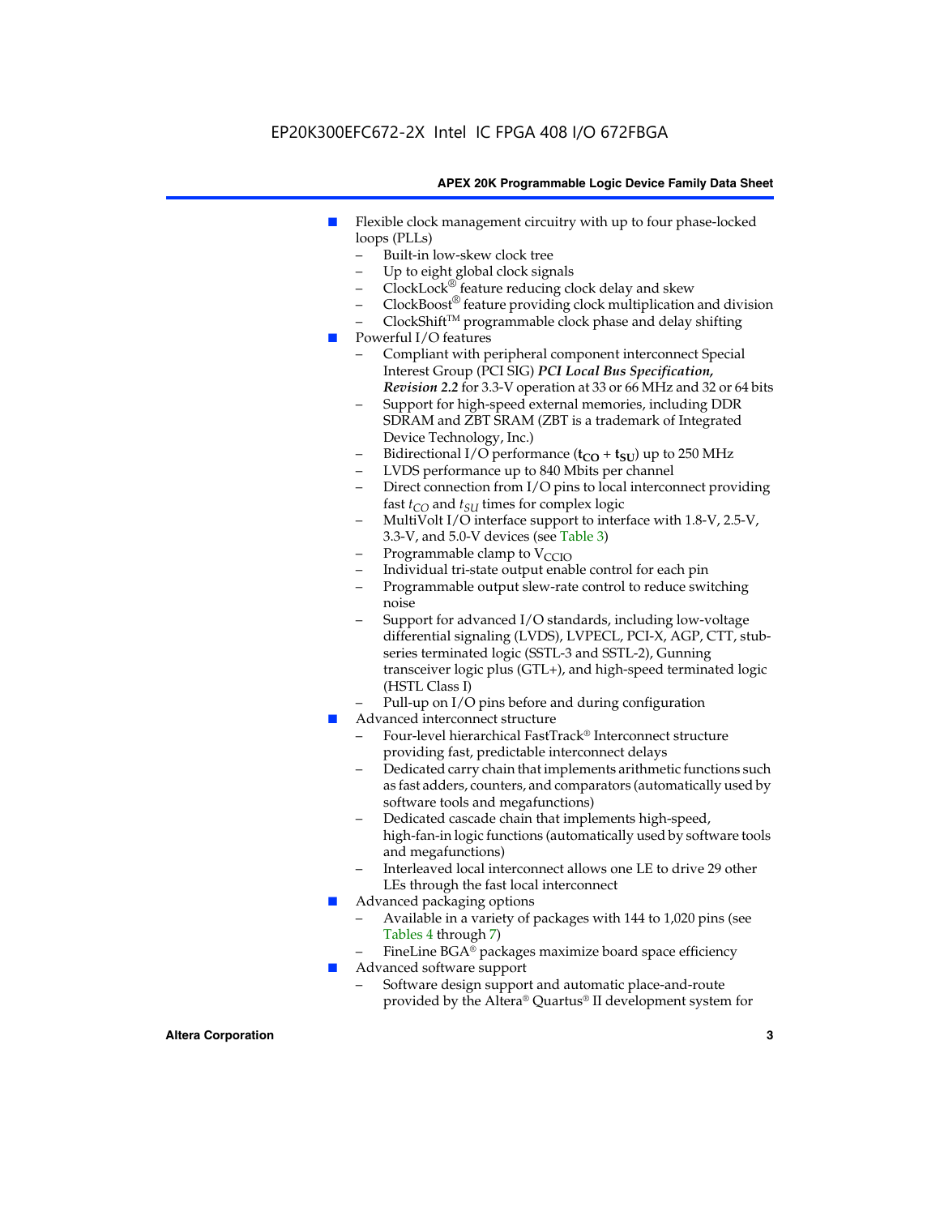- Flexible clock management circuitry with up to four phase-locked loops (PLLs)
  - Built-in low-skew clock tree
  - Up to eight global clock signals
  - ClockLock® feature reducing clock delay and skew
  - ClockBoost® feature providing clock multiplication and division
  - ClockShift™ programmable clock phase and delay shifting
- Powerful I/O features
  - Compliant with peripheral component interconnect Special Interest Group (PCI SIG) ***PCI Local Bus Specification, Revision 2.2*** for 3.3-V operation at 33 or 66 MHz and 32 or 64 bits
  - Support for high-speed external memories, including DDR SDRAM and ZBT SRAM (ZBT is a trademark of Integrated Device Technology, Inc.)
  - Bidirectional I/O performance ($\mathbf{t_{CO}}$ + $\mathbf{t_{SU}}$) up to 250 MHz
  - LVDS performance up to 840 Mbits per channel
  - Direct connection from I/O pins to local interconnect providing fast $t_{CO}$ and $t_{SU}$ times for complex logic
  - MultiVolt I/O interface support to interface with 1.8-V, 2.5-V, 3.3-V, and 5.0-V devices (see Table 3)
  - Programmable clamp to $V_{CCIO}$
  - Individual tri-state output enable control for each pin
  - Programmable output slew-rate control to reduce switching noise
  - Support for advanced I/O standards, including low-voltage differential signaling (LVDS), LVPECL, PCI-X, AGP, CTT, stub-series terminated logic (SSTL-3 and SSTL-2), Gunning transceiver logic plus (GTL+), and high-speed terminated logic (HSTL Class I)
  - Pull-up on I/O pins before and during configuration
- Advanced interconnect structure
  - Four-level hierarchical FastTrack® Interconnect structure providing fast, predictable interconnect delays
  - Dedicated carry chain that implements arithmetic functions such as fast adders, counters, and comparators (automatically used by software tools and megafunctions)
  - Dedicated cascade chain that implements high-speed, high-fan-in logic functions (automatically used by software tools and megafunctions)
  - Interleaved local interconnect allows one LE to drive 29 other LEs through the fast local interconnect
- Advanced packaging options
  - Available in a variety of packages with 144 to 1,020 pins (see Tables 4 through 7)
  - FineLine BGA® packages maximize board space efficiency
- Advanced software support
  - Software design support and automatic place-and-route provided by the Altera® Quartus® II development system for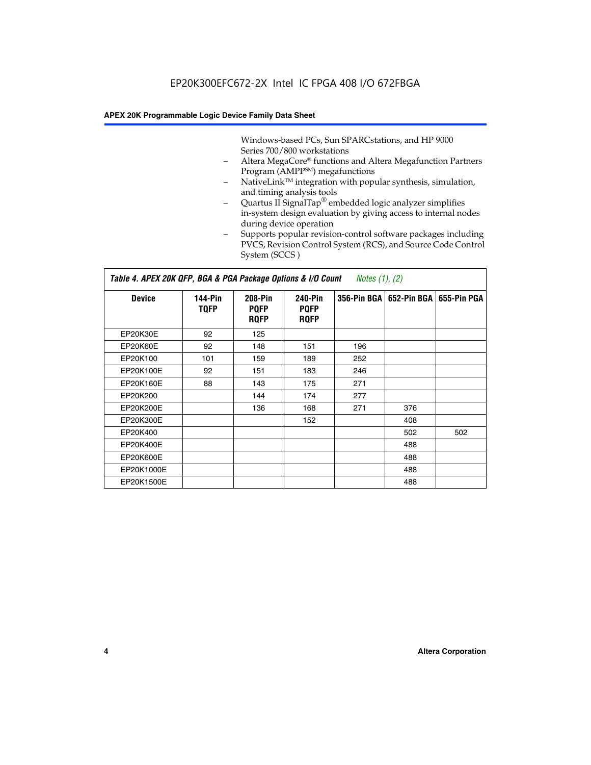Windows-based PCs, Sun SPARCstations, and HP 9000 Series 700/800 workstations

- Altera MegaCore® functions and Altera Megafunction Partners Program (AMPPSM) megafunctions
- NativeLink™ integration with popular synthesis, simulation, and timing analysis tools
- Quartus II SignalTap® embedded logic analyzer simplifies in-system design evaluation by giving access to internal nodes during device operation
- Supports popular revision-control software packages including PVCS, Revision Control System (RCS), and Source Code Control System (SCCS )

**Table 4. APEX 20K QFP, BGA & PGA Package Options & I/O Count** *Notes (1), (2)*

| Device | 144-Pin TQFP | 208-Pin PQFP RQFP | 240-Pin PQFP RQFP | 356-Pin BGA | 652-Pin BGA | 655-Pin PGA |
|---|---|---|---|---|---|---|
| EP20K30E | 92 | 125 | | | | |
| EP20K60E | 92 | 148 | 151 | 196 | | |
| EP20K100 | 101 | 159 | 189 | 252 | | |
| EP20K100E | 92 | 151 | 183 | 246 | | |
| EP20K160E | 88 | 143 | 175 | 271 | | |
| EP20K200 | | 144 | 174 | 277 | | |
| EP20K200E | | 136 | 168 | 271 | 376 | |
| EP20K300E | | | 152 | | 408 | |
| EP20K400 | | | | | 502 | 502 |
| EP20K400E | | | | | 488 | |
| EP20K600E | | | | | 488 | |
| EP20K1000E | | | | | 488 | |
| EP20K1500E | | | | | 488 | |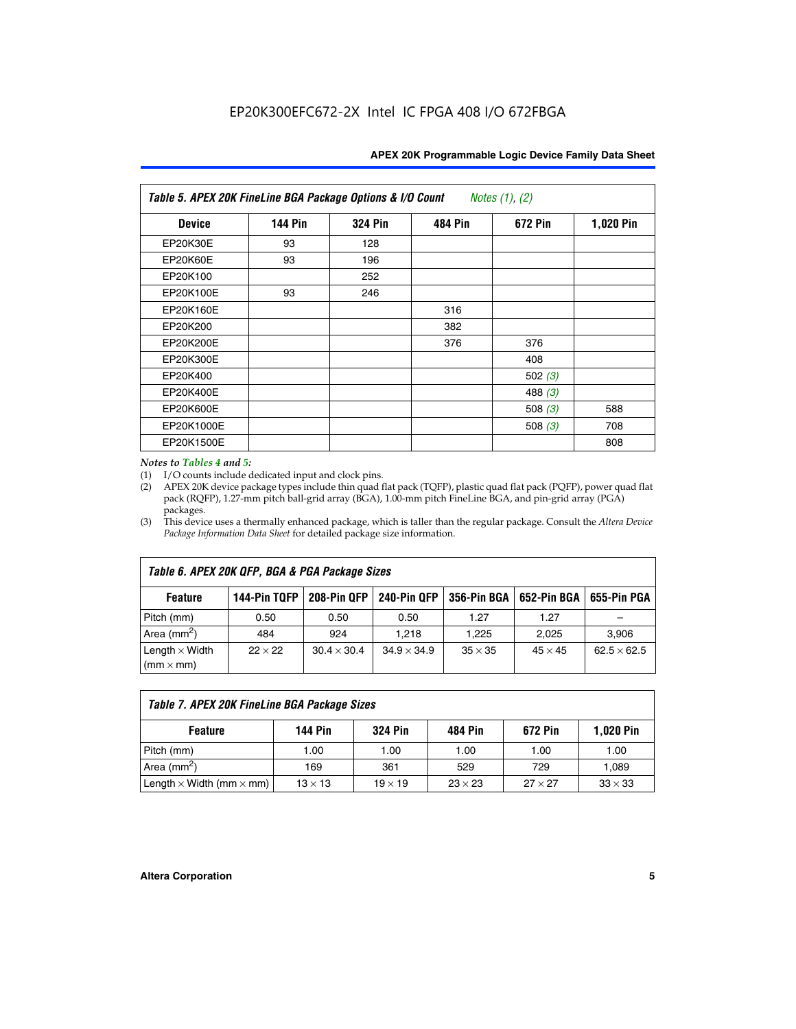**Table 5. APEX 20K FineLine BGA Package Options & I/O Count** *Notes (1), (2)*

| Device | 144 Pin | 324 Pin | 484 Pin | 672 Pin | 1,020 Pin |
|---|---|---|---|---|---|
| EP20K30E | 93 | 128 | | | |
| EP20K60E | 93 | 196 | | | |
| EP20K100 | | 252 | | | |
| EP20K100E | 93 | 246 | | | |
| EP20K160E | | | 316 | | |
| EP20K200 | | | 382 | | |
| EP20K200E | | | 376 | 376 | |
| EP20K300E | | | | 408 | |
| EP20K400 | | | | 502 *(3)* | |
| EP20K400E | | | | 488 *(3)* | |
| EP20K600E | | | | 508 *(3)* | 588 |
| EP20K1000E | | | | 508 *(3)* | 708 |
| EP20K1500E | | | | | 808 |

*Notes to Tables 4 and 5:*

(1) I/O counts include dedicated input and clock pins.

(2) APEX 20K device package types include thin quad flat pack (TQFP), plastic quad flat pack (PQFP), power quad flat pack (RQFP), 1.27-mm pitch ball-grid array (BGA), 1.00-mm pitch FineLine BGA, and pin-grid array (PGA) packages.

(3) This device uses a thermally enhanced package, which is taller than the regular package. Consult the *Altera Device Package Information Data Sheet* for detailed package size information.

**Table 6. APEX 20K QFP, BGA & PGA Package Sizes**

| Feature | 144-Pin TQFP | 208-Pin QFP | 240-Pin QFP | 356-Pin BGA | 652-Pin BGA | 655-Pin PGA |
|---|---|---|---|---|---|---|
| Pitch (mm) | 0.50 | 0.50 | 0.50 | 1.27 | 1.27 | – |
| Area ($mm^2$) | 484 | 924 | 1,218 | 1,225 | 2,025 | 3,906 |
| Length × Width (mm × mm) | 22 × 22 | 30.4 × 30.4 | 34.9 × 34.9 | 35 × 35 | 45 × 45 | 62.5 × 62.5 |

**Table 7. APEX 20K FineLine BGA Package Sizes**

| Feature | 144 Pin | 324 Pin | 484 Pin | 672 Pin | 1,020 Pin |
|---|---|---|---|---|---|
| Pitch (mm) | 1.00 | 1.00 | 1.00 | 1.00 | 1.00 |
| Area ($mm^2$) | 169 | 361 | 529 | 729 | 1,089 |
| Length × Width (mm × mm) | 13 × 13 | 19 × 19 | 23 × 23 | 27 × 27 | 33 × 33 |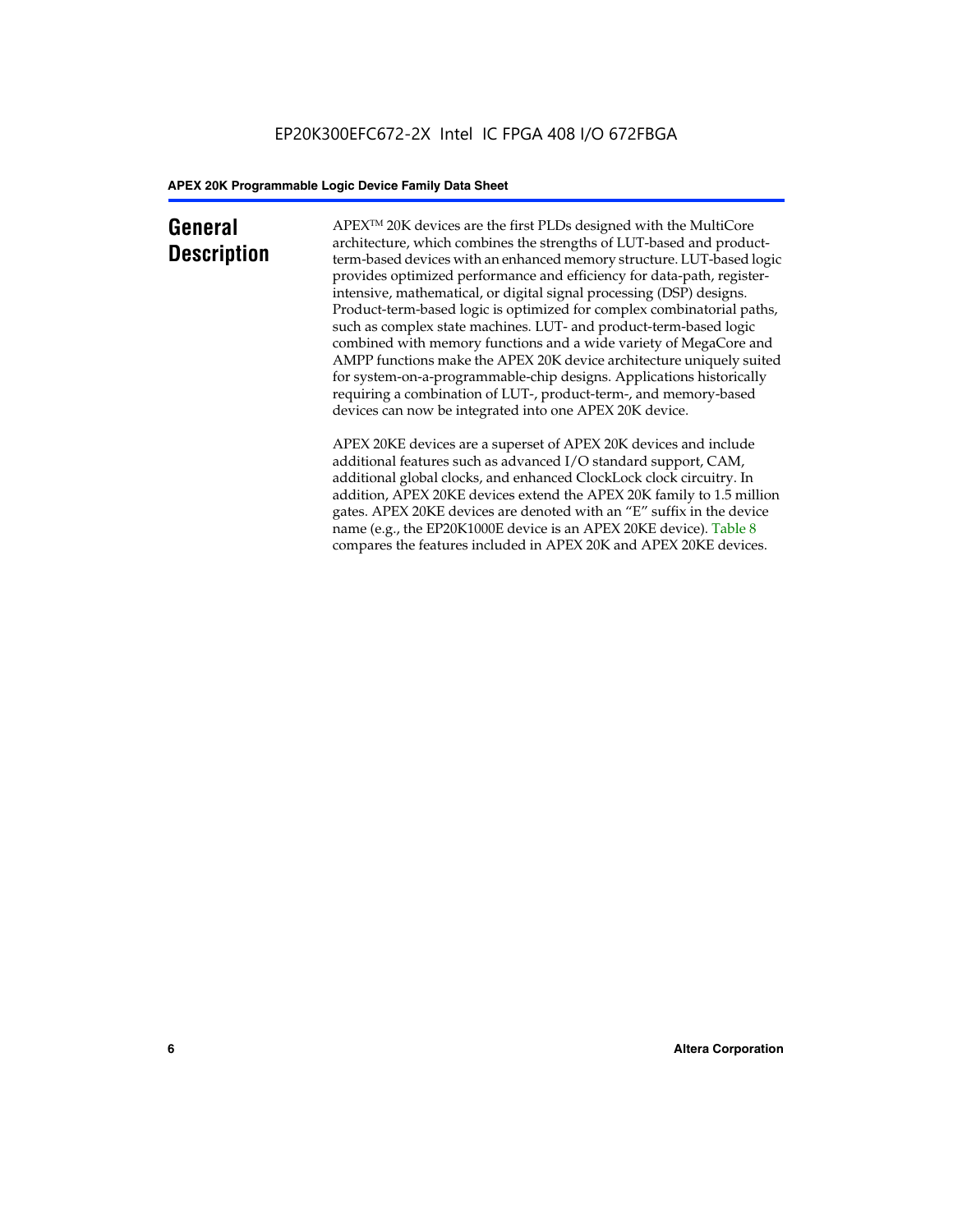# General Description

APEX™ 20K devices are the first PLDs designed with the MultiCore architecture, which combines the strengths of LUT-based and product-term-based devices with an enhanced memory structure. LUT-based logic provides optimized performance and efficiency for data-path, register-intensive, mathematical, or digital signal processing (DSP) designs. Product-term-based logic is optimized for complex combinatorial paths, such as complex state machines. LUT- and product-term-based logic combined with memory functions and a wide variety of MegaCore and AMPP functions make the APEX 20K device architecture uniquely suited for system-on-a-programmable-chip designs. Applications historically requiring a combination of LUT-, product-term-, and memory-based devices can now be integrated into one APEX 20K device.

APEX 20KE devices are a superset of APEX 20K devices and include additional features such as advanced I/O standard support, CAM, additional global clocks, and enhanced ClockLock clock circuitry. In addition, APEX 20KE devices extend the APEX 20K family to 1.5 million gates. APEX 20KE devices are denoted with an "E" suffix in the device name (e.g., the EP20K1000E device is an APEX 20KE device). Table 8 compares the features included in APEX 20K and APEX 20KE devices.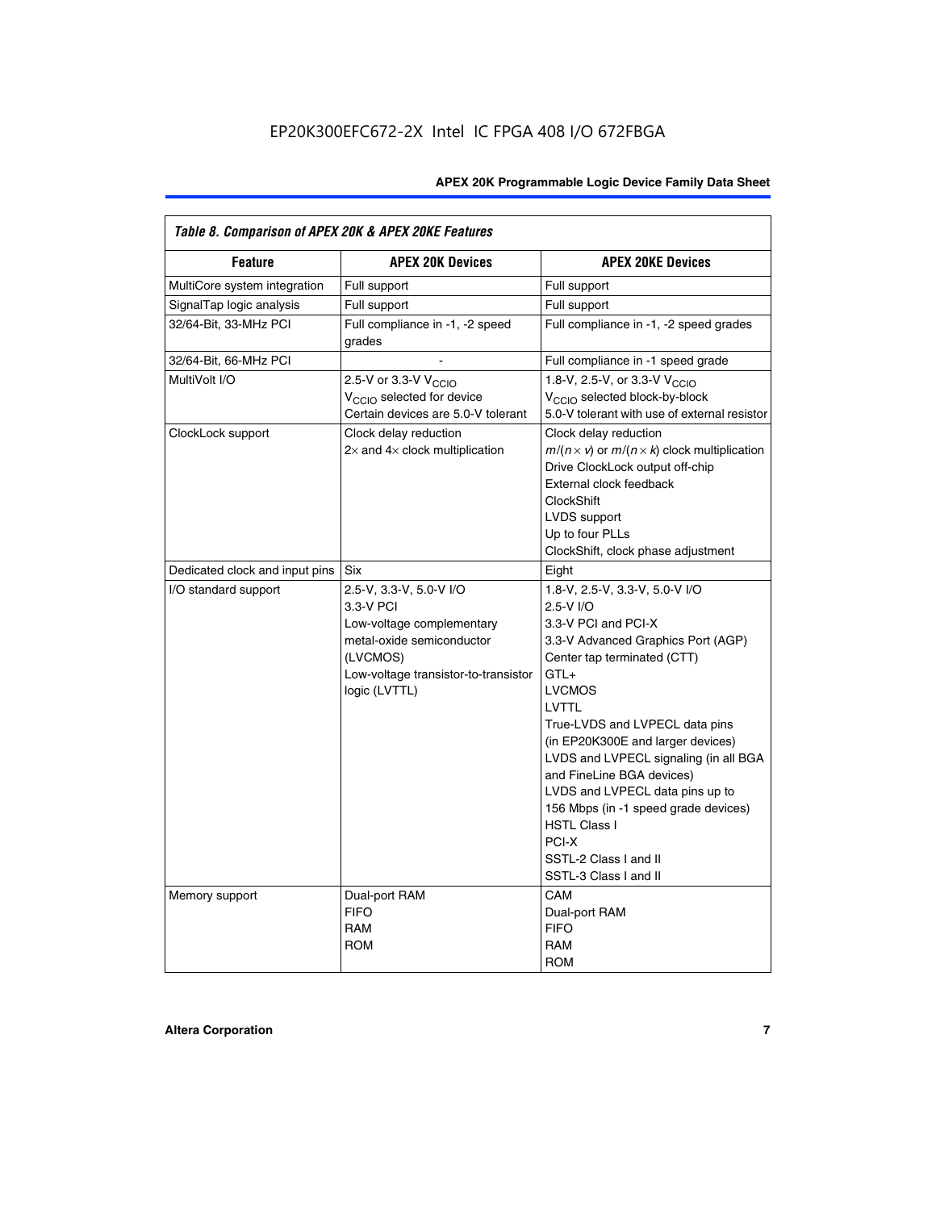*Table 8. Comparison of APEX 20K & APEX 20KE Features*

| Feature | APEX 20K Devices | APEX 20KE Devices |
| --- | --- | --- |
| MultiCore system integration | Full support | Full support |
| SignalTap logic analysis | Full support | Full support |
| 32/64-Bit, 33-MHz PCI | Full compliance in -1, -2 speed grades | Full compliance in -1, -2 speed grades |
| 32/64-Bit, 66-MHz PCI | - | Full compliance in -1 speed grade |
| MultiVolt I/O | 2.5-V or 3.3-V $V_{CCIO}$<br>$V_{CCIO}$ selected for device<br>Certain devices are 5.0-V tolerant | 1.8-V, 2.5-V, or 3.3-V $V_{CCIO}$<br>$V_{CCIO}$ selected block-by-block<br>5.0-V tolerant with use of external resistor |
| ClockLock support | Clock delay reduction<br>2× and 4× clock multiplication | Clock delay reduction<br>$m/(n \times v)$ or $m/(n \times k)$ clock multiplication<br>Drive ClockLock output off-chip<br>External clock feedback<br>ClockShift<br>LVDS support<br>Up to four PLLs<br>ClockShift, clock phase adjustment |
| Dedicated clock and input pins | Six | Eight |
| I/O standard support | 2.5-V, 3.3-V, 5.0-V I/O<br>3.3-V PCI<br>Low-voltage complementary metal-oxide semiconductor (LVCMOS)<br>Low-voltage transistor-to-transistor logic (LVTTL) | 1.8-V, 2.5-V, 3.3-V, 5.0-V I/O<br>2.5-V I/O<br>3.3-V PCI and PCI-X<br>3.3-V Advanced Graphics Port (AGP)<br>Center tap terminated (CTT)<br>GTL+<br>LVCMOS<br>LVTTL<br>True-LVDS and LVPECL data pins (in EP20K300E and larger devices)<br>LVDS and LVPECL signaling (in all BGA and FineLine BGA devices)<br>LVDS and LVPECL data pins up to 156 Mbps (in -1 speed grade devices)<br>HSTL Class I<br>PCI-X<br>SSTL-2 Class I and II<br>SSTL-3 Class I and II |
| Memory support | Dual-port RAM<br>FIFO<br>RAM<br>ROM | CAM<br>Dual-port RAM<br>FIFO<br>RAM<br>ROM |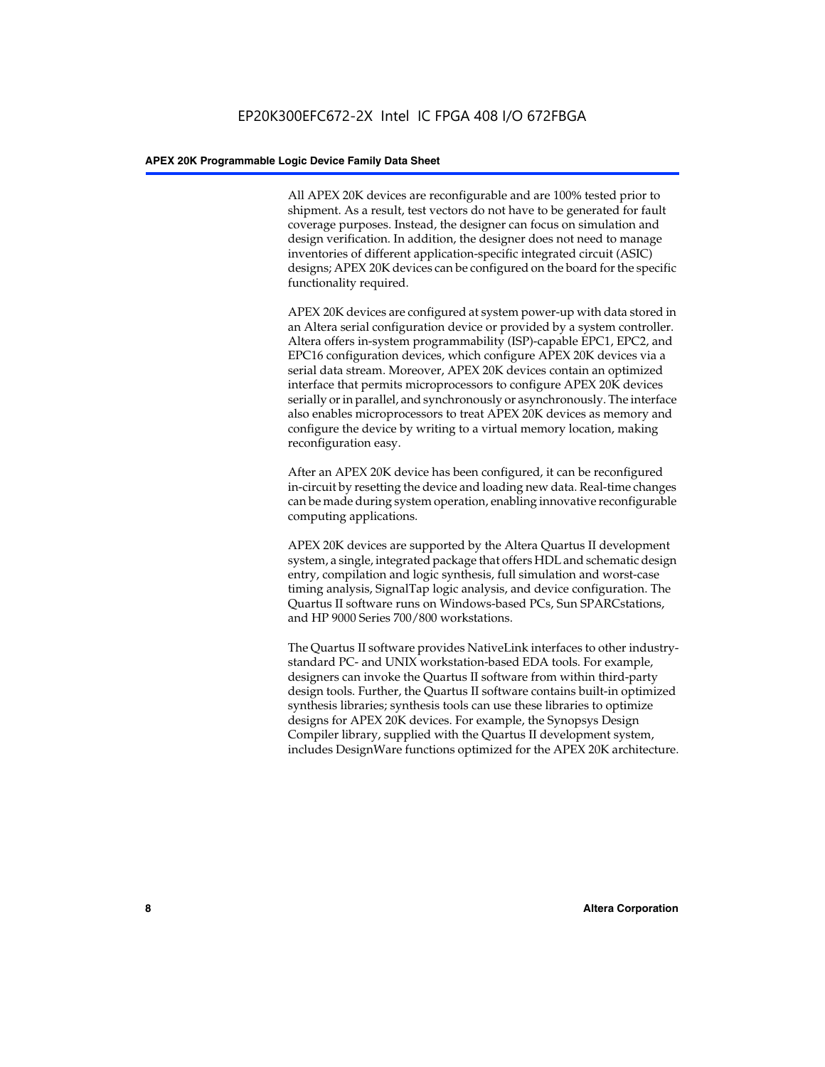All APEX 20K devices are reconfigurable and are 100% tested prior to shipment. As a result, test vectors do not have to be generated for fault coverage purposes. Instead, the designer can focus on simulation and design verification. In addition, the designer does not need to manage inventories of different application-specific integrated circuit (ASIC) designs; APEX 20K devices can be configured on the board for the specific functionality required.

APEX 20K devices are configured at system power-up with data stored in an Altera serial configuration device or provided by a system controller. Altera offers in-system programmability (ISP)-capable EPC1, EPC2, and EPC16 configuration devices, which configure APEX 20K devices via a serial data stream. Moreover, APEX 20K devices contain an optimized interface that permits microprocessors to configure APEX 20K devices serially or in parallel, and synchronously or asynchronously. The interface also enables microprocessors to treat APEX 20K devices as memory and configure the device by writing to a virtual memory location, making reconfiguration easy.

After an APEX 20K device has been configured, it can be reconfigured in-circuit by resetting the device and loading new data. Real-time changes can be made during system operation, enabling innovative reconfigurable computing applications.

APEX 20K devices are supported by the Altera Quartus II development system, a single, integrated package that offers HDL and schematic design entry, compilation and logic synthesis, full simulation and worst-case timing analysis, SignalTap logic analysis, and device configuration. The Quartus II software runs on Windows-based PCs, Sun SPARCstations, and HP 9000 Series 700/800 workstations.

The Quartus II software provides NativeLink interfaces to other industry-standard PC- and UNIX workstation-based EDA tools. For example, designers can invoke the Quartus II software from within third-party design tools. Further, the Quartus II software contains built-in optimized synthesis libraries; synthesis tools can use these libraries to optimize designs for APEX 20K devices. For example, the Synopsys Design Compiler library, supplied with the Quartus II development system, includes DesignWare functions optimized for the APEX 20K architecture.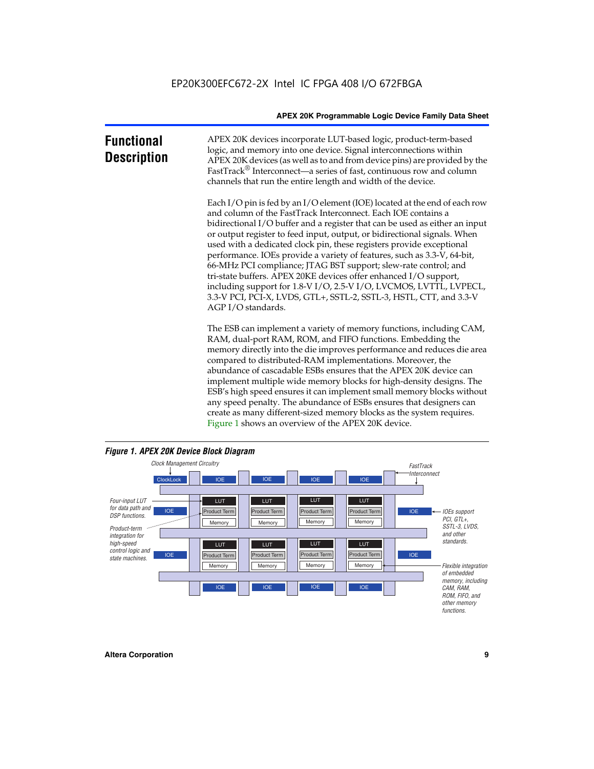## Functional Description

APEX 20K devices incorporate LUT-based logic, product-term-based logic, and memory into one device. Signal interconnections within APEX 20K devices (as well as to and from device pins) are provided by the FastTrack® Interconnect—a series of fast, continuous row and column channels that run the entire length and width of the device.

Each I/O pin is fed by an I/O element (IOE) located at the end of each row and column of the FastTrack Interconnect. Each IOE contains a bidirectional I/O buffer and a register that can be used as either an input or output register to feed input, output, or bidirectional signals. When used with a dedicated clock pin, these registers provide exceptional performance. IOEs provide a variety of features, such as 3.3-V, 64-bit, 66-MHz PCI compliance; JTAG BST support; slew-rate control; and tri-state buffers. APEX 20KE devices offer enhanced I/O support, including support for 1.8-V I/O, 2.5-V I/O, LVCMOS, LVTTL, LVPECL, 3.3-V PCI, PCI-X, LVDS, GTL+, SSTL-2, SSTL-3, HSTL, CTT, and 3.3-V AGP I/O standards.

The ESB can implement a variety of memory functions, including CAM, RAM, dual-port RAM, ROM, and FIFO functions. Embedding the memory directly into the die improves performance and reduces die area compared to distributed-RAM implementations. Moreover, the abundance of cascadable ESBs ensures that the APEX 20K device can implement multiple wide memory blocks for high-density designs. The ESB's high speed ensures it can implement small memory blocks without any speed penalty. The abundance of ESBs ensures that designers can create as many different-sized memory blocks as the system requires. Figure 1 shows an overview of the APEX 20K device.

*Figure 1. APEX 20K Device Block Diagram*

Clock Management Circuitry

ClockLock | IOE | IOE | IOE | IOE

FastTrack Interconnect

Four-input LUT for data path and DSP functions.

Product-term integration for high-speed control logic and state machines.

LUT | Product Term | Memory

IOEs support PCI, GTL+, SSTL-3, LVDS, and other standards.

Flexible integration of embedded memory, including CAM, RAM, ROM, FIFO, and other memory functions.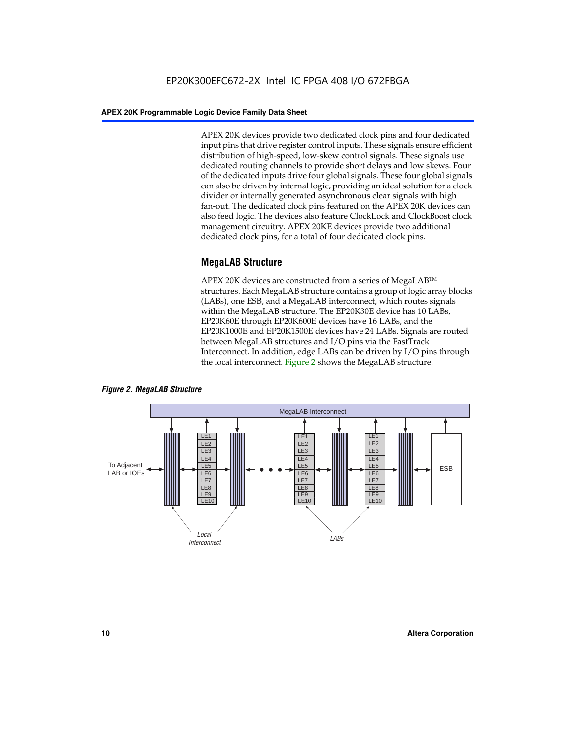APEX 20K devices provide two dedicated clock pins and four dedicated input pins that drive register control inputs. These signals ensure efficient distribution of high-speed, low-skew control signals. These signals use dedicated routing channels to provide short delays and low skews. Four of the dedicated inputs drive four global signals. These four global signals can also be driven by internal logic, providing an ideal solution for a clock divider or internally generated asynchronous clear signals with high fan-out. The dedicated clock pins featured on the APEX 20K devices can also feed logic. The devices also feature ClockLock and ClockBoost clock management circuitry. APEX 20KE devices provide two additional dedicated clock pins, for a total of four dedicated clock pins.

## MegaLAB Structure

APEX 20K devices are constructed from a series of MegaLAB™ structures. Each MegaLAB structure contains a group of logic array blocks (LABs), one ESB, and a MegaLAB interconnect, which routes signals within the MegaLAB structure. The EP20K30E device has 10 LABs, EP20K60E through EP20K600E devices have 16 LABs, and the EP20K1000E and EP20K1500E devices have 24 LABs. Signals are routed between MegaLAB structures and I/O pins via the FastTrack Interconnect. In addition, edge LABs can be driven by I/O pins through the local interconnect. Figure 2 shows the MegaLAB structure.

*Figure 2. MegaLAB Structure*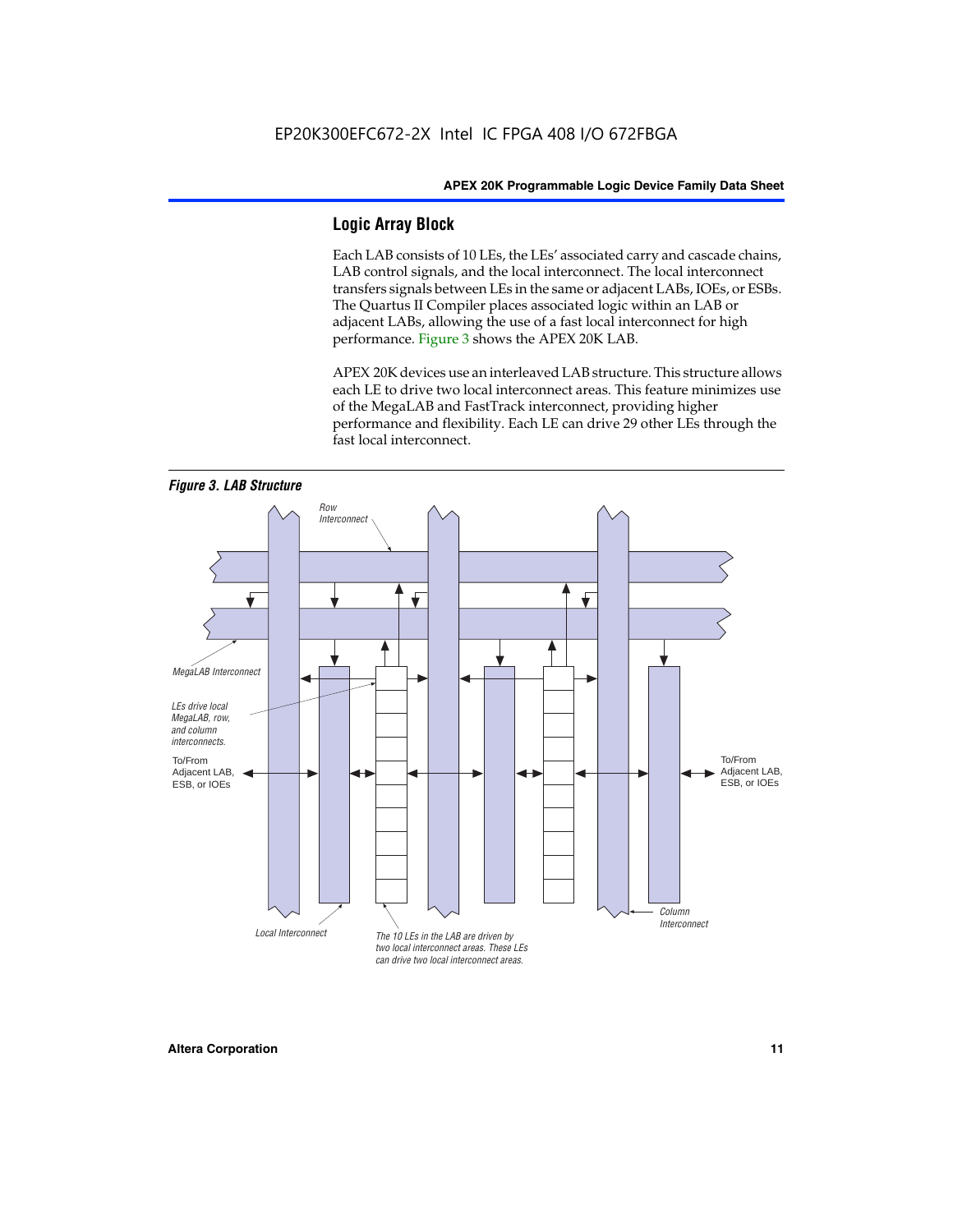## Logic Array Block

Each LAB consists of 10 LEs, the LEs' associated carry and cascade chains, LAB control signals, and the local interconnect. The local interconnect transfers signals between LEs in the same or adjacent LABs, IOEs, or ESBs. The Quartus II Compiler places associated logic within an LAB or adjacent LABs, allowing the use of a fast local interconnect for high performance. Figure 3 shows the APEX 20K LAB.

APEX 20K devices use an interleaved LAB structure. This structure allows each LE to drive two local interconnect areas. This feature minimizes use of the MegaLAB and FastTrack interconnect, providing higher performance and flexibility. Each LE can drive 29 other LEs through the fast local interconnect.

*Figure 3. LAB Structure*

Row Interconnect

MegaLAB Interconnect

LEs drive local MegaLAB, row, and column interconnects.

To/From Adjacent LAB, ESB, or IOEs

To/From Adjacent LAB, ESB, or IOEs

Column Interconnect

Local Interconnect

The 10 LEs in the LAB are driven by two local interconnect areas. These LEs can drive two local interconnect areas.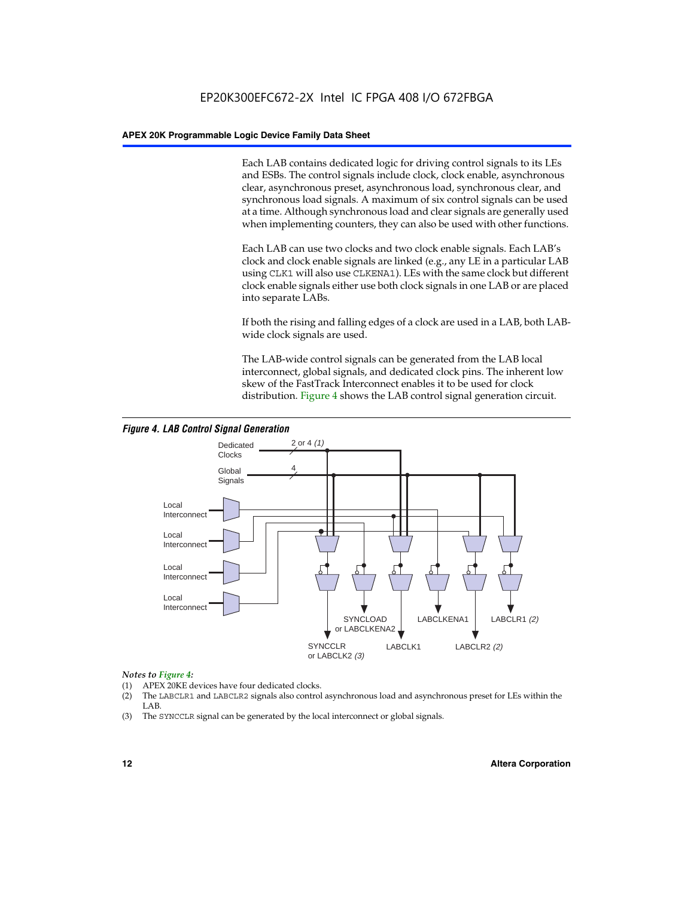Each LAB contains dedicated logic for driving control signals to its LEs and ESBs. The control signals include clock, clock enable, asynchronous clear, asynchronous preset, asynchronous load, synchronous clear, and synchronous load signals. A maximum of six control signals can be used at a time. Although synchronous load and clear signals are generally used when implementing counters, they can also be used with other functions.

Each LAB can use two clocks and two clock enable signals. Each LAB's clock and clock enable signals are linked (e.g., any LE in a particular LAB using `CLK1` will also use `CLKENA1`). LEs with the same clock but different clock enable signals either use both clock signals in one LAB or are placed into separate LABs.

If both the rising and falling edges of a clock are used in a LAB, both LAB-wide clock signals are used.

The LAB-wide control signals can be generated from the LAB local interconnect, global signals, and dedicated clock pins. The inherent low skew of the FastTrack Interconnect enables it to be used for clock distribution. Figure 4 shows the LAB control signal generation circuit.

***Figure 4. LAB Control Signal Generation***

Dedicated Clocks — 2 or 4 *(1)*
Global Signals — 4
Local Interconnect
Local Interconnect
Local Interconnect
Local Interconnect

SYNCCLR or LABCLK2 *(3)*
SYNCLOAD or LABCLKENA2
LABCLK1
LABCLKENA1
LABCLR2 *(2)*
LABCLR1 *(2)*

*Notes to Figure 4:*

(1) APEX 20KE devices have four dedicated clocks.
(2) The `LABCLR1` and `LABCLR2` signals also control asynchronous load and asynchronous preset for LEs within the LAB.
(3) The `SYNCCLR` signal can be generated by the local interconnect or global signals.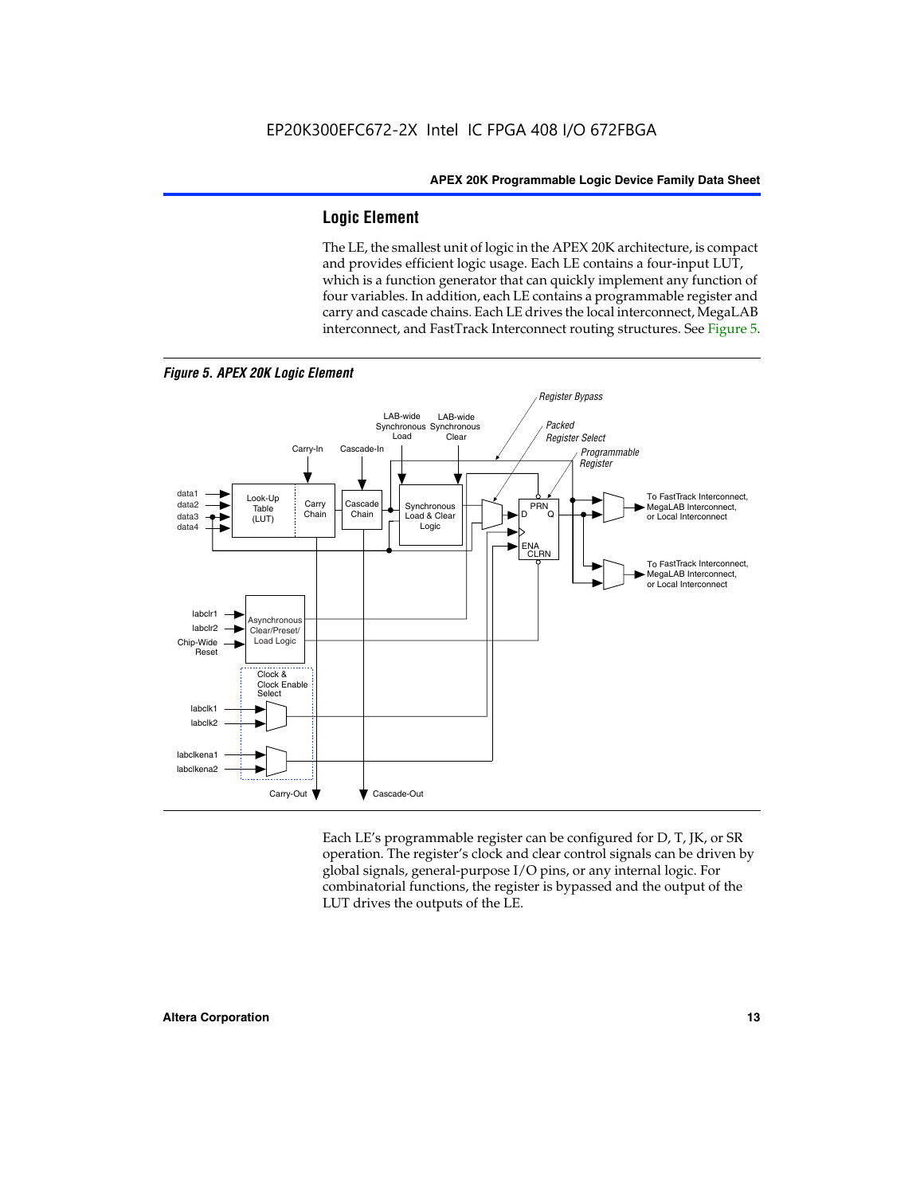## Logic Element

The LE, the smallest unit of logic in the APEX 20K architecture, is compact and provides efficient logic usage. Each LE contains a four-input LUT, which is a function generator that can quickly implement any function of four variables. In addition, each LE contains a programmable register and carry and cascade chains. Each LE drives the local interconnect, MegaLAB interconnect, and FastTrack Interconnect routing structures. See Figure 5.

*Figure 5. APEX 20K Logic Element*

Each LE's programmable register can be configured for D, T, JK, or SR operation. The register's clock and clear control signals can be driven by global signals, general-purpose I/O pins, or any internal logic. For combinatorial functions, the register is bypassed and the output of the LUT drives the outputs of the LE.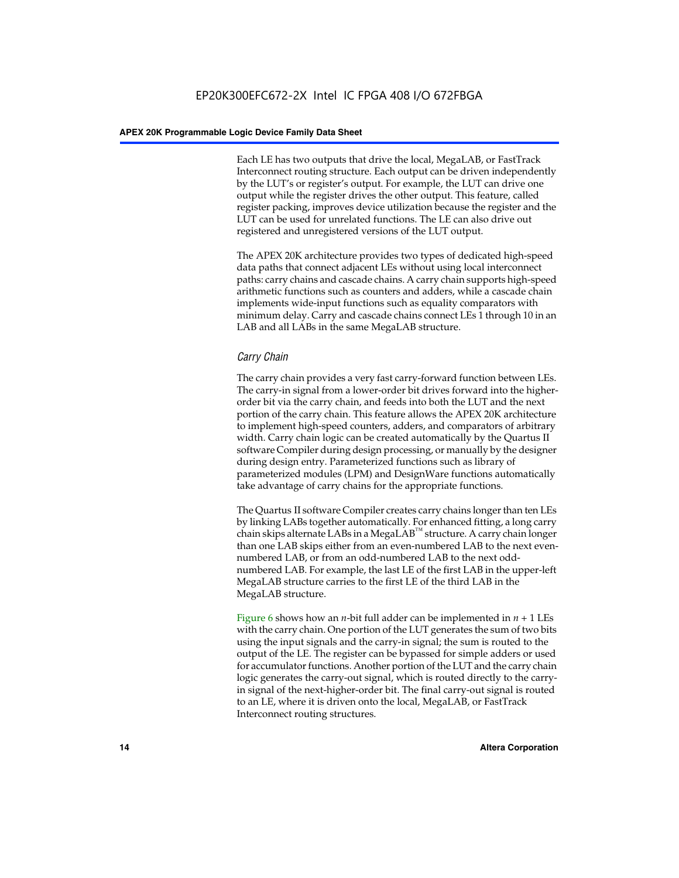Each LE has two outputs that drive the local, MegaLAB, or FastTrack Interconnect routing structure. Each output can be driven independently by the LUT's or register's output. For example, the LUT can drive one output while the register drives the other output. This feature, called register packing, improves device utilization because the register and the LUT can be used for unrelated functions. The LE can also drive out registered and unregistered versions of the LUT output.

The APEX 20K architecture provides two types of dedicated high-speed data paths that connect adjacent LEs without using local interconnect paths: carry chains and cascade chains. A carry chain supports high-speed arithmetic functions such as counters and adders, while a cascade chain implements wide-input functions such as equality comparators with minimum delay. Carry and cascade chains connect LEs 1 through 10 in an LAB and all LABs in the same MegaLAB structure.

### *Carry Chain*

The carry chain provides a very fast carry-forward function between LEs. The carry-in signal from a lower-order bit drives forward into the higher-order bit via the carry chain, and feeds into both the LUT and the next portion of the carry chain. This feature allows the APEX 20K architecture to implement high-speed counters, adders, and comparators of arbitrary width. Carry chain logic can be created automatically by the Quartus II software Compiler during design processing, or manually by the designer during design entry. Parameterized functions such as library of parameterized modules (LPM) and DesignWare functions automatically take advantage of carry chains for the appropriate functions.

The Quartus II software Compiler creates carry chains longer than ten LEs by linking LABs together automatically. For enhanced fitting, a long carry chain skips alternate LABs in a MegaLAB™ structure. A carry chain longer than one LAB skips either from an even-numbered LAB to the next even-numbered LAB, or from an odd-numbered LAB to the next odd-numbered LAB. For example, the last LE of the first LAB in the upper-left MegaLAB structure carries to the first LE of the third LAB in the MegaLAB structure.

Figure 6 shows how an $n$-bit full adder can be implemented in $n + 1$ LEs with the carry chain. One portion of the LUT generates the sum of two bits using the input signals and the carry-in signal; the sum is routed to the output of the LE. The register can be bypassed for simple adders or used for accumulator functions. Another portion of the LUT and the carry chain logic generates the carry-out signal, which is routed directly to the carry-in signal of the next-higher-order bit. The final carry-out signal is routed to an LE, where it is driven onto the local, MegaLAB, or FastTrack Interconnect routing structures.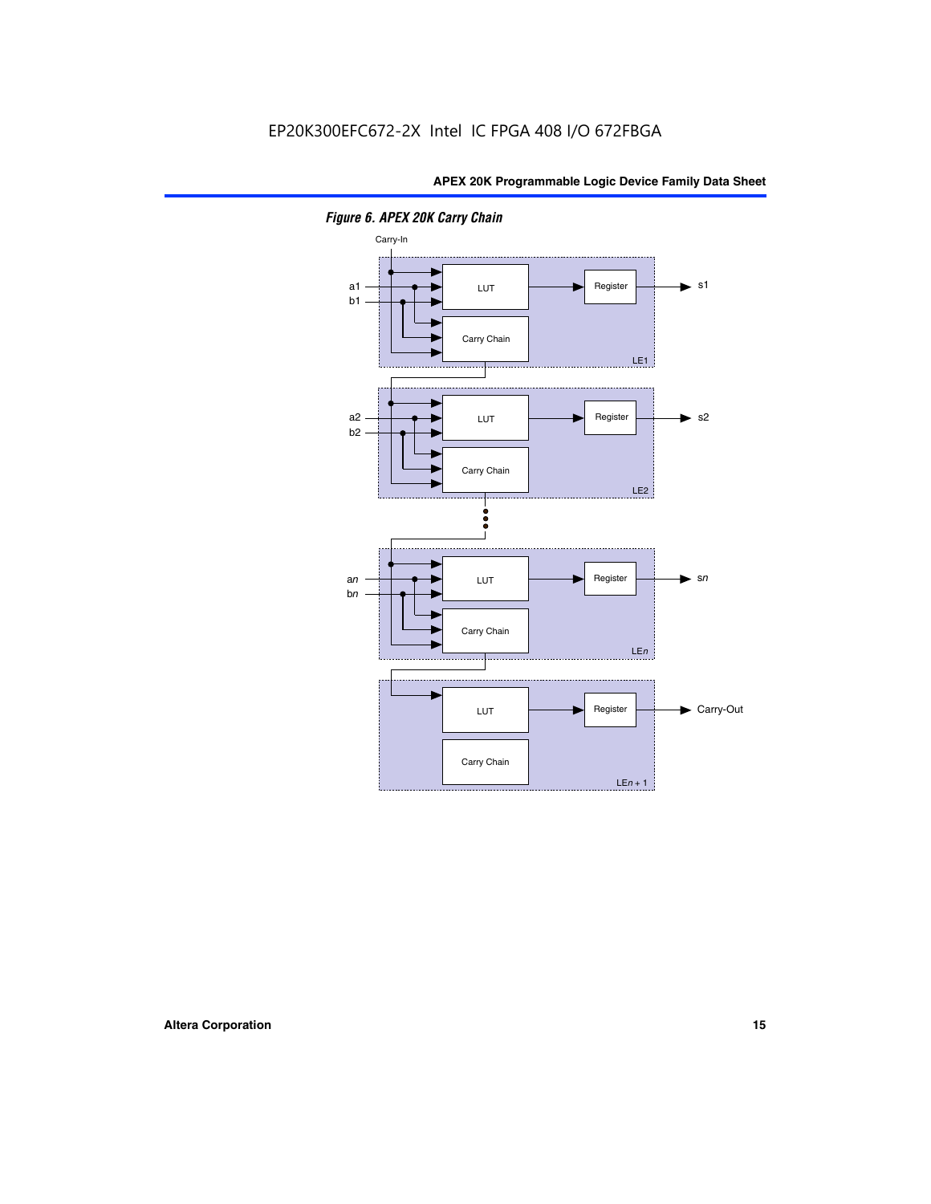*Figure 6. APEX 20K Carry Chain*

Carry-In

a1
b1

LUT

Register

s1

Carry Chain

LE1

a2
b2

LUT

Register

s2

Carry Chain

LE2

a*n*
b*n*

LUT

Register

s*n*

Carry Chain

LE*n*

LUT

Register

Carry-Out

Carry Chain

LE*n* + 1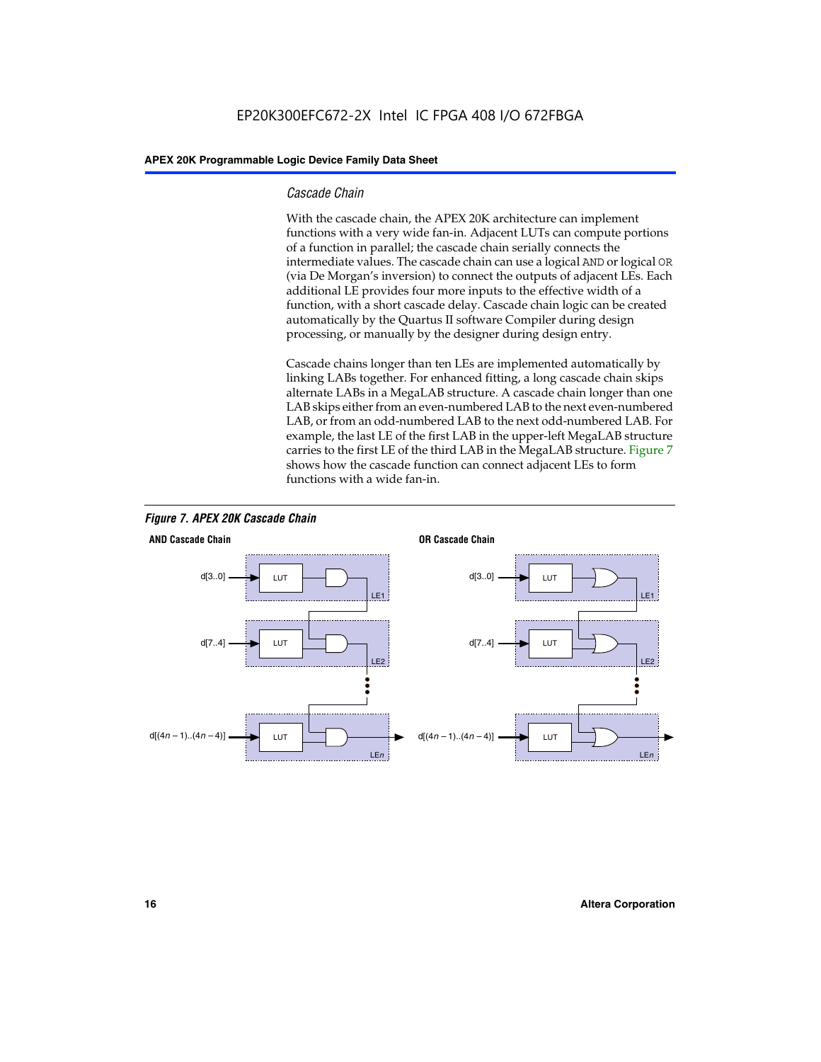### Cascade Chain

With the cascade chain, the APEX 20K architecture can implement functions with a very wide fan-in. Adjacent LUTs can compute portions of a function in parallel; the cascade chain serially connects the intermediate values. The cascade chain can use a logical AND or logical OR (via De Morgan's inversion) to connect the outputs of adjacent LEs. Each additional LE provides four more inputs to the effective width of a function, with a short cascade delay. Cascade chain logic can be created automatically by the Quartus II software Compiler during design processing, or manually by the designer during design entry.

Cascade chains longer than ten LEs are implemented automatically by linking LABs together. For enhanced fitting, a long cascade chain skips alternate LABs in a MegaLAB structure. A cascade chain longer than one LAB skips either from an even-numbered LAB to the next even-numbered LAB, or from an odd-numbered LAB to the next odd-numbered LAB. For example, the last LE of the first LAB in the upper-left MegaLAB structure carries to the first LE of the third LAB in the MegaLAB structure. Figure 7 shows how the cascade function can connect adjacent LEs to form functions with a wide fan-in.

*Figure 7. APEX 20K Cascade Chain*

**AND Cascade Chain**

d[3..0] → LUT → LE1
d[7..4] → LUT → LE2
d[(4n – 1)..(4n – 4)] → LUT → LEn

**OR Cascade Chain**

d[3..0] → LUT → LE1
d[7..4] → LUT → LE2
d[(4n – 1)..(4n – 4)] → LUT → LEn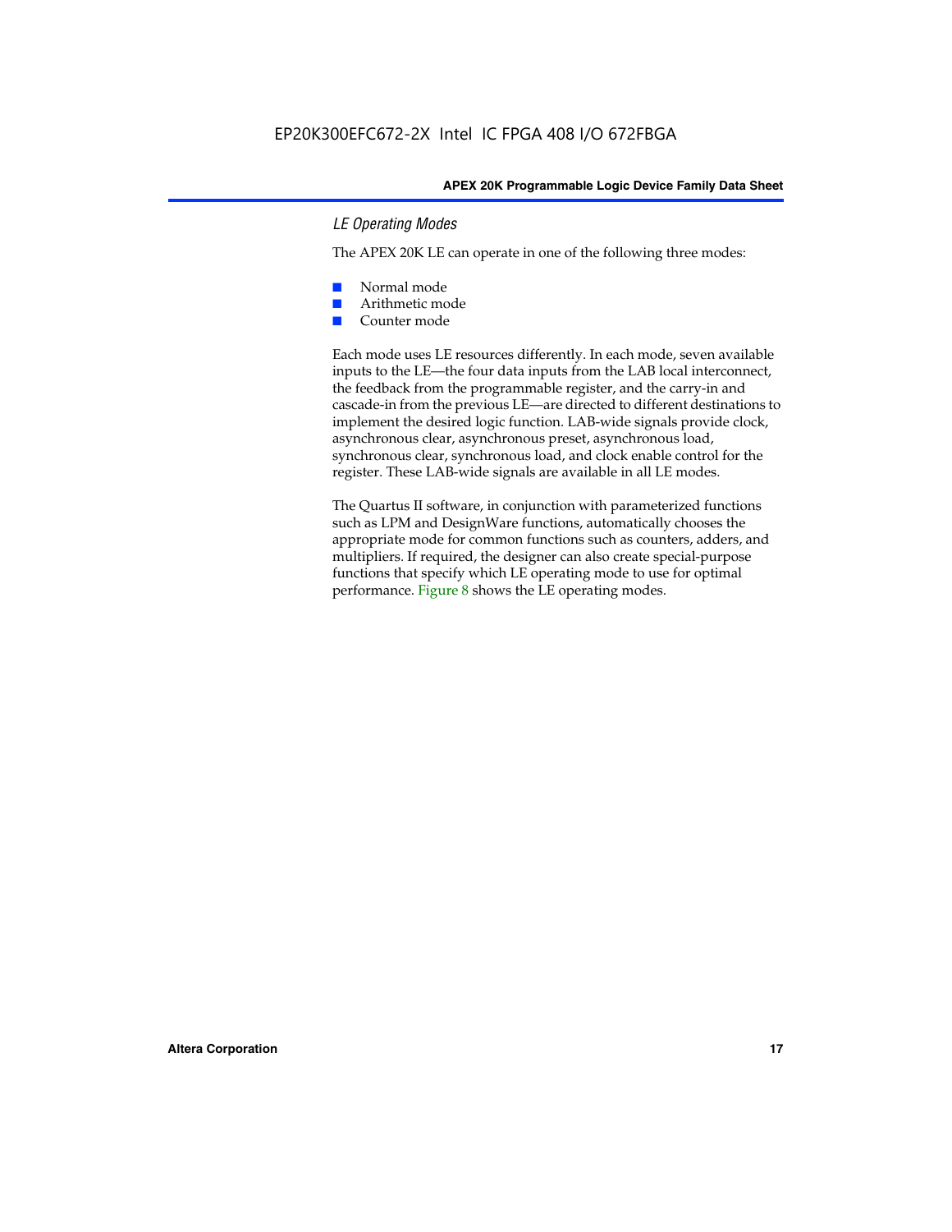### *LE Operating Modes*

The APEX 20K LE can operate in one of the following three modes:

- Normal mode
- Arithmetic mode
- Counter mode

Each mode uses LE resources differently. In each mode, seven available inputs to the LE—the four data inputs from the LAB local interconnect, the feedback from the programmable register, and the carry-in and cascade-in from the previous LE—are directed to different destinations to implement the desired logic function. LAB-wide signals provide clock, asynchronous clear, asynchronous preset, asynchronous load, synchronous clear, synchronous load, and clock enable control for the register. These LAB-wide signals are available in all LE modes.

The Quartus II software, in conjunction with parameterized functions such as LPM and DesignWare functions, automatically chooses the appropriate mode for common functions such as counters, adders, and multipliers. If required, the designer can also create special-purpose functions that specify which LE operating mode to use for optimal performance. Figure 8 shows the LE operating modes.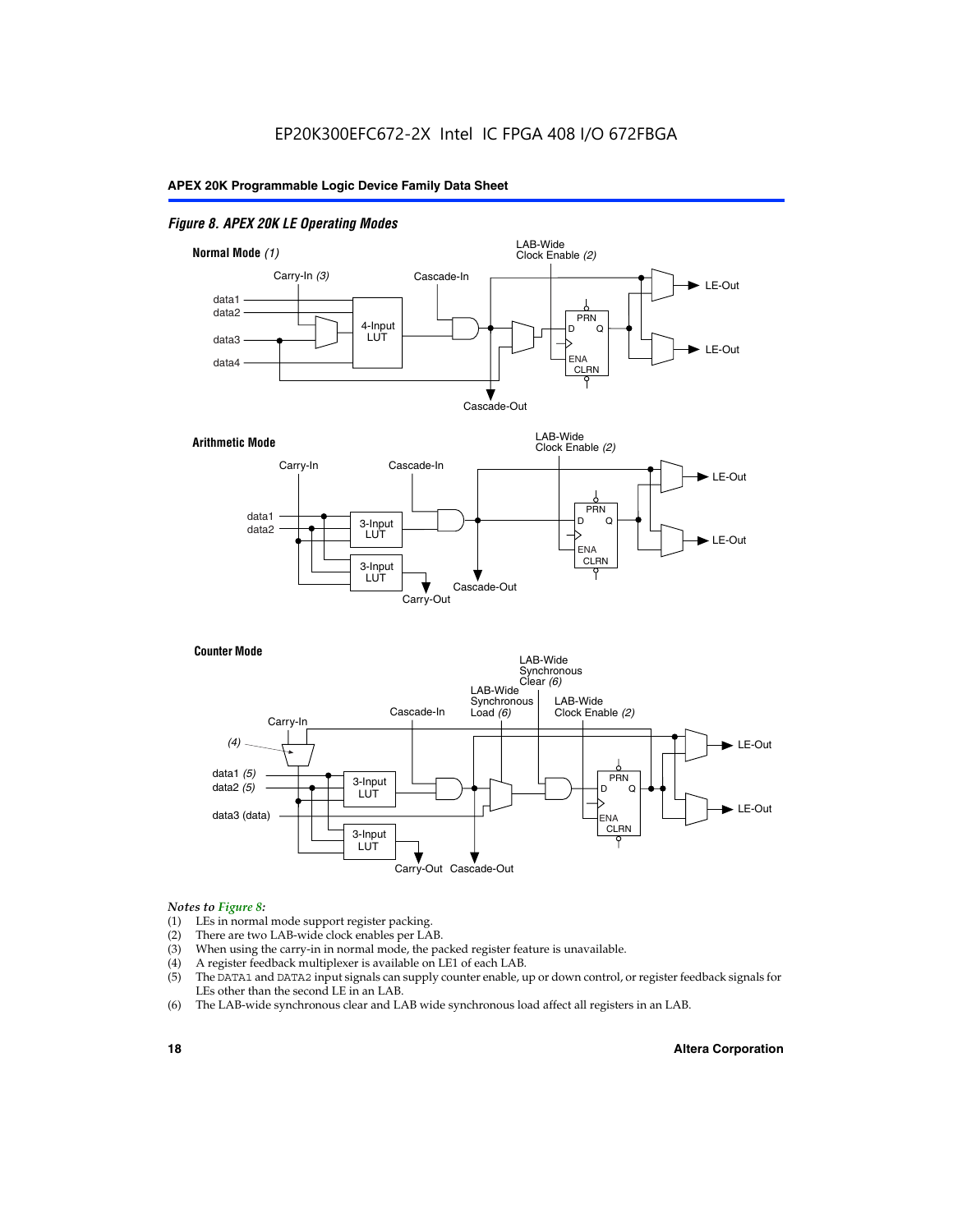*Figure 8. APEX 20K LE Operating Modes*

**Normal Mode** *(1)*

Carry-In *(3)*, Cascade-In, LAB-Wide Clock Enable *(2)*, data1, data2, data3, data4, 4-Input LUT, PRN, D, Q, ENA, CLRN, LE-Out, LE-Out, Cascade-Out

**Arithmetic Mode**

Carry-In, Cascade-In, LAB-Wide Clock Enable *(2)*, data1, data2, 3-Input LUT, 3-Input LUT, PRN, D, Q, ENA, CLRN, LE-Out, LE-Out, Carry-Out, Cascade-Out

**Counter Mode**

LAB-Wide Synchronous Clear *(6)*, LAB-Wide Synchronous Load *(6)*, LAB-Wide Clock Enable *(2)*, Cascade-In, Carry-In, *(4)*, data1 *(5)*, data2 *(5)*, data3 (data), 3-Input LUT, 3-Input LUT, PRN, D, Q, ENA, CLRN, LE-Out, LE-Out, Carry-Out, Cascade-Out

*Notes to Figure 8:*

(1) LEs in normal mode support register packing.
(2) There are two LAB-wide clock enables per LAB.
(3) When using the carry-in in normal mode, the packed register feature is unavailable.
(4) A register feedback multiplexer is available on LE1 of each LAB.
(5) The DATA1 and DATA2 input signals can supply counter enable, up or down control, or register feedback signals for LEs other than the second LE in an LAB.
(6) The LAB-wide synchronous clear and LAB wide synchronous load affect all registers in an LAB.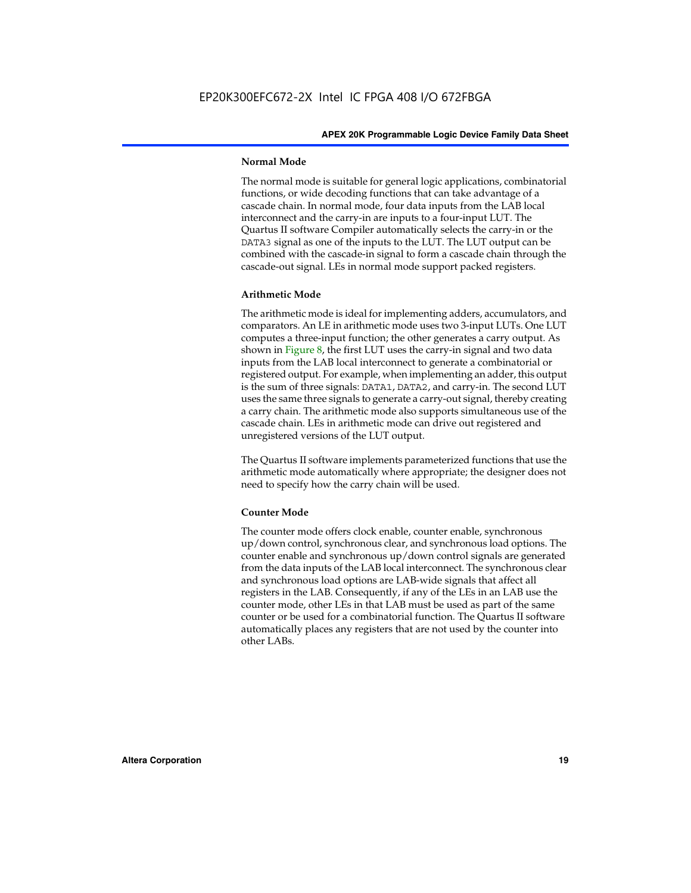#### Normal Mode

The normal mode is suitable for general logic applications, combinatorial functions, or wide decoding functions that can take advantage of a cascade chain. In normal mode, four data inputs from the LAB local interconnect and the carry-in are inputs to a four-input LUT. The Quartus II software Compiler automatically selects the carry-in or the DATA3 signal as one of the inputs to the LUT. The LUT output can be combined with the cascade-in signal to form a cascade chain through the cascade-out signal. LEs in normal mode support packed registers.

#### Arithmetic Mode

The arithmetic mode is ideal for implementing adders, accumulators, and comparators. An LE in arithmetic mode uses two 3-input LUTs. One LUT computes a three-input function; the other generates a carry output. As shown in Figure 8, the first LUT uses the carry-in signal and two data inputs from the LAB local interconnect to generate a combinatorial or registered output. For example, when implementing an adder, this output is the sum of three signals: DATA1, DATA2, and carry-in. The second LUT uses the same three signals to generate a carry-out signal, thereby creating a carry chain. The arithmetic mode also supports simultaneous use of the cascade chain. LEs in arithmetic mode can drive out registered and unregistered versions of the LUT output.

The Quartus II software implements parameterized functions that use the arithmetic mode automatically where appropriate; the designer does not need to specify how the carry chain will be used.

#### Counter Mode

The counter mode offers clock enable, counter enable, synchronous up/down control, synchronous clear, and synchronous load options. The counter enable and synchronous up/down control signals are generated from the data inputs of the LAB local interconnect. The synchronous clear and synchronous load options are LAB-wide signals that affect all registers in the LAB. Consequently, if any of the LEs in an LAB use the counter mode, other LEs in that LAB must be used as part of the same counter or be used for a combinatorial function. The Quartus II software automatically places any registers that are not used by the counter into other LABs.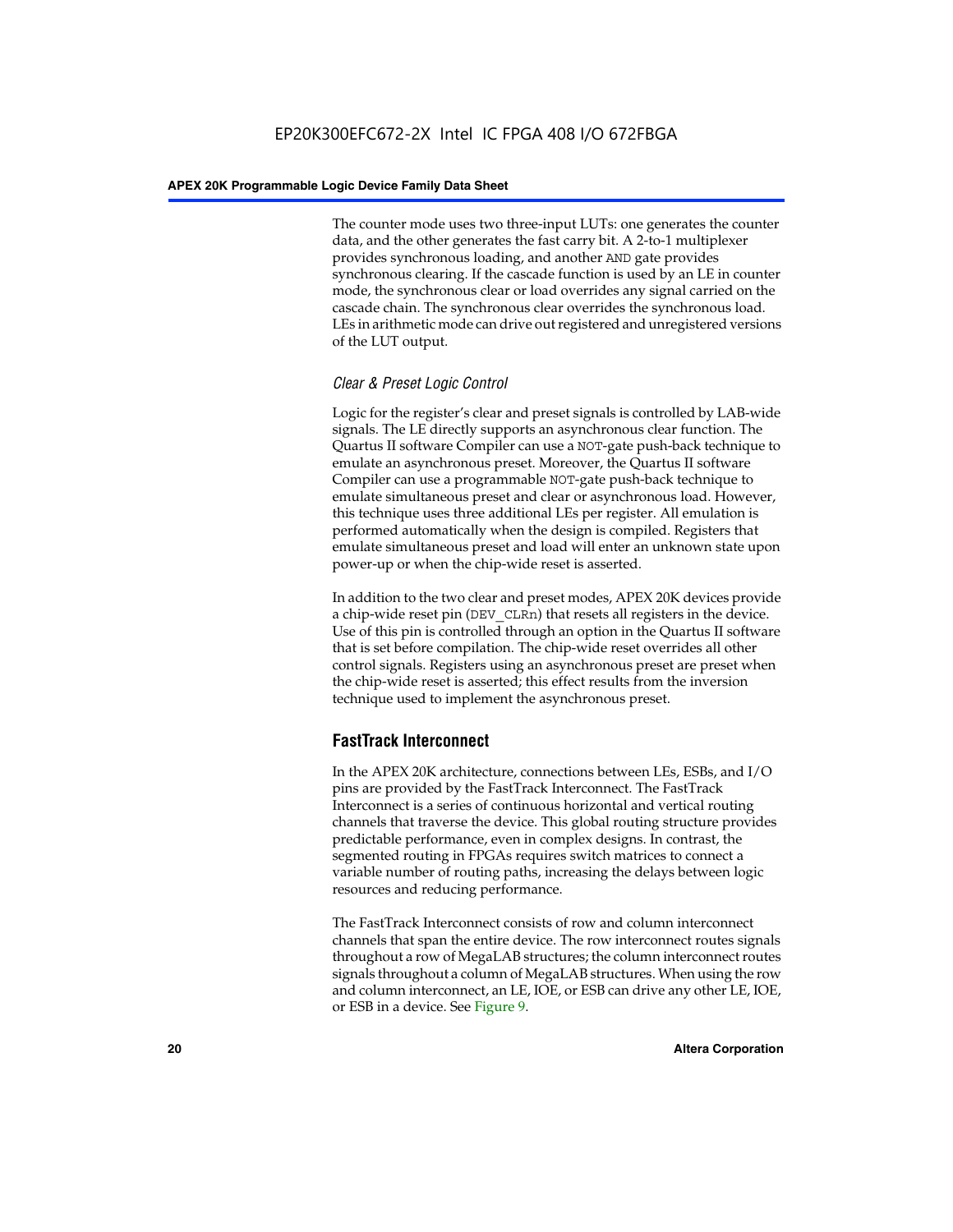The counter mode uses two three-input LUTs: one generates the counter data, and the other generates the fast carry bit. A 2-to-1 multiplexer provides synchronous loading, and another AND gate provides synchronous clearing. If the cascade function is used by an LE in counter mode, the synchronous clear or load overrides any signal carried on the cascade chain. The synchronous clear overrides the synchronous load. LEs in arithmetic mode can drive out registered and unregistered versions of the LUT output.

### *Clear & Preset Logic Control*

Logic for the register's clear and preset signals is controlled by LAB-wide signals. The LE directly supports an asynchronous clear function. The Quartus II software Compiler can use a NOT-gate push-back technique to emulate an asynchronous preset. Moreover, the Quartus II software Compiler can use a programmable NOT-gate push-back technique to emulate simultaneous preset and clear or asynchronous load. However, this technique uses three additional LEs per register. All emulation is performed automatically when the design is compiled. Registers that emulate simultaneous preset and load will enter an unknown state upon power-up or when the chip-wide reset is asserted.

In addition to the two clear and preset modes, APEX 20K devices provide a chip-wide reset pin (DEV_CLRn) that resets all registers in the device. Use of this pin is controlled through an option in the Quartus II software that is set before compilation. The chip-wide reset overrides all other control signals. Registers using an asynchronous preset are preset when the chip-wide reset is asserted; this effect results from the inversion technique used to implement the asynchronous preset.

## FastTrack Interconnect

In the APEX 20K architecture, connections between LEs, ESBs, and I/O pins are provided by the FastTrack Interconnect. The FastTrack Interconnect is a series of continuous horizontal and vertical routing channels that traverse the device. This global routing structure provides predictable performance, even in complex designs. In contrast, the segmented routing in FPGAs requires switch matrices to connect a variable number of routing paths, increasing the delays between logic resources and reducing performance.

The FastTrack Interconnect consists of row and column interconnect channels that span the entire device. The row interconnect routes signals throughout a row of MegaLAB structures; the column interconnect routes signals throughout a column of MegaLAB structures. When using the row and column interconnect, an LE, IOE, or ESB can drive any other LE, IOE, or ESB in a device. See Figure 9.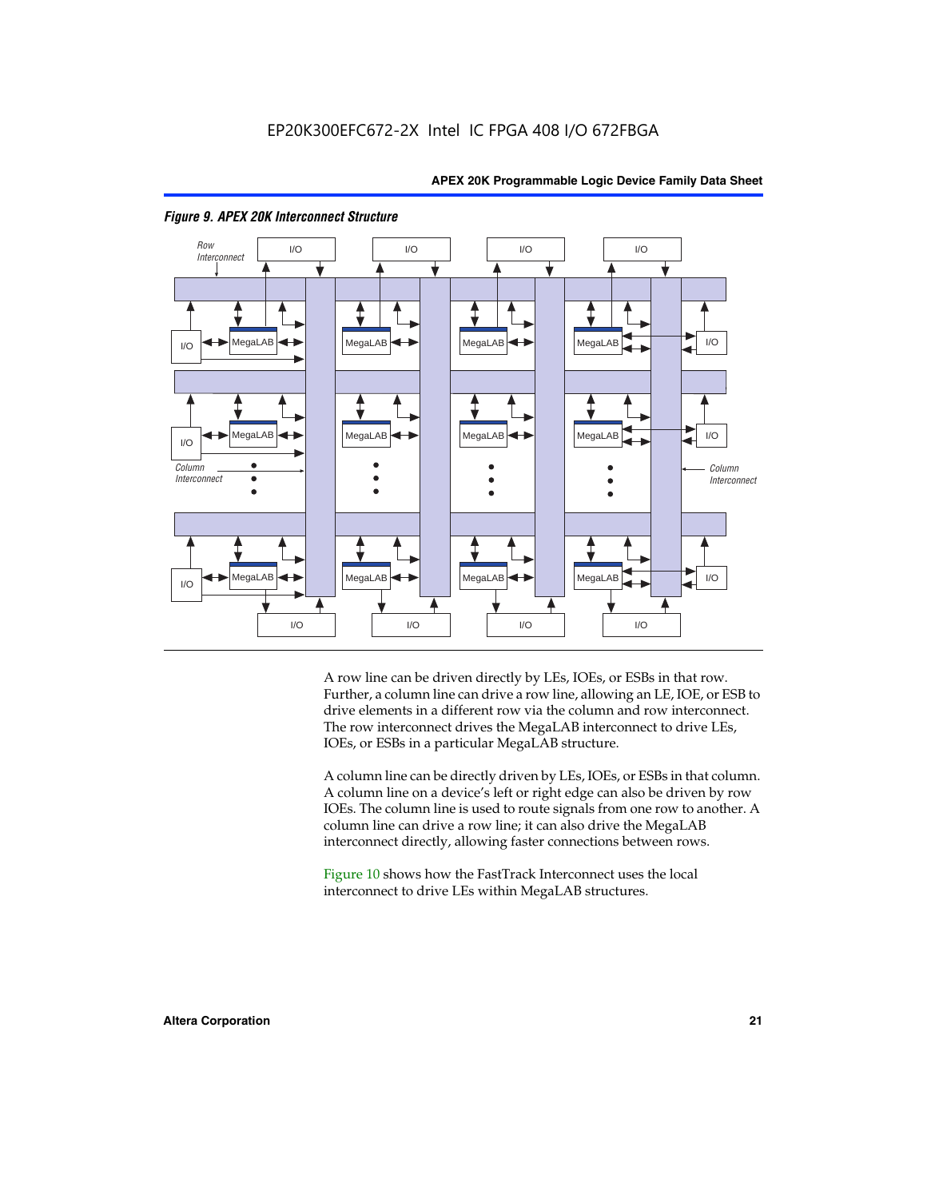*Figure 9. APEX 20K Interconnect Structure*

A row line can be driven directly by LEs, IOEs, or ESBs in that row. Further, a column line can drive a row line, allowing an LE, IOE, or ESB to drive elements in a different row via the column and row interconnect. The row interconnect drives the MegaLAB interconnect to drive LEs, IOEs, or ESBs in a particular MegaLAB structure.

A column line can be directly driven by LEs, IOEs, or ESBs in that column. A column line on a device's left or right edge can also be driven by row IOEs. The column line is used to route signals from one row to another. A column line can drive a row line; it can also drive the MegaLAB interconnect directly, allowing faster connections between rows.

Figure 10 shows how the FastTrack Interconnect uses the local interconnect to drive LEs within MegaLAB structures.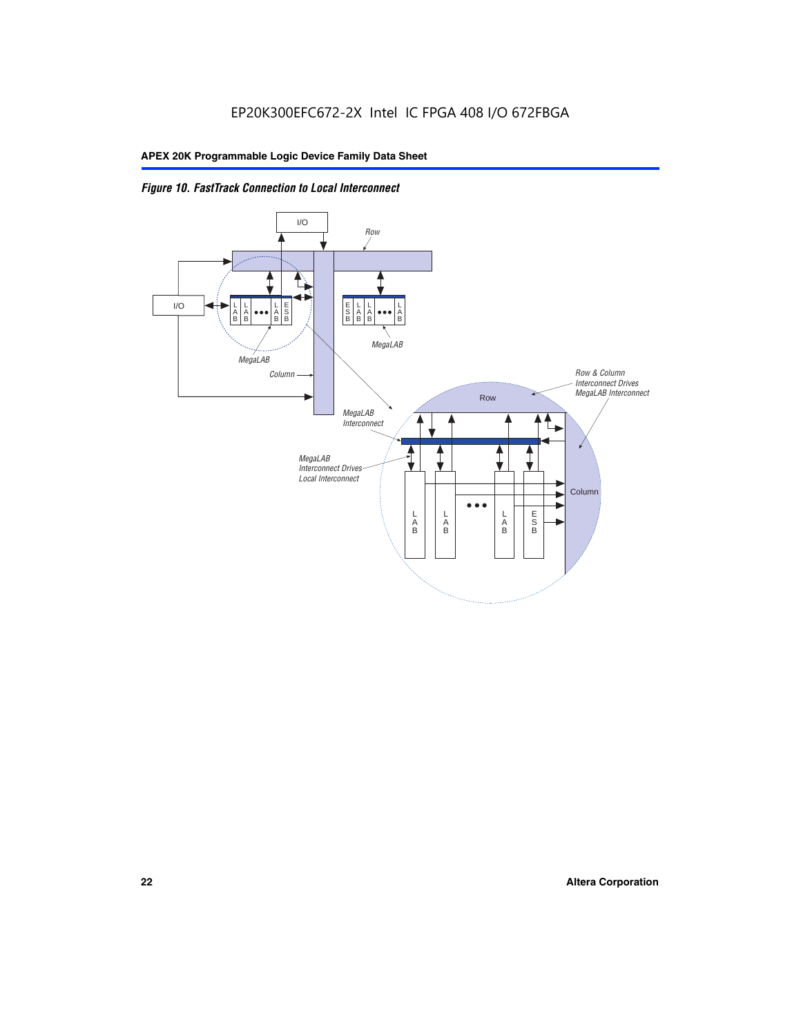*Figure 10. FastTrack Connection to Local Interconnect*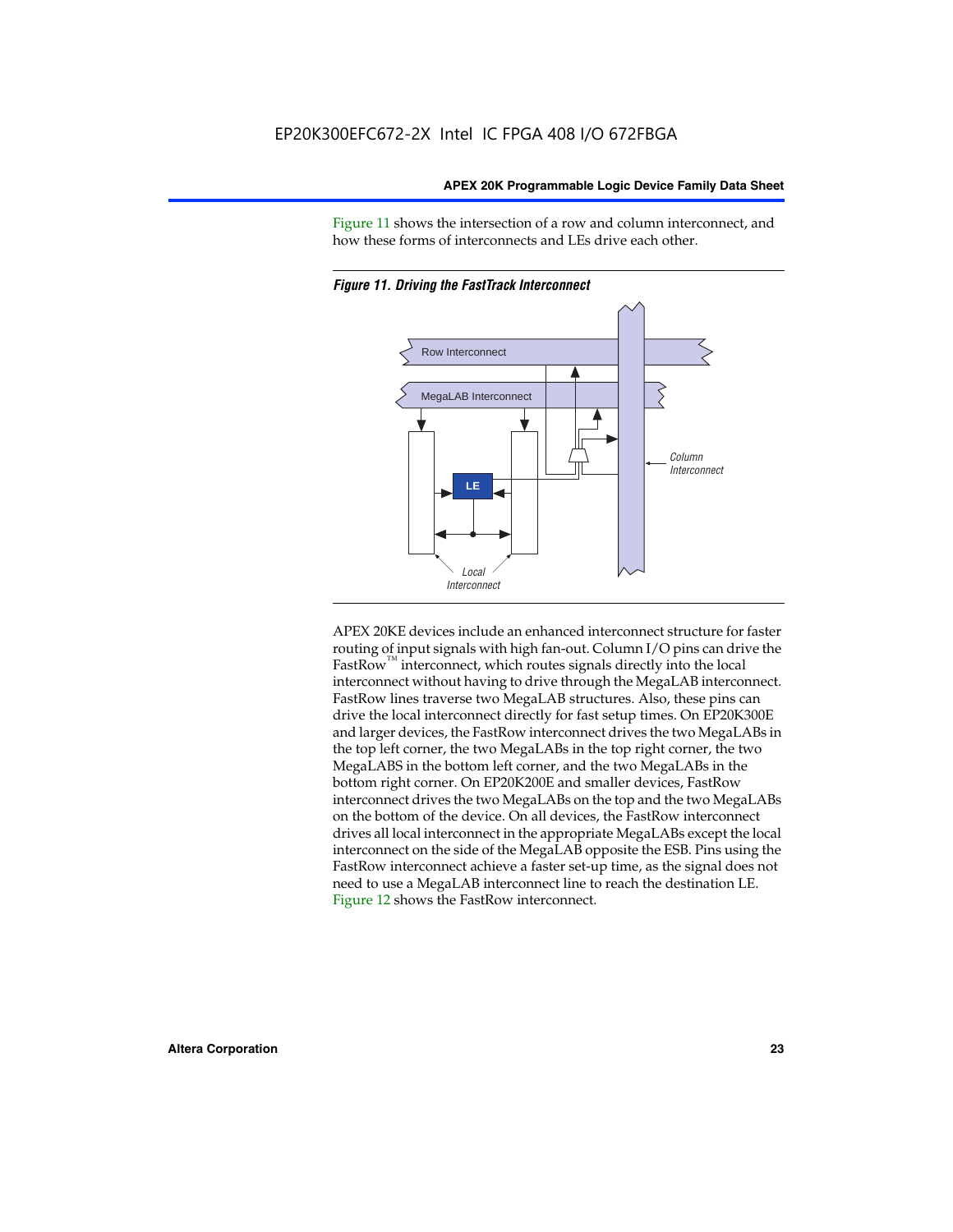Figure 11 shows the intersection of a row and column interconnect, and how these forms of interconnects and LEs drive each other.

*Figure 11. Driving the FastTrack Interconnect*

APEX 20KE devices include an enhanced interconnect structure for faster routing of input signals with high fan-out. Column I/O pins can drive the FastRow™ interconnect, which routes signals directly into the local interconnect without having to drive through the MegaLAB interconnect. FastRow lines traverse two MegaLAB structures. Also, these pins can drive the local interconnect directly for fast setup times. On EP20K300E and larger devices, the FastRow interconnect drives the two MegaLABs in the top left corner, the two MegaLABs in the top right corner, the two MegaLABS in the bottom left corner, and the two MegaLABs in the bottom right corner. On EP20K200E and smaller devices, FastRow interconnect drives the two MegaLABs on the top and the two MegaLABs on the bottom of the device. On all devices, the FastRow interconnect drives all local interconnect in the appropriate MegaLABs except the local interconnect on the side of the MegaLAB opposite the ESB. Pins using the FastRow interconnect achieve a faster set-up time, as the signal does not need to use a MegaLAB interconnect line to reach the destination LE. Figure 12 shows the FastRow interconnect.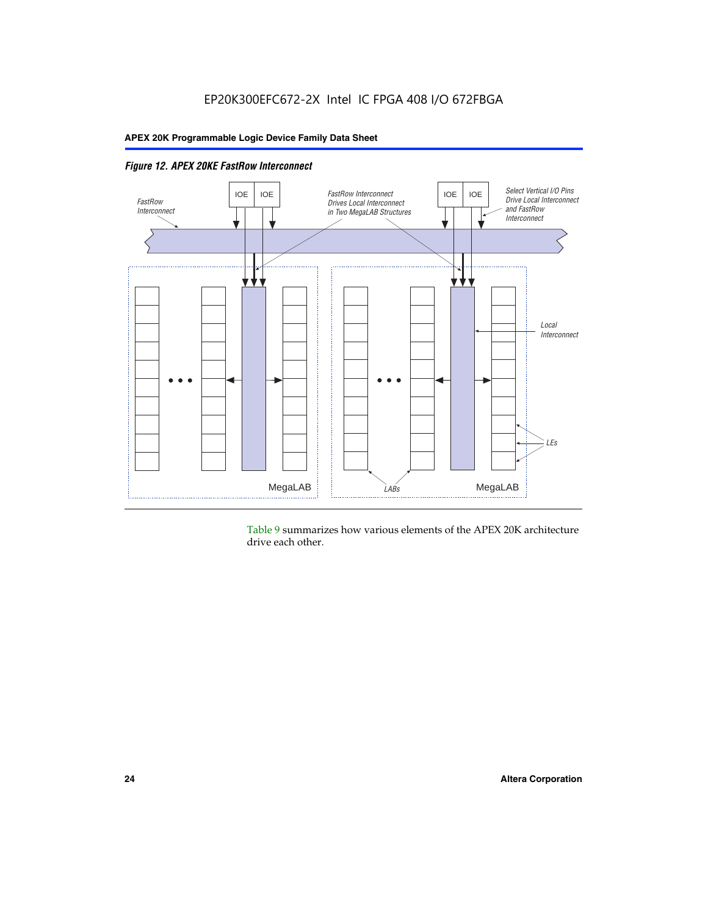*Figure 12. APEX 20KE FastRow Interconnect*

Table 9 summarizes how various elements of the APEX 20K architecture drive each other.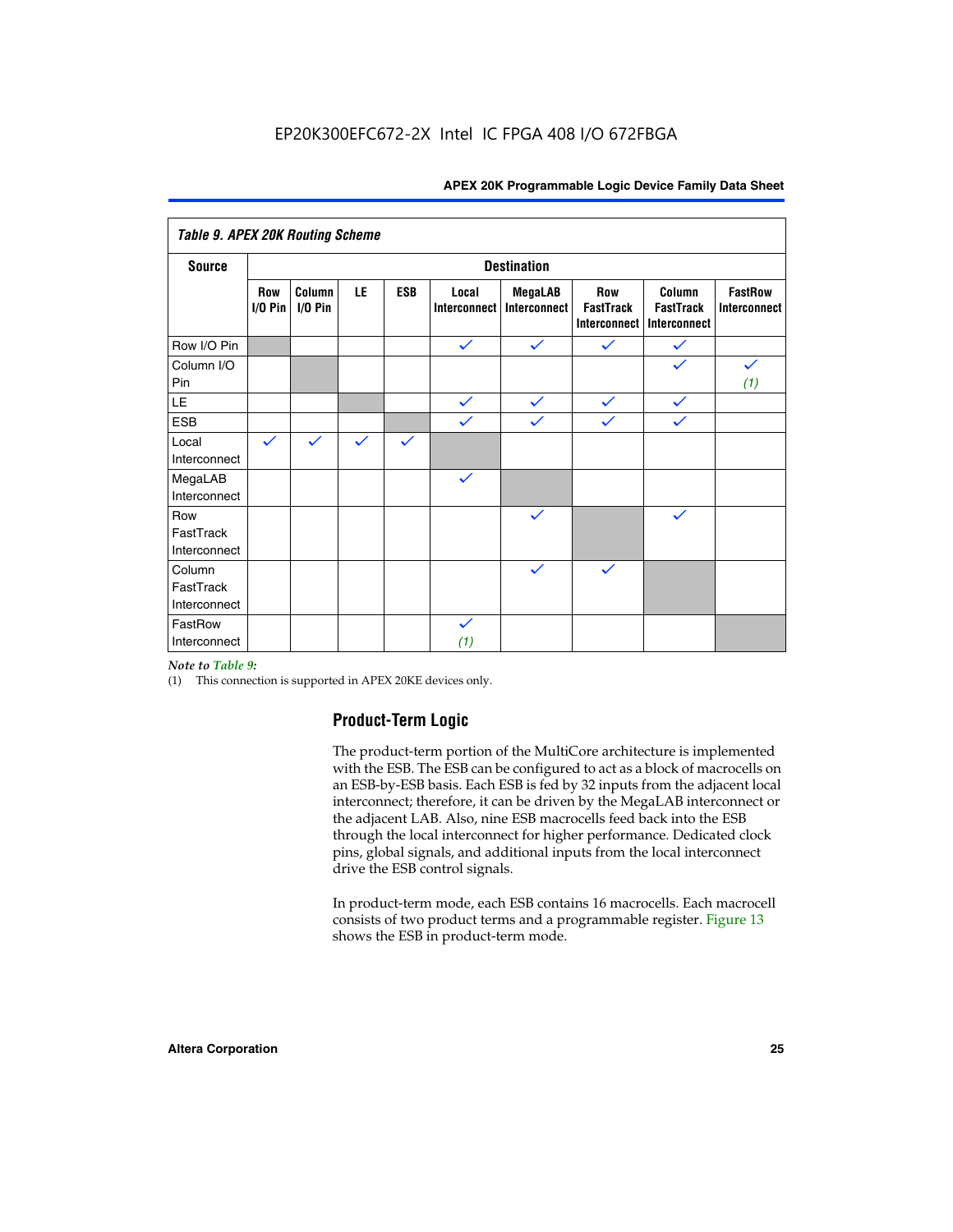EP20K300EFC672-2X Intel IC FPGA 408 I/O 672FBGA

**Table 9. APEX 20K Routing Scheme**

| Source | Destination | | | | | | | | |
|---|---|---|---|---|---|---|---|---|---|
| | Row I/O Pin | Column I/O Pin | LE | ESB | Local Interconnect | MegaLAB Interconnect | Row FastTrack Interconnect | Column FastTrack Interconnect | FastRow Interconnect |
| Row I/O Pin | | | | | ✓ | ✓ | ✓ | ✓ | |
| Column I/O Pin | | | | | | | | ✓ | ✓ *(1)* |
| LE | | | | | ✓ | ✓ | ✓ | ✓ | |
| ESB | | | | | ✓ | ✓ | ✓ | ✓ | |
| Local Interconnect | ✓ | ✓ | ✓ | ✓ | | | | | |
| MegaLAB Interconnect | | | | | ✓ | | | | |
| Row FastTrack Interconnect | | | | | | ✓ | | ✓ | |
| Column FastTrack Interconnect | | | | | | ✓ | ✓ | | |
| FastRow Interconnect | | | | | ✓ *(1)* | | | | |

*Note to Table 9:*

(1) This connection is supported in APEX 20KE devices only.

## Product-Term Logic

The product-term portion of the MultiCore architecture is implemented with the ESB. The ESB can be configured to act as a block of macrocells on an ESB-by-ESB basis. Each ESB is fed by 32 inputs from the adjacent local interconnect; therefore, it can be driven by the MegaLAB interconnect or the adjacent LAB. Also, nine ESB macrocells feed back into the ESB through the local interconnect for higher performance. Dedicated clock pins, global signals, and additional inputs from the local interconnect drive the ESB control signals.

In product-term mode, each ESB contains 16 macrocells. Each macrocell consists of two product terms and a programmable register. Figure 13 shows the ESB in product-term mode.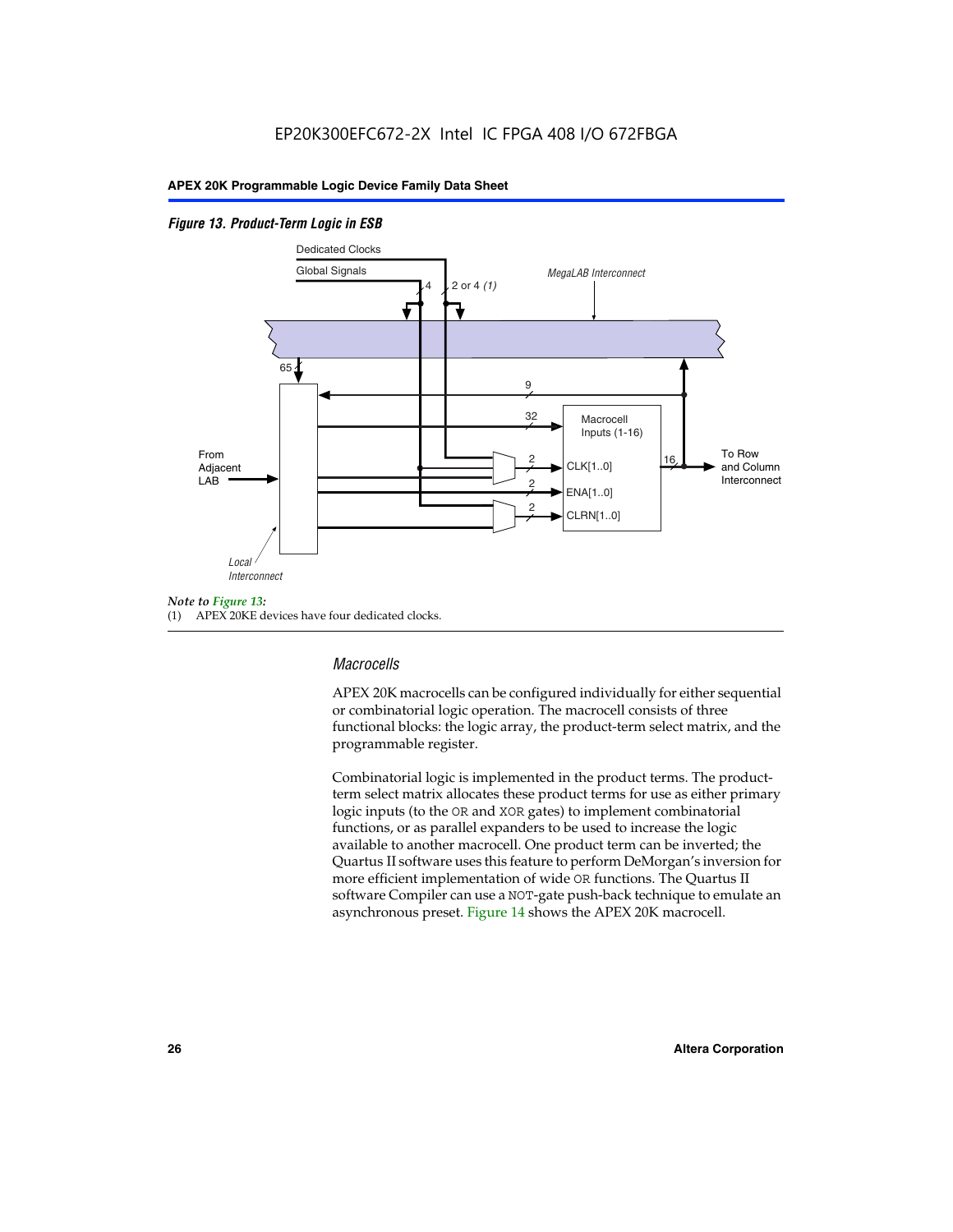*Figure 13. Product-Term Logic in ESB*

Dedicated Clocks

Global Signals

4

2 or 4 *(1)*

*MegaLAB Interconnect*

65

9

32

Macrocell Inputs (1-16)

From Adjacent LAB

2

CLK[1..0]

2

ENA[1..0]

2

CLRN[1..0]

16

To Row and Column Interconnect

*Local Interconnect*

*Note to Figure 13:*

(1) APEX 20KE devices have four dedicated clocks.

### *Macrocells*

APEX 20K macrocells can be configured individually for either sequential or combinatorial logic operation. The macrocell consists of three functional blocks: the logic array, the product-term select matrix, and the programmable register.

Combinatorial logic is implemented in the product terms. The product-term select matrix allocates these product terms for use as either primary logic inputs (to the OR and XOR gates) to implement combinatorial functions, or as parallel expanders to be used to increase the logic available to another macrocell. One product term can be inverted; the Quartus II software uses this feature to perform DeMorgan's inversion for more efficient implementation of wide OR functions. The Quartus II software Compiler can use a NOT-gate push-back technique to emulate an asynchronous preset. Figure 14 shows the APEX 20K macrocell.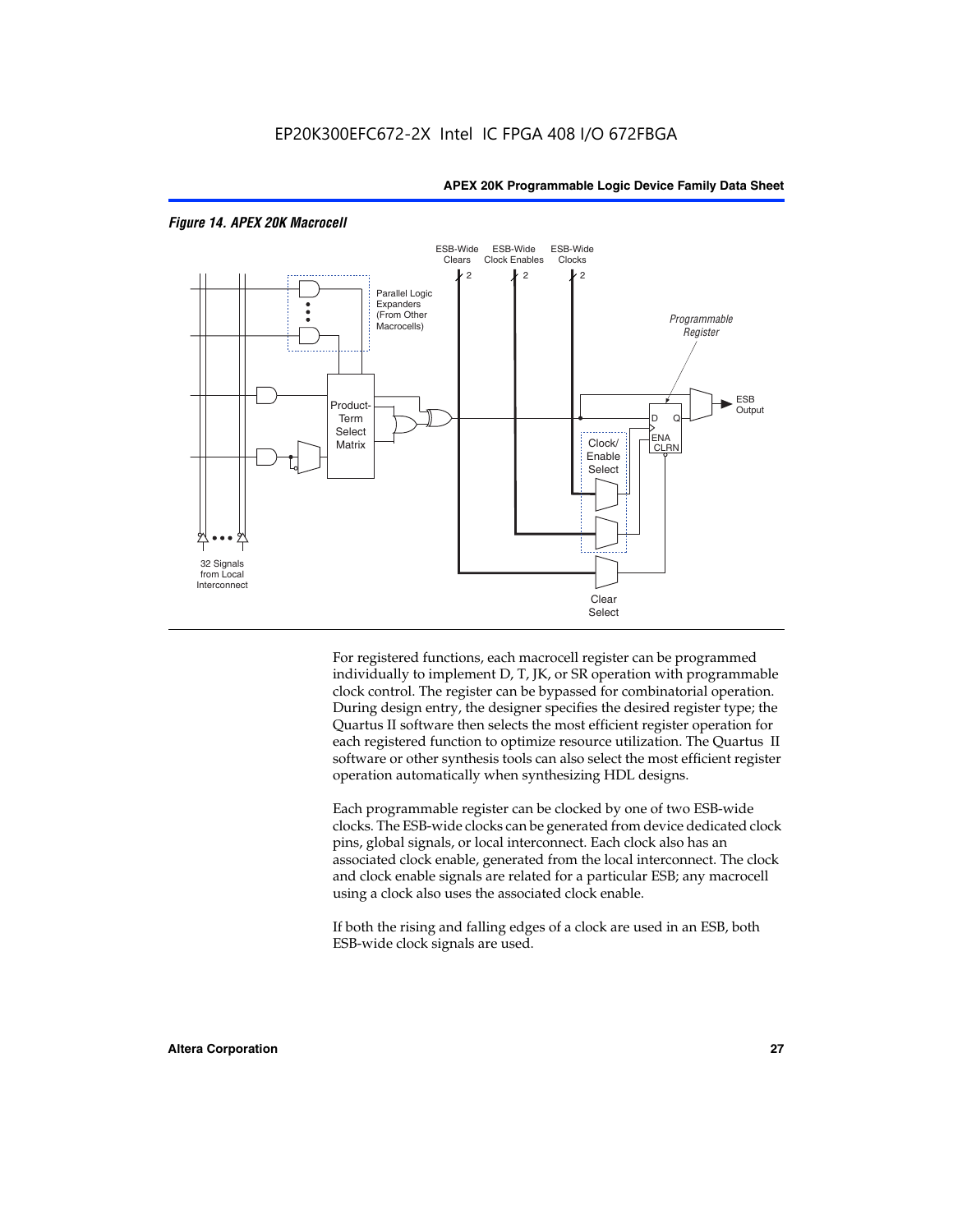*Figure 14. APEX 20K Macrocell*

For registered functions, each macrocell register can be programmed individually to implement D, T, JK, or SR operation with programmable clock control. The register can be bypassed for combinatorial operation. During design entry, the designer specifies the desired register type; the Quartus II software then selects the most efficient register operation for each registered function to optimize resource utilization. The Quartus II software or other synthesis tools can also select the most efficient register operation automatically when synthesizing HDL designs.

Each programmable register can be clocked by one of two ESB-wide clocks. The ESB-wide clocks can be generated from device dedicated clock pins, global signals, or local interconnect. Each clock also has an associated clock enable, generated from the local interconnect. The clock and clock enable signals are related for a particular ESB; any macrocell using a clock also uses the associated clock enable.

If both the rising and falling edges of a clock are used in an ESB, both ESB-wide clock signals are used.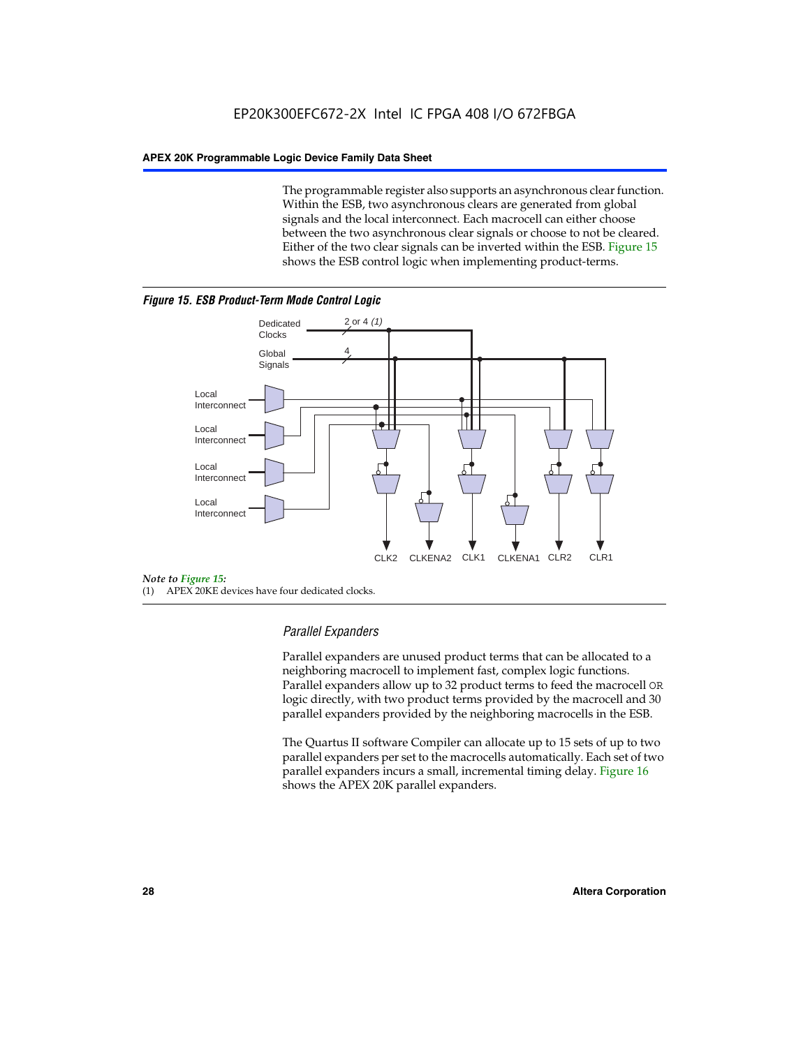The programmable register also supports an asynchronous clear function. Within the ESB, two asynchronous clears are generated from global signals and the local interconnect. Each macrocell can either choose between the two asynchronous clear signals or choose to not be cleared. Either of the two clear signals can be inverted within the ESB. Figure 15 shows the ESB control logic when implementing product-terms.

***Figure 15. ESB Product-Term Mode Control Logic***

Dedicated Clocks 2 or 4 *(1)*

Global Signals 4

Local Interconnect

Local Interconnect

Local Interconnect

Local Interconnect

CLK2 CLKENA2 CLK1 CLKENA1 CLR2 CLR1

*Note to Figure 15:*

(1) APEX 20KE devices have four dedicated clocks.

### *Parallel Expanders*

Parallel expanders are unused product terms that can be allocated to a neighboring macrocell to implement fast, complex logic functions. Parallel expanders allow up to 32 product terms to feed the macrocell OR logic directly, with two product terms provided by the macrocell and 30 parallel expanders provided by the neighboring macrocells in the ESB.

The Quartus II software Compiler can allocate up to 15 sets of up to two parallel expanders per set to the macrocells automatically. Each set of two parallel expanders incurs a small, incremental timing delay. Figure 16 shows the APEX 20K parallel expanders.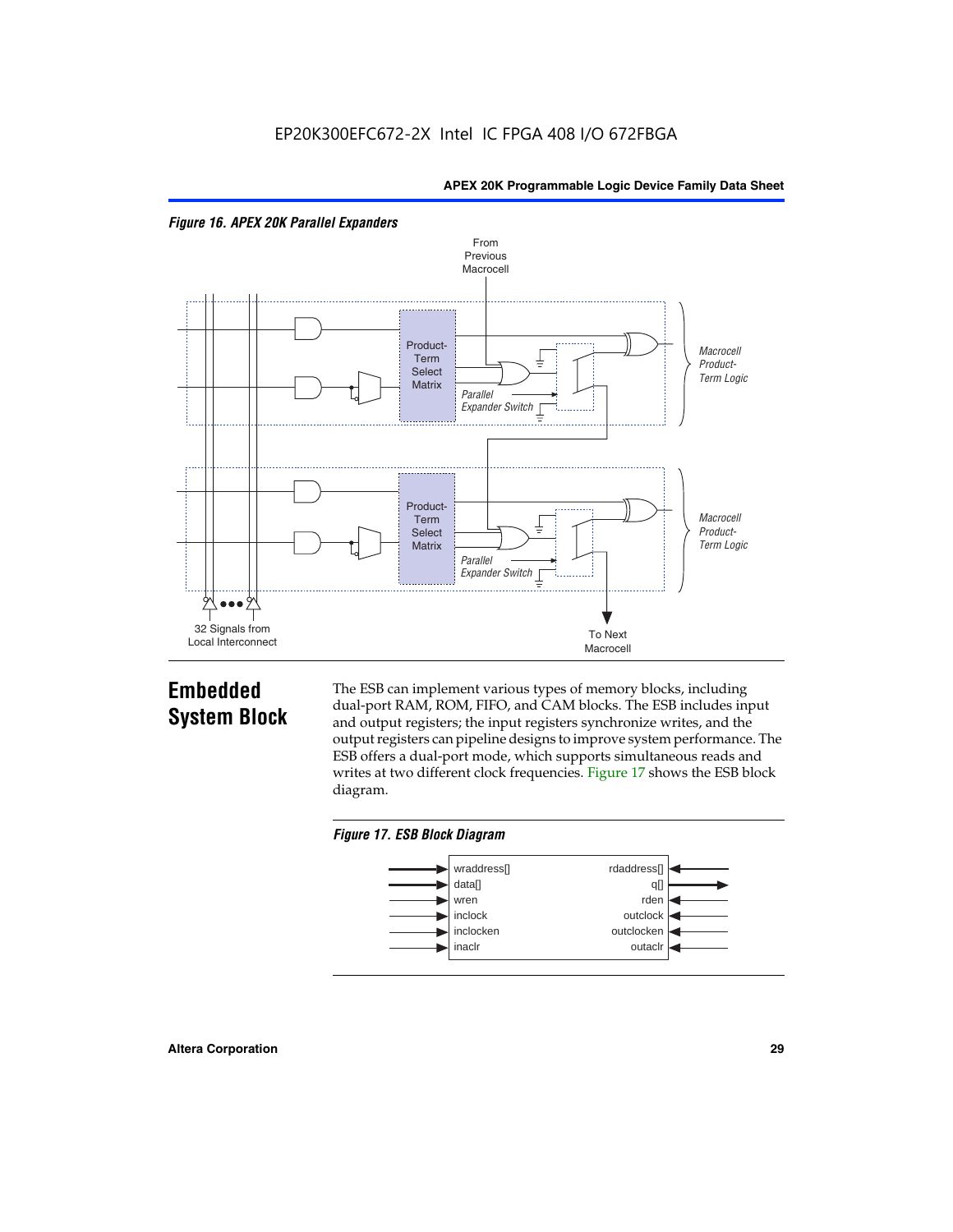EP20K300EFC672-2X Intel IC FPGA 408 I/O 672FBGA

*Figure 16. APEX 20K Parallel Expanders*

From Previous Macrocell

Product-Term Select Matrix

Parallel Expander Switch

Macrocell Product-Term Logic

Product-Term Select Matrix

Parallel Expander Switch

Macrocell Product-Term Logic

32 Signals from Local Interconnect

To Next Macrocell

## Embedded System Block

The ESB can implement various types of memory blocks, including dual-port RAM, ROM, FIFO, and CAM blocks. The ESB includes input and output registers; the input registers synchronize writes, and the output registers can pipeline designs to improve system performance. The ESB offers a dual-port mode, which supports simultaneous reads and writes at two different clock frequencies. Figure 17 shows the ESB block diagram.

*Figure 17. ESB Block Diagram*

| Inputs | Outputs/Inputs |
|---|---|
| wraddress[] | rdaddress[] |
| data[] | q[] |
| wren | rden |
| inclock | outclock |
| inclocken | outclocken |
| inaclr | outaclr |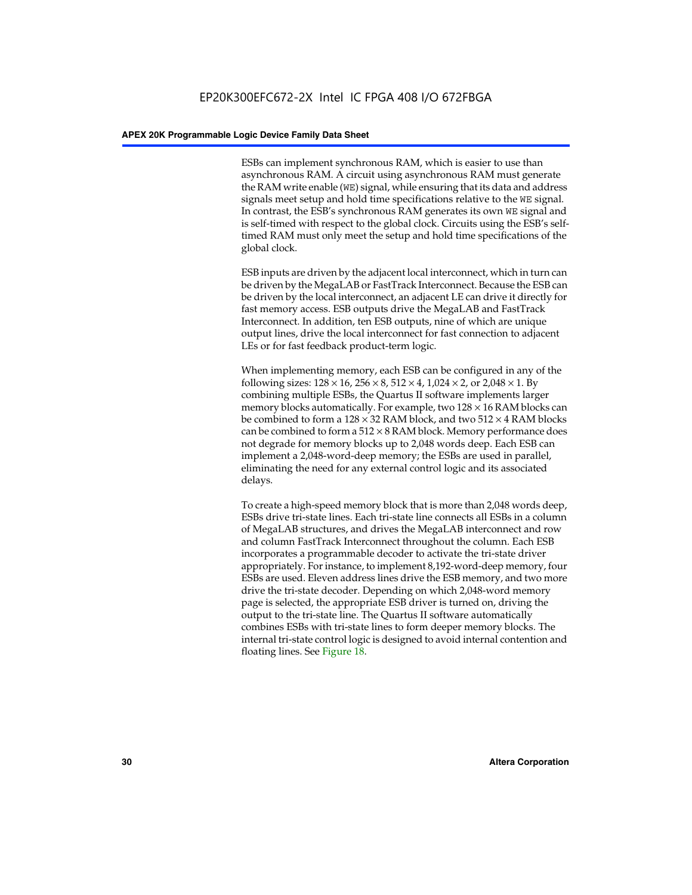ESBs can implement synchronous RAM, which is easier to use than asynchronous RAM. A circuit using asynchronous RAM must generate the RAM write enable (`WE`) signal, while ensuring that its data and address signals meet setup and hold time specifications relative to the `WE` signal. In contrast, the ESB's synchronous RAM generates its own `WE` signal and is self-timed with respect to the global clock. Circuits using the ESB's self-timed RAM must only meet the setup and hold time specifications of the global clock.

ESB inputs are driven by the adjacent local interconnect, which in turn can be driven by the MegaLAB or FastTrack Interconnect. Because the ESB can be driven by the local interconnect, an adjacent LE can drive it directly for fast memory access. ESB outputs drive the MegaLAB and FastTrack Interconnect. In addition, ten ESB outputs, nine of which are unique output lines, drive the local interconnect for fast connection to adjacent LEs or for fast feedback product-term logic.

When implementing memory, each ESB can be configured in any of the following sizes: $128 \times 16$, $256 \times 8$, $512 \times 4$, $1{,}024 \times 2$, or $2{,}048 \times 1$. By combining multiple ESBs, the Quartus II software implements larger memory blocks automatically. For example, two $128 \times 16$ RAM blocks can be combined to form a $128 \times 32$ RAM block, and two $512 \times 4$ RAM blocks can be combined to form a $512 \times 8$ RAM block. Memory performance does not degrade for memory blocks up to 2,048 words deep. Each ESB can implement a 2,048-word-deep memory; the ESBs are used in parallel, eliminating the need for any external control logic and its associated delays.

To create a high-speed memory block that is more than 2,048 words deep, ESBs drive tri-state lines. Each tri-state line connects all ESBs in a column of MegaLAB structures, and drives the MegaLAB interconnect and row and column FastTrack Interconnect throughout the column. Each ESB incorporates a programmable decoder to activate the tri-state driver appropriately. For instance, to implement 8,192-word-deep memory, four ESBs are used. Eleven address lines drive the ESB memory, and two more drive the tri-state decoder. Depending on which 2,048-word memory page is selected, the appropriate ESB driver is turned on, driving the output to the tri-state line. The Quartus II software automatically combines ESBs with tri-state lines to form deeper memory blocks. The internal tri-state control logic is designed to avoid internal contention and floating lines. See Figure 18.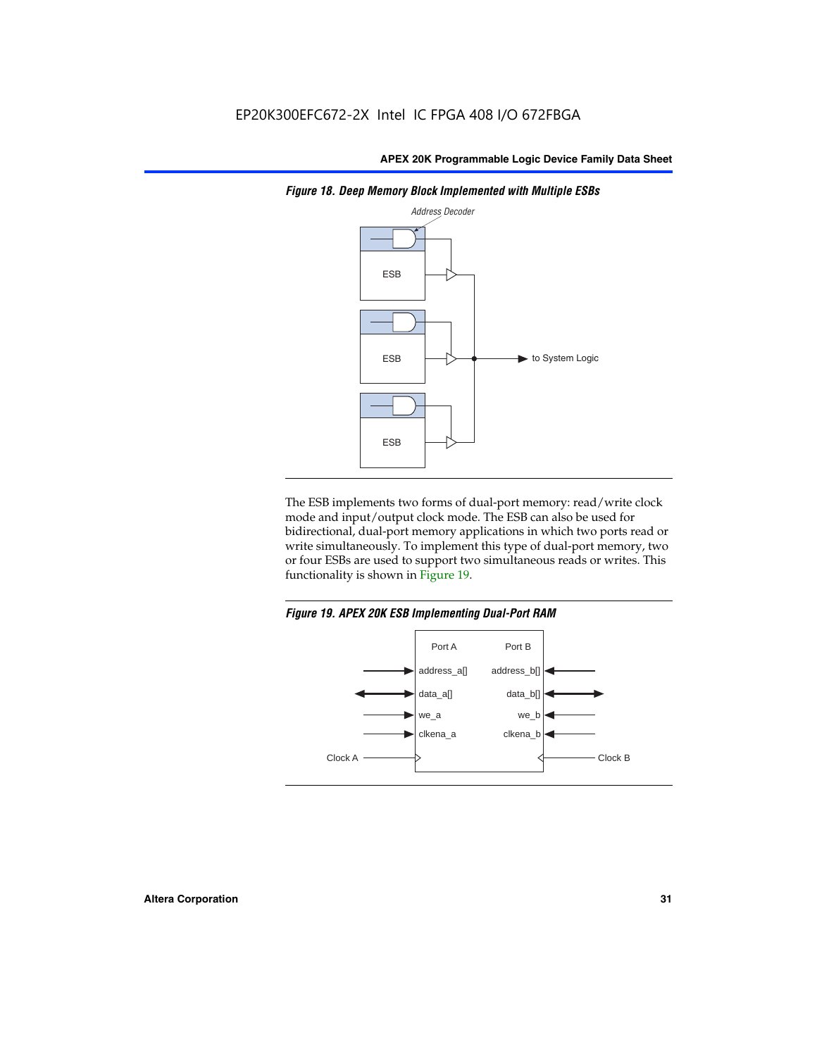*Figure 18. Deep Memory Block Implemented with Multiple ESBs*

The ESB implements two forms of dual-port memory: read/write clock mode and input/output clock mode. The ESB can also be used for bidirectional, dual-port memory applications in which two ports read or write simultaneously. To implement this type of dual-port memory, two or four ESBs are used to support two simultaneous reads or writes. This functionality is shown in Figure 19.

*Figure 19. APEX 20K ESB Implementing Dual-Port RAM*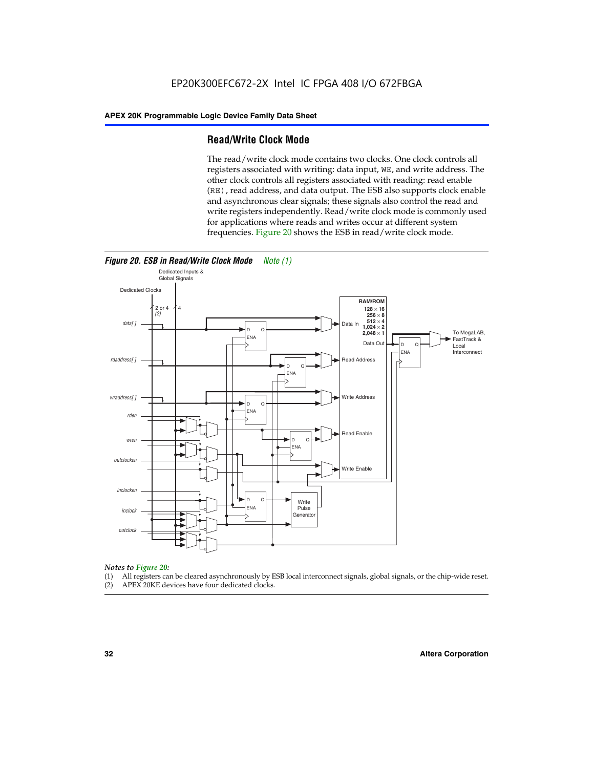## Read/Write Clock Mode

The read/write clock mode contains two clocks. One clock controls all registers associated with writing: data input, WE, and write address. The other clock controls all registers associated with reading: read enable (RE), read address, and data output. The ESB also supports clock enable and asynchronous clear signals; these signals also control the read and write registers independently. Read/write clock mode is commonly used for applications where reads and writes occur at different system frequencies. Figure 20 shows the ESB in read/write clock mode.

**Figure 20. ESB in Read/Write Clock Mode** *Note (1)*

*Notes to Figure 20:*

(1) All registers can be cleared asynchronously by ESB local interconnect signals, global signals, or the chip-wide reset.
(2) APEX 20KE devices have four dedicated clocks.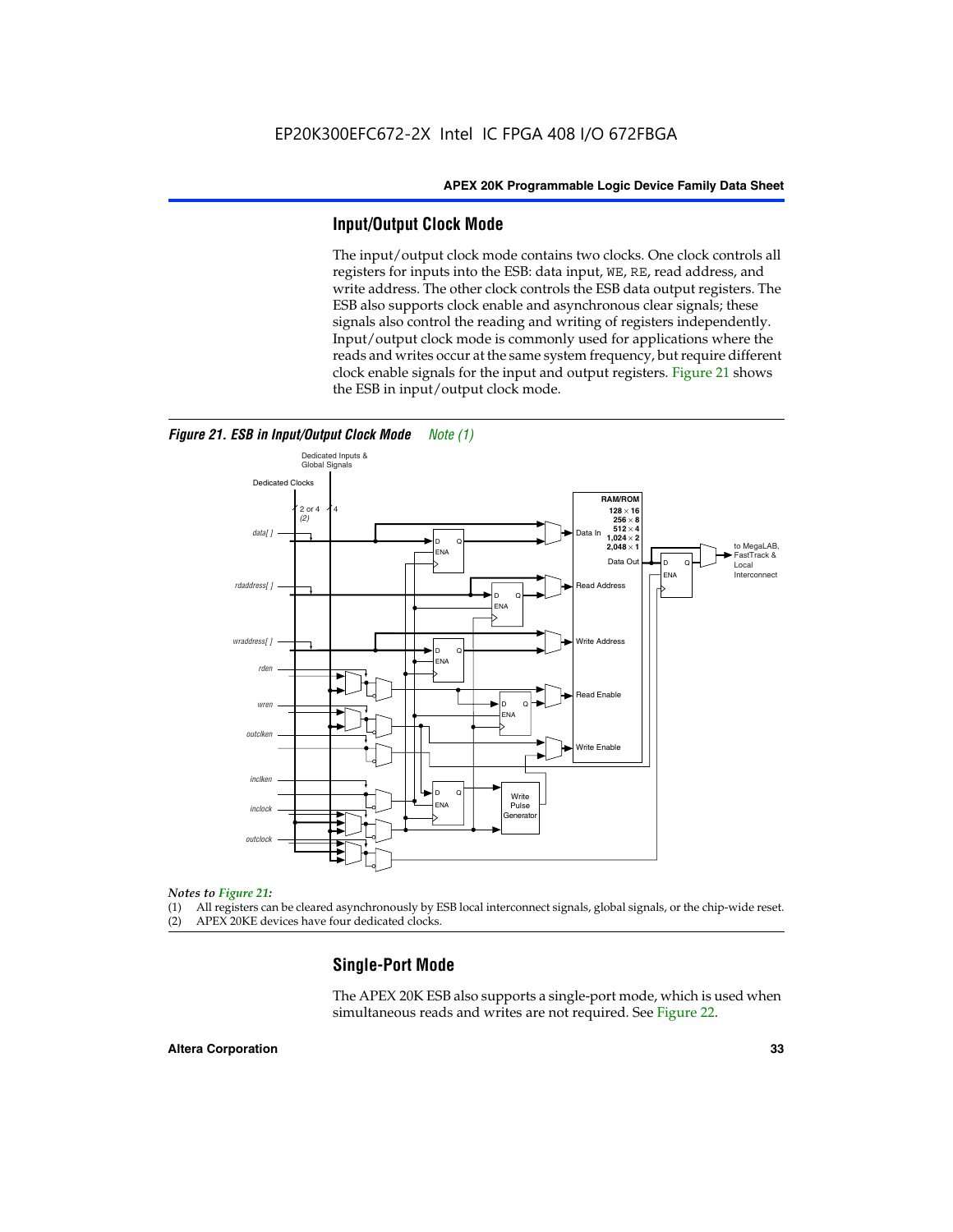## Input/Output Clock Mode

The input/output clock mode contains two clocks. One clock controls all registers for inputs into the ESB: data input, WE, RE, read address, and write address. The other clock controls the ESB data output registers. The ESB also supports clock enable and asynchronous clear signals; these signals also control the reading and writing of registers independently. Input/output clock mode is commonly used for applications where the reads and writes occur at the same system frequency, but require different clock enable signals for the input and output registers. Figure 21 shows the ESB in input/output clock mode.

*Figure 21. ESB in Input/Output Clock Mode Note (1)*

*Notes to Figure 21:*

(1) All registers can be cleared asynchronously by ESB local interconnect signals, global signals, or the chip-wide reset.
(2) APEX 20KE devices have four dedicated clocks.

## Single-Port Mode

The APEX 20K ESB also supports a single-port mode, which is used when simultaneous reads and writes are not required. See Figure 22.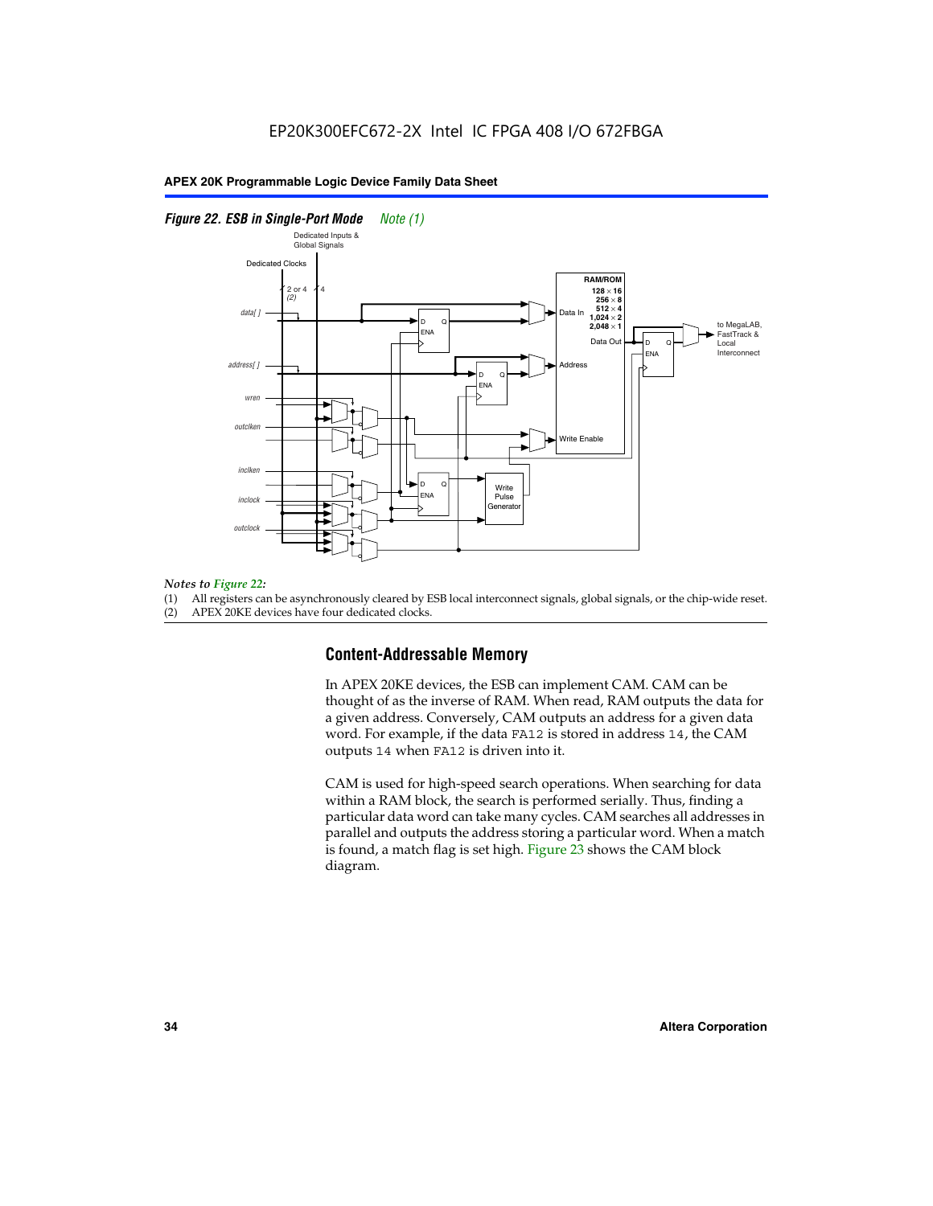*Figure 22. ESB in Single-Port Mode* Note (1)

*Notes to Figure 22:*

(1) All registers can be asynchronously cleared by ESB local interconnect signals, global signals, or the chip-wide reset.
(2) APEX 20KE devices have four dedicated clocks.

## Content-Addressable Memory

In APEX 20KE devices, the ESB can implement CAM. CAM can be thought of as the inverse of RAM. When read, RAM outputs the data for a given address. Conversely, CAM outputs an address for a given data word. For example, if the data `FA12` is stored in address `14`, the CAM outputs `14` when `FA12` is driven into it.

CAM is used for high-speed search operations. When searching for data within a RAM block, the search is performed serially. Thus, finding a particular data word can take many cycles. CAM searches all addresses in parallel and outputs the address storing a particular word. When a match is found, a match flag is set high. Figure 23 shows the CAM block diagram.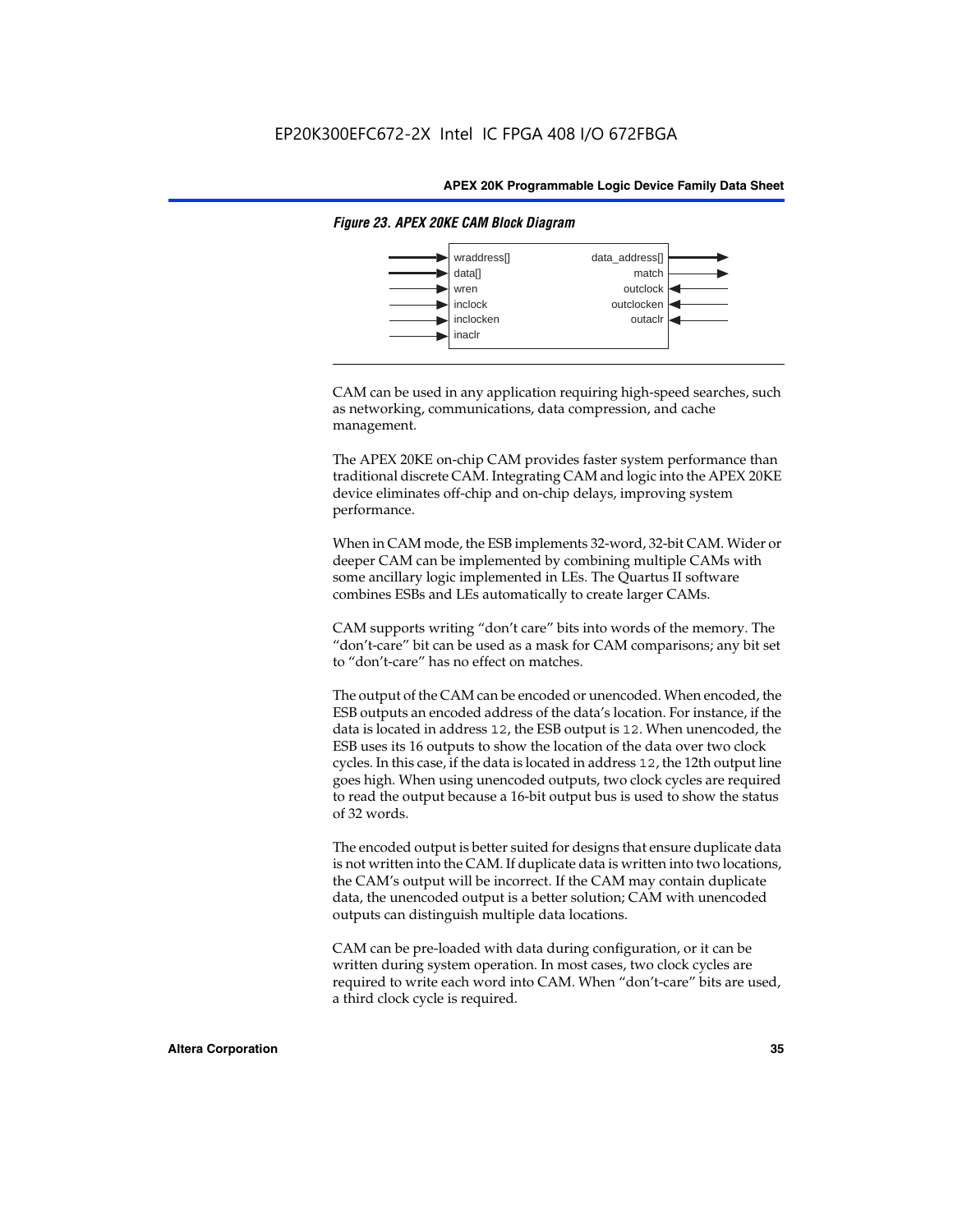*Figure 23. APEX 20KE CAM Block Diagram*

| Inputs | Outputs |
| --- | --- |
| wraddress[] | data_address[] |
| data[] | match |
| wren | outclock |
| inclock | outclocken |
| inclocken | outaclr |
| inaclr | |

CAM can be used in any application requiring high-speed searches, such as networking, communications, data compression, and cache management.

The APEX 20KE on-chip CAM provides faster system performance than traditional discrete CAM. Integrating CAM and logic into the APEX 20KE device eliminates off-chip and on-chip delays, improving system performance.

When in CAM mode, the ESB implements 32-word, 32-bit CAM. Wider or deeper CAM can be implemented by combining multiple CAMs with some ancillary logic implemented in LEs. The Quartus II software combines ESBs and LEs automatically to create larger CAMs.

CAM supports writing "don't care" bits into words of the memory. The "don't-care" bit can be used as a mask for CAM comparisons; any bit set to "don't-care" has no effect on matches.

The output of the CAM can be encoded or unencoded. When encoded, the ESB outputs an encoded address of the data's location. For instance, if the data is located in address `12`, the ESB output is `12`. When unencoded, the ESB uses its 16 outputs to show the location of the data over two clock cycles. In this case, if the data is located in address `12`, the 12th output line goes high. When using unencoded outputs, two clock cycles are required to read the output because a 16-bit output bus is used to show the status of 32 words.

The encoded output is better suited for designs that ensure duplicate data is not written into the CAM. If duplicate data is written into two locations, the CAM's output will be incorrect. If the CAM may contain duplicate data, the unencoded output is a better solution; CAM with unencoded outputs can distinguish multiple data locations.

CAM can be pre-loaded with data during configuration, or it can be written during system operation. In most cases, two clock cycles are required to write each word into CAM. When "don't-care" bits are used, a third clock cycle is required.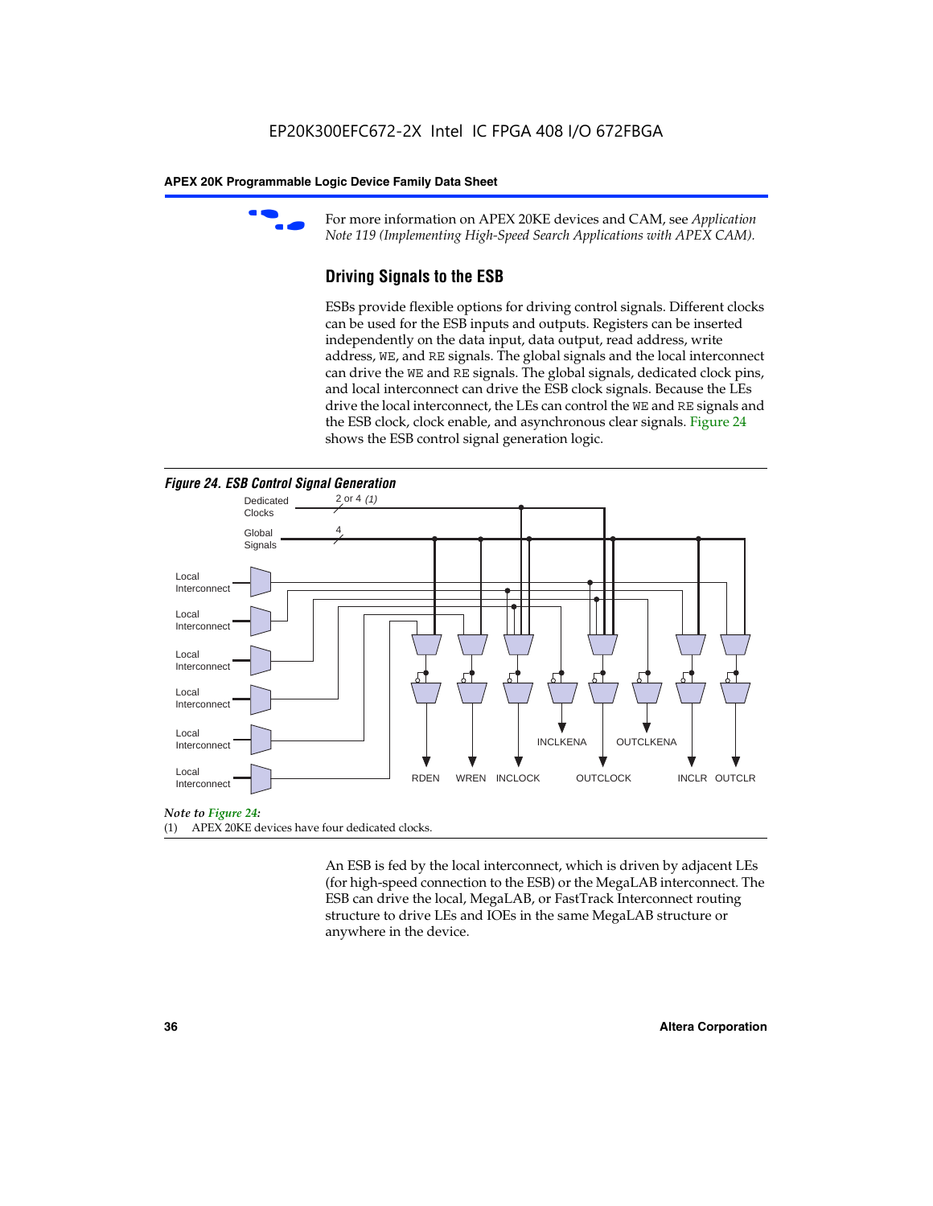For more information on APEX 20KE devices and CAM, see *Application Note 119 (Implementing High-Speed Search Applications with APEX CAM).*

## Driving Signals to the ESB

ESBs provide flexible options for driving control signals. Different clocks can be used for the ESB inputs and outputs. Registers can be inserted independently on the data input, data output, read address, write address, WE, and RE signals. The global signals and the local interconnect can drive the WE and RE signals. The global signals, dedicated clock pins, and local interconnect can drive the ESB clock signals. Because the LEs drive the local interconnect, the LEs can control the WE and RE signals and the ESB clock, clock enable, and asynchronous clear signals. Figure 24 shows the ESB control signal generation logic.

*Figure 24. ESB Control Signal Generation*

Dedicated Clocks — 2 or 4 *(1)*

Global Signals — 4

Local Interconnect

Local Interconnect

Local Interconnect

Local Interconnect

Local Interconnect

Local Interconnect

RDEN WREN INCLOCK INCLKENA OUTCLOCK OUTCLKENA INCLR OUTCLR

*Note to Figure 24:*

(1) APEX 20KE devices have four dedicated clocks.

An ESB is fed by the local interconnect, which is driven by adjacent LEs (for high-speed connection to the ESB) or the MegaLAB interconnect. The ESB can drive the local, MegaLAB, or FastTrack Interconnect routing structure to drive LEs and IOEs in the same MegaLAB structure or anywhere in the device.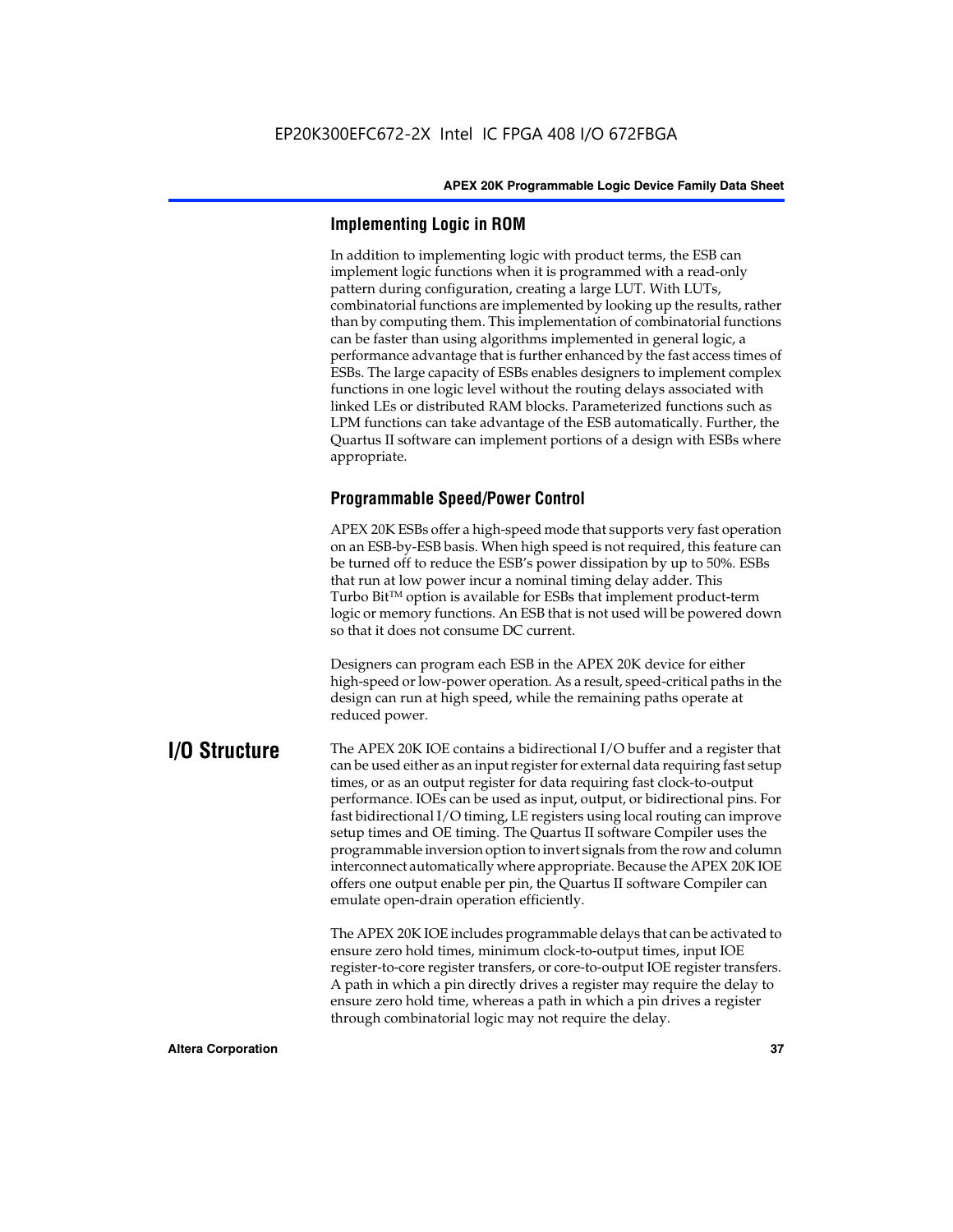### Implementing Logic in ROM

In addition to implementing logic with product terms, the ESB can implement logic functions when it is programmed with a read-only pattern during configuration, creating a large LUT. With LUTs, combinatorial functions are implemented by looking up the results, rather than by computing them. This implementation of combinatorial functions can be faster than using algorithms implemented in general logic, a performance advantage that is further enhanced by the fast access times of ESBs. The large capacity of ESBs enables designers to implement complex functions in one logic level without the routing delays associated with linked LEs or distributed RAM blocks. Parameterized functions such as LPM functions can take advantage of the ESB automatically. Further, the Quartus II software can implement portions of a design with ESBs where appropriate.

### Programmable Speed/Power Control

APEX 20K ESBs offer a high-speed mode that supports very fast operation on an ESB-by-ESB basis. When high speed is not required, this feature can be turned off to reduce the ESB's power dissipation by up to 50%. ESBs that run at low power incur a nominal timing delay adder. This Turbo Bit™ option is available for ESBs that implement product-term logic or memory functions. An ESB that is not used will be powered down so that it does not consume DC current.

Designers can program each ESB in the APEX 20K device for either high-speed or low-power operation. As a result, speed-critical paths in the design can run at high speed, while the remaining paths operate at reduced power.

## I/O Structure

The APEX 20K IOE contains a bidirectional I/O buffer and a register that can be used either as an input register for external data requiring fast setup times, or as an output register for data requiring fast clock-to-output performance. IOEs can be used as input, output, or bidirectional pins. For fast bidirectional I/O timing, LE registers using local routing can improve setup times and OE timing. The Quartus II software Compiler uses the programmable inversion option to invert signals from the row and column interconnect automatically where appropriate. Because the APEX 20K IOE offers one output enable per pin, the Quartus II software Compiler can emulate open-drain operation efficiently.

The APEX 20K IOE includes programmable delays that can be activated to ensure zero hold times, minimum clock-to-output times, input IOE register-to-core register transfers, or core-to-output IOE register transfers. A path in which a pin directly drives a register may require the delay to ensure zero hold time, whereas a path in which a pin drives a register through combinatorial logic may not require the delay.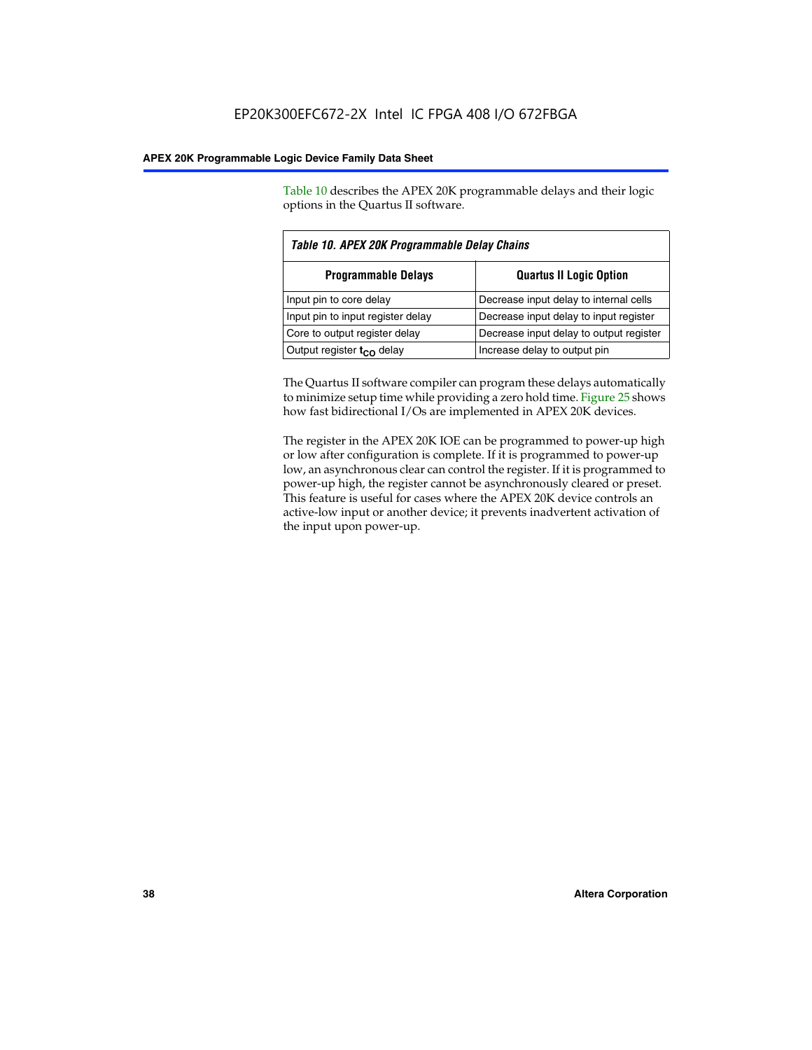Table 10 describes the APEX 20K programmable delays and their logic options in the Quartus II software.

*Table 10. APEX 20K Programmable Delay Chains*

| Programmable Delays | Quartus II Logic Option |
|---|---|
| Input pin to core delay | Decrease input delay to internal cells |
| Input pin to input register delay | Decrease input delay to input register |
| Core to output register delay | Decrease input delay to output register |
| Output register $t_{CO}$ delay | Increase delay to output pin |

The Quartus II software compiler can program these delays automatically to minimize setup time while providing a zero hold time. Figure 25 shows how fast bidirectional I/Os are implemented in APEX 20K devices.

The register in the APEX 20K IOE can be programmed to power-up high or low after configuration is complete. If it is programmed to power-up low, an asynchronous clear can control the register. If it is programmed to power-up high, the register cannot be asynchronously cleared or preset. This feature is useful for cases where the APEX 20K device controls an active-low input or another device; it prevents inadvertent activation of the input upon power-up.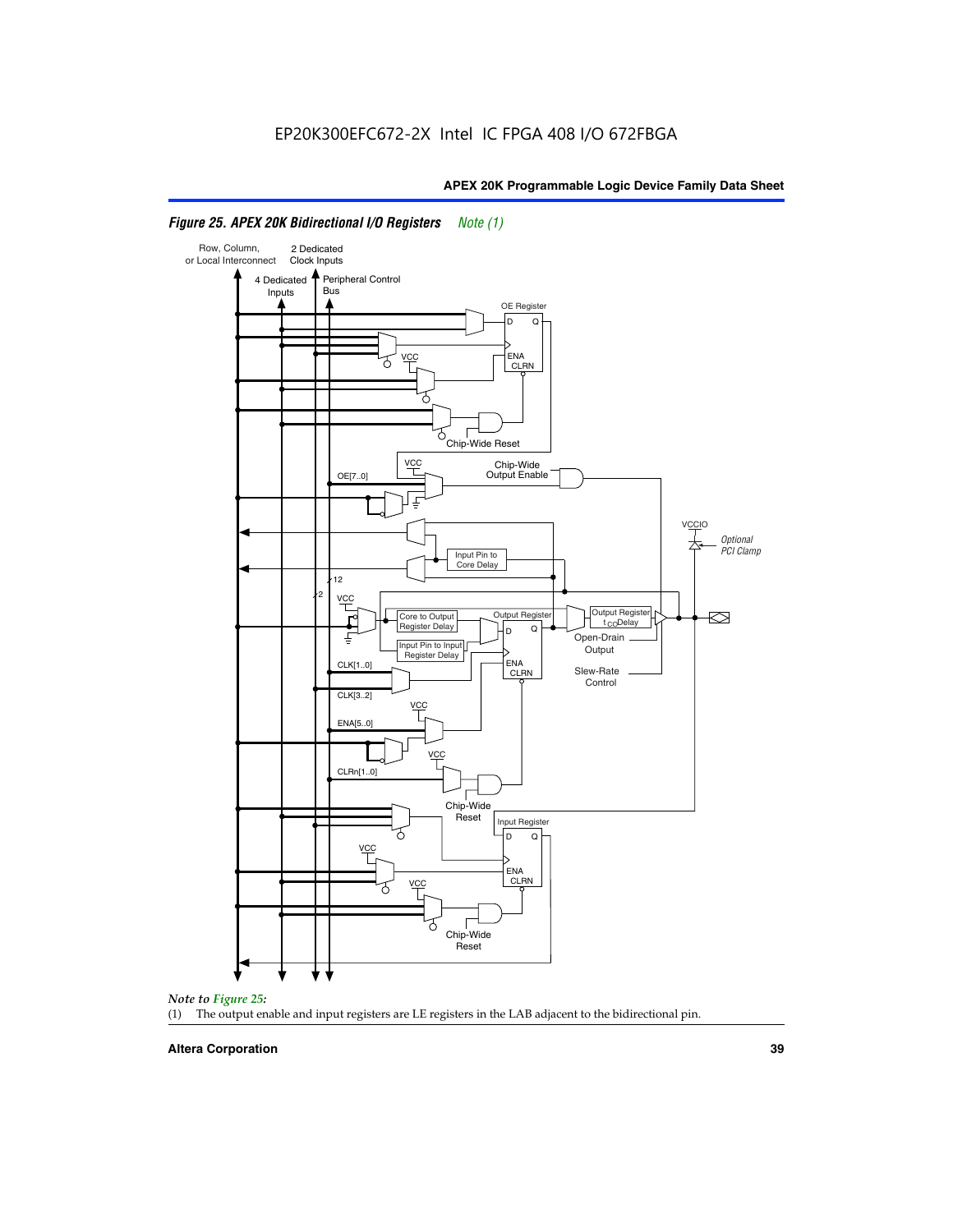### *Figure 25. APEX 20K Bidirectional I/O Registers* *Note (1)*

Row, Column, or Local Interconnect

2 Dedicated Clock Inputs

4 Dedicated Inputs

Peripheral Control Bus

OE Register

D Q

ENA CLRN

VCC

Chip-Wide Reset

VCC

Chip-Wide Output Enable

OE[7..0]

VCCIO

*Optional PCI Clamp*

Input Pin to Core Delay

12

2

VCC

Core to Output Register Delay

Output Register

Output Register $t_{CO}$ Delay

Input Pin to Input Register Delay

D Q

Open-Drain Output

ENA CLRN

CLK[1..0]

Slew-Rate Control

CLK[3..2]

VCC

ENA[5..0]

VCC

CLRn[1..0]

Chip-Wide Reset

Input Register

D Q

VCC

ENA CLRN

VCC

Chip-Wide Reset

*Note to Figure 25:*

(1) The output enable and input registers are LE registers in the LAB adjacent to the bidirectional pin.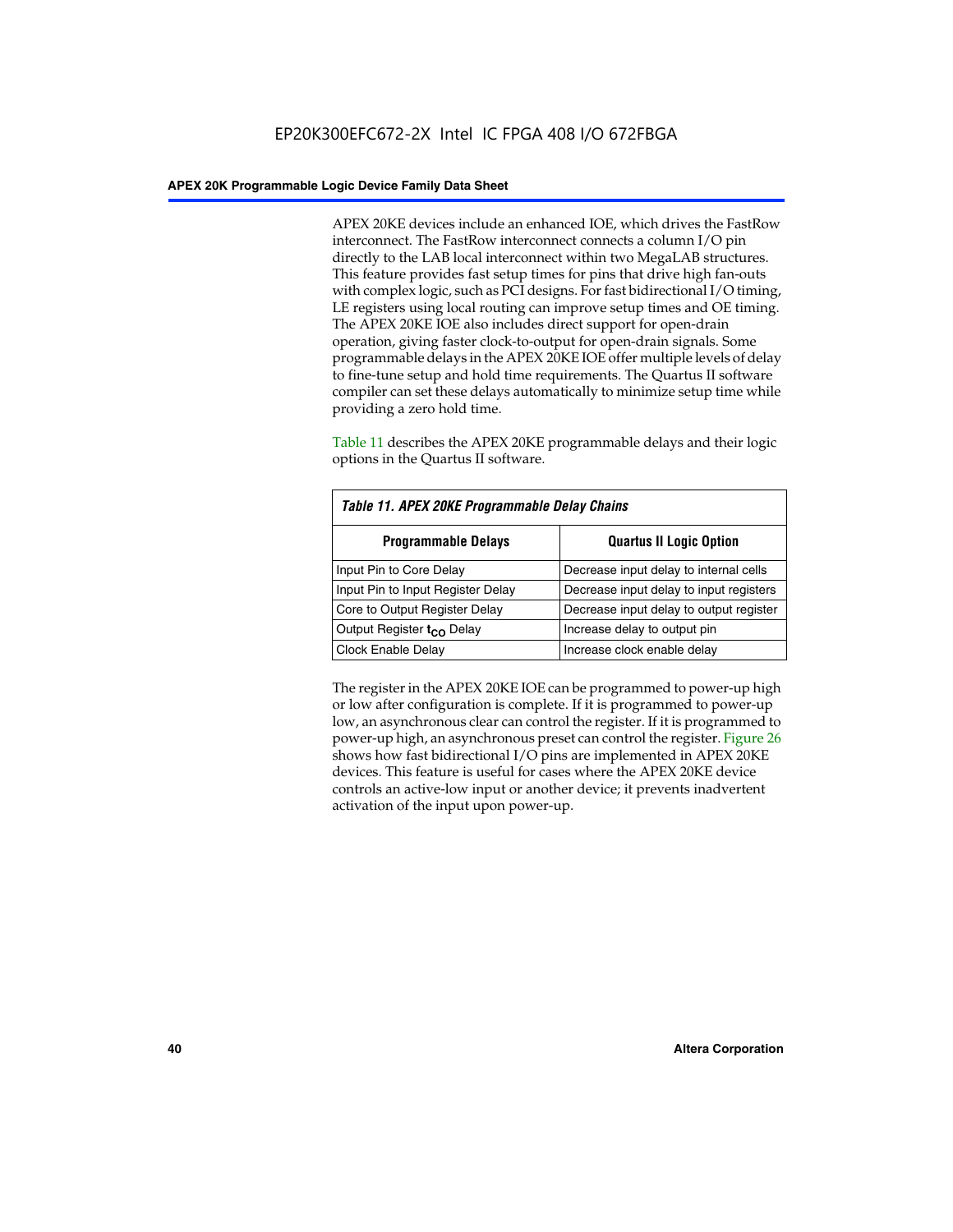APEX 20KE devices include an enhanced IOE, which drives the FastRow interconnect. The FastRow interconnect connects a column I/O pin directly to the LAB local interconnect within two MegaLAB structures. This feature provides fast setup times for pins that drive high fan-outs with complex logic, such as PCI designs. For fast bidirectional I/O timing, LE registers using local routing can improve setup times and OE timing. The APEX 20KE IOE also includes direct support for open-drain operation, giving faster clock-to-output for open-drain signals. Some programmable delays in the APEX 20KE IOE offer multiple levels of delay to fine-tune setup and hold time requirements. The Quartus II software compiler can set these delays automatically to minimize setup time while providing a zero hold time.

Table 11 describes the APEX 20KE programmable delays and their logic options in the Quartus II software.

*Table 11. APEX 20KE Programmable Delay Chains*

| Programmable Delays | Quartus II Logic Option |
|---|---|
| Input Pin to Core Delay | Decrease input delay to internal cells |
| Input Pin to Input Register Delay | Decrease input delay to input registers |
| Core to Output Register Delay | Decrease input delay to output register |
| Output Register $t_{CO}$ Delay | Increase delay to output pin |
| Clock Enable Delay | Increase clock enable delay |

The register in the APEX 20KE IOE can be programmed to power-up high or low after configuration is complete. If it is programmed to power-up low, an asynchronous clear can control the register. If it is programmed to power-up high, an asynchronous preset can control the register. Figure 26 shows how fast bidirectional I/O pins are implemented in APEX 20KE devices. This feature is useful for cases where the APEX 20KE device controls an active-low input or another device; it prevents inadvertent activation of the input upon power-up.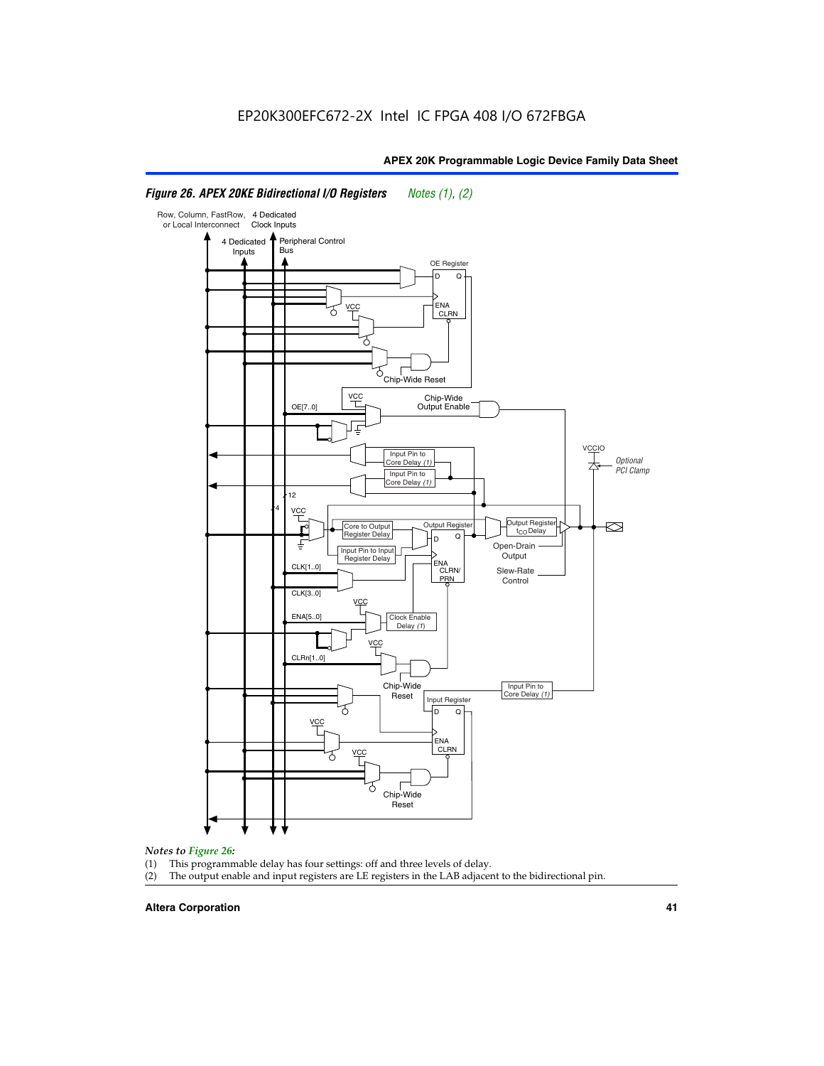*Figure 26. APEX 20KE Bidirectional I/O Registers* *Notes (1), (2)*

*Notes to Figure 26:*

(1) This programmable delay has four settings: off and three levels of delay.

(2) The output enable and input registers are LE registers in the LAB adjacent to the bidirectional pin.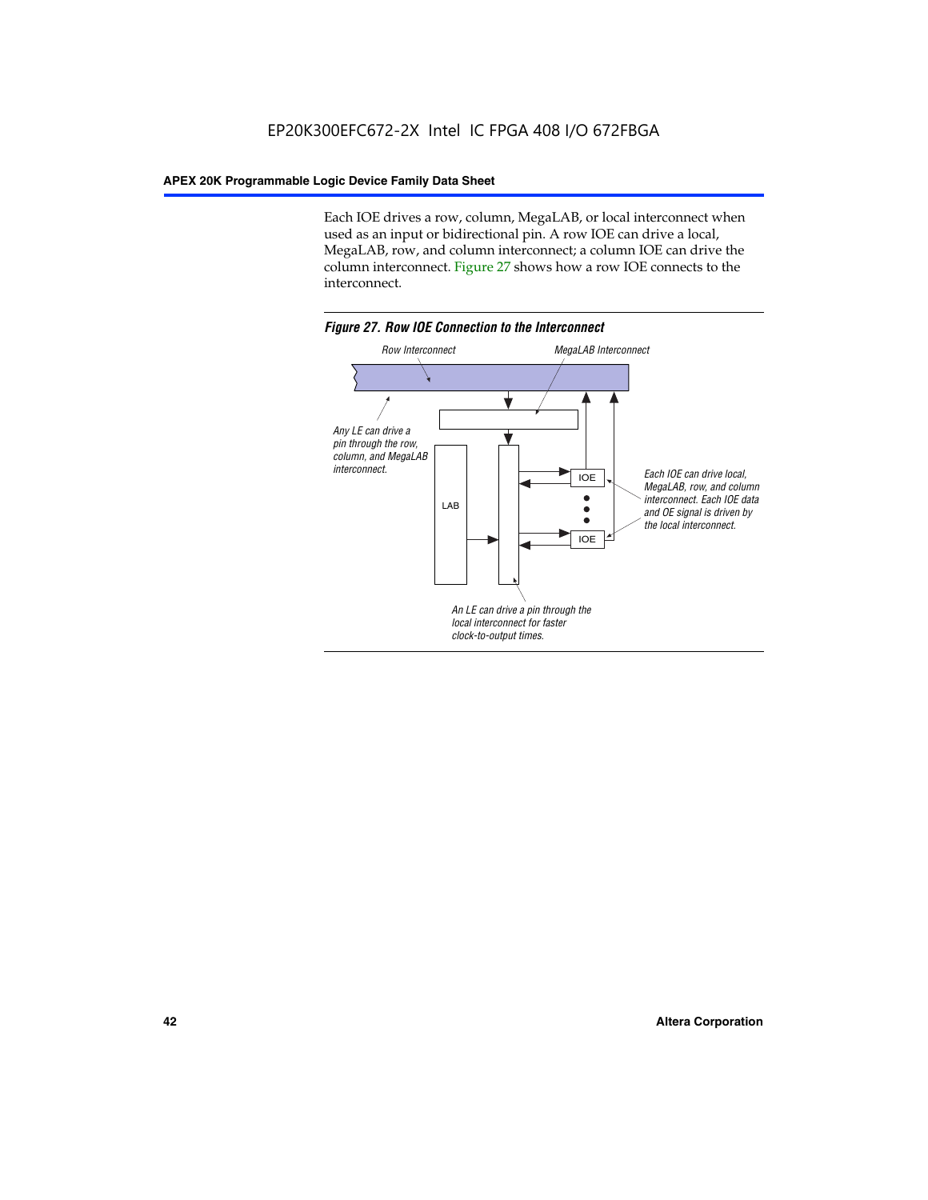Each IOE drives a row, column, MegaLAB, or local interconnect when used as an input or bidirectional pin. A row IOE can drive a local, MegaLAB, row, and column interconnect; a column IOE can drive the column interconnect. Figure 27 shows how a row IOE connects to the interconnect.

*Figure 27. Row IOE Connection to the Interconnect*

Row Interconnect

MegaLAB Interconnect

Any LE can drive a pin through the row, column, and MegaLAB interconnect.

LAB

IOE

IOE

Each IOE can drive local, MegaLAB, row, and column interconnect. Each IOE data and OE signal is driven by the local interconnect.

An LE can drive a pin through the local interconnect for faster clock-to-output times.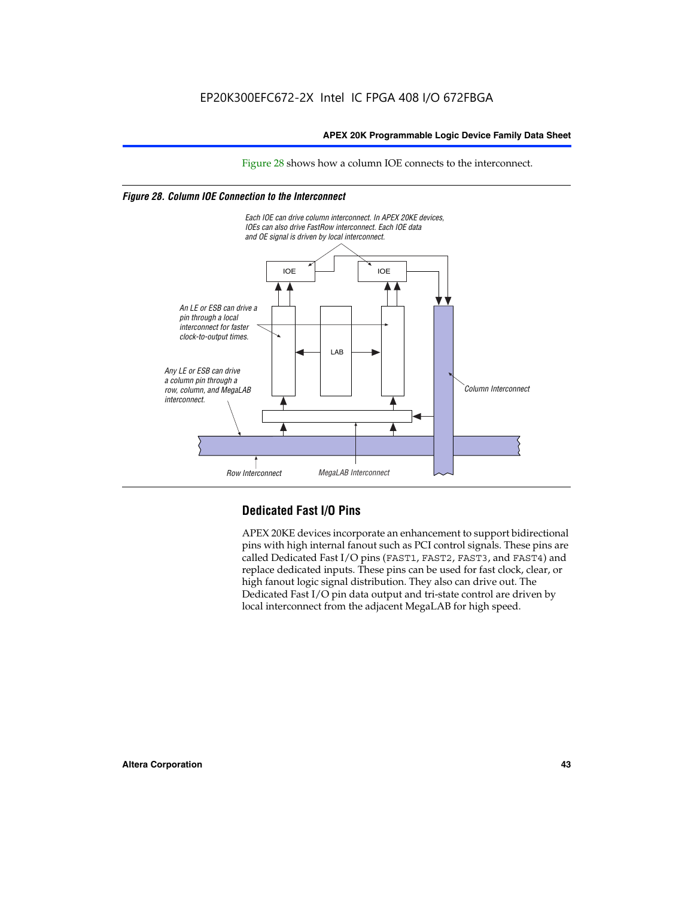Figure 28 shows how a column IOE connects to the interconnect.

*Figure 28. Column IOE Connection to the Interconnect*

Each IOE can drive column interconnect. In APEX 20KE devices, IOEs can also drive FastRow interconnect. Each IOE data and OE signal is driven by local interconnect.

An LE or ESB can drive a pin through a local interconnect for faster clock-to-output times.

Any LE or ESB can drive a column pin through a row, column, and MegaLAB interconnect.

Column Interconnect

Row Interconnect

MegaLAB Interconnect

## Dedicated Fast I/O Pins

APEX 20KE devices incorporate an enhancement to support bidirectional pins with high internal fanout such as PCI control signals. These pins are called Dedicated Fast I/O pins (FAST1, FAST2, FAST3, and FAST4) and replace dedicated inputs. These pins can be used for fast clock, clear, or high fanout logic signal distribution. They also can drive out. The Dedicated Fast I/O pin data output and tri-state control are driven by local interconnect from the adjacent MegaLAB for high speed.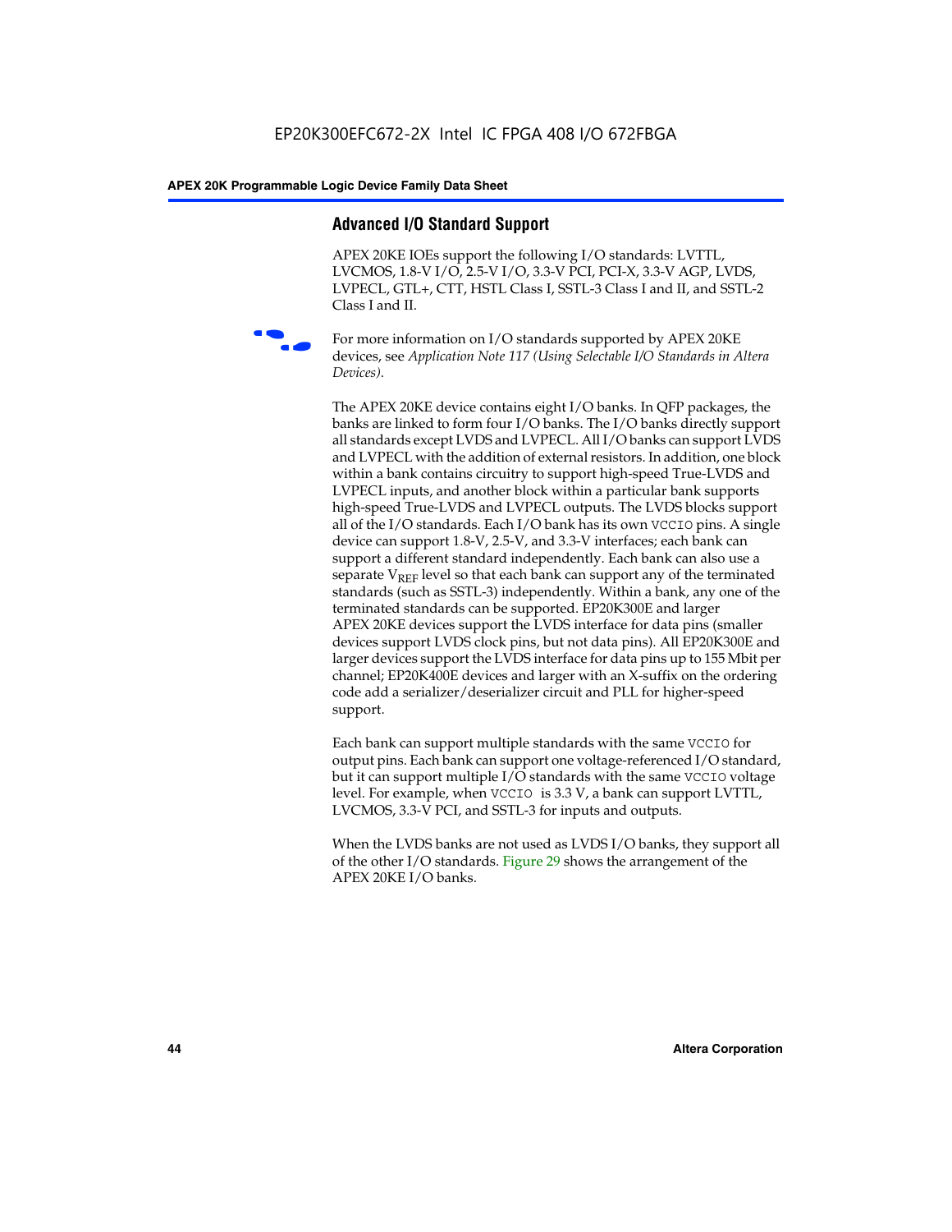## Advanced I/O Standard Support

APEX 20KE IOEs support the following I/O standards: LVTTL, LVCMOS, 1.8-V I/O, 2.5-V I/O, 3.3-V PCI, PCI-X, 3.3-V AGP, LVDS, LVPECL, GTL+, CTT, HSTL Class I, SSTL-3 Class I and II, and SSTL-2 Class I and II.

For more information on I/O standards supported by APEX 20KE devices, see *Application Note 117 (Using Selectable I/O Standards in Altera Devices)*.

The APEX 20KE device contains eight I/O banks. In QFP packages, the banks are linked to form four I/O banks. The I/O banks directly support all standards except LVDS and LVPECL. All I/O banks can support LVDS and LVPECL with the addition of external resistors. In addition, one block within a bank contains circuitry to support high-speed True-LVDS and LVPECL inputs, and another block within a particular bank supports high-speed True-LVDS and LVPECL outputs. The LVDS blocks support all of the I/O standards. Each I/O bank has its own `VCCIO` pins. A single device can support 1.8-V, 2.5-V, and 3.3-V interfaces; each bank can support a different standard independently. Each bank can also use a separate $V_{REF}$ level so that each bank can support any of the terminated standards (such as SSTL-3) independently. Within a bank, any one of the terminated standards can be supported. EP20K300E and larger APEX 20KE devices support the LVDS interface for data pins (smaller devices support LVDS clock pins, but not data pins). All EP20K300E and larger devices support the LVDS interface for data pins up to 155 Mbit per channel; EP20K400E devices and larger with an X-suffix on the ordering code add a serializer/deserializer circuit and PLL for higher-speed support.

Each bank can support multiple standards with the same `VCCIO` for output pins. Each bank can support one voltage-referenced I/O standard, but it can support multiple I/O standards with the same `VCCIO` voltage level. For example, when `VCCIO` is 3.3 V, a bank can support LVTTL, LVCMOS, 3.3-V PCI, and SSTL-3 for inputs and outputs.

When the LVDS banks are not used as LVDS I/O banks, they support all of the other I/O standards. Figure 29 shows the arrangement of the APEX 20KE I/O banks.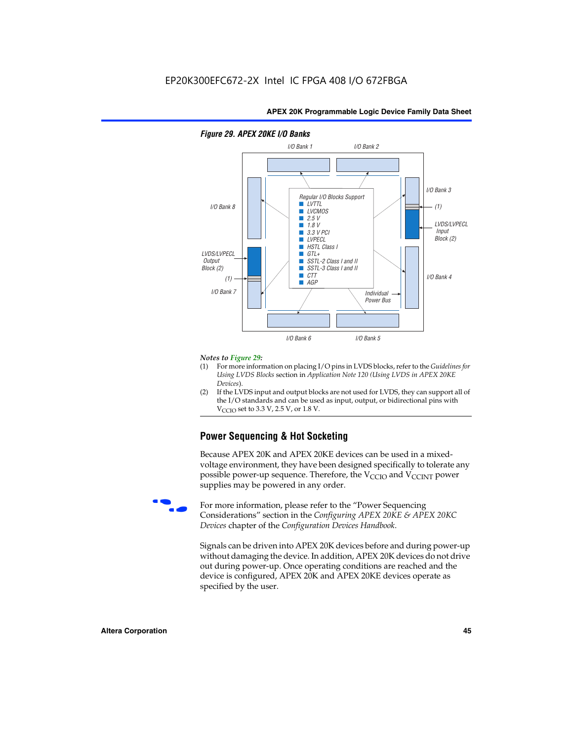**Figure 29. APEX 20KE I/O Banks**

I/O Bank 1 | I/O Bank 2 | I/O Bank 3 | I/O Bank 4 | I/O Bank 5 | I/O Bank 6 | I/O Bank 7 | I/O Bank 8

Regular I/O Blocks Support
- LVTTL
- LVCMOS
- 2.5 V
- 1.8 V
- 3.3 V PCI
- LVPECL
- HSTL Class I
- GTL+
- SSTL-2 Class I and II
- SSTL-3 Class I and II
- CTT
- AGP

LVDS/LVPECL Input Block (2)

LVDS/LVPECL Output Block (2)

(1)

Individual Power Bus

*Notes to Figure 29:*

(1) For more information on placing I/O pins in LVDS blocks, refer to the *Guidelines for Using LVDS Blocks* section in *Application Note 120 (Using LVDS in APEX 20KE Devices)*.

(2) If the LVDS input and output blocks are not used for LVDS, they can support all of the I/O standards and can be used as input, output, or bidirectional pins with $V_{CCIO}$ set to 3.3 V, 2.5 V, or 1.8 V.

## Power Sequencing & Hot Socketing

Because APEX 20K and APEX 20KE devices can be used in a mixed-voltage environment, they have been designed specifically to tolerate any possible power-up sequence. Therefore, the $V_{CCIO}$ and $V_{CCINT}$ power supplies may be powered in any order.

For more information, please refer to the "Power Sequencing Considerations" section in the *Configuring APEX 20KE & APEX 20KC Devices* chapter of the *Configuration Devices Handbook*.

Signals can be driven into APEX 20K devices before and during power-up without damaging the device. In addition, APEX 20K devices do not drive out during power-up. Once operating conditions are reached and the device is configured, APEX 20K and APEX 20KE devices operate as specified by the user.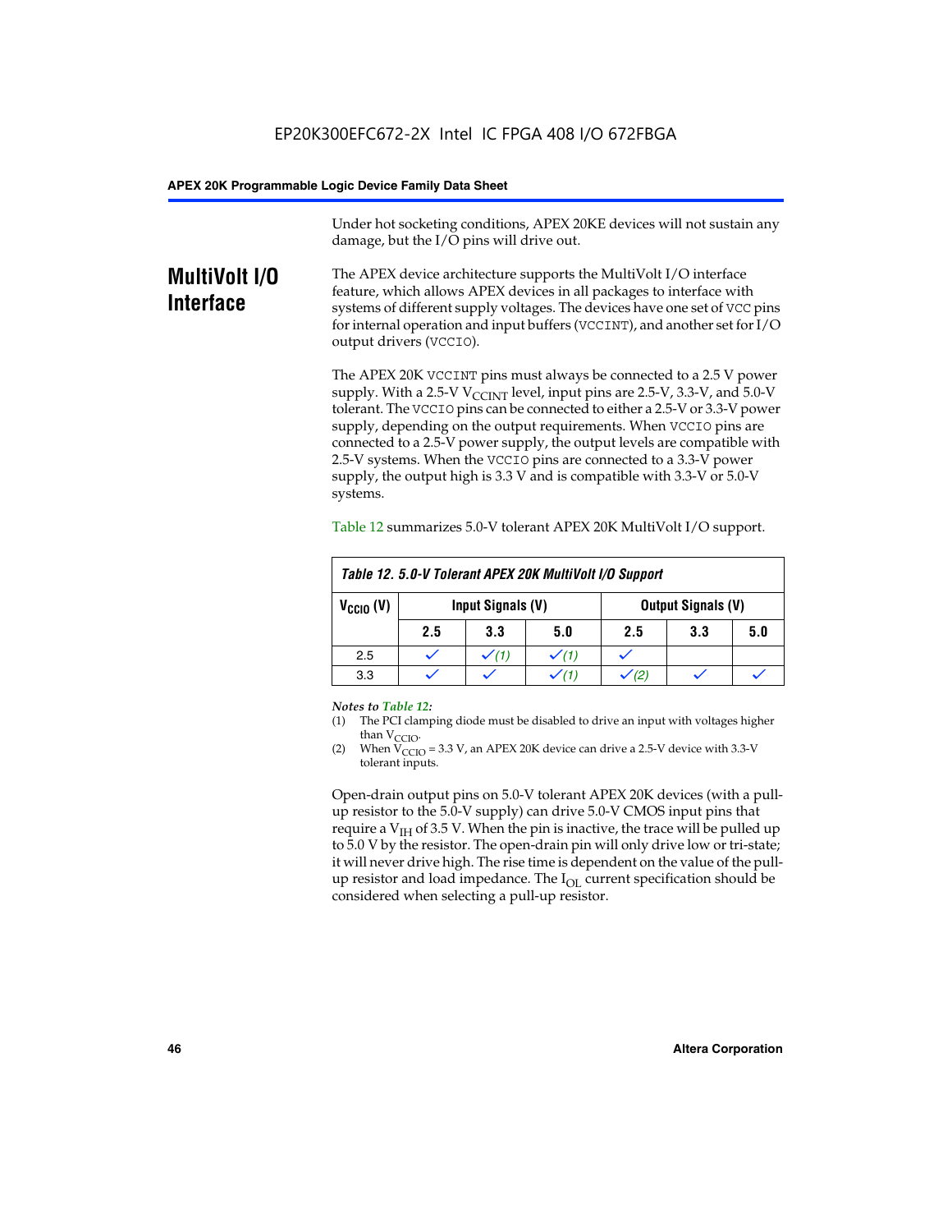Under hot socketing conditions, APEX 20KE devices will not sustain any damage, but the I/O pins will drive out.

## MultiVolt I/O Interface

The APEX device architecture supports the MultiVolt I/O interface feature, which allows APEX devices in all packages to interface with systems of different supply voltages. The devices have one set of VCC pins for internal operation and input buffers (VCCINT), and another set for I/O output drivers (VCCIO).

The APEX 20K VCCINT pins must always be connected to a 2.5 V power supply. With a 2.5-V $V_{CCINT}$ level, input pins are 2.5-V, 3.3-V, and 5.0-V tolerant. The VCCIO pins can be connected to either a 2.5-V or 3.3-V power supply, depending on the output requirements. When VCCIO pins are connected to a 2.5-V power supply, the output levels are compatible with 2.5-V systems. When the VCCIO pins are connected to a 3.3-V power supply, the output high is 3.3 V and is compatible with 3.3-V or 5.0-V systems.

Table 12 summarizes 5.0-V tolerant APEX 20K MultiVolt I/O support.

**Table 12. 5.0-V Tolerant APEX 20K MultiVolt I/O Support**

| $V_{CCIO}$ (V) | Input Signals (V) | | | Output Signals (V) | | |
|---|---|---|---|---|---|---|
| | 2.5 | 3.3 | 5.0 | 2.5 | 3.3 | 5.0 |
| 2.5 | ✓ | ✓ (1) | ✓ (1) | ✓ | | |
| 3.3 | ✓ | ✓ | ✓ (1) | ✓ (2) | ✓ | ✓ |

*Notes to Table 12:*

(1) The PCI clamping diode must be disabled to drive an input with voltages higher than $V_{CCIO}$.

(2) When $V_{CCIO}$ = 3.3 V, an APEX 20K device can drive a 2.5-V device with 3.3-V tolerant inputs.

Open-drain output pins on 5.0-V tolerant APEX 20K devices (with a pull-up resistor to the 5.0-V supply) can drive 5.0-V CMOS input pins that require a $V_{IH}$ of 3.5 V. When the pin is inactive, the trace will be pulled up to 5.0 V by the resistor. The open-drain pin will only drive low or tri-state; it will never drive high. The rise time is dependent on the value of the pull-up resistor and load impedance. The $I_{OL}$ current specification should be considered when selecting a pull-up resistor.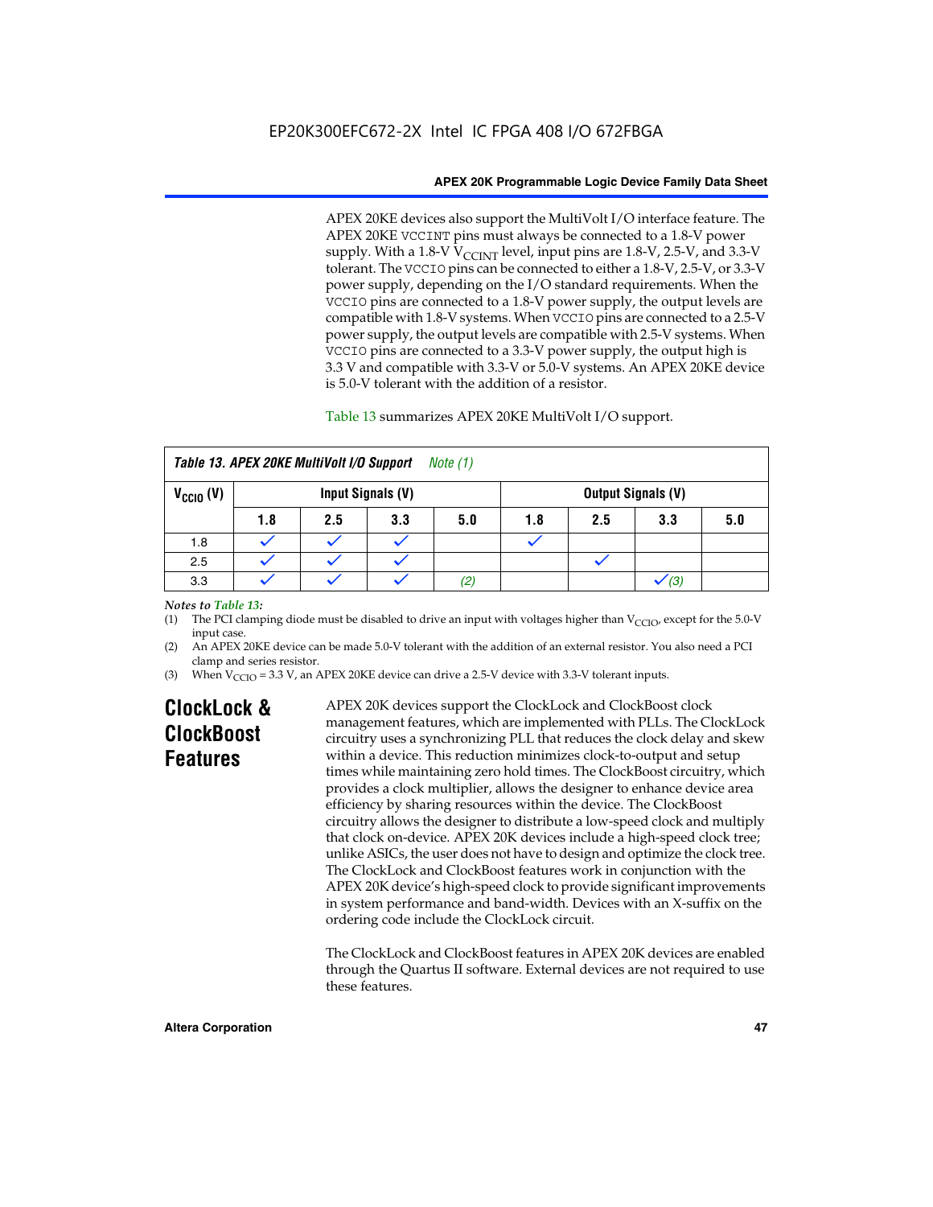APEX 20KE devices also support the MultiVolt I/O interface feature. The APEX 20KE VCCINT pins must always be connected to a 1.8-V power supply. With a 1.8-V $V_{CCINT}$ level, input pins are 1.8-V, 2.5-V, and 3.3-V tolerant. The VCCIO pins can be connected to either a 1.8-V, 2.5-V, or 3.3-V power supply, depending on the I/O standard requirements. When the VCCIO pins are connected to a 1.8-V power supply, the output levels are compatible with 1.8-V systems. When VCCIO pins are connected to a 2.5-V power supply, the output levels are compatible with 2.5-V systems. When VCCIO pins are connected to a 3.3-V power supply, the output high is 3.3 V and compatible with 3.3-V or 5.0-V systems. An APEX 20KE device is 5.0-V tolerant with the addition of a resistor.

Table 13 summarizes APEX 20KE MultiVolt I/O support.

**Table 13. APEX 20KE MultiVolt I/O Support** *Note (1)*

| $V_{CCIO}$ (V) | Input Signals (V) | | | | Output Signals (V) | | | |
|---|---|---|---|---|---|---|---|---|
| | 1.8 | 2.5 | 3.3 | 5.0 | 1.8 | 2.5 | 3.3 | 5.0 |
| 1.8 | ✓ | ✓ | ✓ | | ✓ | | | |
| 2.5 | ✓ | ✓ | ✓ | | | ✓ | | |
| 3.3 | ✓ | ✓ | ✓ | *(2)* | | | ✓ *(3)* | |

*Notes to Table 13:*

(1) The PCI clamping diode must be disabled to drive an input with voltages higher than $V_{CCIO}$, except for the 5.0-V input case.

(2) An APEX 20KE device can be made 5.0-V tolerant with the addition of an external resistor. You also need a PCI clamp and series resistor.

(3) When $V_{CCIO}$ = 3.3 V, an APEX 20KE device can drive a 2.5-V device with 3.3-V tolerant inputs.

## ClockLock & ClockBoost Features

APEX 20K devices support the ClockLock and ClockBoost clock management features, which are implemented with PLLs. The ClockLock circuitry uses a synchronizing PLL that reduces the clock delay and skew within a device. This reduction minimizes clock-to-output and setup times while maintaining zero hold times. The ClockBoost circuitry, which provides a clock multiplier, allows the designer to enhance device area efficiency by sharing resources within the device. The ClockBoost circuitry allows the designer to distribute a low-speed clock and multiply that clock on-device. APEX 20K devices include a high-speed clock tree; unlike ASICs, the user does not have to design and optimize the clock tree. The ClockLock and ClockBoost features work in conjunction with the APEX 20K device's high-speed clock to provide significant improvements in system performance and band-width. Devices with an X-suffix on the ordering code include the ClockLock circuit.

The ClockLock and ClockBoost features in APEX 20K devices are enabled through the Quartus II software. External devices are not required to use these features.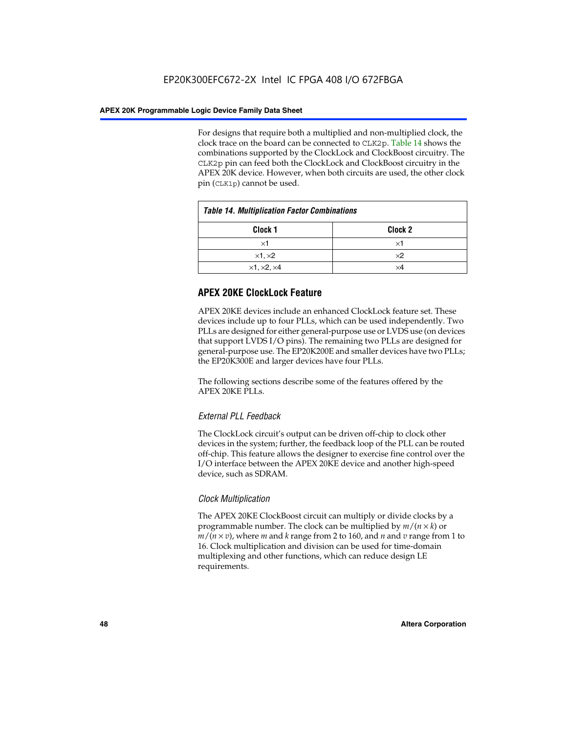For designs that require both a multiplied and non-multiplied clock, the clock trace on the board can be connected to CLK2p. Table 14 shows the combinations supported by the ClockLock and ClockBoost circuitry. The CLK2p pin can feed both the ClockLock and ClockBoost circuitry in the APEX 20K device. However, when both circuits are used, the other clock pin (CLK1p) cannot be used.

*Table 14. Multiplication Factor Combinations*

| Clock 1 | Clock 2 |
|---|---|
| ×1 | ×1 |
| ×1, ×2 | ×2 |
| ×1, ×2, ×4 | ×4 |

## APEX 20KE ClockLock Feature

APEX 20KE devices include an enhanced ClockLock feature set. These devices include up to four PLLs, which can be used independently. Two PLLs are designed for either general-purpose use or LVDS use (on devices that support LVDS I/O pins). The remaining two PLLs are designed for general-purpose use. The EP20K200E and smaller devices have two PLLs; the EP20K300E and larger devices have four PLLs.

The following sections describe some of the features offered by the APEX 20KE PLLs.

### *External PLL Feedback*

The ClockLock circuit's output can be driven off-chip to clock other devices in the system; further, the feedback loop of the PLL can be routed off-chip. This feature allows the designer to exercise fine control over the I/O interface between the APEX 20KE device and another high-speed device, such as SDRAM.

### *Clock Multiplication*

The APEX 20KE ClockBoost circuit can multiply or divide clocks by a programmable number. The clock can be multiplied by $m/(n \times k)$ or $m/(n \times v)$, where $m$ and $k$ range from 2 to 160, and $n$ and $v$ range from 1 to 16. Clock multiplication and division can be used for time-domain multiplexing and other functions, which can reduce design LE requirements.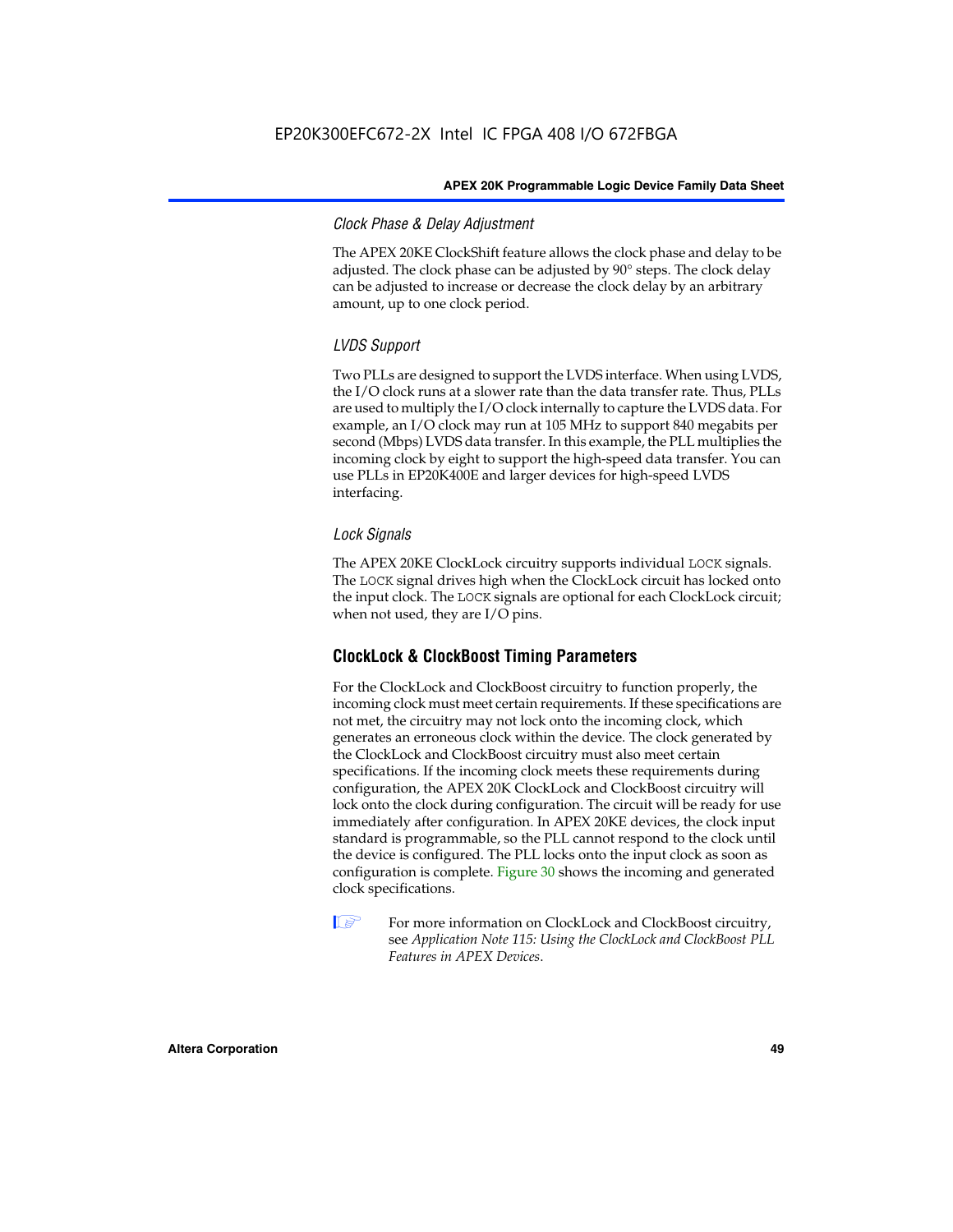#### Clock Phase & Delay Adjustment

The APEX 20KE ClockShift feature allows the clock phase and delay to be adjusted. The clock phase can be adjusted by 90° steps. The clock delay can be adjusted to increase or decrease the clock delay by an arbitrary amount, up to one clock period.

#### LVDS Support

Two PLLs are designed to support the LVDS interface. When using LVDS, the I/O clock runs at a slower rate than the data transfer rate. Thus, PLLs are used to multiply the I/O clock internally to capture the LVDS data. For example, an I/O clock may run at 105 MHz to support 840 megabits per second (Mbps) LVDS data transfer. In this example, the PLL multiplies the incoming clock by eight to support the high-speed data transfer. You can use PLLs in EP20K400E and larger devices for high-speed LVDS interfacing.

#### Lock Signals

The APEX 20KE ClockLock circuitry supports individual `LOCK` signals. The `LOCK` signal drives high when the ClockLock circuit has locked onto the input clock. The `LOCK` signals are optional for each ClockLock circuit; when not used, they are I/O pins.

### ClockLock & ClockBoost Timing Parameters

For the ClockLock and ClockBoost circuitry to function properly, the incoming clock must meet certain requirements. If these specifications are not met, the circuitry may not lock onto the incoming clock, which generates an erroneous clock within the device. The clock generated by the ClockLock and ClockBoost circuitry must also meet certain specifications. If the incoming clock meets these requirements during configuration, the APEX 20K ClockLock and ClockBoost circuitry will lock onto the clock during configuration. The circuit will be ready for use immediately after configuration. In APEX 20KE devices, the clock input standard is programmable, so the PLL cannot respond to the clock until the device is configured. The PLL locks onto the input clock as soon as configuration is complete. Figure 30 shows the incoming and generated clock specifications.

For more information on ClockLock and ClockBoost circuitry, see *Application Note 115: Using the ClockLock and ClockBoost PLL Features in APEX Devices*.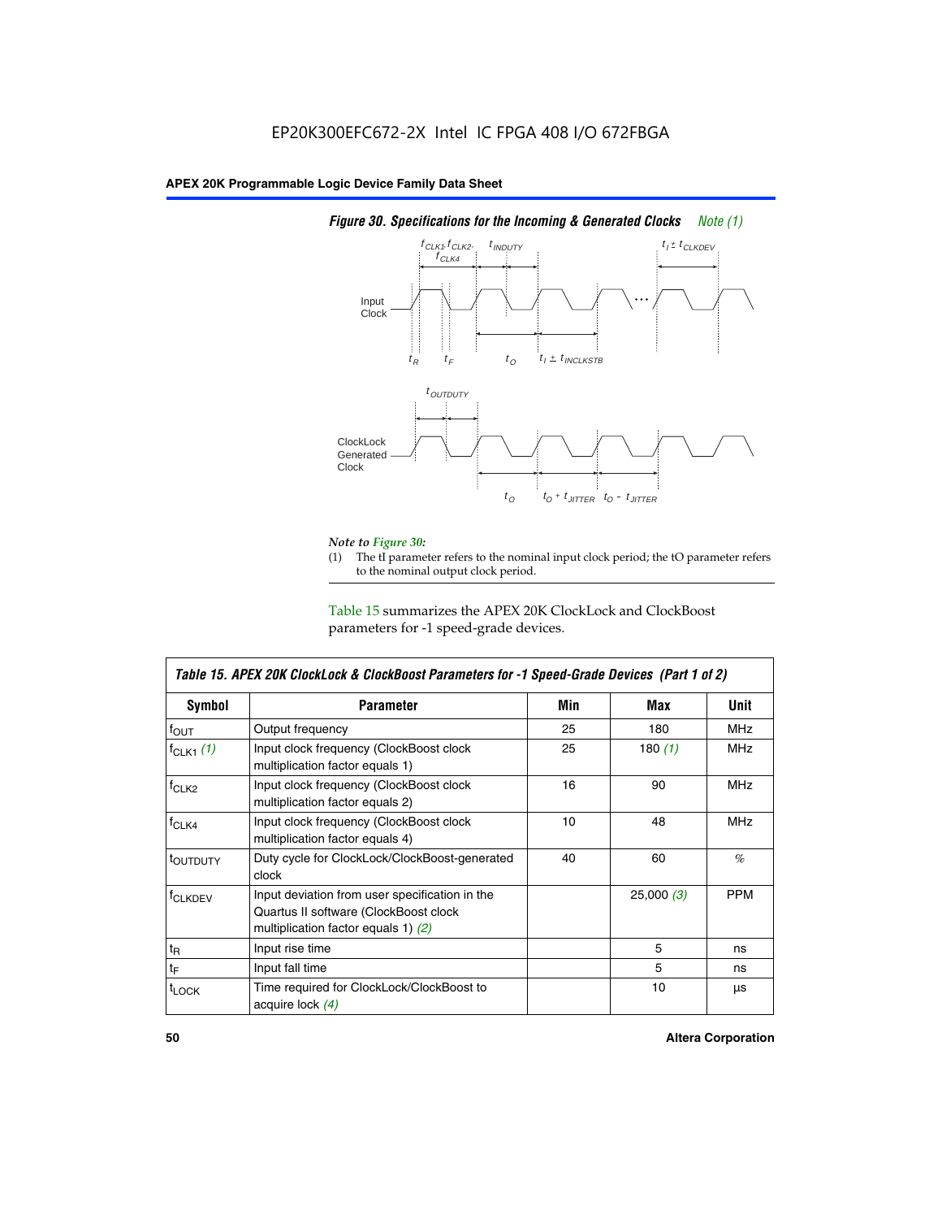**Figure 30. Specifications for the Incoming & Generated Clocks** *Note (1)*

*Note to Figure 30:*

(1) The tI parameter refers to the nominal input clock period; the tO parameter refers to the nominal output clock period.

Table 15 summarizes the APEX 20K ClockLock and ClockBoost parameters for -1 speed-grade devices.

| Table 15. APEX 20K ClockLock & ClockBoost Parameters for -1 Speed-Grade Devices (Part 1 of 2) | | | | |
|---|---|---|---|---|
| **Symbol** | **Parameter** | **Min** | **Max** | **Unit** |
| $f_{OUT}$ | Output frequency | 25 | 180 | MHz |
| $f_{CLK1}$ *(1)* | Input clock frequency (ClockBoost clock multiplication factor equals 1) | 25 | 180 *(1)* | MHz |
| $f_{CLK2}$ | Input clock frequency (ClockBoost clock multiplication factor equals 2) | 16 | 90 | MHz |
| $f_{CLK4}$ | Input clock frequency (ClockBoost clock multiplication factor equals 4) | 10 | 48 | MHz |
| $t_{OUTDUTY}$ | Duty cycle for ClockLock/ClockBoost-generated clock | 40 | 60 | % |
| $f_{CLKDEV}$ | Input deviation from user specification in the Quartus II software (ClockBoost clock multiplication factor equals 1) *(2)* | | 25,000 *(3)* | PPM |
| $t_R$ | Input rise time | | 5 | ns |
| $t_F$ | Input fall time | | 5 | ns |
| $t_{LOCK}$ | Time required for ClockLock/ClockBoost to acquire lock *(4)* | | 10 | µs |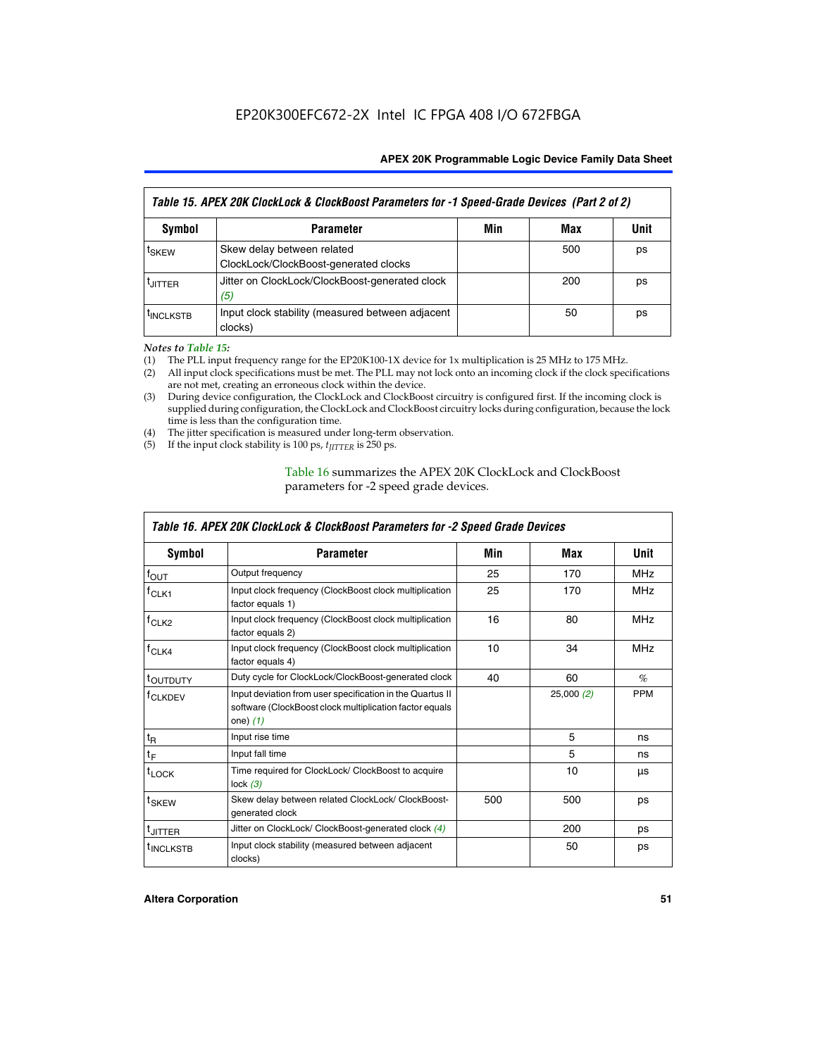EP20K300EFC672-2X Intel IC FPGA 408 I/O 672FBGA

| *Table 15. APEX 20K ClockLock & ClockBoost Parameters for -1 Speed-Grade Devices (Part 2 of 2)* | | | | |
|---|---|---|---|---|
| **Symbol** | **Parameter** | **Min** | **Max** | **Unit** |
| $t_{SKEW}$ | Skew delay between related ClockLock/ClockBoost-generated clocks | | 500 | ps |
| $t_{JITTER}$ | Jitter on ClockLock/ClockBoost-generated clock *(5)* | | 200 | ps |
| $t_{INCLKSTB}$ | Input clock stability (measured between adjacent clocks) | | 50 | ps |

*Notes to Table 15:*

(1) The PLL input frequency range for the EP20K100-1X device for 1x multiplication is 25 MHz to 175 MHz.
(2) All input clock specifications must be met. The PLL may not lock onto an incoming clock if the clock specifications are not met, creating an erroneous clock within the device.
(3) During device configuration, the ClockLock and ClockBoost circuitry is configured first. If the incoming clock is supplied during configuration, the ClockLock and ClockBoost circuitry locks during configuration, because the lock time is less than the configuration time.
(4) The jitter specification is measured under long-term observation.
(5) If the input clock stability is 100 ps, $t_{JITTER}$ is 250 ps.

Table 16 summarizes the APEX 20K ClockLock and ClockBoost parameters for -2 speed grade devices.

| *Table 16. APEX 20K ClockLock & ClockBoost Parameters for -2 Speed Grade Devices* | | | | |
|---|---|---|---|---|
| **Symbol** | **Parameter** | **Min** | **Max** | **Unit** |
| $f_{OUT}$ | Output frequency | 25 | 170 | MHz |
| $f_{CLK1}$ | Input clock frequency (ClockBoost clock multiplication factor equals 1) | 25 | 170 | MHz |
| $f_{CLK2}$ | Input clock frequency (ClockBoost clock multiplication factor equals 2) | 16 | 80 | MHz |
| $f_{CLK4}$ | Input clock frequency (ClockBoost clock multiplication factor equals 4) | 10 | 34 | MHz |
| $t_{OUTDUTY}$ | Duty cycle for ClockLock/ClockBoost-generated clock | 40 | 60 | % |
| $f_{CLKDEV}$ | Input deviation from user specification in the Quartus II software (ClockBoost clock multiplication factor equals one) *(1)* | | 25,000 *(2)* | PPM |
| $t_R$ | Input rise time | | 5 | ns |
| $t_F$ | Input fall time | | 5 | ns |
| $t_{LOCK}$ | Time required for ClockLock/ ClockBoost to acquire lock *(3)* | | 10 | µs |
| $t_{SKEW}$ | Skew delay between related ClockLock/ ClockBoost-generated clock | 500 | 500 | ps |
| $t_{JITTER}$ | Jitter on ClockLock/ ClockBoost-generated clock *(4)* | | 200 | ps |
| $t_{INCLKSTB}$ | Input clock stability (measured between adjacent clocks) | | 50 | ps |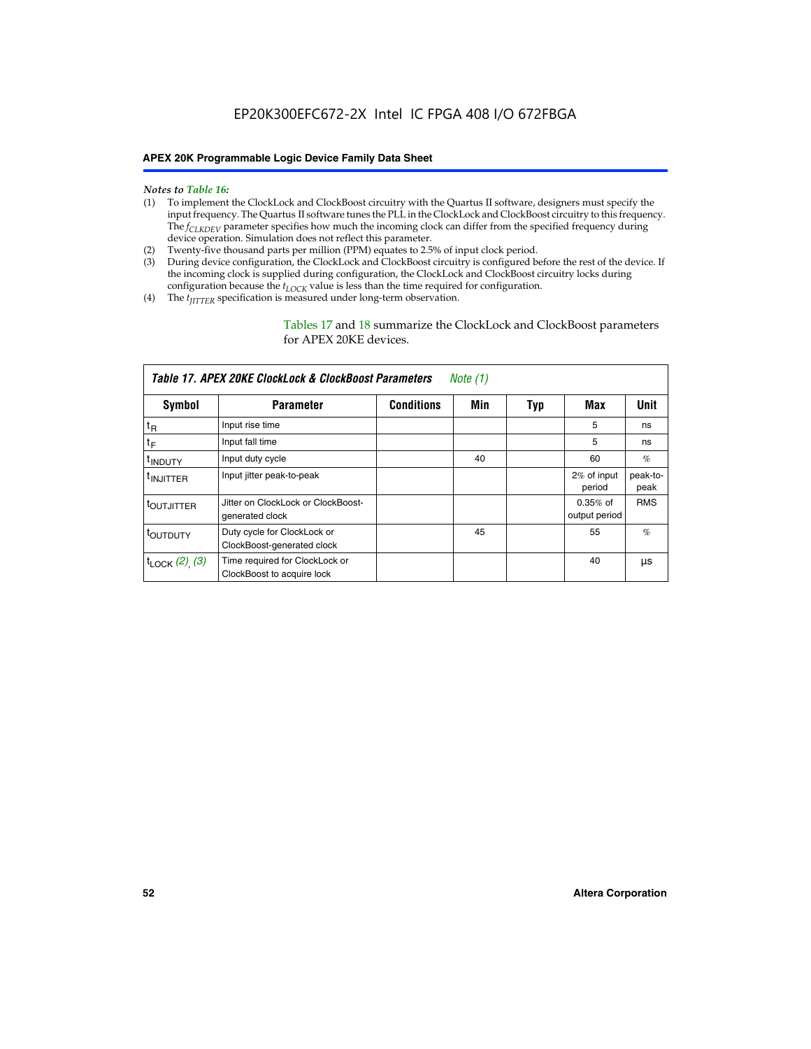*Notes to Table 16:*

(1) To implement the ClockLock and ClockBoost circuitry with the Quartus II software, designers must specify the input frequency. The Quartus II software tunes the PLL in the ClockLock and ClockBoost circuitry to this frequency. The $f_{CLKDEV}$ parameter specifies how much the incoming clock can differ from the specified frequency during device operation. Simulation does not reflect this parameter.

(2) Twenty-five thousand parts per million (PPM) equates to 2.5% of input clock period.

(3) During device configuration, the ClockLock and ClockBoost circuitry is configured before the rest of the device. If the incoming clock is supplied during configuration, the ClockLock and ClockBoost circuitry locks during configuration because the $t_{LOCK}$ value is less than the time required for configuration.

(4) The $t_{JITTER}$ specification is measured under long-term observation.

Tables 17 and 18 summarize the ClockLock and ClockBoost parameters for APEX 20KE devices.

**Table 17. APEX 20KE ClockLock & ClockBoost Parameters** *Note (1)*

| Symbol | Parameter | Conditions | Min | Typ | Max | Unit |
|---|---|---|---|---|---|---|
| $t_R$ | Input rise time | | | | 5 | ns |
| $t_F$ | Input fall time | | | | 5 | ns |
| $t_{INDUTY}$ | Input duty cycle | | 40 | | 60 | % |
| $t_{INJITTER}$ | Input jitter peak-to-peak | | | | 2% of input period | peak-to-peak |
| $t_{OUTJITTER}$ | Jitter on ClockLock or ClockBoost-generated clock | | | | 0.35% of output period | RMS |
| $t_{OUTDUTY}$ | Duty cycle for ClockLock or ClockBoost-generated clock | | 45 | | 55 | % |
| $t_{LOCK}$ *(2), (3)* | Time required for ClockLock or ClockBoost to acquire lock | | | | 40 | µs |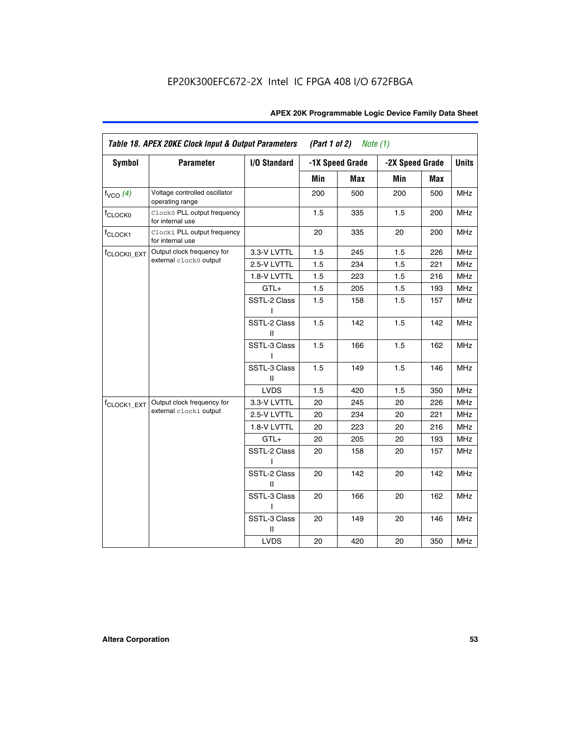EP20K300EFC672-2X Intel IC FPGA 408 I/O 672FBGA

| *Table 18. APEX 20KE Clock Input & Output Parameters (Part 1 of 2) Note (1)* | | | | | | | |
|---|---|---|---|---|---|---|---|
| **Symbol** | **Parameter** | **I/O Standard** | **-1X Speed Grade** | | **-2X Speed Grade** | | **Units** |
| | | | **Min** | **Max** | **Min** | **Max** | |
| $f_{VCO}$ *(4)* | Voltage controlled oscillator operating range | | 200 | 500 | 200 | 500 | MHz |
| $f_{CLOCK0}$ | `Clock0` PLL output frequency for internal use | | 1.5 | 335 | 1.5 | 200 | MHz |
| $f_{CLOCK1}$ | `Clock1` PLL output frequency for internal use | | 20 | 335 | 20 | 200 | MHz |
| $f_{CLOCK0\_EXT}$ | Output clock frequency for external `clock0` output | 3.3-V LVTTL | 1.5 | 245 | 1.5 | 226 | MHz |
| | | 2.5-V LVTTL | 1.5 | 234 | 1.5 | 221 | MHz |
| | | 1.8-V LVTTL | 1.5 | 223 | 1.5 | 216 | MHz |
| | | GTL+ | 1.5 | 205 | 1.5 | 193 | MHz |
| | | SSTL-2 Class I | 1.5 | 158 | 1.5 | 157 | MHz |
| | | SSTL-2 Class II | 1.5 | 142 | 1.5 | 142 | MHz |
| | | SSTL-3 Class I | 1.5 | 166 | 1.5 | 162 | MHz |
| | | SSTL-3 Class II | 1.5 | 149 | 1.5 | 146 | MHz |
| | | LVDS | 1.5 | 420 | 1.5 | 350 | MHz |
| $f_{CLOCK1\_EXT}$ | Output clock frequency for external `clock1` output | 3.3-V LVTTL | 20 | 245 | 20 | 226 | MHz |
| | | 2.5-V LVTTL | 20 | 234 | 20 | 221 | MHz |
| | | 1.8-V LVTTL | 20 | 223 | 20 | 216 | MHz |
| | | GTL+ | 20 | 205 | 20 | 193 | MHz |
| | | SSTL-2 Class I | 20 | 158 | 20 | 157 | MHz |
| | | SSTL-2 Class II | 20 | 142 | 20 | 142 | MHz |
| | | SSTL-3 Class I | 20 | 166 | 20 | 162 | MHz |
| | | SSTL-3 Class II | 20 | 149 | 20 | 146 | MHz |
| | | LVDS | 20 | 420 | 20 | 350 | MHz |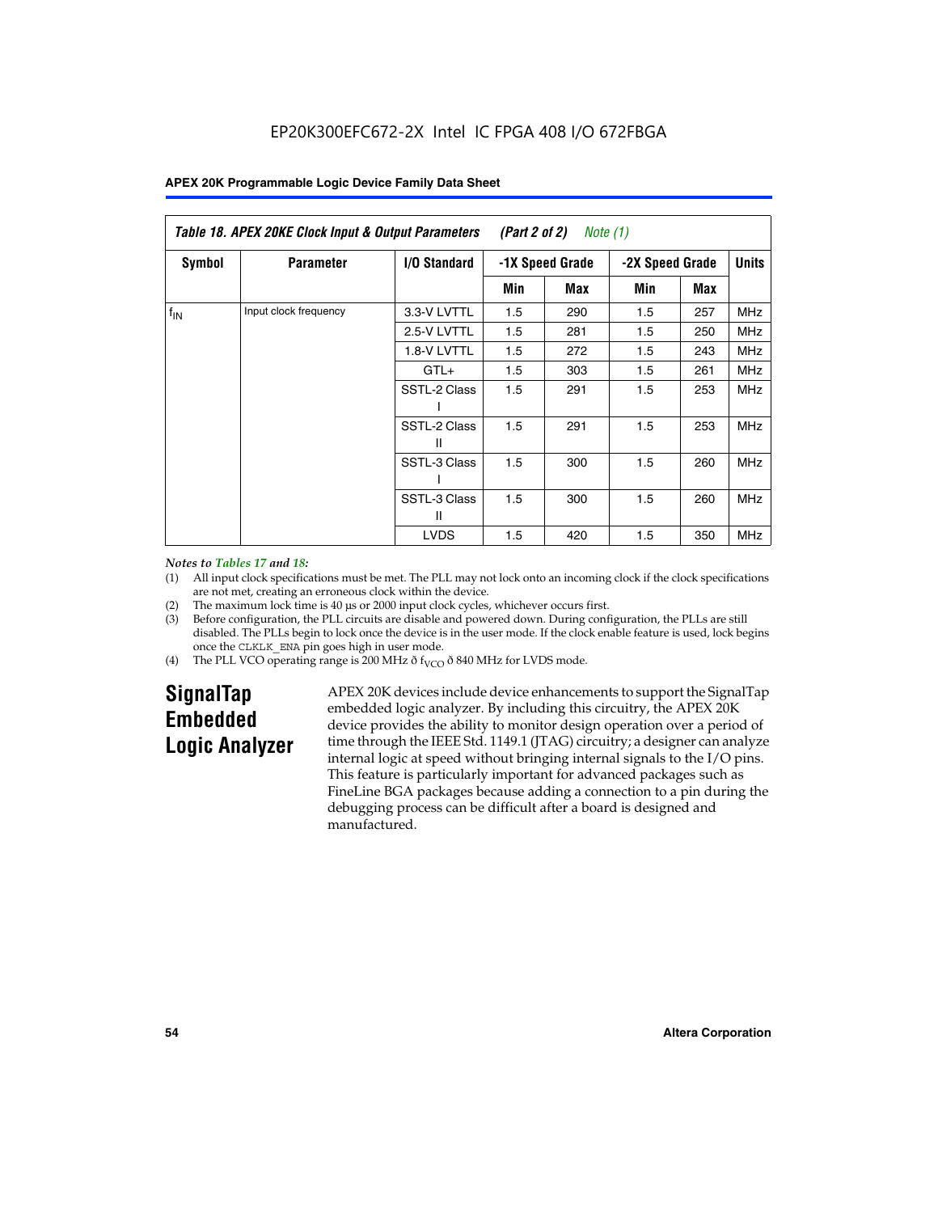EP20K300EFC672-2X Intel IC FPGA 408 I/O 672FBGA

| Table 18. APEX 20KE Clock Input & Output Parameters (Part 2 of 2) Note (1) | | | | | | | |
|---|---|---|---|---|---|---|---|
| Symbol | Parameter | I/O Standard | -1X Speed Grade | | -2X Speed Grade | | Units |
| | | | Min | Max | Min | Max | |
| $f_{IN}$ | Input clock frequency | 3.3-V LVTTL | 1.5 | 290 | 1.5 | 257 | MHz |
| | | 2.5-V LVTTL | 1.5 | 281 | 1.5 | 250 | MHz |
| | | 1.8-V LVTTL | 1.5 | 272 | 1.5 | 243 | MHz |
| | | GTL+ | 1.5 | 303 | 1.5 | 261 | MHz |
| | | SSTL-2 Class I | 1.5 | 291 | 1.5 | 253 | MHz |
| | | SSTL-2 Class II | 1.5 | 291 | 1.5 | 253 | MHz |
| | | SSTL-3 Class I | 1.5 | 300 | 1.5 | 260 | MHz |
| | | SSTL-3 Class II | 1.5 | 300 | 1.5 | 260 | MHz |
| | | LVDS | 1.5 | 420 | 1.5 | 350 | MHz |

*Notes to Tables 17 and 18:*

(1) All input clock specifications must be met. The PLL may not lock onto an incoming clock if the clock specifications are not met, creating an erroneous clock within the device.

(2) The maximum lock time is 40 µs or 2000 input clock cycles, whichever occurs first.

(3) Before configuration, the PLL circuits are disable and powered down. During configuration, the PLLs are still disabled. The PLLs begin to lock once the device is in the user mode. If the clock enable feature is used, lock begins once the CLKLK_ENA pin goes high in user mode.

(4) The PLL VCO operating range is 200 MHz ð $f_{VCO}$ ð 840 MHz for LVDS mode.

## SignalTap Embedded Logic Analyzer

APEX 20K devices include device enhancements to support the SignalTap embedded logic analyzer. By including this circuitry, the APEX 20K device provides the ability to monitor design operation over a period of time through the IEEE Std. 1149.1 (JTAG) circuitry; a designer can analyze internal logic at speed without bringing internal signals to the I/O pins. This feature is particularly important for advanced packages such as FineLine BGA packages because adding a connection to a pin during the debugging process can be difficult after a board is designed and manufactured.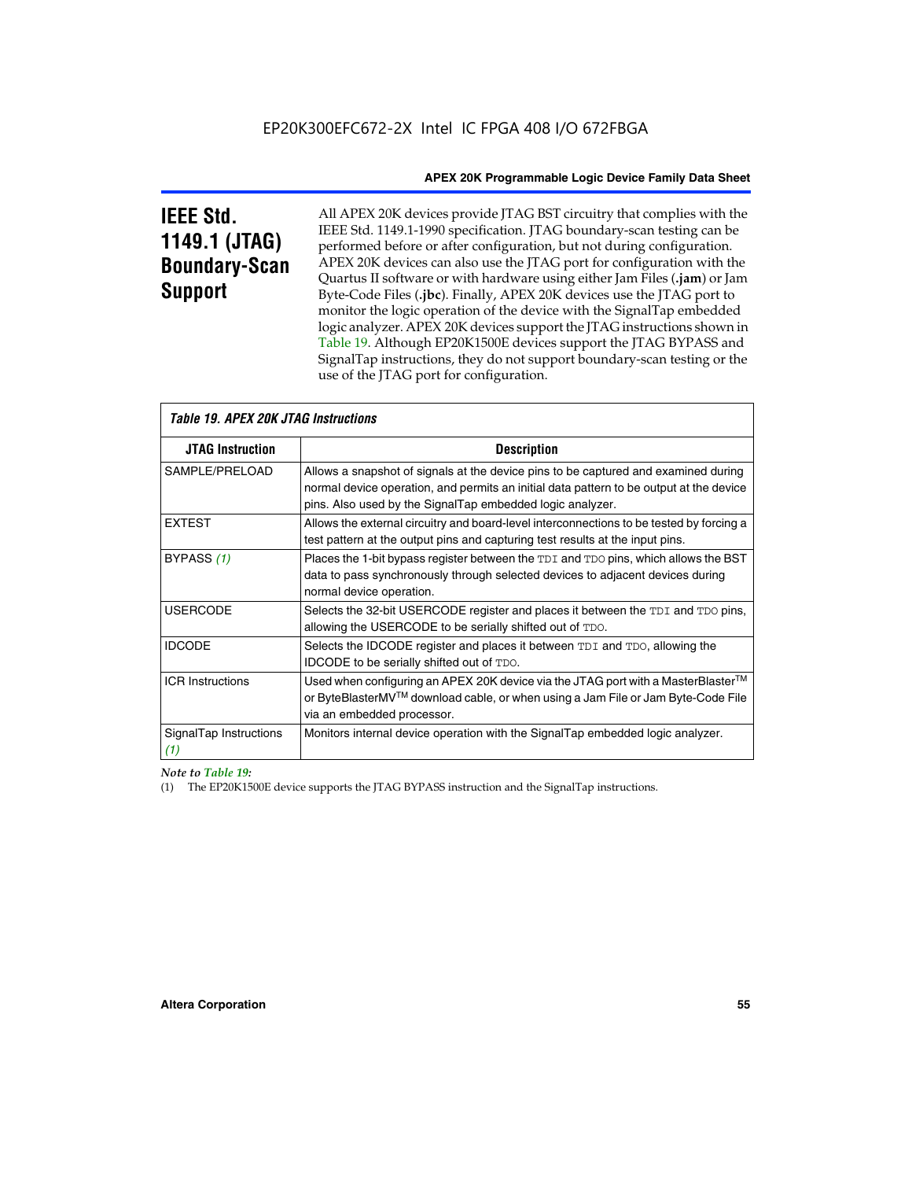# IEEE Std. 1149.1 (JTAG) Boundary-Scan Support

All APEX 20K devices provide JTAG BST circuitry that complies with the IEEE Std. 1149.1-1990 specification. JTAG boundary-scan testing can be performed before or after configuration, but not during configuration. APEX 20K devices can also use the JTAG port for configuration with the Quartus II software or with hardware using either Jam Files (**.jam**) or Jam Byte-Code Files (**.jbc**). Finally, APEX 20K devices use the JTAG port to monitor the logic operation of the device with the SignalTap embedded logic analyzer. APEX 20K devices support the JTAG instructions shown in Table 19. Although EP20K1500E devices support the JTAG BYPASS and SignalTap instructions, they do not support boundary-scan testing or the use of the JTAG port for configuration.

*Table 19. APEX 20K JTAG Instructions*

| JTAG Instruction | Description |
|---|---|
| SAMPLE/PRELOAD | Allows a snapshot of signals at the device pins to be captured and examined during normal device operation, and permits an initial data pattern to be output at the device pins. Also used by the SignalTap embedded logic analyzer. |
| EXTEST | Allows the external circuitry and board-level interconnections to be tested by forcing a test pattern at the output pins and capturing test results at the input pins. |
| BYPASS *(1)* | Places the 1-bit bypass register between the `TDI` and `TDO` pins, which allows the BST data to pass synchronously through selected devices to adjacent devices during normal device operation. |
| USERCODE | Selects the 32-bit USERCODE register and places it between the `TDI` and `TDO` pins, allowing the USERCODE to be serially shifted out of `TDO`. |
| IDCODE | Selects the IDCODE register and places it between `TDI` and `TDO`, allowing the IDCODE to be serially shifted out of `TDO`. |
| ICR Instructions | Used when configuring an APEX 20K device via the JTAG port with a MasterBlaster™ or ByteBlasterMV™ download cable, or when using a Jam File or Jam Byte-Code File via an embedded processor. |
| SignalTap Instructions *(1)* | Monitors internal device operation with the SignalTap embedded logic analyzer. |

*Note to Table 19:*

(1) The EP20K1500E device supports the JTAG BYPASS instruction and the SignalTap instructions.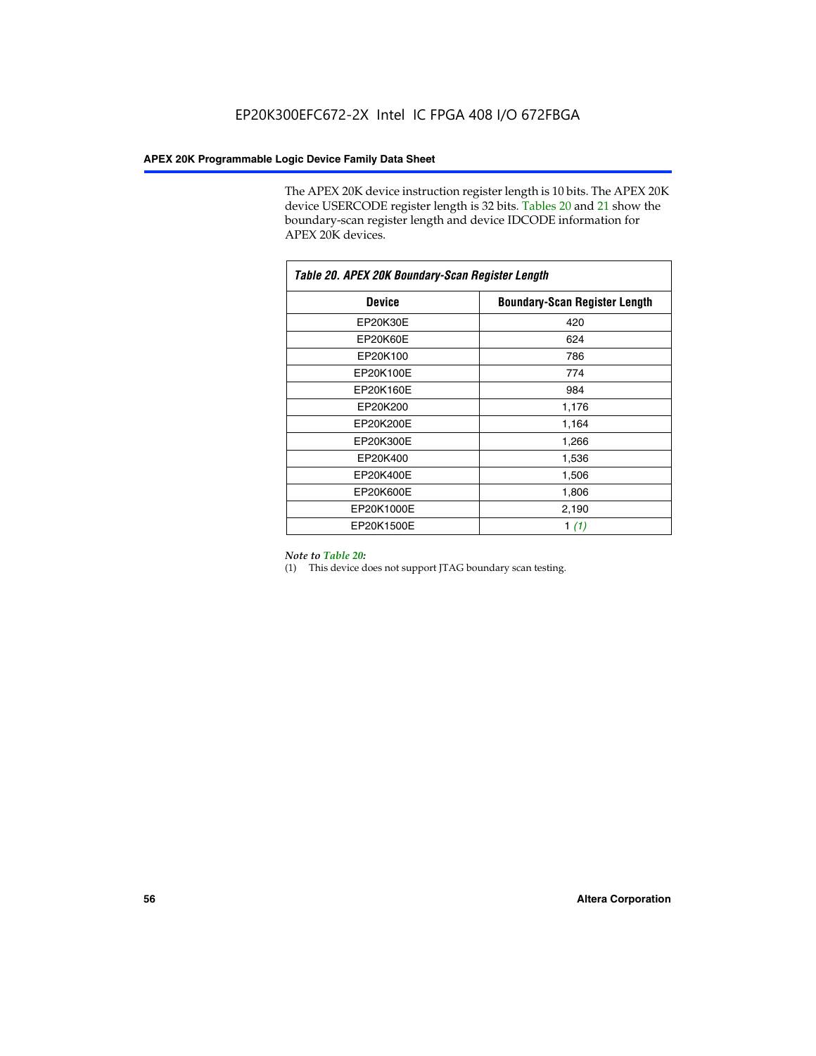The APEX 20K device instruction register length is 10 bits. The APEX 20K device USERCODE register length is 32 bits. Tables 20 and 21 show the boundary-scan register length and device IDCODE information for APEX 20K devices.

**Table 20. APEX 20K Boundary-Scan Register Length**

| Device | Boundary-Scan Register Length |
|---|---|
| EP20K30E | 420 |
| EP20K60E | 624 |
| EP20K100 | 786 |
| EP20K100E | 774 |
| EP20K160E | 984 |
| EP20K200 | 1,176 |
| EP20K200E | 1,164 |
| EP20K300E | 1,266 |
| EP20K400 | 1,536 |
| EP20K400E | 1,506 |
| EP20K600E | 1,806 |
| EP20K1000E | 2,190 |
| EP20K1500E | 1 *(1)* |

*Note to Table 20:*

(1) This device does not support JTAG boundary scan testing.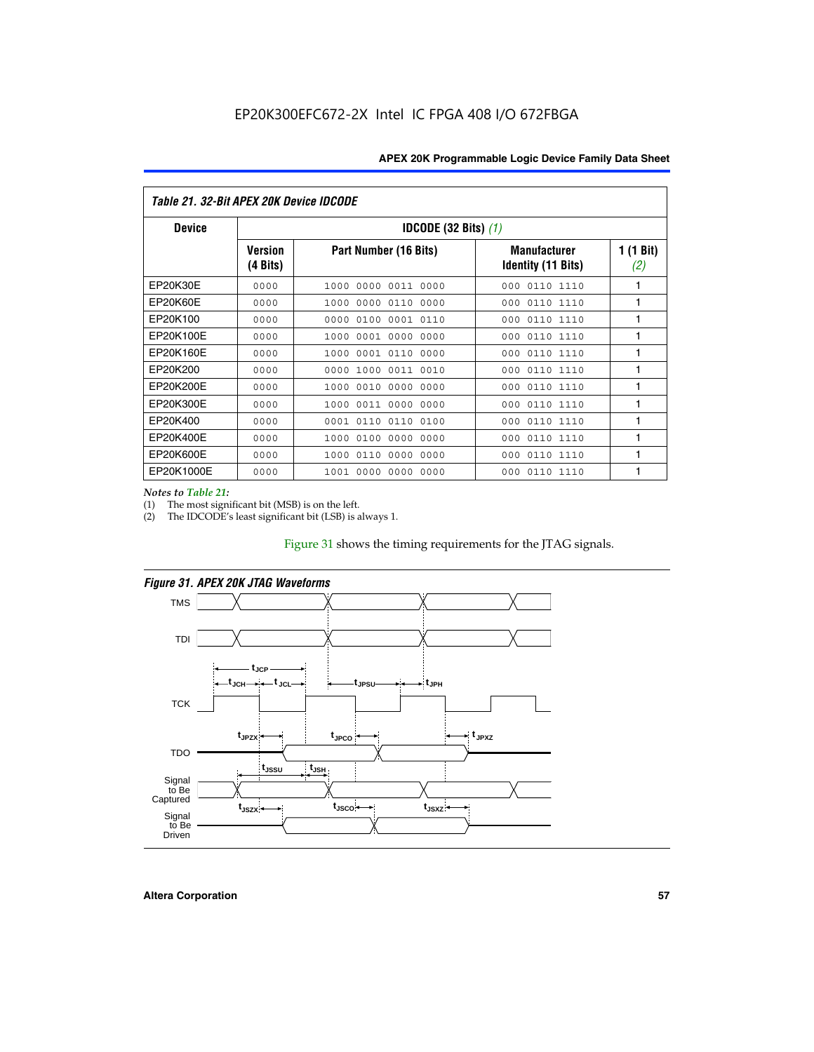**Table 21. 32-Bit APEX 20K Device IDCODE**

| Device | IDCODE (32 Bits) *(1)* | | | |
|---|---|---|---|---|
| | Version (4 Bits) | Part Number (16 Bits) | Manufacturer Identity (11 Bits) | 1 (1 Bit) *(2)* |
| EP20K30E | 0000 | 1000 0000 0011 0000 | 000 0110 1110 | 1 |
| EP20K60E | 0000 | 1000 0000 0110 0000 | 000 0110 1110 | 1 |
| EP20K100 | 0000 | 0000 0100 0001 0110 | 000 0110 1110 | 1 |
| EP20K100E | 0000 | 1000 0001 0000 0000 | 000 0110 1110 | 1 |
| EP20K160E | 0000 | 1000 0001 0110 0000 | 000 0110 1110 | 1 |
| EP20K200 | 0000 | 0000 1000 0011 0010 | 000 0110 1110 | 1 |
| EP20K200E | 0000 | 1000 0010 0000 0000 | 000 0110 1110 | 1 |
| EP20K300E | 0000 | 1000 0011 0000 0000 | 000 0110 1110 | 1 |
| EP20K400 | 0000 | 0001 0110 0110 0100 | 000 0110 1110 | 1 |
| EP20K400E | 0000 | 1000 0100 0000 0000 | 000 0110 1110 | 1 |
| EP20K600E | 0000 | 1000 0110 0000 0000 | 000 0110 1110 | 1 |
| EP20K1000E | 0000 | 1001 0000 0000 0000 | 000 0110 1110 | 1 |

*Notes to Table 21:*
(1) The most significant bit (MSB) is on the left.
(2) The IDCODE's least significant bit (LSB) is always 1.

Figure 31 shows the timing requirements for the JTAG signals.

**Figure 31. APEX 20K JTAG Waveforms**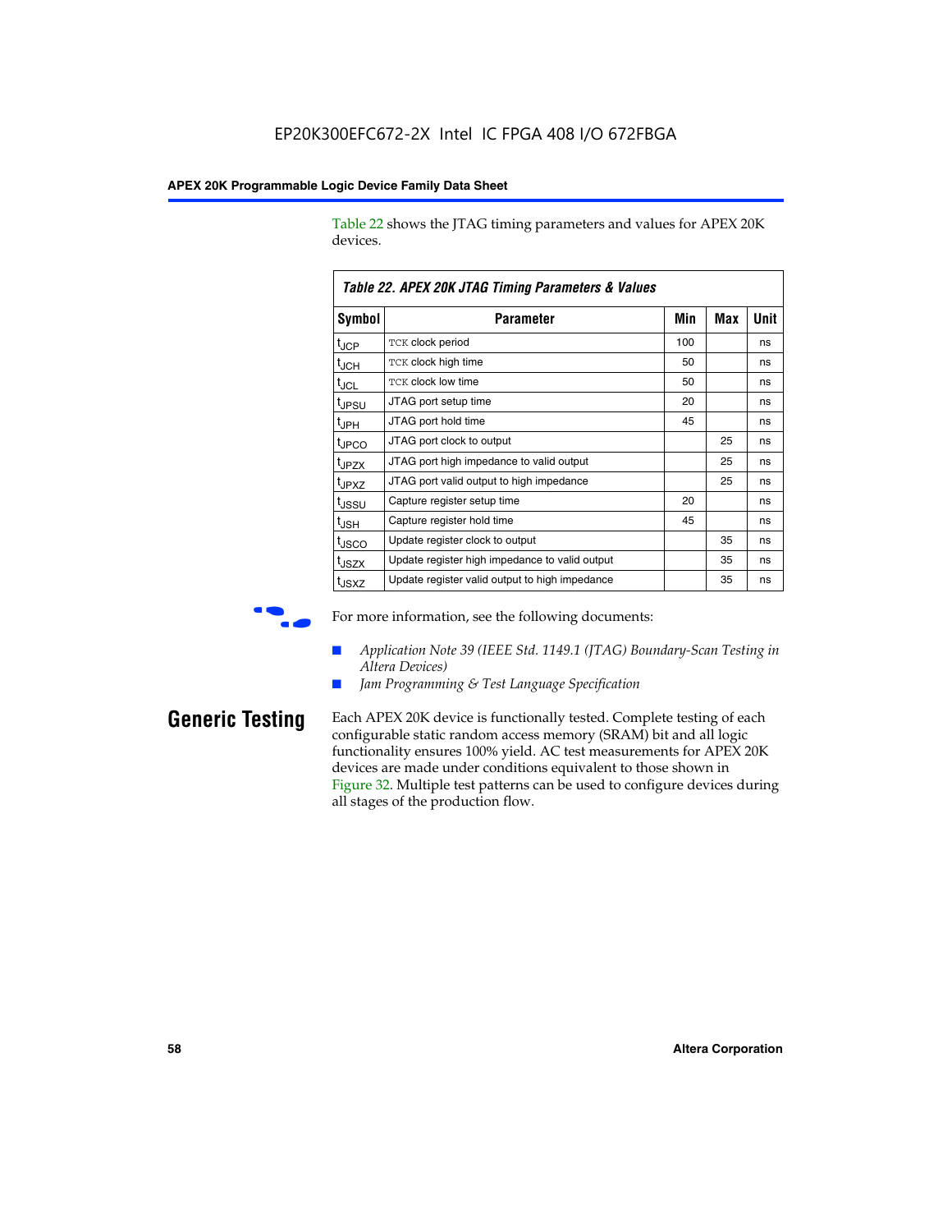Table 22 shows the JTAG timing parameters and values for APEX 20K devices.

**Table 22. APEX 20K JTAG Timing Parameters & Values**

| Symbol | Parameter | Min | Max | Unit |
|---|---|---|---|---|
| $t_{JCP}$ | TCK clock period | 100 | | ns |
| $t_{JCH}$ | TCK clock high time | 50 | | ns |
| $t_{JCL}$ | TCK clock low time | 50 | | ns |
| $t_{JPSU}$ | JTAG port setup time | 20 | | ns |
| $t_{JPH}$ | JTAG port hold time | 45 | | ns |
| $t_{JPCO}$ | JTAG port clock to output | | 25 | ns |
| $t_{JPZX}$ | JTAG port high impedance to valid output | | 25 | ns |
| $t_{JPXZ}$ | JTAG port valid output to high impedance | | 25 | ns |
| $t_{JSSU}$ | Capture register setup time | 20 | | ns |
| $t_{JSH}$ | Capture register hold time | 45 | | ns |
| $t_{JSCO}$ | Update register clock to output | | 35 | ns |
| $t_{JSZX}$ | Update register high impedance to valid output | | 35 | ns |
| $t_{JSXZ}$ | Update register valid output to high impedance | | 35 | ns |

For more information, see the following documents:

- *Application Note 39 (IEEE Std. 1149.1 (JTAG) Boundary-Scan Testing in Altera Devices)*
- *Jam Programming & Test Language Specification*

## Generic Testing

Each APEX 20K device is functionally tested. Complete testing of each configurable static random access memory (SRAM) bit and all logic functionality ensures 100% yield. AC test measurements for APEX 20K devices are made under conditions equivalent to those shown in Figure 32. Multiple test patterns can be used to configure devices during all stages of the production flow.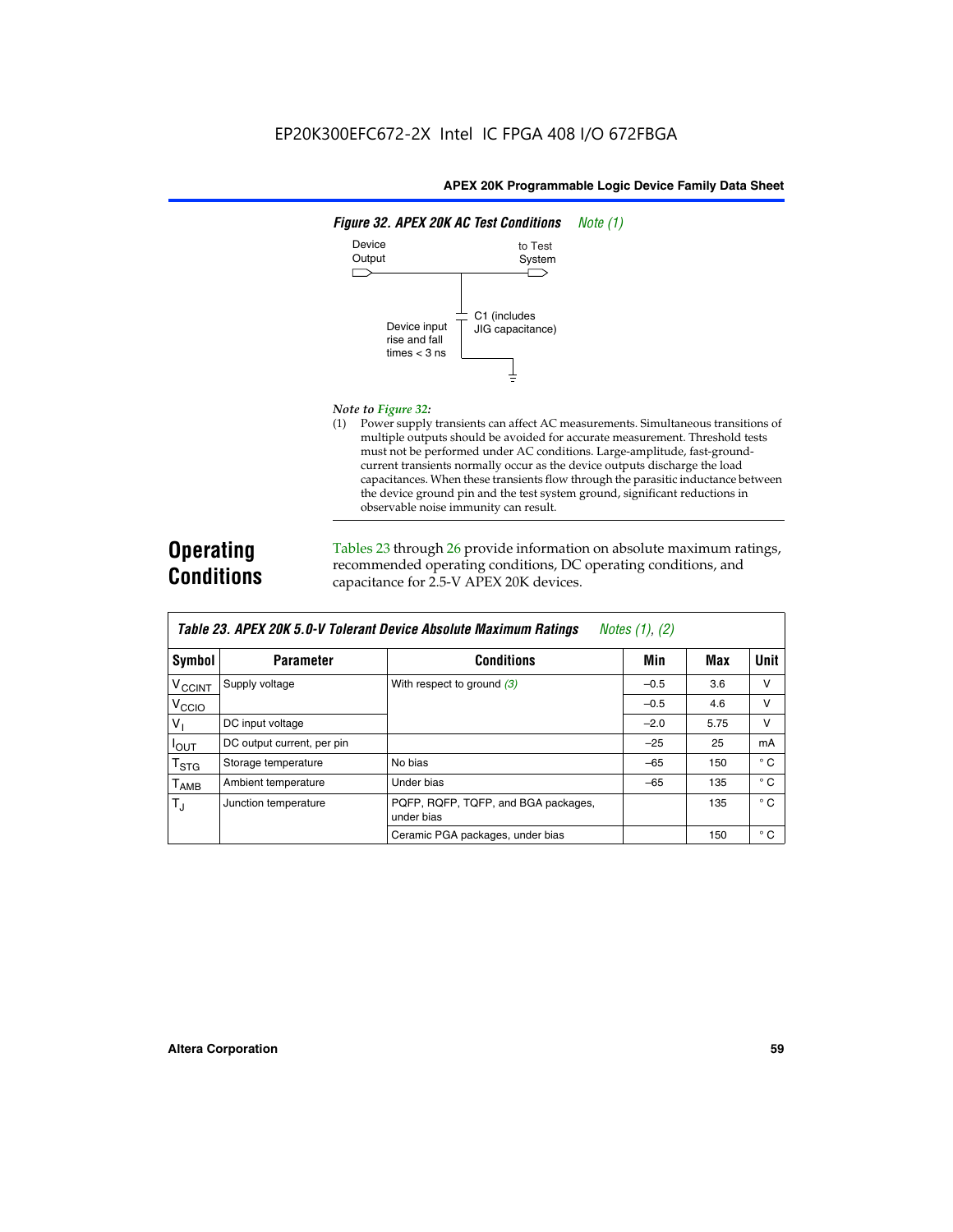EP20K300EFC672-2X Intel IC FPGA 408 I/O 672FBGA

**Figure 32. APEX 20K AC Test Conditions** *Note (1)*

Device Output

to Test System

C1 (includes JIG capacitance)

Device input rise and fall times < 3 ns

*Note to Figure 32:*

(1) Power supply transients can affect AC measurements. Simultaneous transitions of multiple outputs should be avoided for accurate measurement. Threshold tests must not be performed under AC conditions. Large-amplitude, fast-ground-current transients normally occur as the device outputs discharge the load capacitances. When these transients flow through the parasitic inductance between the device ground pin and the test system ground, significant reductions in observable noise immunity can result.

## Operating Conditions

Tables 23 through 26 provide information on absolute maximum ratings, recommended operating conditions, DC operating conditions, and capacitance for 2.5-V APEX 20K devices.

**Table 23. APEX 20K 5.0-V Tolerant Device Absolute Maximum Ratings** *Notes (1), (2)*

| Symbol | Parameter | Conditions | Min | Max | Unit |
|---|---|---|---|---|---|
| $V_{CCINT}$ | Supply voltage | With respect to ground (3) | –0.5 | 3.6 | V |
| $V_{CCIO}$ | | | –0.5 | 4.6 | V |
| $V_I$ | DC input voltage | | –2.0 | 5.75 | V |
| $I_{OUT}$ | DC output current, per pin | | –25 | 25 | mA |
| $T_{STG}$ | Storage temperature | No bias | –65 | 150 | ° C |
| $T_{AMB}$ | Ambient temperature | Under bias | –65 | 135 | ° C |
| $T_J$ | Junction temperature | PQFP, RQFP, TQFP, and BGA packages, under bias | | 135 | ° C |
| | | Ceramic PGA packages, under bias | | 150 | ° C |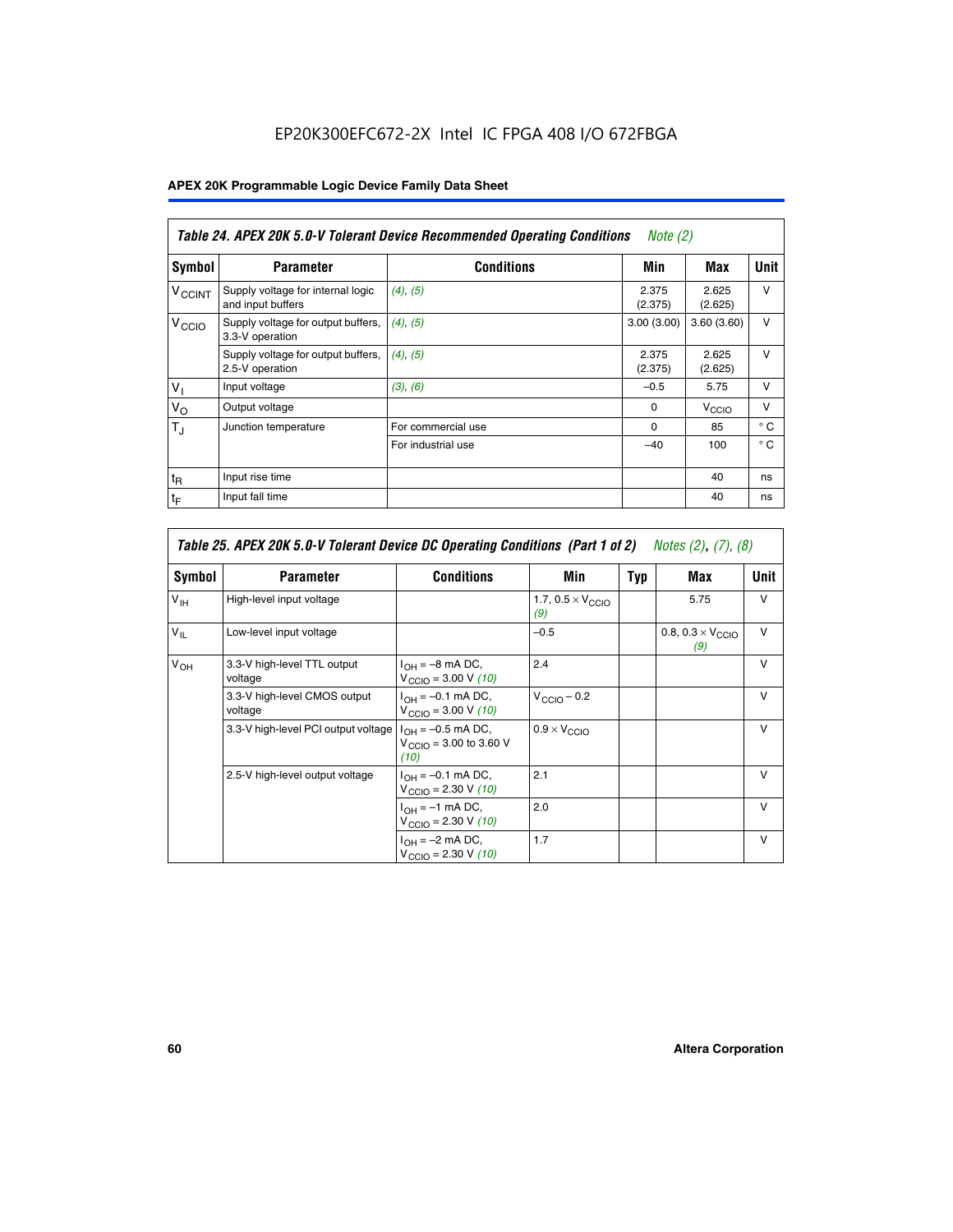EP20K300EFC672-2X Intel IC FPGA 408 I/O 672FBGA

| Table 24. APEX 20K 5.0-V Tolerant Device Recommended Operating Conditions *Note (2)* | | | | | |
|---|---|---|---|---|---|
| Symbol | Parameter | Conditions | Min | Max | Unit |
| $V_{CCINT}$ | Supply voltage for internal logic and input buffers | *(4)*, *(5)* | 2.375 (2.375) | 2.625 (2.625) | V |
| $V_{CCIO}$ | Supply voltage for output buffers, 3.3-V operation | *(4)*, *(5)* | 3.00 (3.00) | 3.60 (3.60) | V |
| | Supply voltage for output buffers, 2.5-V operation | *(4)*, *(5)* | 2.375 (2.375) | 2.625 (2.625) | V |
| $V_I$ | Input voltage | *(3)*, *(6)* | –0.5 | 5.75 | V |
| $V_O$ | Output voltage | | 0 | $V_{CCIO}$ | V |
| $T_J$ | Junction temperature | For commercial use | 0 | 85 | ° C |
| | | For industrial use | –40 | 100 | ° C |
| $t_R$ | Input rise time | | | 40 | ns |
| $t_F$ | Input fall time | | | 40 | ns |

| Table 25. APEX 20K 5.0-V Tolerant Device DC Operating Conditions (Part 1 of 2) *Notes (2), (7), (8)* | | | | | | |
|---|---|---|---|---|---|---|
| Symbol | Parameter | Conditions | Min | Typ | Max | Unit |
| $V_{IH}$ | High-level input voltage | | 1.7, 0.5 × $V_{CCIO}$ *(9)* | | 5.75 | V |
| $V_{IL}$ | Low-level input voltage | | –0.5 | | 0.8, 0.3 × $V_{CCIO}$ *(9)* | V |
| $V_{OH}$ | 3.3-V high-level TTL output voltage | $I_{OH}$ = –8 mA DC, $V_{CCIO}$ = 3.00 V *(10)* | 2.4 | | | V |
| | 3.3-V high-level CMOS output voltage | $I_{OH}$ = –0.1 mA DC, $V_{CCIO}$ = 3.00 V *(10)* | $V_{CCIO}$ – 0.2 | | | V |
| | 3.3-V high-level PCI output voltage | $I_{OH}$ = –0.5 mA DC, $V_{CCIO}$ = 3.00 to 3.60 V *(10)* | 0.9 × $V_{CCIO}$ | | | V |
| | 2.5-V high-level output voltage | $I_{OH}$ = –0.1 mA DC, $V_{CCIO}$ = 2.30 V *(10)* | 2.1 | | | V |
| | | $I_{OH}$ = –1 mA DC, $V_{CCIO}$ = 2.30 V *(10)* | 2.0 | | | V |
| | | $I_{OH}$ = –2 mA DC, $V_{CCIO}$ = 2.30 V *(10)* | 1.7 | | | V |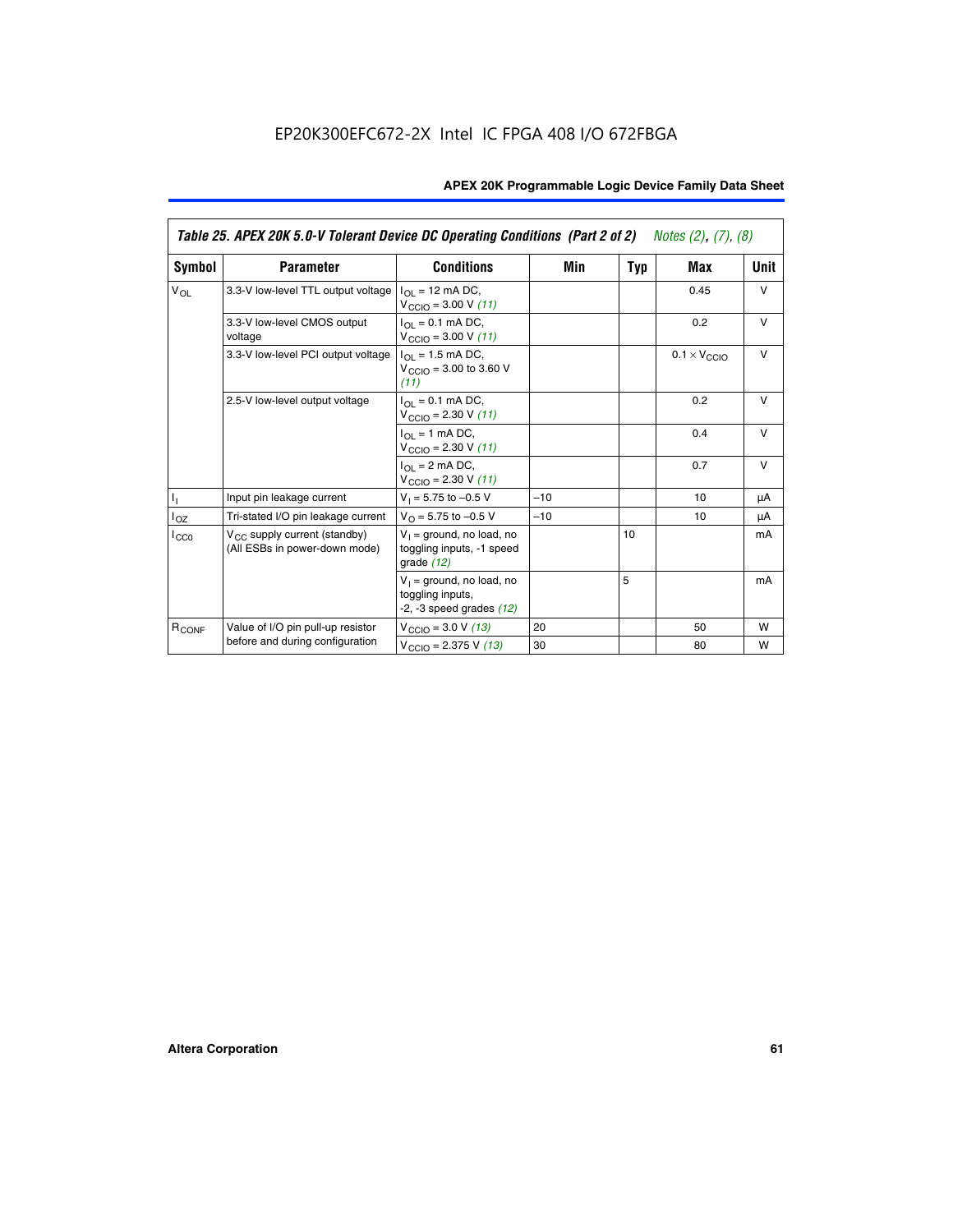**Table 25. APEX 20K 5.0-V Tolerant Device DC Operating Conditions (Part 2 of 2)** *Notes (2), (7), (8)*

| Symbol | Parameter | Conditions | Min | Typ | Max | Unit |
|---|---|---|---|---|---|---|
| $V_{OL}$ | 3.3-V low-level TTL output voltage | $I_{OL}$ = 12 mA DC, $V_{CCIO}$ = 3.00 V *(11)* | | | 0.45 | V |
| | 3.3-V low-level CMOS output voltage | $I_{OL}$ = 0.1 mA DC, $V_{CCIO}$ = 3.00 V *(11)* | | | 0.2 | V |
| | 3.3-V low-level PCI output voltage | $I_{OL}$ = 1.5 mA DC, $V_{CCIO}$ = 3.00 to 3.60 V *(11)* | | | $0.1 \times V_{CCIO}$ | V |
| | 2.5-V low-level output voltage | $I_{OL}$ = 0.1 mA DC, $V_{CCIO}$ = 2.30 V *(11)* | | | 0.2 | V |
| | | $I_{OL}$ = 1 mA DC, $V_{CCIO}$ = 2.30 V *(11)* | | | 0.4 | V |
| | | $I_{OL}$ = 2 mA DC, $V_{CCIO}$ = 2.30 V *(11)* | | | 0.7 | V |
| $I_I$ | Input pin leakage current | $V_I$ = 5.75 to –0.5 V | –10 | | 10 | µA |
| $I_{OZ}$ | Tri-stated I/O pin leakage current | $V_O$ = 5.75 to –0.5 V | –10 | | 10 | µA |
| $I_{CC0}$ | $V_{CC}$ supply current (standby) (All ESBs in power-down mode) | $V_I$ = ground, no load, no toggling inputs, -1 speed grade *(12)* | | 10 | | mA |
| | | $V_I$ = ground, no load, no toggling inputs, -2, -3 speed grades *(12)* | | 5 | | mA |
| $R_{CONF}$ | Value of I/O pin pull-up resistor before and during configuration | $V_{CCIO}$ = 3.0 V *(13)* | 20 | | 50 | W |
| | | $V_{CCIO}$ = 2.375 V *(13)* | 30 | | 80 | W |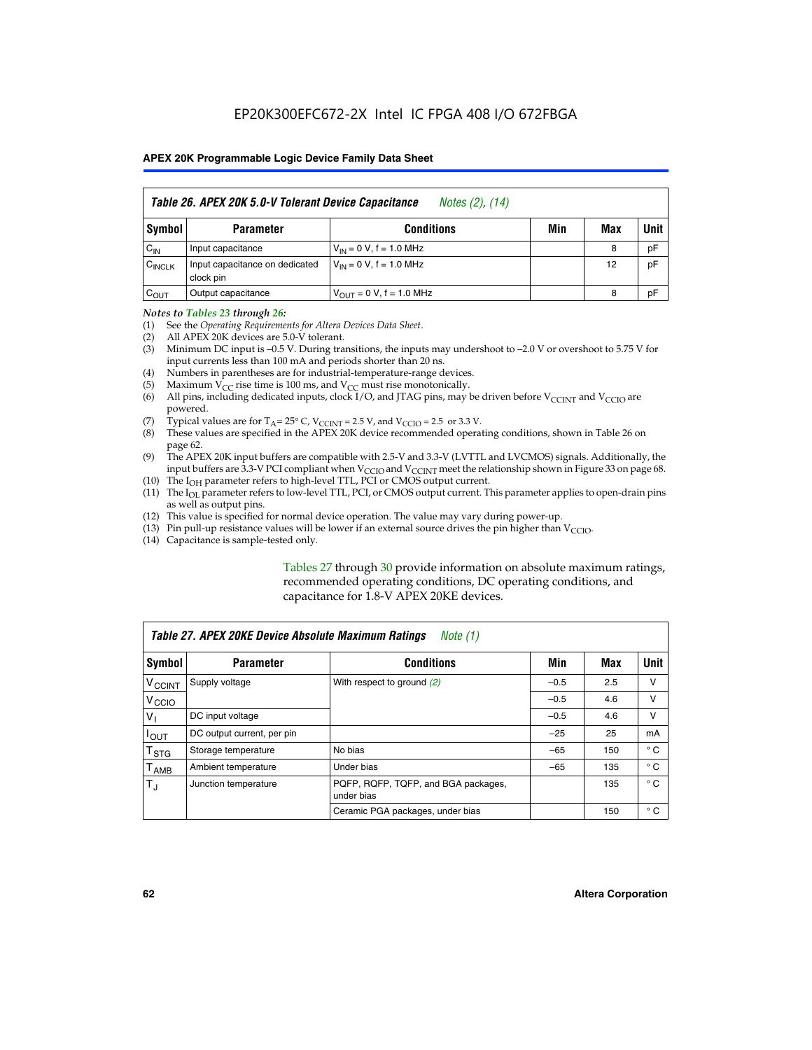EP20K300EFC672-2X Intel IC FPGA 408 I/O 672FBGA

**Table 26. APEX 20K 5.0-V Tolerant Device Capacitance** *Notes (2), (14)*

| Symbol | Parameter | Conditions | Min | Max | Unit |
|---|---|---|---|---|---|
| $C_{IN}$ | Input capacitance | $V_{IN}$ = 0 V, f = 1.0 MHz | | 8 | pF |
| $C_{INCLK}$ | Input capacitance on dedicated clock pin | $V_{IN}$ = 0 V, f = 1.0 MHz | | 12 | pF |
| $C_{OUT}$ | Output capacitance | $V_{OUT}$ = 0 V, f = 1.0 MHz | | 8 | pF |

*Notes to Tables 23 through 26:*

(1) See the *Operating Requirements for Altera Devices Data Sheet*.
(2) All APEX 20K devices are 5.0-V tolerant.
(3) Minimum DC input is –0.5 V. During transitions, the inputs may undershoot to –2.0 V or overshoot to 5.75 V for input currents less than 100 mA and periods shorter than 20 ns.
(4) Numbers in parentheses are for industrial-temperature-range devices.
(5) Maximum $V_{CC}$ rise time is 100 ms, and $V_{CC}$ must rise monotonically.
(6) All pins, including dedicated inputs, clock I/O, and JTAG pins, may be driven before $V_{CCINT}$ and $V_{CCIO}$ are powered.
(7) Typical values are for $T_A$ = 25° C, $V_{CCINT}$ = 2.5 V, and $V_{CCIO}$ = 2.5 or 3.3 V.
(8) These values are specified in the APEX 20K device recommended operating conditions, shown in Table 26 on page 62.
(9) The APEX 20K input buffers are compatible with 2.5-V and 3.3-V (LVTTL and LVCMOS) signals. Additionally, the input buffers are 3.3-V PCI compliant when $V_{CCIO}$ and $V_{CCINT}$ meet the relationship shown in Figure 33 on page 68.
(10) The $I_{OH}$ parameter refers to high-level TTL, PCI or CMOS output current.
(11) The $I_{OL}$ parameter refers to low-level TTL, PCI, or CMOS output current. This parameter applies to open-drain pins as well as output pins.
(12) This value is specified for normal device operation. The value may vary during power-up.
(13) Pin pull-up resistance values will be lower if an external source drives the pin higher than $V_{CCIO}$.
(14) Capacitance is sample-tested only.

Tables 27 through 30 provide information on absolute maximum ratings, recommended operating conditions, DC operating conditions, and capacitance for 1.8-V APEX 20KE devices.

**Table 27. APEX 20KE Device Absolute Maximum Ratings** *Note (1)*

| Symbol | Parameter | Conditions | Min | Max | Unit |
|---|---|---|---|---|---|
| $V_{CCINT}$ | Supply voltage | With respect to ground *(2)* | –0.5 | 2.5 | V |
| $V_{CCIO}$ | | | –0.5 | 4.6 | V |
| $V_I$ | DC input voltage | | –0.5 | 4.6 | V |
| $I_{OUT}$ | DC output current, per pin | | –25 | 25 | mA |
| $T_{STG}$ | Storage temperature | No bias | –65 | 150 | ° C |
| $T_{AMB}$ | Ambient temperature | Under bias | –65 | 135 | ° C |
| $T_J$ | Junction temperature | PQFP, RQFP, TQFP, and BGA packages, under bias | | 135 | ° C |
| | | Ceramic PGA packages, under bias | | 150 | ° C |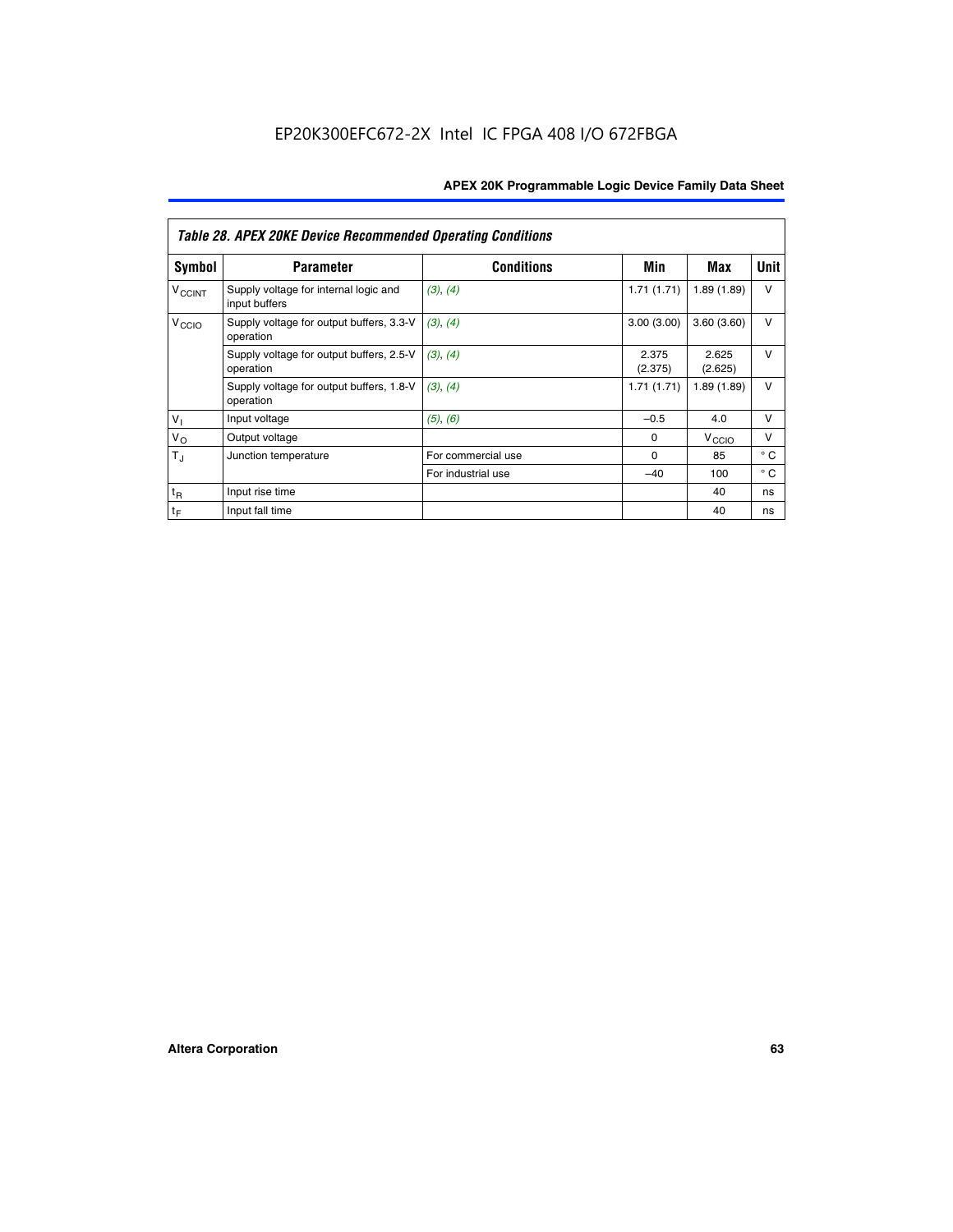EP20K300EFC672-2X Intel IC FPGA 408 I/O 672FBGA

| Table 28. APEX 20KE Device Recommended Operating Conditions | | | | | |
|---|---|---|---|---|---|
| Symbol | Parameter | Conditions | Min | Max | Unit |
| $V_{CCINT}$ | Supply voltage for internal logic and input buffers | (3), (4) | 1.71 (1.71) | 1.89 (1.89) | V |
| $V_{CCIO}$ | Supply voltage for output buffers, 3.3-V operation | (3), (4) | 3.00 (3.00) | 3.60 (3.60) | V |
| | Supply voltage for output buffers, 2.5-V operation | (3), (4) | 2.375 (2.375) | 2.625 (2.625) | V |
| | Supply voltage for output buffers, 1.8-V operation | (3), (4) | 1.71 (1.71) | 1.89 (1.89) | V |
| $V_I$ | Input voltage | (5), (6) | –0.5 | 4.0 | V |
| $V_O$ | Output voltage | | 0 | $V_{CCIO}$ | V |
| $T_J$ | Junction temperature | For commercial use | 0 | 85 | ° C |
| | | For industrial use | –40 | 100 | ° C |
| $t_R$ | Input rise time | | | 40 | ns |
| $t_F$ | Input fall time | | | 40 | ns |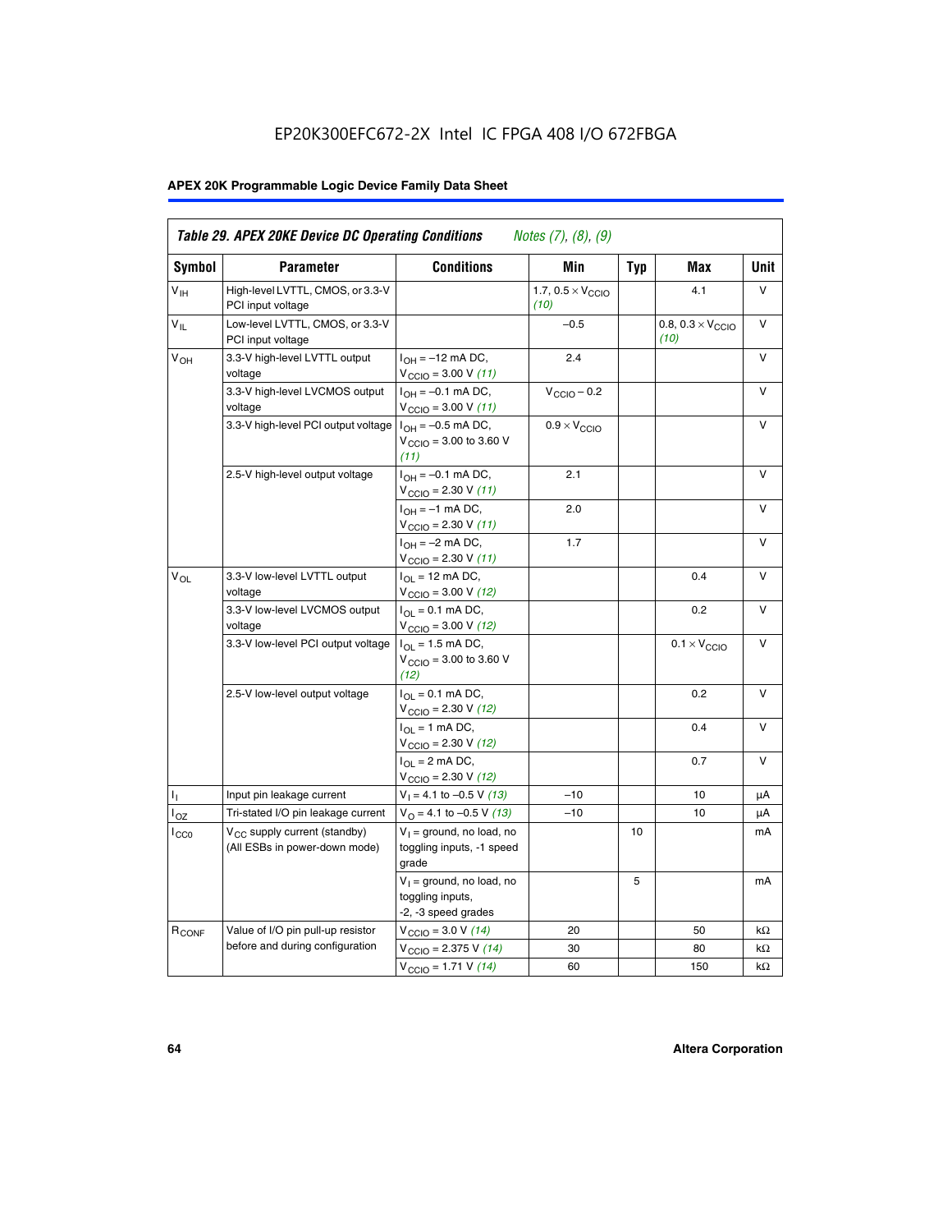EP20K300EFC672-2X Intel IC FPGA 408 I/O 672FBGA

| Table 29. APEX 20KE Device DC Operating Conditions *Notes (7), (8), (9)* | | | | | | |
|---|---|---|---|---|---|---|
| Symbol | Parameter | Conditions | Min | Typ | Max | Unit |
| $V_{IH}$ | High-level LVTTL, CMOS, or 3.3-V PCI input voltage | | 1.7, 0.5 × $V_{CCIO}$ *(10)* | | 4.1 | V |
| $V_{IL}$ | Low-level LVTTL, CMOS, or 3.3-V PCI input voltage | | –0.5 | | 0.8, 0.3 × $V_{CCIO}$ *(10)* | V |
| $V_{OH}$ | 3.3-V high-level LVTTL output voltage | $I_{OH}$ = –12 mA DC, $V_{CCIO}$ = 3.00 V *(11)* | 2.4 | | | V |
| | 3.3-V high-level LVCMOS output voltage | $I_{OH}$ = –0.1 mA DC, $V_{CCIO}$ = 3.00 V *(11)* | $V_{CCIO}$ – 0.2 | | | V |
| | 3.3-V high-level PCI output voltage | $I_{OH}$ = –0.5 mA DC, $V_{CCIO}$ = 3.00 to 3.60 V *(11)* | 0.9 × $V_{CCIO}$ | | | V |
| | 2.5-V high-level output voltage | $I_{OH}$ = –0.1 mA DC, $V_{CCIO}$ = 2.30 V *(11)* | 2.1 | | | V |
| | | $I_{OH}$ = –1 mA DC, $V_{CCIO}$ = 2.30 V *(11)* | 2.0 | | | V |
| | | $I_{OH}$ = –2 mA DC, $V_{CCIO}$ = 2.30 V *(11)* | 1.7 | | | V |
| $V_{OL}$ | 3.3-V low-level LVTTL output voltage | $I_{OL}$ = 12 mA DC, $V_{CCIO}$ = 3.00 V *(12)* | | | 0.4 | V |
| | 3.3-V low-level LVCMOS output voltage | $I_{OL}$ = 0.1 mA DC, $V_{CCIO}$ = 3.00 V *(12)* | | | 0.2 | V |
| | 3.3-V low-level PCI output voltage | $I_{OL}$ = 1.5 mA DC, $V_{CCIO}$ = 3.00 to 3.60 V *(12)* | | | 0.1 × $V_{CCIO}$ | V |
| | 2.5-V low-level output voltage | $I_{OL}$ = 0.1 mA DC, $V_{CCIO}$ = 2.30 V *(12)* | | | 0.2 | V |
| | | $I_{OL}$ = 1 mA DC, $V_{CCIO}$ = 2.30 V *(12)* | | | 0.4 | V |
| | | $I_{OL}$ = 2 mA DC, $V_{CCIO}$ = 2.30 V *(12)* | | | 0.7 | V |
| $I_I$ | Input pin leakage current | $V_I$ = 4.1 to –0.5 V *(13)* | –10 | | 10 | µA |
| $I_{OZ}$ | Tri-stated I/O pin leakage current | $V_O$ = 4.1 to –0.5 V *(13)* | –10 | | 10 | µA |
| $I_{CC0}$ | $V_{CC}$ supply current (standby) (All ESBs in power-down mode) | $V_I$ = ground, no load, no toggling inputs, -1 speed grade | | 10 | | mA |
| | | $V_I$ = ground, no load, no toggling inputs, -2, -3 speed grades | | 5 | | mA |
| $R_{CONF}$ | Value of I/O pin pull-up resistor before and during configuration | $V_{CCIO}$ = 3.0 V *(14)* | 20 | | 50 | kΩ |
| | | $V_{CCIO}$ = 2.375 V *(14)* | 30 | | 80 | kΩ |
| | | $V_{CCIO}$ = 1.71 V *(14)* | 60 | | 150 | kΩ |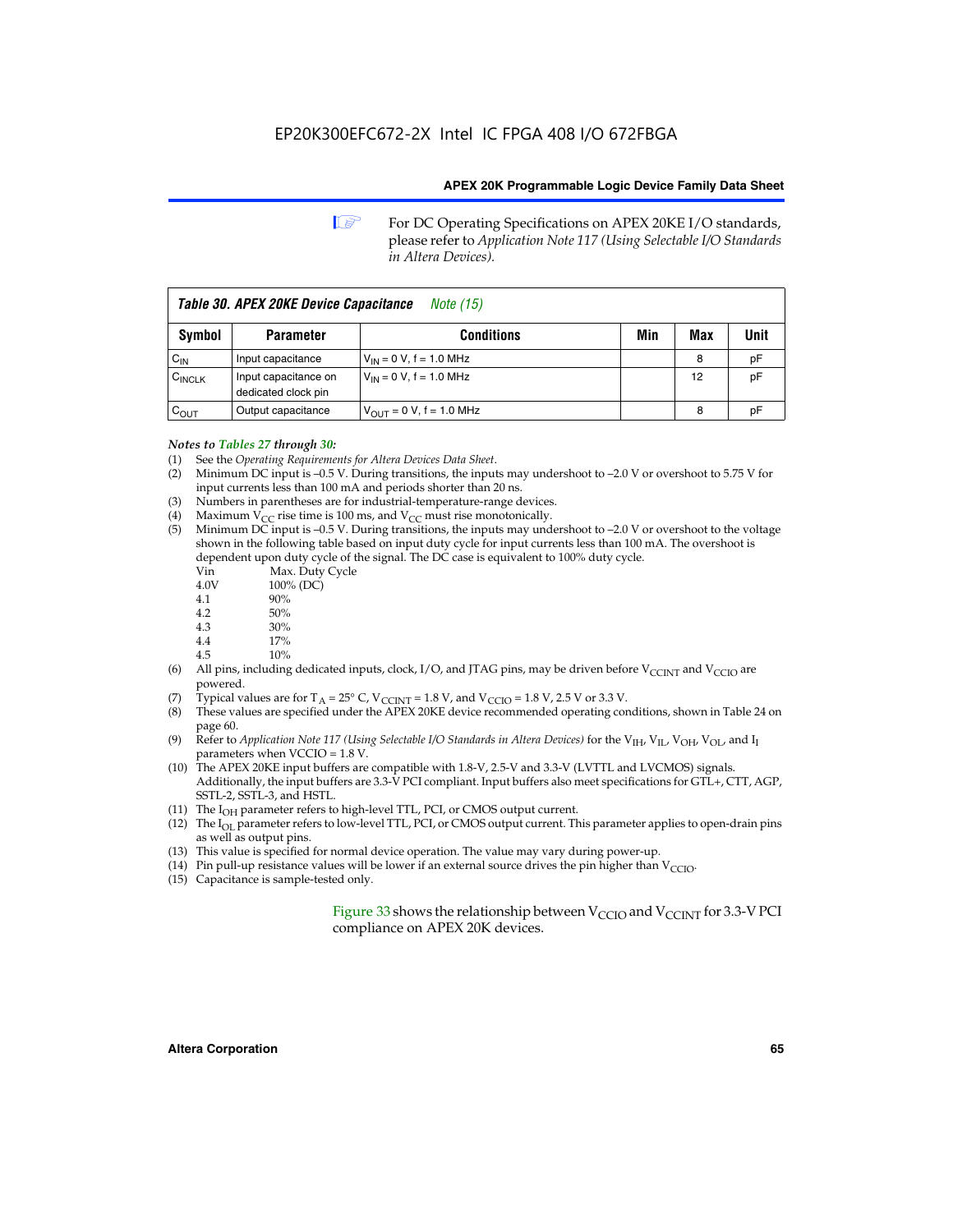For DC Operating Specifications on APEX 20KE I/O standards, please refer to *Application Note 117 (Using Selectable I/O Standards in Altera Devices).*

| *Table 30. APEX 20KE Device Capacitance* Note (15) | | | | | |
|---|---|---|---|---|---|
| **Symbol** | **Parameter** | **Conditions** | **Min** | **Max** | **Unit** |
| $C_{IN}$ | Input capacitance | $V_{IN}$ = 0 V, f = 1.0 MHz | | 8 | pF |
| $C_{INCLK}$ | Input capacitance on dedicated clock pin | $V_{IN}$ = 0 V, f = 1.0 MHz | | 12 | pF |
| $C_{OUT}$ | Output capacitance | $V_{OUT}$ = 0 V, f = 1.0 MHz | | 8 | pF |

*Notes to Tables 27 through 30:*

(1) See the *Operating Requirements for Altera Devices Data Sheet*.
(2) Minimum DC input is –0.5 V. During transitions, the inputs may undershoot to –2.0 V or overshoot to 5.75 V for input currents less than 100 mA and periods shorter than 20 ns.
(3) Numbers in parentheses are for industrial-temperature-range devices.
(4) Maximum $V_{CC}$ rise time is 100 ms, and $V_{CC}$ must rise monotonically.
(5) Minimum DC input is –0.5 V. During transitions, the inputs may undershoot to –2.0 V or overshoot to the voltage shown in the following table based on input duty cycle for input currents less than 100 mA. The overshoot is dependent upon duty cycle of the signal. The DC case is equivalent to 100% duty cycle.

| Vin | Max. Duty Cycle |
|---|---|
| 4.0V | 100% (DC) |
| 4.1 | 90% |
| 4.2 | 50% |
| 4.3 | 30% |
| 4.4 | 17% |
| 4.5 | 10% |

(6) All pins, including dedicated inputs, clock, I/O, and JTAG pins, may be driven before $V_{CCINT}$ and $V_{CCIO}$ are powered.
(7) Typical values are for $T_A$ = 25° C, $V_{CCINT}$ = 1.8 V, and $V_{CCIO}$ = 1.8 V, 2.5 V or 3.3 V.
(8) These values are specified under the APEX 20KE device recommended operating conditions, shown in Table 24 on page 60.
(9) Refer to *Application Note 117 (Using Selectable I/O Standards in Altera Devices)* for the $V_{IH}$, $V_{IL}$, $V_{OH}$, $V_{OL}$, and $I_I$ parameters when VCCIO = 1.8 V.
(10) The APEX 20KE input buffers are compatible with 1.8-V, 2.5-V and 3.3-V (LVTTL and LVCMOS) signals. Additionally, the input buffers are 3.3-V PCI compliant. Input buffers also meet specifications for GTL+, CTT, AGP, SSTL-2, SSTL-3, and HSTL.
(11) The $I_{OH}$ parameter refers to high-level TTL, PCI, or CMOS output current.
(12) The $I_{OL}$ parameter refers to low-level TTL, PCI, or CMOS output current. This parameter applies to open-drain pins as well as output pins.
(13) This value is specified for normal device operation. The value may vary during power-up.
(14) Pin pull-up resistance values will be lower if an external source drives the pin higher than $V_{CCIO}$.
(15) Capacitance is sample-tested only.

Figure 33 shows the relationship between $V_{CCIO}$ and $V_{CCINT}$ for 3.3-V PCI compliance on APEX 20K devices.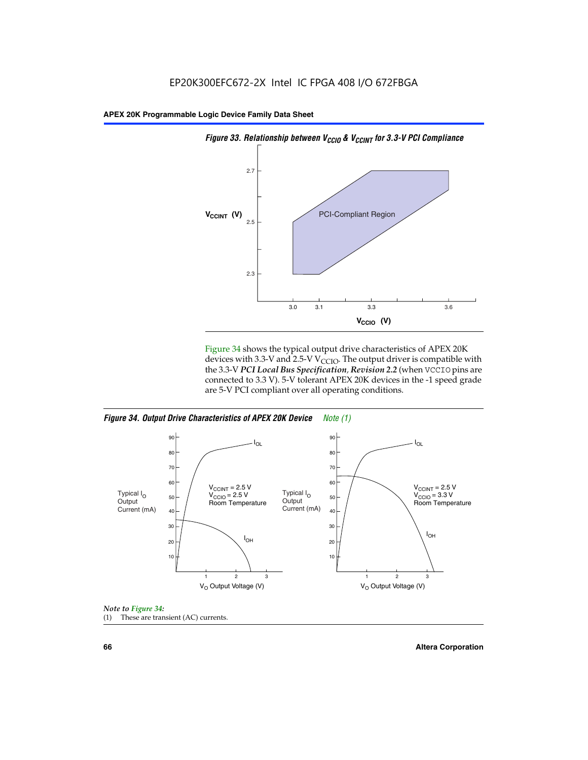*Figure 33. Relationship between $V_{CCIO}$ & $V_{CCINT}$ for 3.3-V PCI Compliance*

Figure 34 shows the typical output drive characteristics of APEX 20K devices with 3.3-V and 2.5-V $V_{CCIO}$. The output driver is compatible with the 3.3-V *PCI Local Bus Specification, Revision 2.2* (when VCCIO pins are connected to 3.3 V). 5-V tolerant APEX 20K devices in the -1 speed grade are 5-V PCI compliant over all operating conditions.

*Figure 34. Output Drive Characteristics of APEX 20K Device* *Note (1)*

*Note to Figure 34:*

(1) These are transient (AC) currents.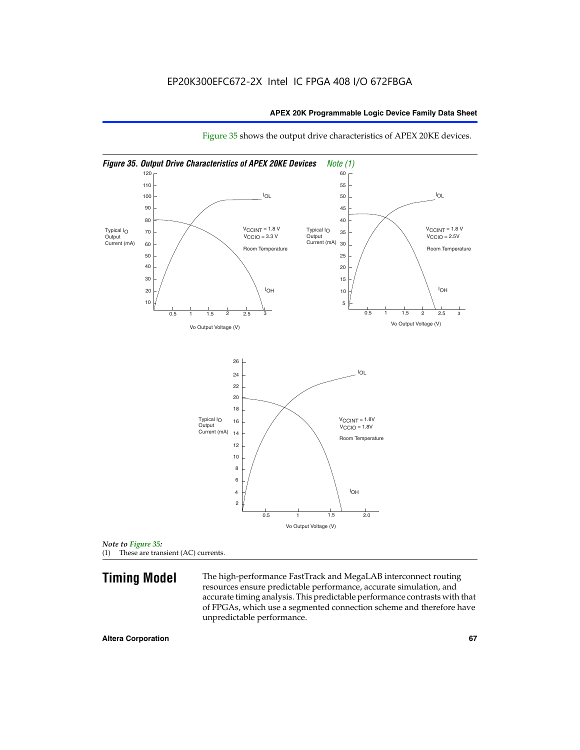Figure 35 shows the output drive characteristics of APEX 20KE devices.

*Figure 35. Output Drive Characteristics of APEX 20KE Devices* *Note (1)*

*Note to Figure 35:*
(1) These are transient (AC) currents.

## Timing Model

The high-performance FastTrack and MegaLAB interconnect routing resources ensure predictable performance, accurate simulation, and accurate timing analysis. This predictable performance contrasts with that of FPGAs, which use a segmented connection scheme and therefore have unpredictable performance.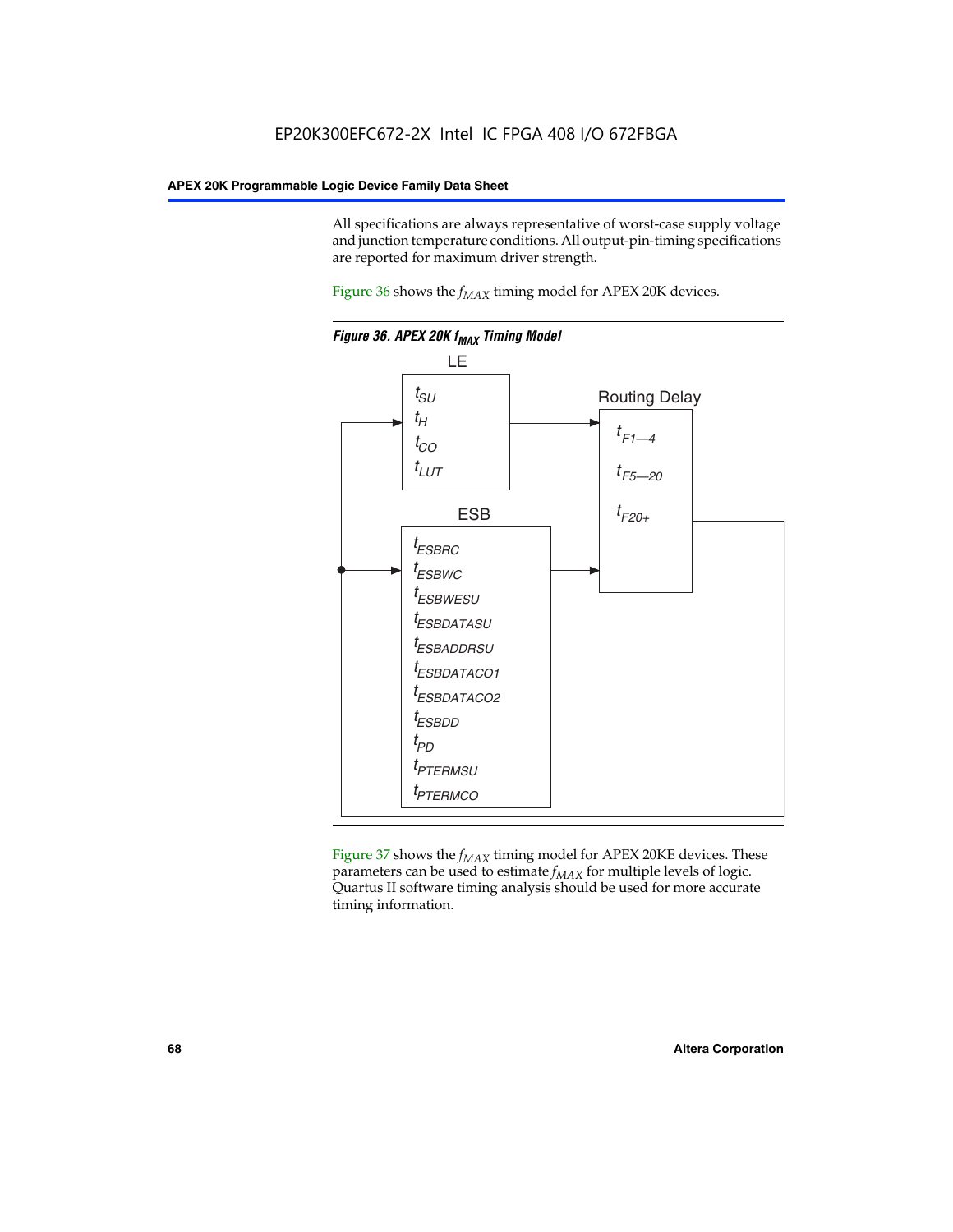All specifications are always representative of worst-case supply voltage and junction temperature conditions. All output-pin-timing specifications are reported for maximum driver strength.

Figure 36 shows the $f_{MAX}$ timing model for APEX 20K devices.

***Figure 36. APEX 20K $f_{MAX}$ Timing Model***

LE

$t_{SU}$
$t_H$
$t_{CO}$
$t_{LUT}$

ESB

$t_{ESBRC}$
$t_{ESBWC}$
$t_{ESBWESU}$
$t_{ESBDATASU}$
$t_{ESBADDRSU}$
$t_{ESBDATACO1}$
$t_{ESBDATACO2}$
$t_{ESBDD}$
$t_{PD}$
$t_{PTERMSU}$
$t_{PTERMCO}$

Routing Delay

$t_{F1—4}$
$t_{F5—20}$
$t_{F20+}$

Figure 37 shows the $f_{MAX}$ timing model for APEX 20KE devices. These parameters can be used to estimate $f_{MAX}$ for multiple levels of logic. Quartus II software timing analysis should be used for more accurate timing information.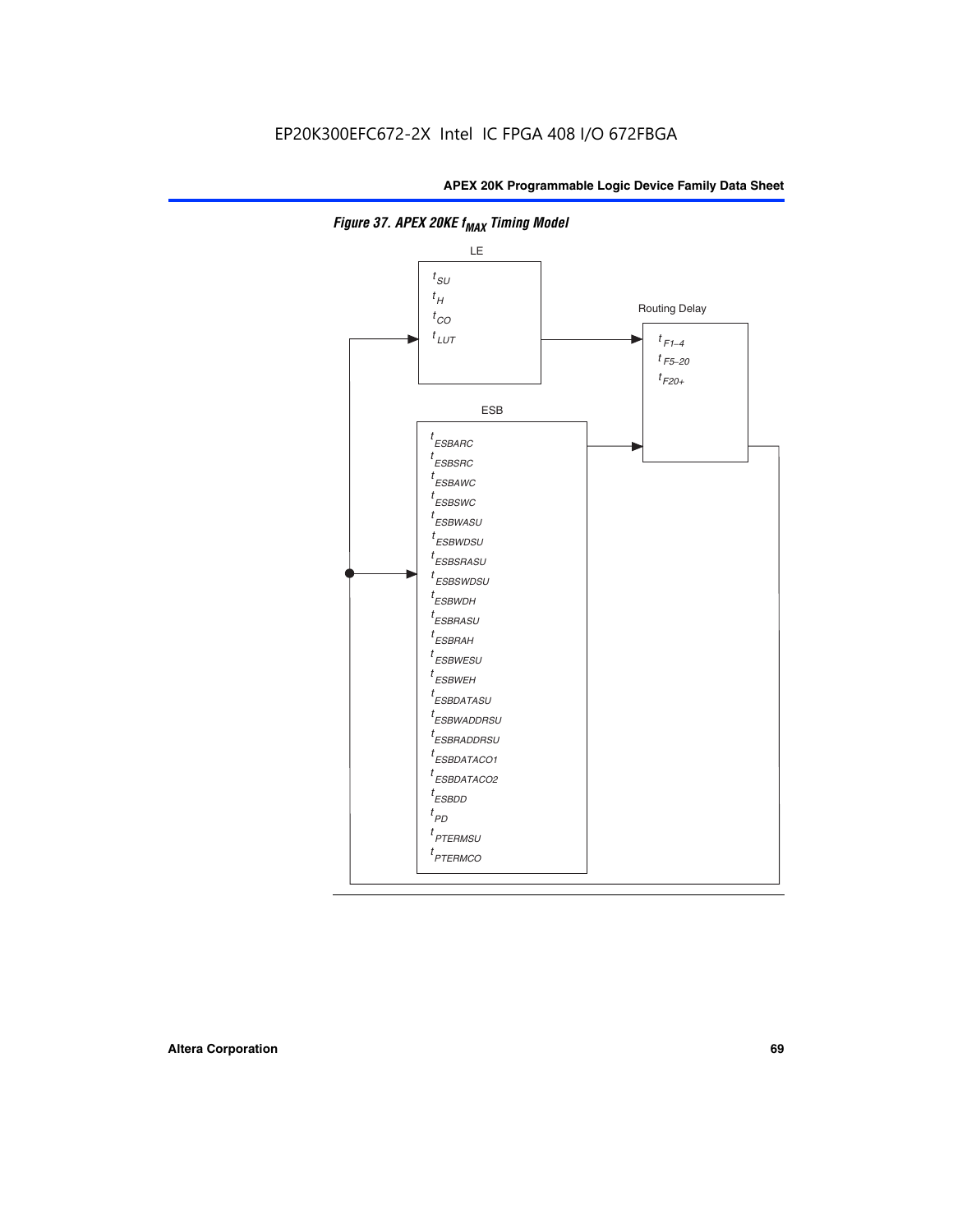EP20K300EFC672-2X Intel IC FPGA 408 I/O 672FBGA

*Figure 37. APEX 20KE $f_{MAX}$ Timing Model*

LE

$t_{SU}$
$t_H$
$t_{CO}$
$t_{LUT}$

Routing Delay

$t_{F1-4}$
$t_{F5-20}$
$t_{F20+}$

ESB

$t_{ESBARC}$
$t_{ESBSRC}$
$t_{ESBAWC}$
$t_{ESBSWC}$
$t_{ESBWASU}$
$t_{ESBWDSU}$
$t_{ESBSRASU}$
$t_{ESBSWDSU}$
$t_{ESBWDH}$
$t_{ESBRASU}$
$t_{ESBRAH}$
$t_{ESBWESU}$
$t_{ESBWEH}$
$t_{ESBDATASU}$
$t_{ESBWADDRSU}$
$t_{ESBRADDRSU}$
$t_{ESBDATACO1}$
$t_{ESBDATACO2}$
$t_{ESBDD}$
$t_{PD}$
$t_{PTERMSU}$
$t_{PTERMCO}$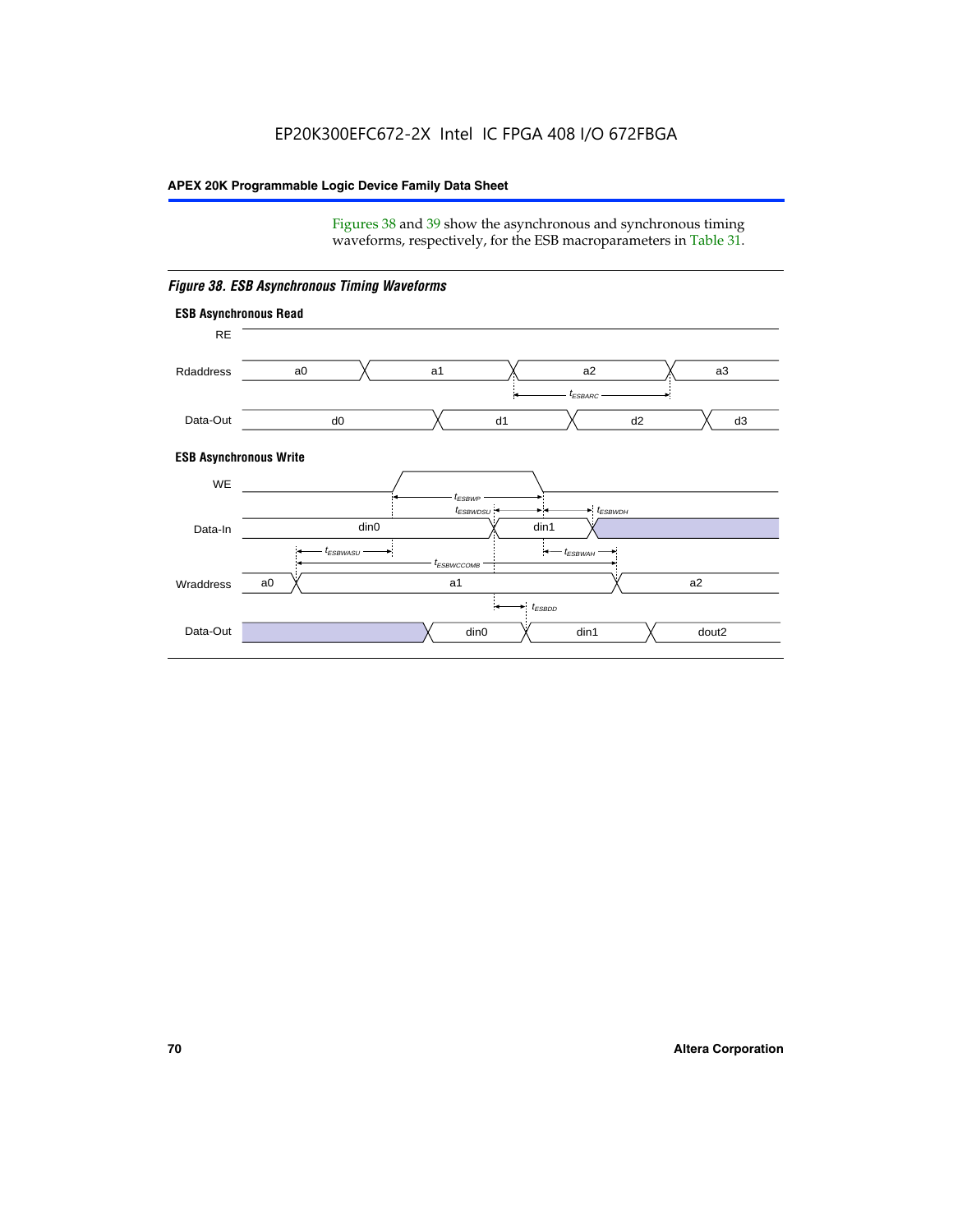Figures 38 and 39 show the asynchronous and synchronous timing waveforms, respectively, for the ESB macroparameters in Table 31.

*Figure 38. ESB Asynchronous Timing Waveforms*

**ESB Asynchronous Read**

RE

Rdaddress: a0, a1, a2, a3

$t_{ESBARC}$

Data-Out: d0, d1, d2, d3

**ESB Asynchronous Write**

WE

$t_{ESBWP}$

$t_{ESBWDSU}$

$t_{ESBWDH}$

Data-In: din0, din1

$t_{ESBWASU}$

$t_{ESBWAH}$

$t_{ESBWCCOMB}$

Wraddress: a0, a1, a2

$t_{ESBDD}$

Data-Out: din0, din1, dout2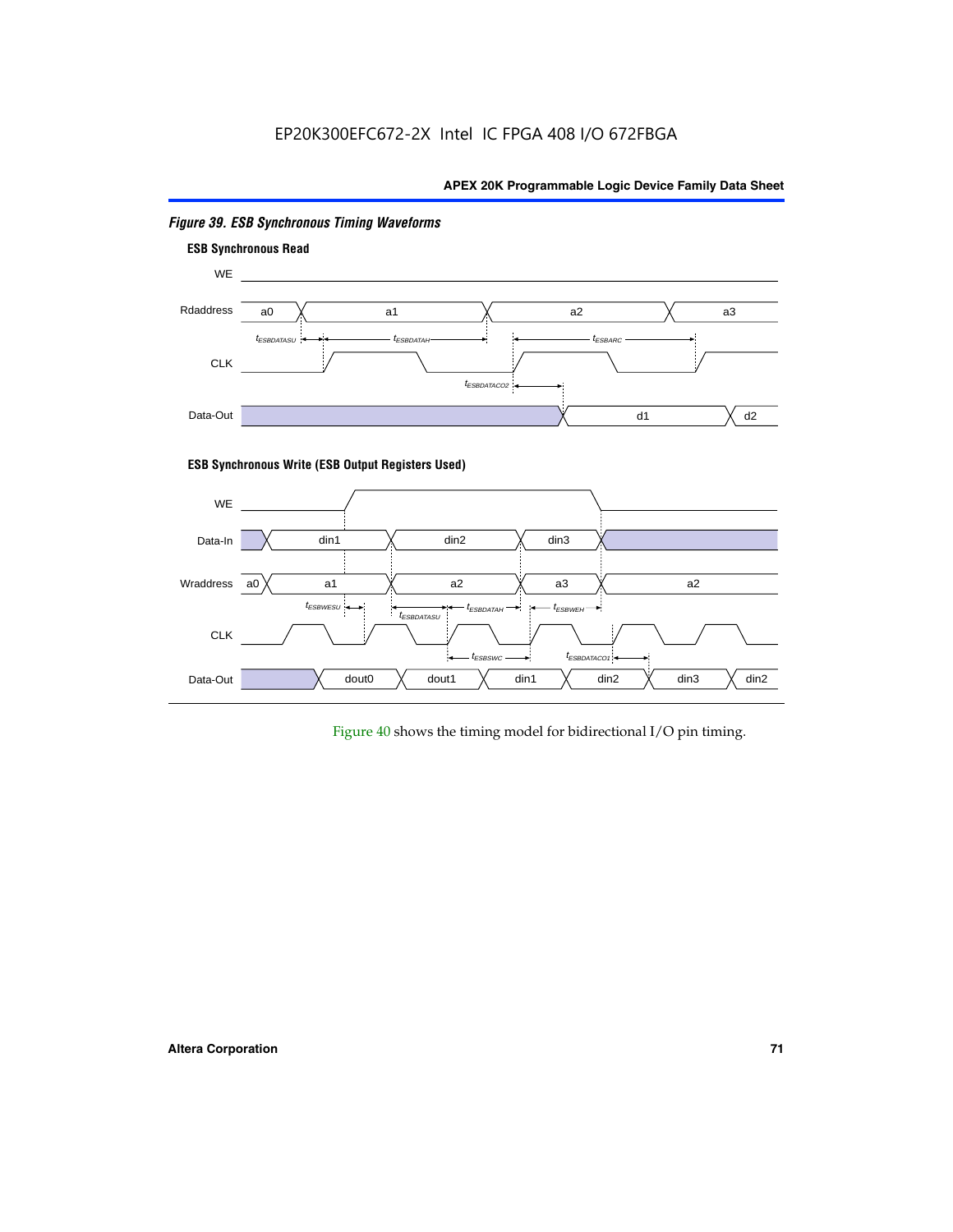*Figure 39. ESB Synchronous Timing Waveforms*

**ESB Synchronous Read**

WE

Rdaddress: a0, a1, a2, a3

$t_{ESBDATASU}$ $t_{ESBDATAH}$ $t_{ESBARC}$

CLK

$t_{ESBDATACO2}$

Data-Out: d1, d2

**ESB Synchronous Write (ESB Output Registers Used)**

WE

Data-In: din1, din2, din3

Wraddress: a0, a1, a2, a3, a2

$t_{ESBWESU}$ $t_{ESBDATASU}$ $t_{ESBDATAH}$ $t_{ESBWEH}$

CLK

$t_{ESBSWC}$ $t_{ESBDATACO1}$

Data-Out: dout0, dout1, din1, din2, din3, din2

Figure 40 shows the timing model for bidirectional I/O pin timing.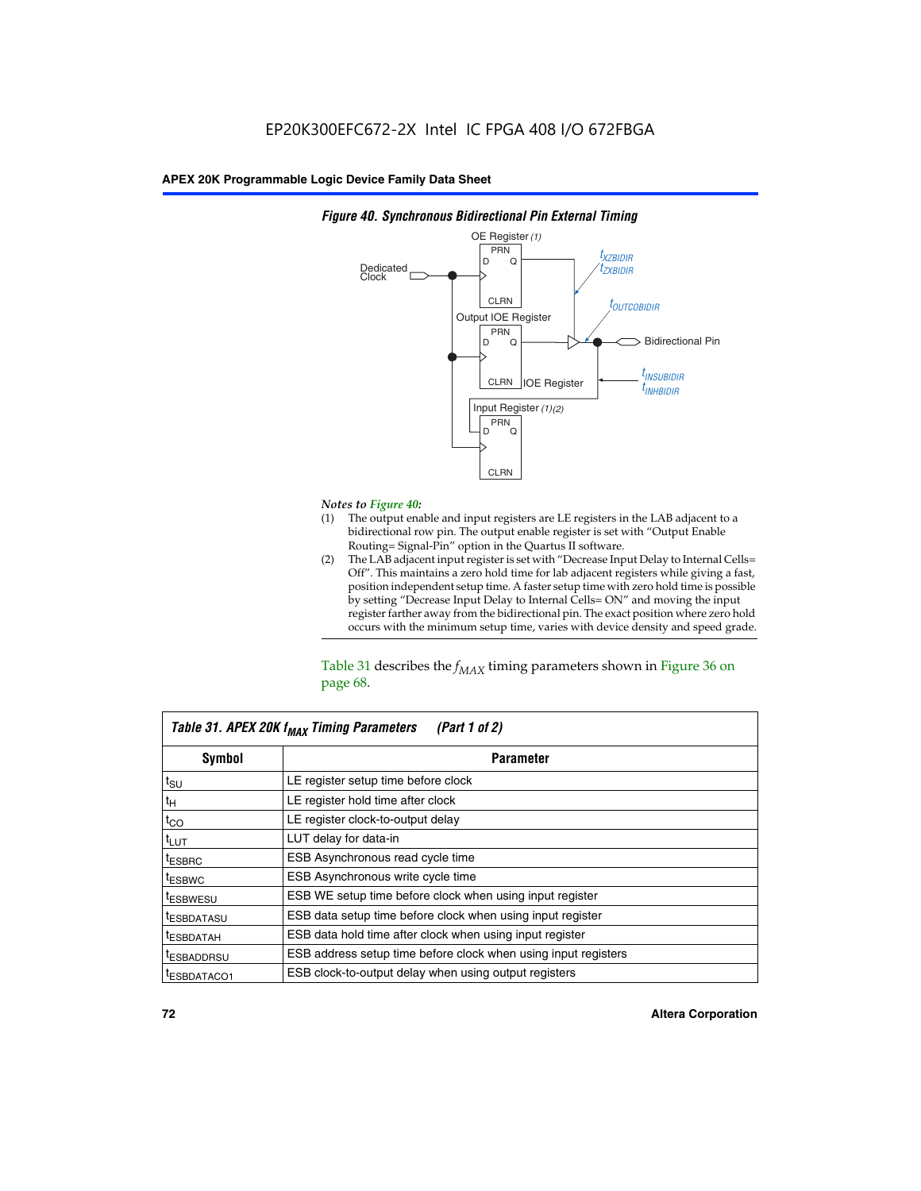*Figure 40. Synchronous Bidirectional Pin External Timing*

*Notes to Figure 40:*

(1) The output enable and input registers are LE registers in the LAB adjacent to a bidirectional row pin. The output enable register is set with "Output Enable Routing= Signal-Pin" option in the Quartus II software.

(2) The LAB adjacent input register is set with "Decrease Input Delay to Internal Cells= Off". This maintains a zero hold time for lab adjacent registers while giving a fast, position independent setup time. A faster setup time with zero hold time is possible by setting "Decrease Input Delay to Internal Cells= ON" and moving the input register farther away from the bidirectional pin. The exact position where zero hold occurs with the minimum setup time, varies with device density and speed grade.

Table 31 describes the $f_{MAX}$ timing parameters shown in Figure 36 on page 68.

**Table 31. APEX 20K $f_{MAX}$ Timing Parameters (Part 1 of 2)**

| Symbol | Parameter |
|---|---|
| $t_{SU}$ | LE register setup time before clock |
| $t_H$ | LE register hold time after clock |
| $t_{CO}$ | LE register clock-to-output delay |
| $t_{LUT}$ | LUT delay for data-in |
| $t_{ESBRC}$ | ESB Asynchronous read cycle time |
| $t_{ESBWC}$ | ESB Asynchronous write cycle time |
| $t_{ESBWESU}$ | ESB WE setup time before clock when using input register |
| $t_{ESBDATASU}$ | ESB data setup time before clock when using input register |
| $t_{ESBDATAH}$ | ESB data hold time after clock when using input register |
| $t_{ESBADDRSU}$ | ESB address setup time before clock when using input registers |
| $t_{ESBDATACO1}$ | ESB clock-to-output delay when using output registers |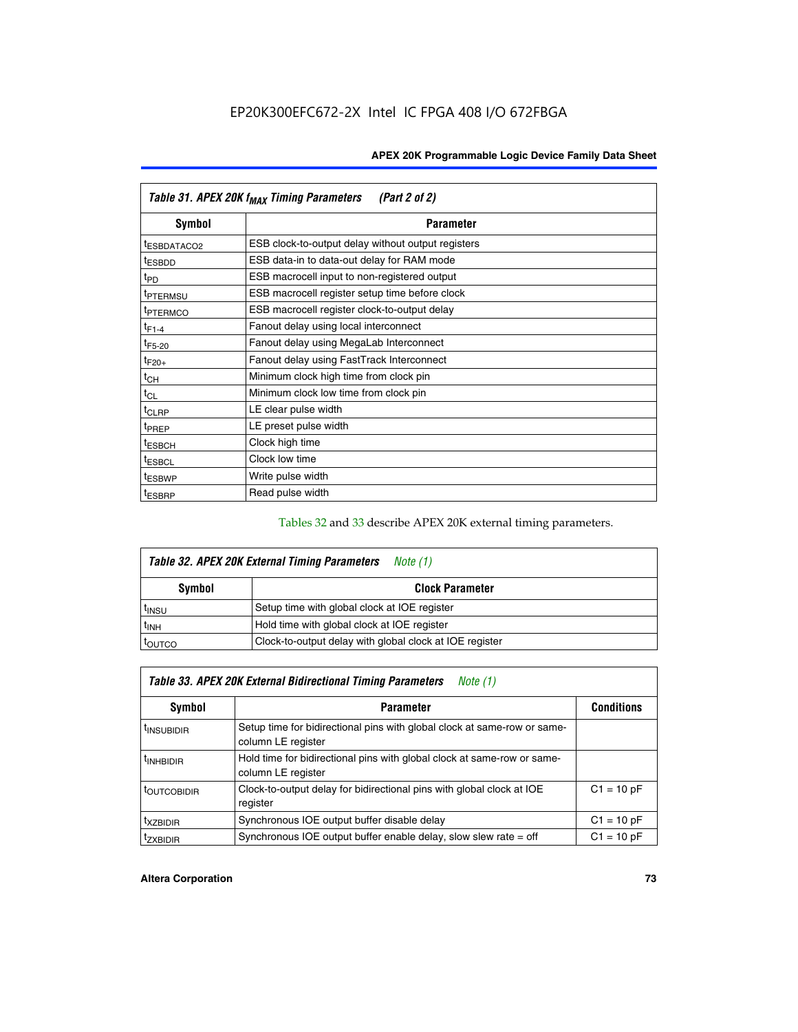| Table 31. APEX 20K $f_{MAX}$ Timing Parameters (Part 2 of 2) | |
|---|---|
| **Symbol** | **Parameter** |
| $t_{ESBDATACO2}$ | ESB clock-to-output delay without output registers |
| $t_{ESBDD}$ | ESB data-in to data-out delay for RAM mode |
| $t_{PD}$ | ESB macrocell input to non-registered output |
| $t_{PTERMSU}$ | ESB macrocell register setup time before clock |
| $t_{PTERMCO}$ | ESB macrocell register clock-to-output delay |
| $t_{F1-4}$ | Fanout delay using local interconnect |
| $t_{F5-20}$ | Fanout delay using MegaLab Interconnect |
| $t_{F20+}$ | Fanout delay using FastTrack Interconnect |
| $t_{CH}$ | Minimum clock high time from clock pin |
| $t_{CL}$ | Minimum clock low time from clock pin |
| $t_{CLRP}$ | LE clear pulse width |
| $t_{PREP}$ | LE preset pulse width |
| $t_{ESBCH}$ | Clock high time |
| $t_{ESBCL}$ | Clock low time |
| $t_{ESBWP}$ | Write pulse width |
| $t_{ESBRP}$ | Read pulse width |

Tables 32 and 33 describe APEX 20K external timing parameters.

| Table 32. APEX 20K External Timing Parameters *Note (1)* | |
|---|---|
| **Symbol** | **Clock Parameter** |
| $t_{INSU}$ | Setup time with global clock at IOE register |
| $t_{INH}$ | Hold time with global clock at IOE register |
| $t_{OUTCO}$ | Clock-to-output delay with global clock at IOE register |

| Table 33. APEX 20K External Bidirectional Timing Parameters *Note (1)* | | |
|---|---|---|
| **Symbol** | **Parameter** | **Conditions** |
| $t_{INSUBIDIR}$ | Setup time for bidirectional pins with global clock at same-row or same-column LE register | |
| $t_{INHBIDIR}$ | Hold time for bidirectional pins with global clock at same-row or same-column LE register | |
| $t_{OUTCOBIDIR}$ | Clock-to-output delay for bidirectional pins with global clock at IOE register | C1 = 10 pF |
| $t_{XZBIDIR}$ | Synchronous IOE output buffer disable delay | C1 = 10 pF |
| $t_{ZXBIDIR}$ | Synchronous IOE output buffer enable delay, slow slew rate = off | C1 = 10 pF |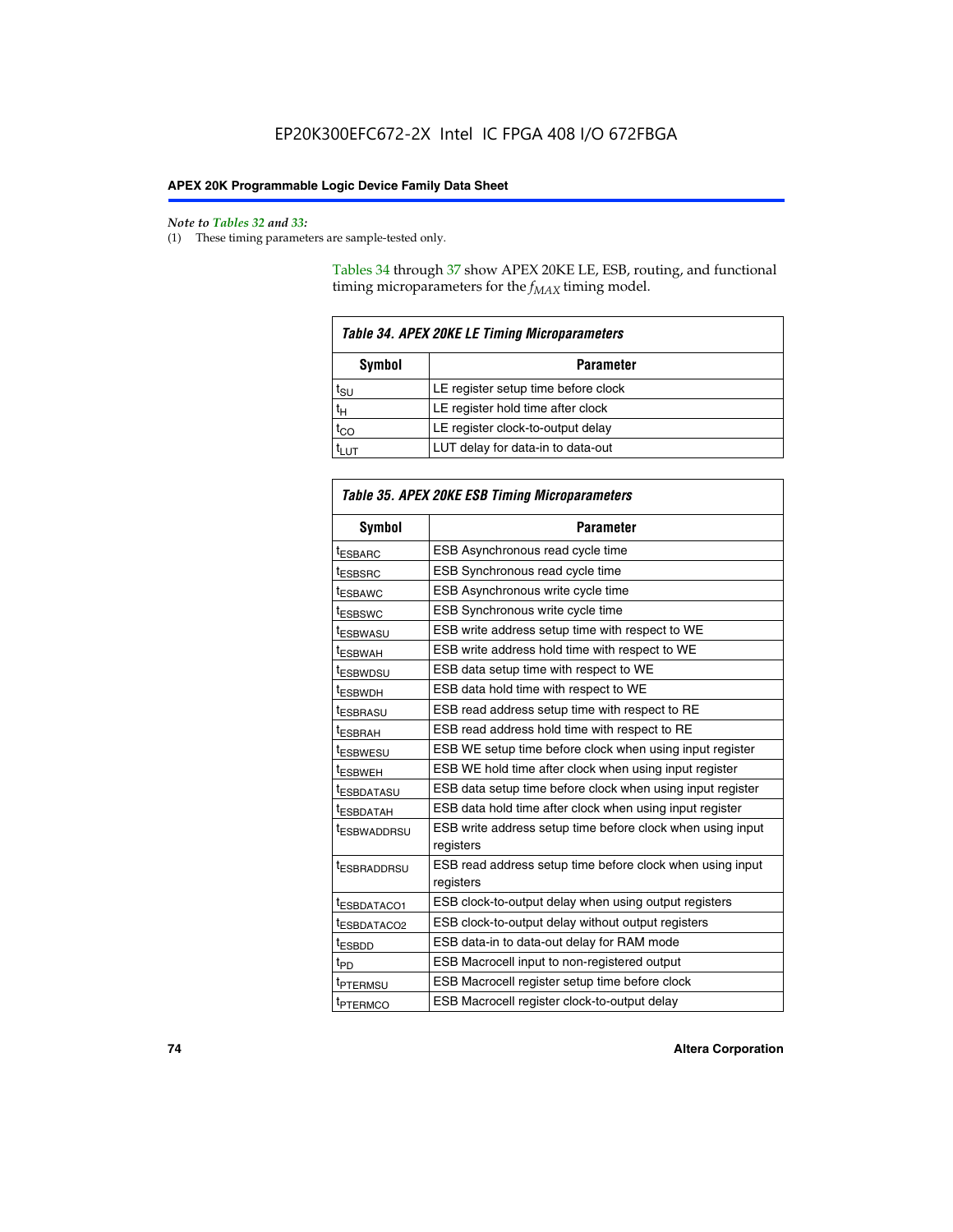*Note to Tables 32 and 33:*

(1) These timing parameters are sample-tested only.

Tables 34 through 37 show APEX 20KE LE, ESB, routing, and functional timing microparameters for the $f_{MAX}$ timing model.

*Table 34. APEX 20KE LE Timing Microparameters*

| Symbol | Parameter |
|---|---|
| $t_{SU}$ | LE register setup time before clock |
| $t_{H}$ | LE register hold time after clock |
| $t_{CO}$ | LE register clock-to-output delay |
| $t_{LUT}$ | LUT delay for data-in to data-out |

*Table 35. APEX 20KE ESB Timing Microparameters*

| Symbol | Parameter |
|---|---|
| $t_{ESBARC}$ | ESB Asynchronous read cycle time |
| $t_{ESBSRC}$ | ESB Synchronous read cycle time |
| $t_{ESBAWC}$ | ESB Asynchronous write cycle time |
| $t_{ESBSWC}$ | ESB Synchronous write cycle time |
| $t_{ESBWASU}$ | ESB write address setup time with respect to WE |
| $t_{ESBWAH}$ | ESB write address hold time with respect to WE |
| $t_{ESBWDSU}$ | ESB data setup time with respect to WE |
| $t_{ESBWDH}$ | ESB data hold time with respect to WE |
| $t_{ESBRASU}$ | ESB read address setup time with respect to RE |
| $t_{ESBRAH}$ | ESB read address hold time with respect to RE |
| $t_{ESBWESU}$ | ESB WE setup time before clock when using input register |
| $t_{ESBWEH}$ | ESB WE hold time after clock when using input register |
| $t_{ESBDATASU}$ | ESB data setup time before clock when using input register |
| $t_{ESBDATAH}$ | ESB data hold time after clock when using input register |
| $t_{ESBWADDRSU}$ | ESB write address setup time before clock when using input registers |
| $t_{ESBRADDRSU}$ | ESB read address setup time before clock when using input registers |
| $t_{ESBDATACO1}$ | ESB clock-to-output delay when using output registers |
| $t_{ESBDATACO2}$ | ESB clock-to-output delay without output registers |
| $t_{ESBDD}$ | ESB data-in to data-out delay for RAM mode |
| $t_{PD}$ | ESB Macrocell input to non-registered output |
| $t_{PTERMSU}$ | ESB Macrocell register setup time before clock |
| $t_{PTERMCO}$ | ESB Macrocell register clock-to-output delay |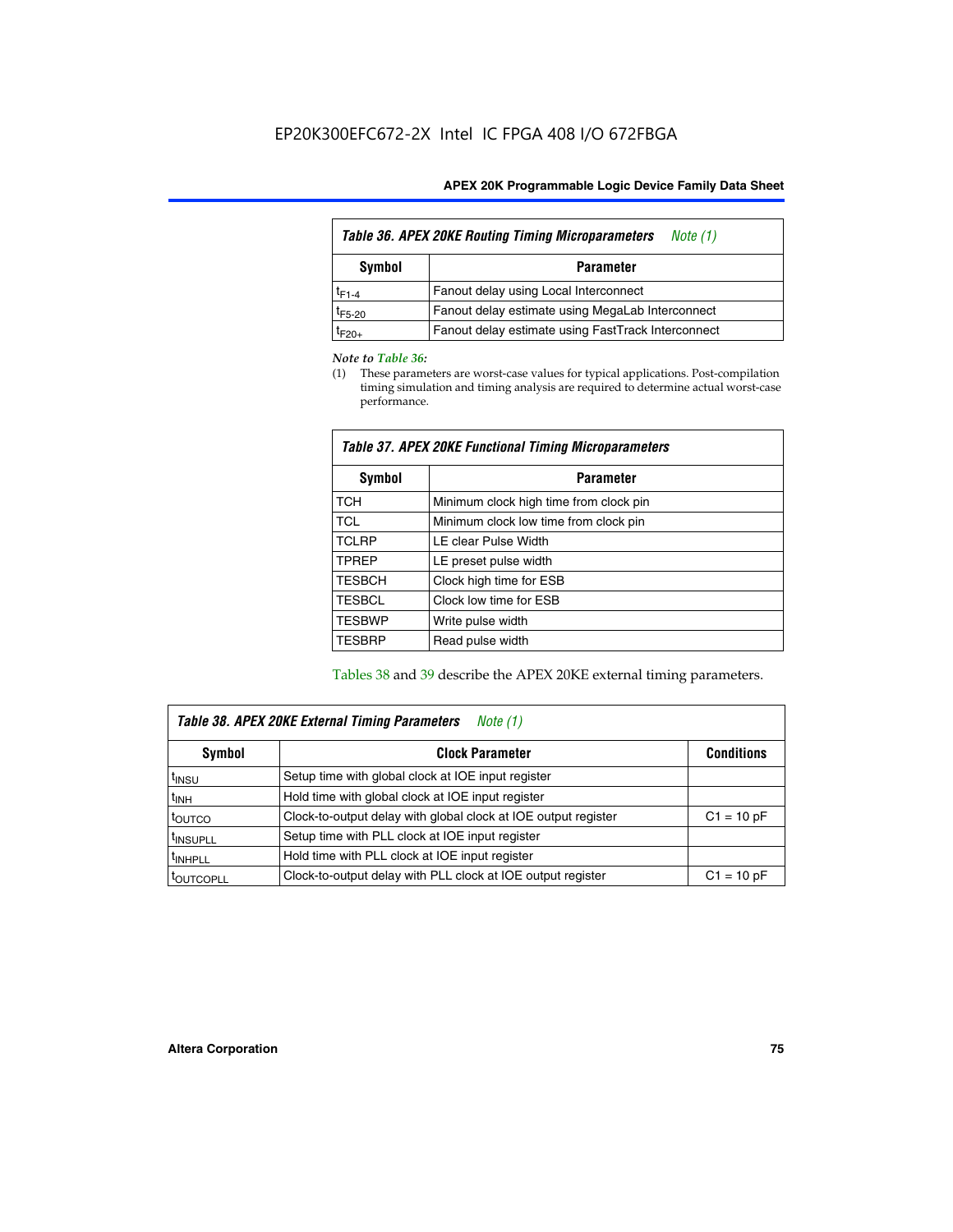**Table 36. APEX 20KE Routing Timing Microparameters** *Note (1)*

| Symbol | Parameter |
|---|---|
| $t_{F1-4}$ | Fanout delay using Local Interconnect |
| $t_{F5-20}$ | Fanout delay estimate using MegaLab Interconnect |
| $t_{F20+}$ | Fanout delay estimate using FastTrack Interconnect |

*Note to Table 36:*

(1) These parameters are worst-case values for typical applications. Post-compilation timing simulation and timing analysis are required to determine actual worst-case performance.

**Table 37. APEX 20KE Functional Timing Microparameters**

| Symbol | Parameter |
|---|---|
| TCH | Minimum clock high time from clock pin |
| TCL | Minimum clock low time from clock pin |
| TCLRP | LE clear Pulse Width |
| TPREP | LE preset pulse width |
| TESBCH | Clock high time for ESB |
| TESBCL | Clock low time for ESB |
| TESBWP | Write pulse width |
| TESBRP | Read pulse width |

Tables 38 and 39 describe the APEX 20KE external timing parameters.

**Table 38. APEX 20KE External Timing Parameters** *Note (1)*

| Symbol | Clock Parameter | Conditions |
|---|---|---|
| $t_{INSU}$ | Setup time with global clock at IOE input register | |
| $t_{INH}$ | Hold time with global clock at IOE input register | |
| $t_{OUTCO}$ | Clock-to-output delay with global clock at IOE output register | C1 = 10 pF |
| $t_{INSUPLL}$ | Setup time with PLL clock at IOE input register | |
| $t_{INHPLL}$ | Hold time with PLL clock at IOE input register | |
| $t_{OUTCOPLL}$ | Clock-to-output delay with PLL clock at IOE output register | C1 = 10 pF |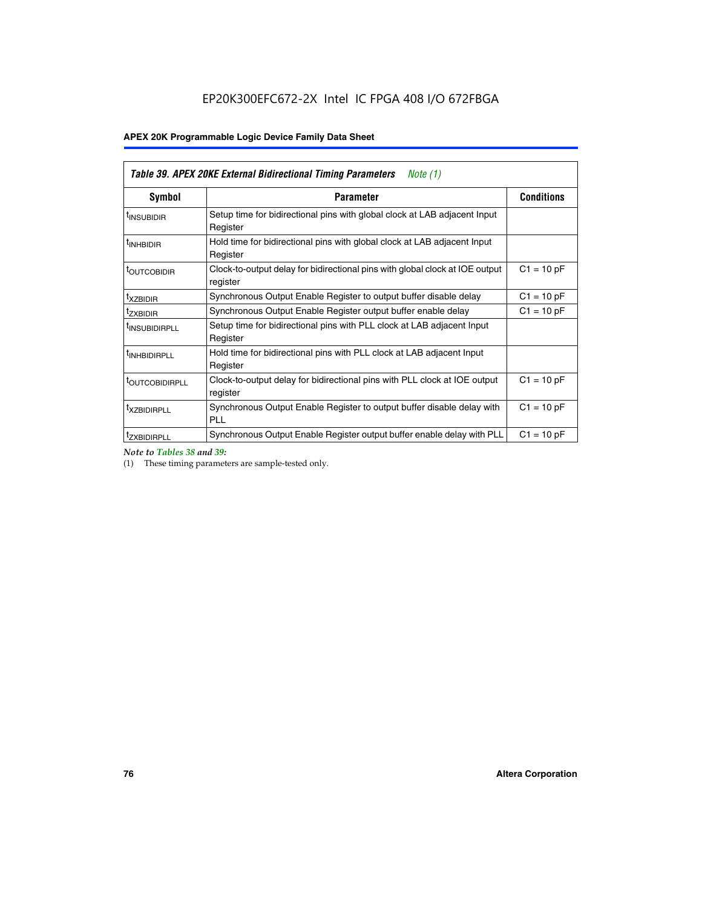**Table 39. APEX 20KE External Bidirectional Timing Parameters** *Note (1)*

| Symbol | Parameter | Conditions |
|---|---|---|
| $t_{INSUBIDIR}$ | Setup time for bidirectional pins with global clock at LAB adjacent Input Register | |
| $t_{INHBIDIR}$ | Hold time for bidirectional pins with global clock at LAB adjacent Input Register | |
| $t_{OUTCOBIDIR}$ | Clock-to-output delay for bidirectional pins with global clock at IOE output register | C1 = 10 pF |
| $t_{XZBIDIR}$ | Synchronous Output Enable Register to output buffer disable delay | C1 = 10 pF |
| $t_{ZXBIDIR}$ | Synchronous Output Enable Register output buffer enable delay | C1 = 10 pF |
| $t_{INSUBIDIRPLL}$ | Setup time for bidirectional pins with PLL clock at LAB adjacent Input Register | |
| $t_{INHBIDIRPLL}$ | Hold time for bidirectional pins with PLL clock at LAB adjacent Input Register | |
| $t_{OUTCOBIDIRPLL}$ | Clock-to-output delay for bidirectional pins with PLL clock at IOE output register | C1 = 10 pF |
| $t_{XZBIDIRPLL}$ | Synchronous Output Enable Register to output buffer disable delay with PLL | C1 = 10 pF |
| $t_{ZXBIDIRPLL}$ | Synchronous Output Enable Register output buffer enable delay with PLL | C1 = 10 pF |

*Note to Tables 38 and 39:*

(1) These timing parameters are sample-tested only.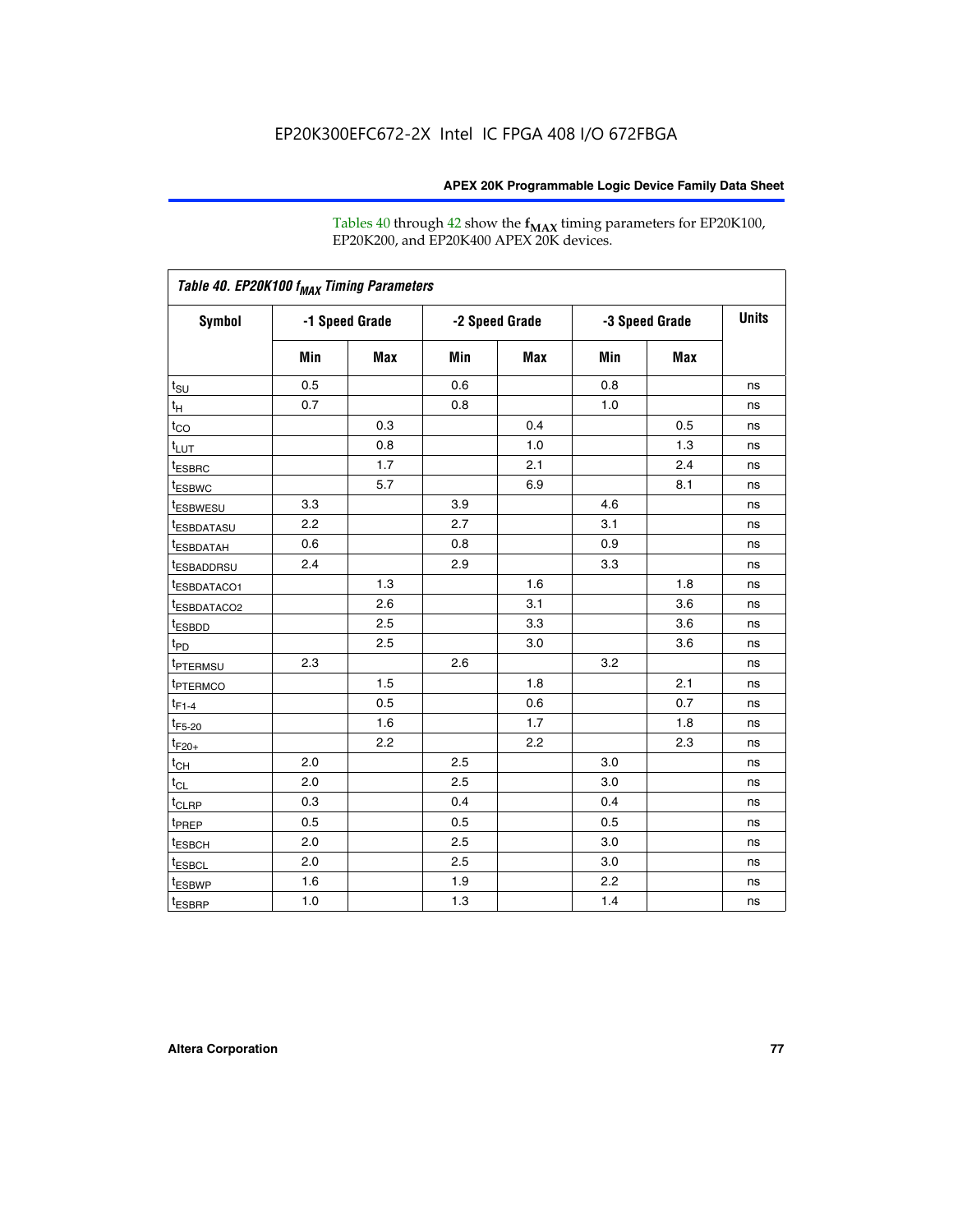EP20K300EFC672-2X Intel IC FPGA 408 I/O 672FBGA

Tables 40 through 42 show the $f_{MAX}$ timing parameters for EP20K100, EP20K200, and EP20K400 APEX 20K devices.

| *Table 40. EP20K100 $f_{MAX}$ Timing Parameters* | | | | | | | |
|---|---|---|---|---|---|---|---|
| **Symbol** | **-1 Speed Grade** | | **-2 Speed Grade** | | **-3 Speed Grade** | | **Units** |
| | **Min** | **Max** | **Min** | **Max** | **Min** | **Max** | |
| $t_{SU}$ | 0.5 | | 0.6 | | 0.8 | | ns |
| $t_H$ | 0.7 | | 0.8 | | 1.0 | | ns |
| $t_{CO}$ | | 0.3 | | 0.4 | | 0.5 | ns |
| $t_{LUT}$ | | 0.8 | | 1.0 | | 1.3 | ns |
| $t_{ESBRC}$ | | 1.7 | | 2.1 | | 2.4 | ns |
| $t_{ESBWC}$ | | 5.7 | | 6.9 | | 8.1 | ns |
| $t_{ESBWESU}$ | 3.3 | | 3.9 | | 4.6 | | ns |
| $t_{ESBDATASU}$ | 2.2 | | 2.7 | | 3.1 | | ns |
| $t_{ESBDATAH}$ | 0.6 | | 0.8 | | 0.9 | | ns |
| $t_{ESBADDRSU}$ | 2.4 | | 2.9 | | 3.3 | | ns |
| $t_{ESBDATACO1}$ | | 1.3 | | 1.6 | | 1.8 | ns |
| $t_{ESBDATACO2}$ | | 2.6 | | 3.1 | | 3.6 | ns |
| $t_{ESBDD}$ | | 2.5 | | 3.3 | | 3.6 | ns |
| $t_{PD}$ | | 2.5 | | 3.0 | | 3.6 | ns |
| $t_{PTERMSU}$ | 2.3 | | 2.6 | | 3.2 | | ns |
| $t_{PTERMCO}$ | | 1.5 | | 1.8 | | 2.1 | ns |
| $t_{F1-4}$ | | 0.5 | | 0.6 | | 0.7 | ns |
| $t_{F5-20}$ | | 1.6 | | 1.7 | | 1.8 | ns |
| $t_{F20+}$ | | 2.2 | | 2.2 | | 2.3 | ns |
| $t_{CH}$ | 2.0 | | 2.5 | | 3.0 | | ns |
| $t_{CL}$ | 2.0 | | 2.5 | | 3.0 | | ns |
| $t_{CLRP}$ | 0.3 | | 0.4 | | 0.4 | | ns |
| $t_{PREP}$ | 0.5 | | 0.5 | | 0.5 | | ns |
| $t_{ESBCH}$ | 2.0 | | 2.5 | | 3.0 | | ns |
| $t_{ESBCL}$ | 2.0 | | 2.5 | | 3.0 | | ns |
| $t_{ESBWP}$ | 1.6 | | 1.9 | | 2.2 | | ns |
| $t_{ESBRP}$ | 1.0 | | 1.3 | | 1.4 | | ns |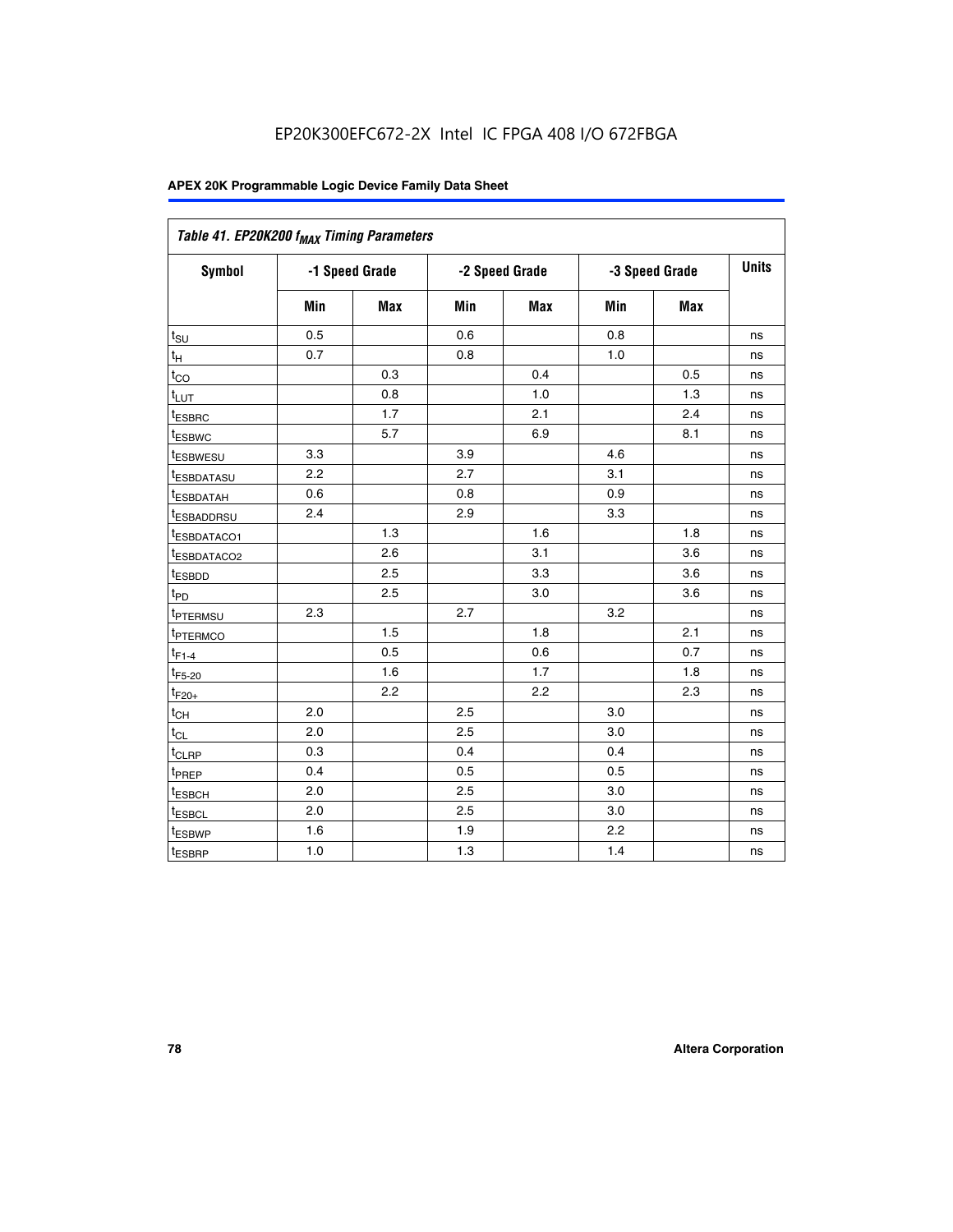EP20K300EFC672-2X Intel IC FPGA 408 I/O 672FBGA

**APEX 20K Programmable Logic Device Family Data Sheet**

| Table 41. EP20K200 $f_{MAX}$ Timing Parameters | | | | | | | |
|---|---|---|---|---|---|---|---|
| Symbol | -1 Speed Grade | | -2 Speed Grade | | -3 Speed Grade | | Units |
| | Min | Max | Min | Max | Min | Max | |
| $t_{SU}$ | 0.5 | | 0.6 | | 0.8 | | ns |
| $t_{H}$ | 0.7 | | 0.8 | | 1.0 | | ns |
| $t_{CO}$ | | 0.3 | | 0.4 | | 0.5 | ns |
| $t_{LUT}$ | | 0.8 | | 1.0 | | 1.3 | ns |
| $t_{ESBRC}$ | | 1.7 | | 2.1 | | 2.4 | ns |
| $t_{ESBWC}$ | | 5.7 | | 6.9 | | 8.1 | ns |
| $t_{ESBWESU}$ | 3.3 | | 3.9 | | 4.6 | | ns |
| $t_{ESBDATASU}$ | 2.2 | | 2.7 | | 3.1 | | ns |
| $t_{ESBDATAH}$ | 0.6 | | 0.8 | | 0.9 | | ns |
| $t_{ESBADDRSU}$ | 2.4 | | 2.9 | | 3.3 | | ns |
| $t_{ESBDATACO1}$ | | 1.3 | | 1.6 | | 1.8 | ns |
| $t_{ESBDATACO2}$ | | 2.6 | | 3.1 | | 3.6 | ns |
| $t_{ESBDD}$ | | 2.5 | | 3.3 | | 3.6 | ns |
| $t_{PD}$ | | 2.5 | | 3.0 | | 3.6 | ns |
| $t_{PTERMSU}$ | 2.3 | | 2.7 | | 3.2 | | ns |
| $t_{PTERMCO}$ | | 1.5 | | 1.8 | | 2.1 | ns |
| $t_{F1-4}$ | | 0.5 | | 0.6 | | 0.7 | ns |
| $t_{F5-20}$ | | 1.6 | | 1.7 | | 1.8 | ns |
| $t_{F20+}$ | | 2.2 | | 2.2 | | 2.3 | ns |
| $t_{CH}$ | 2.0 | | 2.5 | | 3.0 | | ns |
| $t_{CL}$ | 2.0 | | 2.5 | | 3.0 | | ns |
| $t_{CLRP}$ | 0.3 | | 0.4 | | 0.4 | | ns |
| $t_{PREP}$ | 0.4 | | 0.5 | | 0.5 | | ns |
| $t_{ESBCH}$ | 2.0 | | 2.5 | | 3.0 | | ns |
| $t_{ESBCL}$ | 2.0 | | 2.5 | | 3.0 | | ns |
| $t_{ESBWP}$ | 1.6 | | 1.9 | | 2.2 | | ns |
| $t_{ESBRP}$ | 1.0 | | 1.3 | | 1.4 | | ns |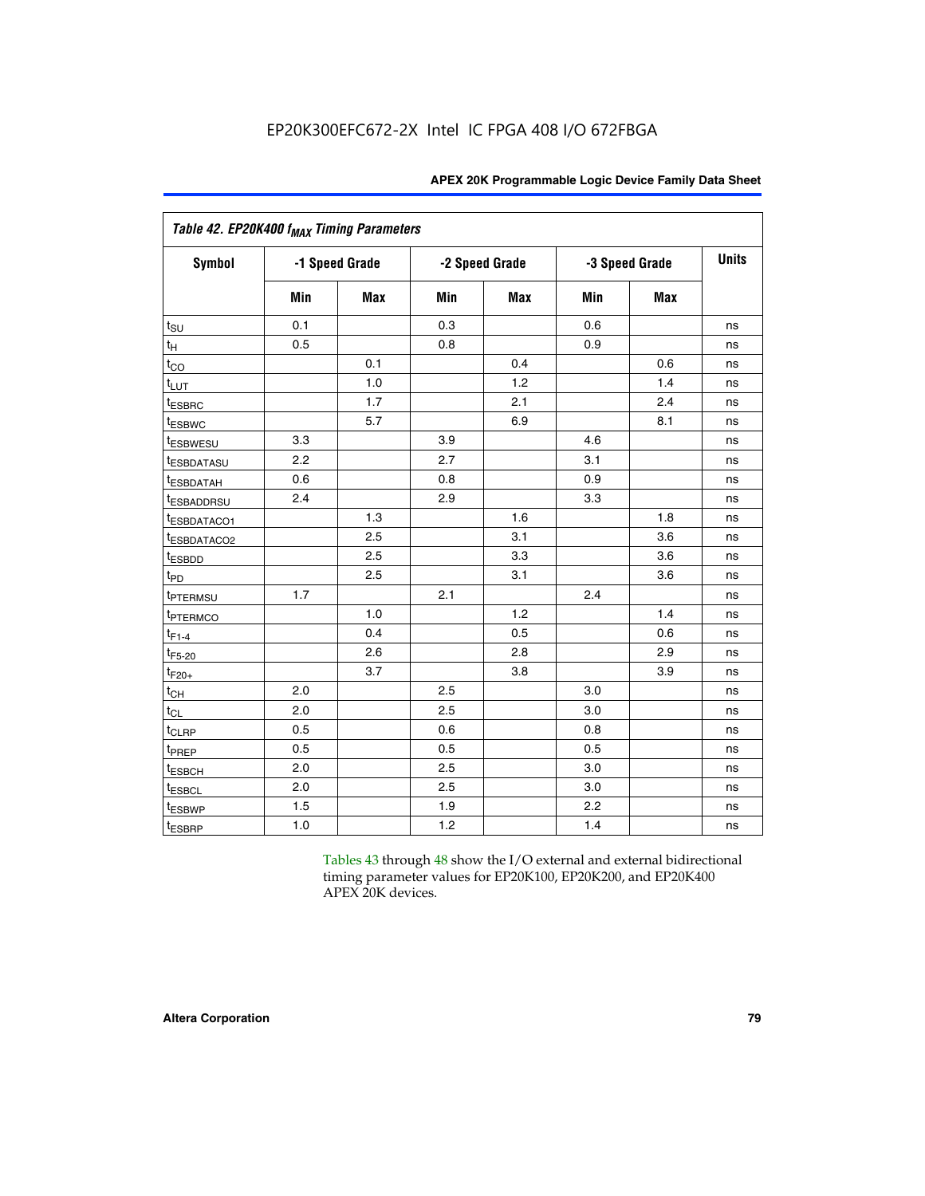EP20K300EFC672-2X Intel IC FPGA 408 I/O 672FBGA

| Table 42. EP20K400 $f_{MAX}$ Timing Parameters | | | | | | | |
|---|---|---|---|---|---|---|---|
| Symbol | -1 Speed Grade | | -2 Speed Grade | | -3 Speed Grade | | Units |
| | Min | Max | Min | Max | Min | Max | |
| $t_{SU}$ | 0.1 | | 0.3 | | 0.6 | | ns |
| $t_{H}$ | 0.5 | | 0.8 | | 0.9 | | ns |
| $t_{CO}$ | | 0.1 | | 0.4 | | 0.6 | ns |
| $t_{LUT}$ | | 1.0 | | 1.2 | | 1.4 | ns |
| $t_{ESBRC}$ | | 1.7 | | 2.1 | | 2.4 | ns |
| $t_{ESBWC}$ | | 5.7 | | 6.9 | | 8.1 | ns |
| $t_{ESBWESU}$ | 3.3 | | 3.9 | | 4.6 | | ns |
| $t_{ESBDATASU}$ | 2.2 | | 2.7 | | 3.1 | | ns |
| $t_{ESBDATAH}$ | 0.6 | | 0.8 | | 0.9 | | ns |
| $t_{ESBADDRSU}$ | 2.4 | | 2.9 | | 3.3 | | ns |
| $t_{ESBDATACO1}$ | | 1.3 | | 1.6 | | 1.8 | ns |
| $t_{ESBDATACO2}$ | | 2.5 | | 3.1 | | 3.6 | ns |
| $t_{ESBDD}$ | | 2.5 | | 3.3 | | 3.6 | ns |
| $t_{PD}$ | | 2.5 | | 3.1 | | 3.6 | ns |
| $t_{PTERMSU}$ | 1.7 | | 2.1 | | 2.4 | | ns |
| $t_{PTERMCO}$ | | 1.0 | | 1.2 | | 1.4 | ns |
| $t_{F1-4}$ | | 0.4 | | 0.5 | | 0.6 | ns |
| $t_{F5-20}$ | | 2.6 | | 2.8 | | 2.9 | ns |
| $t_{F20+}$ | | 3.7 | | 3.8 | | 3.9 | ns |
| $t_{CH}$ | 2.0 | | 2.5 | | 3.0 | | ns |
| $t_{CL}$ | 2.0 | | 2.5 | | 3.0 | | ns |
| $t_{CLRP}$ | 0.5 | | 0.6 | | 0.8 | | ns |
| $t_{PREP}$ | 0.5 | | 0.5 | | 0.5 | | ns |
| $t_{ESBCH}$ | 2.0 | | 2.5 | | 3.0 | | ns |
| $t_{ESBCL}$ | 2.0 | | 2.5 | | 3.0 | | ns |
| $t_{ESBWP}$ | 1.5 | | 1.9 | | 2.2 | | ns |
| $t_{ESBRP}$ | 1.0 | | 1.2 | | 1.4 | | ns |

Tables 43 through 48 show the I/O external and external bidirectional timing parameter values for EP20K100, EP20K200, and EP20K400 APEX 20K devices.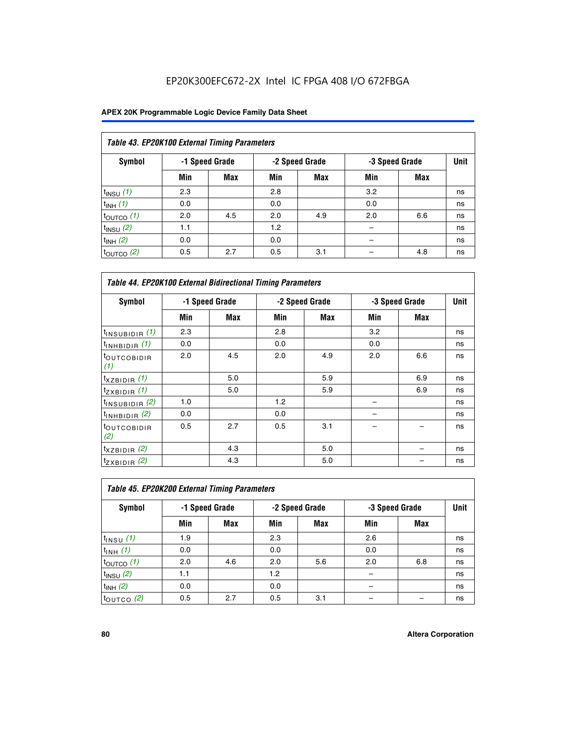EP20K300EFC672-2X Intel IC FPGA 408 I/O 672FBGA

**Table 43. EP20K100 External Timing Parameters**

| Symbol | -1 Speed Grade | | -2 Speed Grade | | -3 Speed Grade | | Unit |
|---|---|---|---|---|---|---|---|
| | Min | Max | Min | Max | Min | Max | |
| $t_{INSU}$ *(1)* | 2.3 | | 2.8 | | 3.2 | | ns |
| $t_{INH}$ *(1)* | 0.0 | | 0.0 | | 0.0 | | ns |
| $t_{OUTCO}$ *(1)* | 2.0 | 4.5 | 2.0 | 4.9 | 2.0 | 6.6 | ns |
| $t_{INSU}$ *(2)* | 1.1 | | 1.2 | | – | | ns |
| $t_{INH}$ *(2)* | 0.0 | | 0.0 | | – | | ns |
| $t_{OUTCO}$ *(2)* | 0.5 | 2.7 | 0.5 | 3.1 | – | 4.8 | ns |

**Table 44. EP20K100 External Bidirectional Timing Parameters**

| Symbol | -1 Speed Grade | | -2 Speed Grade | | -3 Speed Grade | | Unit |
|---|---|---|---|---|---|---|---|
| | Min | Max | Min | Max | Min | Max | |
| $t_{INSUBIDIR}$ *(1)* | 2.3 | | 2.8 | | 3.2 | | ns |
| $t_{INHBIDIR}$ *(1)* | 0.0 | | 0.0 | | 0.0 | | ns |
| $t_{OUTCOBIDIR}$ *(1)* | 2.0 | 4.5 | 2.0 | 4.9 | 2.0 | 6.6 | ns |
| $t_{XZBIDIR}$ *(1)* | | 5.0 | | 5.9 | | 6.9 | ns |
| $t_{ZXBIDIR}$ *(1)* | | 5.0 | | 5.9 | | 6.9 | ns |
| $t_{INSUBIDIR}$ *(2)* | 1.0 | | 1.2 | | – | | ns |
| $t_{INHBIDIR}$ *(2)* | 0.0 | | 0.0 | | – | | ns |
| $t_{OUTCOBIDIR}$ *(2)* | 0.5 | 2.7 | 0.5 | 3.1 | – | – | ns |
| $t_{XZBIDIR}$ *(2)* | | 4.3 | | 5.0 | | – | ns |
| $t_{ZXBIDIR}$ *(2)* | | 4.3 | | 5.0 | | – | ns |

**Table 45. EP20K200 External Timing Parameters**

| Symbol | -1 Speed Grade | | -2 Speed Grade | | -3 Speed Grade | | Unit |
|---|---|---|---|---|---|---|---|
| | Min | Max | Min | Max | Min | Max | |
| $t_{INSU}$ *(1)* | 1.9 | | 2.3 | | 2.6 | | ns |
| $t_{INH}$ *(1)* | 0.0 | | 0.0 | | 0.0 | | ns |
| $t_{OUTCO}$ *(1)* | 2.0 | 4.6 | 2.0 | 5.6 | 2.0 | 6.8 | ns |
| $t_{INSU}$ *(2)* | 1.1 | | 1.2 | | – | | ns |
| $t_{INH}$ *(2)* | 0.0 | | 0.0 | | – | | ns |
| $t_{OUTCO}$ *(2)* | 0.5 | 2.7 | 0.5 | 3.1 | – | – | ns |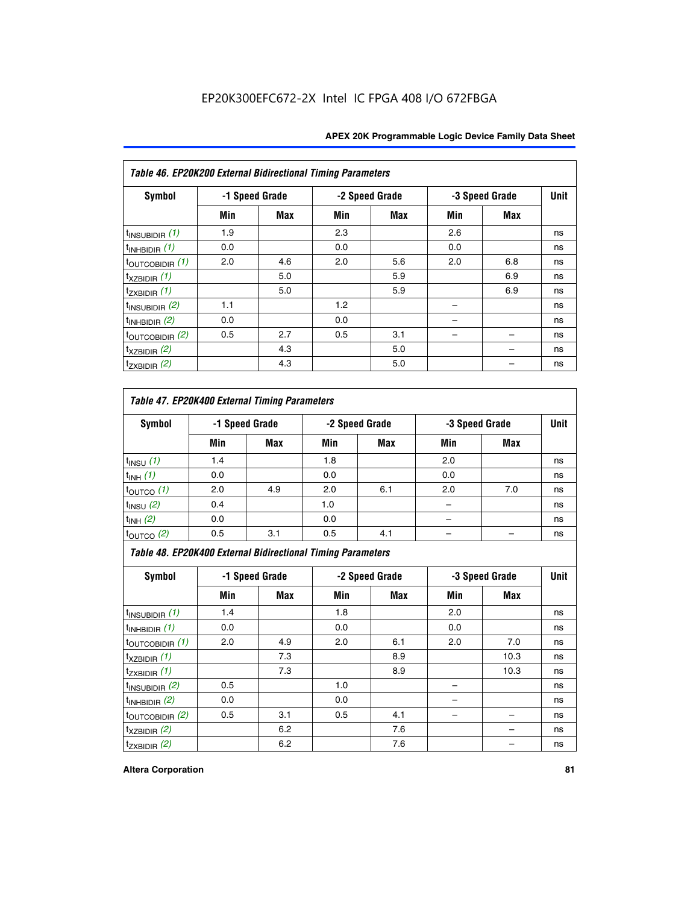EP20K300EFC672-2X Intel IC FPGA 408 I/O 672FBGA

| Table 46. EP20K200 External Bidirectional Timing Parameters | | | | | | | |
|---|---|---|---|---|---|---|---|
| Symbol | -1 Speed Grade | | -2 Speed Grade | | -3 Speed Grade | | Unit |
| | Min | Max | Min | Max | Min | Max | |
| $t_{INSUBIDIR}$ (1) | 1.9 | | 2.3 | | 2.6 | | ns |
| $t_{INHBIDIR}$ (1) | 0.0 | | 0.0 | | 0.0 | | ns |
| $t_{OUTCOBIDIR}$ (1) | 2.0 | 4.6 | 2.0 | 5.6 | 2.0 | 6.8 | ns |
| $t_{XZBIDIR}$ (1) | | 5.0 | | 5.9 | | 6.9 | ns |
| $t_{ZXBIDIR}$ (1) | | 5.0 | | 5.9 | | 6.9 | ns |
| $t_{INSUBIDIR}$ (2) | 1.1 | | 1.2 | | – | | ns |
| $t_{INHBIDIR}$ (2) | 0.0 | | 0.0 | | – | | ns |
| $t_{OUTCOBIDIR}$ (2) | 0.5 | 2.7 | 0.5 | 3.1 | – | – | ns |
| $t_{XZBIDIR}$ (2) | | 4.3 | | 5.0 | | – | ns |
| $t_{ZXBIDIR}$ (2) | | 4.3 | | 5.0 | | – | ns |

| Table 47. EP20K400 External Timing Parameters | | | | | | | |
|---|---|---|---|---|---|---|---|
| Symbol | -1 Speed Grade | | -2 Speed Grade | | -3 Speed Grade | | Unit |
| | Min | Max | Min | Max | Min | Max | |
| $t_{INSU}$ (1) | 1.4 | | 1.8 | | 2.0 | | ns |
| $t_{INH}$ (1) | 0.0 | | 0.0 | | 0.0 | | ns |
| $t_{OUTCO}$ (1) | 2.0 | 4.9 | 2.0 | 6.1 | 2.0 | 7.0 | ns |
| $t_{INSU}$ (2) | 0.4 | | 1.0 | | – | | ns |
| $t_{INH}$ (2) | 0.0 | | 0.0 | | – | | ns |
| $t_{OUTCO}$ (2) | 0.5 | 3.1 | 0.5 | 4.1 | – | – | ns |

| Table 48. EP20K400 External Bidirectional Timing Parameters | | | | | | | |
|---|---|---|---|---|---|---|---|
| Symbol | -1 Speed Grade | | -2 Speed Grade | | -3 Speed Grade | | Unit |
| | Min | Max | Min | Max | Min | Max | |
| $t_{INSUBIDIR}$ (1) | 1.4 | | 1.8 | | 2.0 | | ns |
| $t_{INHBIDIR}$ (1) | 0.0 | | 0.0 | | 0.0 | | ns |
| $t_{OUTCOBIDIR}$ (1) | 2.0 | 4.9 | 2.0 | 6.1 | 2.0 | 7.0 | ns |
| $t_{XZBIDIR}$ (1) | | 7.3 | | 8.9 | | 10.3 | ns |
| $t_{ZXBIDIR}$ (1) | | 7.3 | | 8.9 | | 10.3 | ns |
| $t_{INSUBIDIR}$ (2) | 0.5 | | 1.0 | | – | | ns |
| $t_{INHBIDIR}$ (2) | 0.0 | | 0.0 | | – | | ns |
| $t_{OUTCOBIDIR}$ (2) | 0.5 | 3.1 | 0.5 | 4.1 | – | – | ns |
| $t_{XZBIDIR}$ (2) | | 6.2 | | 7.6 | | – | ns |
| $t_{ZXBIDIR}$ (2) | | 6.2 | | 7.6 | | – | ns |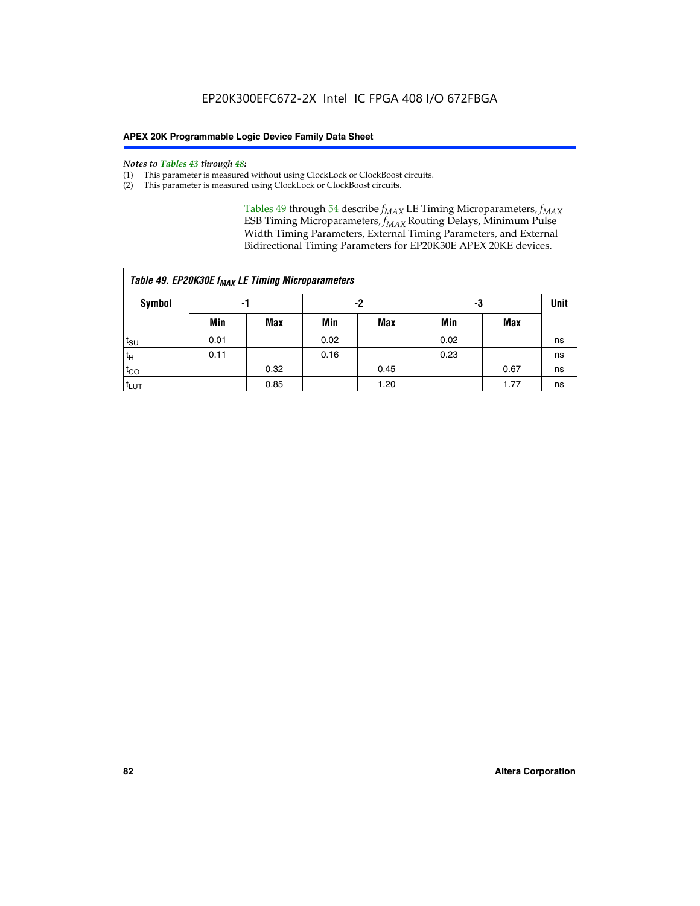*Notes to Tables 43 through 48:*

(1) This parameter is measured without using ClockLock or ClockBoost circuits.
(2) This parameter is measured using ClockLock or ClockBoost circuits.

Tables 49 through 54 describe $f_{MAX}$ LE Timing Microparameters, $f_{MAX}$ ESB Timing Microparameters, $f_{MAX}$ Routing Delays, Minimum Pulse Width Timing Parameters, External Timing Parameters, and External Bidirectional Timing Parameters for EP20K30E APEX 20KE devices.

| *Table 49. EP20K30E $f_{MAX}$ LE Timing Microparameters* | | | | | | | |
|---|---|---|---|---|---|---|---|
| **Symbol** | **-1** | | **-2** | | **-3** | | **Unit** |
| | **Min** | **Max** | **Min** | **Max** | **Min** | **Max** | |
| $t_{SU}$ | 0.01 | | 0.02 | | 0.02 | | ns |
| $t_H$ | 0.11 | | 0.16 | | 0.23 | | ns |
| $t_{CO}$ | | 0.32 | | 0.45 | | 0.67 | ns |
| $t_{LUT}$ | | 0.85 | | 1.20 | | 1.77 | ns |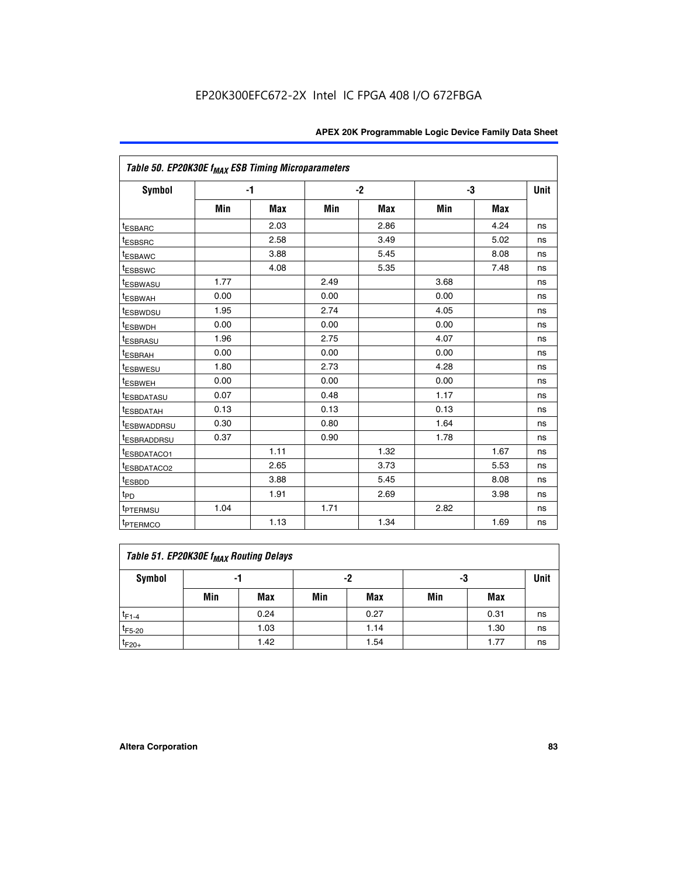EP20K300EFC672-2X Intel IC FPGA 408 I/O 672FBGA

| Table 50. EP20K30E $f_{MAX}$ ESB Timing Microparameters | | | | | | | |
|---|---|---|---|---|---|---|---|
| Symbol | -1 | | -2 | | -3 | | Unit |
| | Min | Max | Min | Max | Min | Max | |
| $t_{ESBARC}$ | | 2.03 | | 2.86 | | 4.24 | ns |
| $t_{ESBSRC}$ | | 2.58 | | 3.49 | | 5.02 | ns |
| $t_{ESBAWC}$ | | 3.88 | | 5.45 | | 8.08 | ns |
| $t_{ESBSWC}$ | | 4.08 | | 5.35 | | 7.48 | ns |
| $t_{ESBWASU}$ | 1.77 | | 2.49 | | 3.68 | | ns |
| $t_{ESBWAH}$ | 0.00 | | 0.00 | | 0.00 | | ns |
| $t_{ESBWDSU}$ | 1.95 | | 2.74 | | 4.05 | | ns |
| $t_{ESBWDH}$ | 0.00 | | 0.00 | | 0.00 | | ns |
| $t_{ESBRASU}$ | 1.96 | | 2.75 | | 4.07 | | ns |
| $t_{ESBRAH}$ | 0.00 | | 0.00 | | 0.00 | | ns |
| $t_{ESBWESU}$ | 1.80 | | 2.73 | | 4.28 | | ns |
| $t_{ESBWEH}$ | 0.00 | | 0.00 | | 0.00 | | ns |
| $t_{ESBDATASU}$ | 0.07 | | 0.48 | | 1.17 | | ns |
| $t_{ESBDATAH}$ | 0.13 | | 0.13 | | 0.13 | | ns |
| $t_{ESBWADDRSU}$ | 0.30 | | 0.80 | | 1.64 | | ns |
| $t_{ESBRADDRSU}$ | 0.37 | | 0.90 | | 1.78 | | ns |
| $t_{ESBDATACO1}$ | | 1.11 | | 1.32 | | 1.67 | ns |
| $t_{ESBDATACO2}$ | | 2.65 | | 3.73 | | 5.53 | ns |
| $t_{ESBDD}$ | | 3.88 | | 5.45 | | 8.08 | ns |
| $t_{PD}$ | | 1.91 | | 2.69 | | 3.98 | ns |
| $t_{PTERMSU}$ | 1.04 | | 1.71 | | 2.82 | | ns |
| $t_{PTERMCO}$ | | 1.13 | | 1.34 | | 1.69 | ns |

| Table 51. EP20K30E $f_{MAX}$ Routing Delays | | | | | | | |
|---|---|---|---|---|---|---|---|
| Symbol | -1 | | -2 | | -3 | | Unit |
| | Min | Max | Min | Max | Min | Max | |
| $t_{F1-4}$ | | 0.24 | | 0.27 | | 0.31 | ns |
| $t_{F5-20}$ | | 1.03 | | 1.14 | | 1.30 | ns |
| $t_{F20+}$ | | 1.42 | | 1.54 | | 1.77 | ns |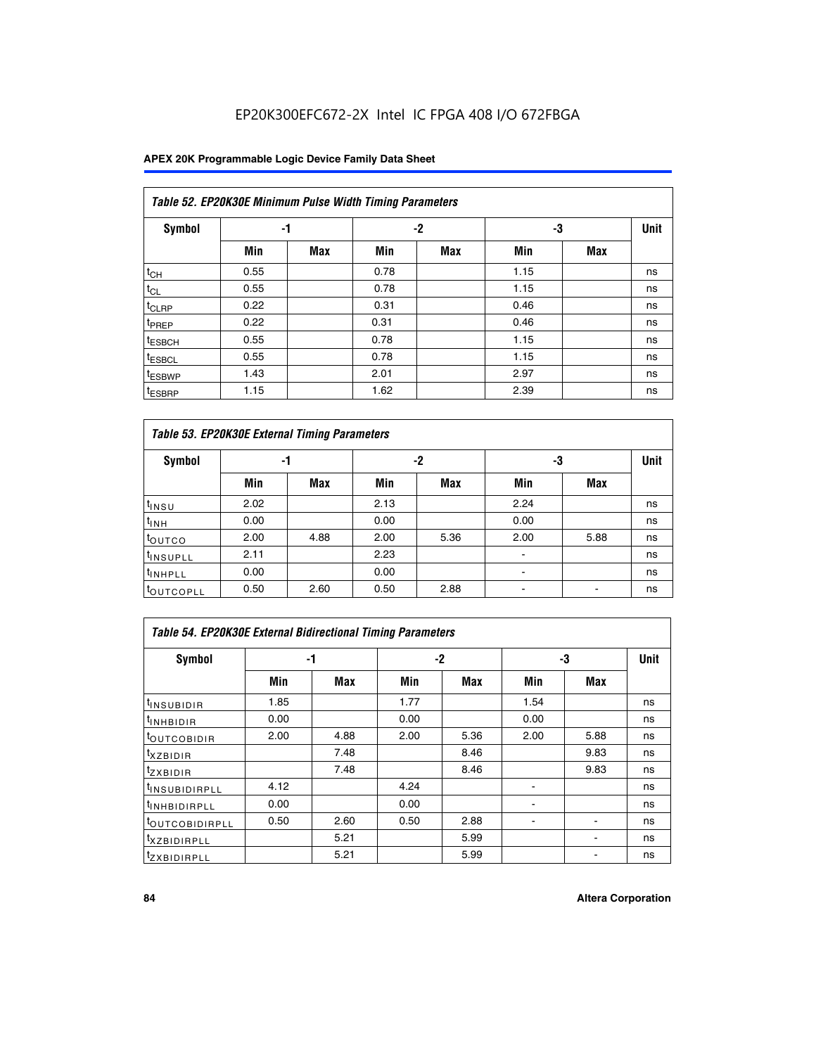| Table 52. EP20K30E Minimum Pulse Width Timing Parameters | | | | | | | |
|---|---|---|---|---|---|---|---|
| Symbol | -1 | | -2 | | -3 | | Unit |
| | Min | Max | Min | Max | Min | Max | |
| $t_{CH}$ | 0.55 | | 0.78 | | 1.15 | | ns |
| $t_{CL}$ | 0.55 | | 0.78 | | 1.15 | | ns |
| $t_{CLRP}$ | 0.22 | | 0.31 | | 0.46 | | ns |
| $t_{PREP}$ | 0.22 | | 0.31 | | 0.46 | | ns |
| $t_{ESBCH}$ | 0.55 | | 0.78 | | 1.15 | | ns |
| $t_{ESBCL}$ | 0.55 | | 0.78 | | 1.15 | | ns |
| $t_{ESBWP}$ | 1.43 | | 2.01 | | 2.97 | | ns |
| $t_{ESBRP}$ | 1.15 | | 1.62 | | 2.39 | | ns |

| Table 53. EP20K30E External Timing Parameters | | | | | | | |
|---|---|---|---|---|---|---|---|
| Symbol | -1 | | -2 | | -3 | | Unit |
| | Min | Max | Min | Max | Min | Max | |
| $t_{INSU}$ | 2.02 | | 2.13 | | 2.24 | | ns |
| $t_{INH}$ | 0.00 | | 0.00 | | 0.00 | | ns |
| $t_{OUTCO}$ | 2.00 | 4.88 | 2.00 | 5.36 | 2.00 | 5.88 | ns |
| $t_{INSUPLL}$ | 2.11 | | 2.23 | | - | | ns |
| $t_{INHPLL}$ | 0.00 | | 0.00 | | - | | ns |
| $t_{OUTCOPLL}$ | 0.50 | 2.60 | 0.50 | 2.88 | - | - | ns |

| Table 54. EP20K30E External Bidirectional Timing Parameters | | | | | | | |
|---|---|---|---|---|---|---|---|
| Symbol | -1 | | -2 | | -3 | | Unit |
| | Min | Max | Min | Max | Min | Max | |
| $t_{INSUBIDIR}$ | 1.85 | | 1.77 | | 1.54 | | ns |
| $t_{INHBIDIR}$ | 0.00 | | 0.00 | | 0.00 | | ns |
| $t_{OUTCOBIDIR}$ | 2.00 | 4.88 | 2.00 | 5.36 | 2.00 | 5.88 | ns |
| $t_{XZBIDIR}$ | | 7.48 | | 8.46 | | 9.83 | ns |
| $t_{ZXBIDIR}$ | | 7.48 | | 8.46 | | 9.83 | ns |
| $t_{INSUBIDIRPLL}$ | 4.12 | | 4.24 | | - | | ns |
| $t_{INHBIDIRPLL}$ | 0.00 | | 0.00 | | - | | ns |
| $t_{OUTCOBIDIRPLL}$ | 0.50 | 2.60 | 0.50 | 2.88 | - | - | ns |
| $t_{XZBIDIRPLL}$ | | 5.21 | | 5.99 | | - | ns |
| $t_{ZXBIDIRPLL}$ | | 5.21 | | 5.99 | | - | ns |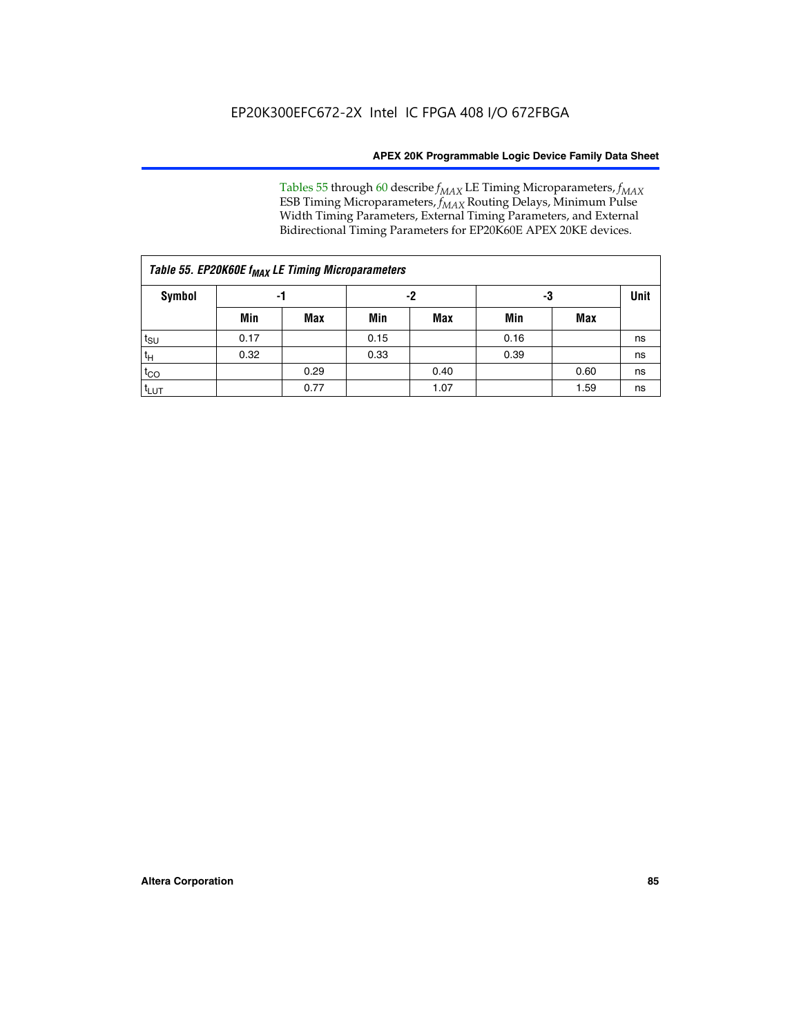Tables 55 through 60 describe $f_{MAX}$ LE Timing Microparameters, $f_{MAX}$ ESB Timing Microparameters, $f_{MAX}$ Routing Delays, Minimum Pulse Width Timing Parameters, External Timing Parameters, and External Bidirectional Timing Parameters for EP20K60E APEX 20KE devices.

*Table 55. EP20K60E $f_{MAX}$ LE Timing Microparameters*

| Symbol | -1 | | -2 | | -3 | | Unit |
|---|---|---|---|---|---|---|---|
| | Min | Max | Min | Max | Min | Max | |
| $t_{SU}$ | 0.17 | | 0.15 | | 0.16 | | ns |
| $t_{H}$ | 0.32 | | 0.33 | | 0.39 | | ns |
| $t_{CO}$ | | 0.29 | | 0.40 | | 0.60 | ns |
| $t_{LUT}$ | | 0.77 | | 1.07 | | 1.59 | ns |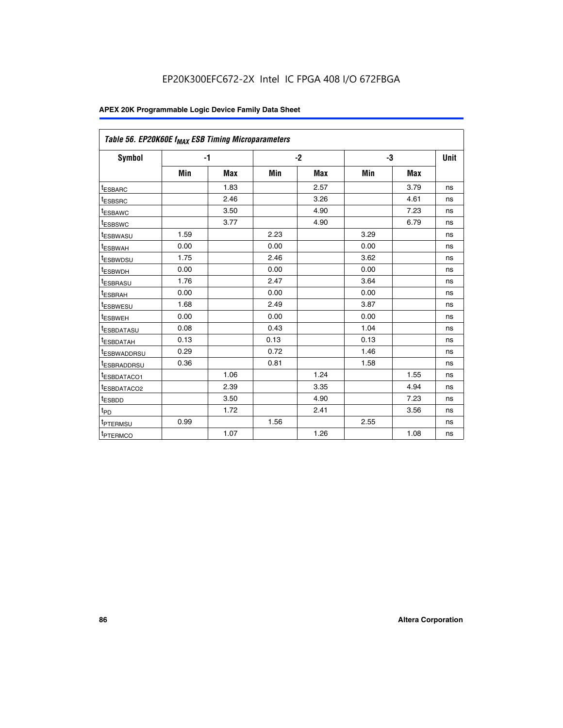EP20K300EFC672-2X Intel IC FPGA 408 I/O 672FBGA

| Table 56. EP20K60E $f_{MAX}$ ESB Timing Microparameters | | | | | | | |
|---|---|---|---|---|---|---|---|
| Symbol | -1 | | -2 | | -3 | | Unit |
| | Min | Max | Min | Max | Min | Max | |
| $t_{ESBARC}$ | | 1.83 | | 2.57 | | 3.79 | ns |
| $t_{ESBSRC}$ | | 2.46 | | 3.26 | | 4.61 | ns |
| $t_{ESBAWC}$ | | 3.50 | | 4.90 | | 7.23 | ns |
| $t_{ESBSWC}$ | | 3.77 | | 4.90 | | 6.79 | ns |
| $t_{ESBWASU}$ | 1.59 | | 2.23 | | 3.29 | | ns |
| $t_{ESBWAH}$ | 0.00 | | 0.00 | | 0.00 | | ns |
| $t_{ESBWDSU}$ | 1.75 | | 2.46 | | 3.62 | | ns |
| $t_{ESBWDH}$ | 0.00 | | 0.00 | | 0.00 | | ns |
| $t_{ESBRASU}$ | 1.76 | | 2.47 | | 3.64 | | ns |
| $t_{ESBRAH}$ | 0.00 | | 0.00 | | 0.00 | | ns |
| $t_{ESBWESU}$ | 1.68 | | 2.49 | | 3.87 | | ns |
| $t_{ESBWEH}$ | 0.00 | | 0.00 | | 0.00 | | ns |
| $t_{ESBDATASU}$ | 0.08 | | 0.43 | | 1.04 | | ns |
| $t_{ESBDATAH}$ | 0.13 | | 0.13 | | 0.13 | | ns |
| $t_{ESBWADDRSU}$ | 0.29 | | 0.72 | | 1.46 | | ns |
| $t_{ESBRADDRSU}$ | 0.36 | | 0.81 | | 1.58 | | ns |
| $t_{ESBDATACO1}$ | | 1.06 | | 1.24 | | 1.55 | ns |
| $t_{ESBDATACO2}$ | | 2.39 | | 3.35 | | 4.94 | ns |
| $t_{ESBDD}$ | | 3.50 | | 4.90 | | 7.23 | ns |
| $t_{PD}$ | | 1.72 | | 2.41 | | 3.56 | ns |
| $t_{PTERMSU}$ | 0.99 | | 1.56 | | 2.55 | | ns |
| $t_{PTERMCO}$ | | 1.07 | | 1.26 | | 1.08 | ns |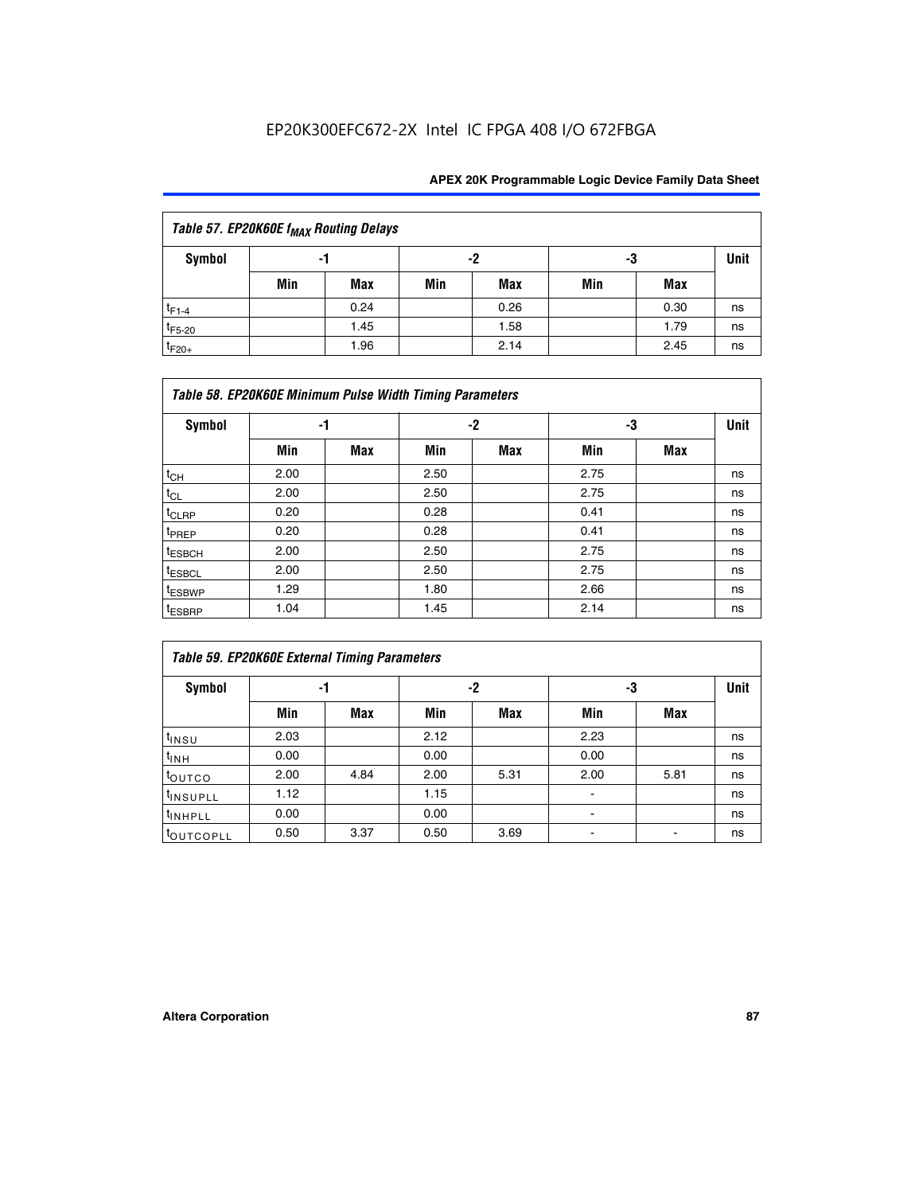| Table 57. EP20K60E $f_{MAX}$ Routing Delays | | | | | | | |
|---|---|---|---|---|---|---|---|
| Symbol | -1 | | -2 | | -3 | | Unit |
| | Min | Max | Min | Max | Min | Max | |
| $t_{F1-4}$ | | 0.24 | | 0.26 | | 0.30 | ns |
| $t_{F5-20}$ | | 1.45 | | 1.58 | | 1.79 | ns |
| $t_{F20+}$ | | 1.96 | | 2.14 | | 2.45 | ns |

| Table 58. EP20K60E Minimum Pulse Width Timing Parameters | | | | | | | |
|---|---|---|---|---|---|---|---|
| Symbol | -1 | | -2 | | -3 | | Unit |
| | Min | Max | Min | Max | Min | Max | |
| $t_{CH}$ | 2.00 | | 2.50 | | 2.75 | | ns |
| $t_{CL}$ | 2.00 | | 2.50 | | 2.75 | | ns |
| $t_{CLRP}$ | 0.20 | | 0.28 | | 0.41 | | ns |
| $t_{PREP}$ | 0.20 | | 0.28 | | 0.41 | | ns |
| $t_{ESBCH}$ | 2.00 | | 2.50 | | 2.75 | | ns |
| $t_{ESBCL}$ | 2.00 | | 2.50 | | 2.75 | | ns |
| $t_{ESBWP}$ | 1.29 | | 1.80 | | 2.66 | | ns |
| $t_{ESBRP}$ | 1.04 | | 1.45 | | 2.14 | | ns |

| Table 59. EP20K60E External Timing Parameters | | | | | | | |
|---|---|---|---|---|---|---|---|
| Symbol | -1 | | -2 | | -3 | | Unit |
| | Min | Max | Min | Max | Min | Max | |
| $t_{INSU}$ | 2.03 | | 2.12 | | 2.23 | | ns |
| $t_{INH}$ | 0.00 | | 0.00 | | 0.00 | | ns |
| $t_{OUTCO}$ | 2.00 | 4.84 | 2.00 | 5.31 | 2.00 | 5.81 | ns |
| $t_{INSUPLL}$ | 1.12 | | 1.15 | | - | | ns |
| $t_{INHPLL}$ | 0.00 | | 0.00 | | - | | ns |
| $t_{OUTCOPLL}$ | 0.50 | 3.37 | 0.50 | 3.69 | - | - | ns |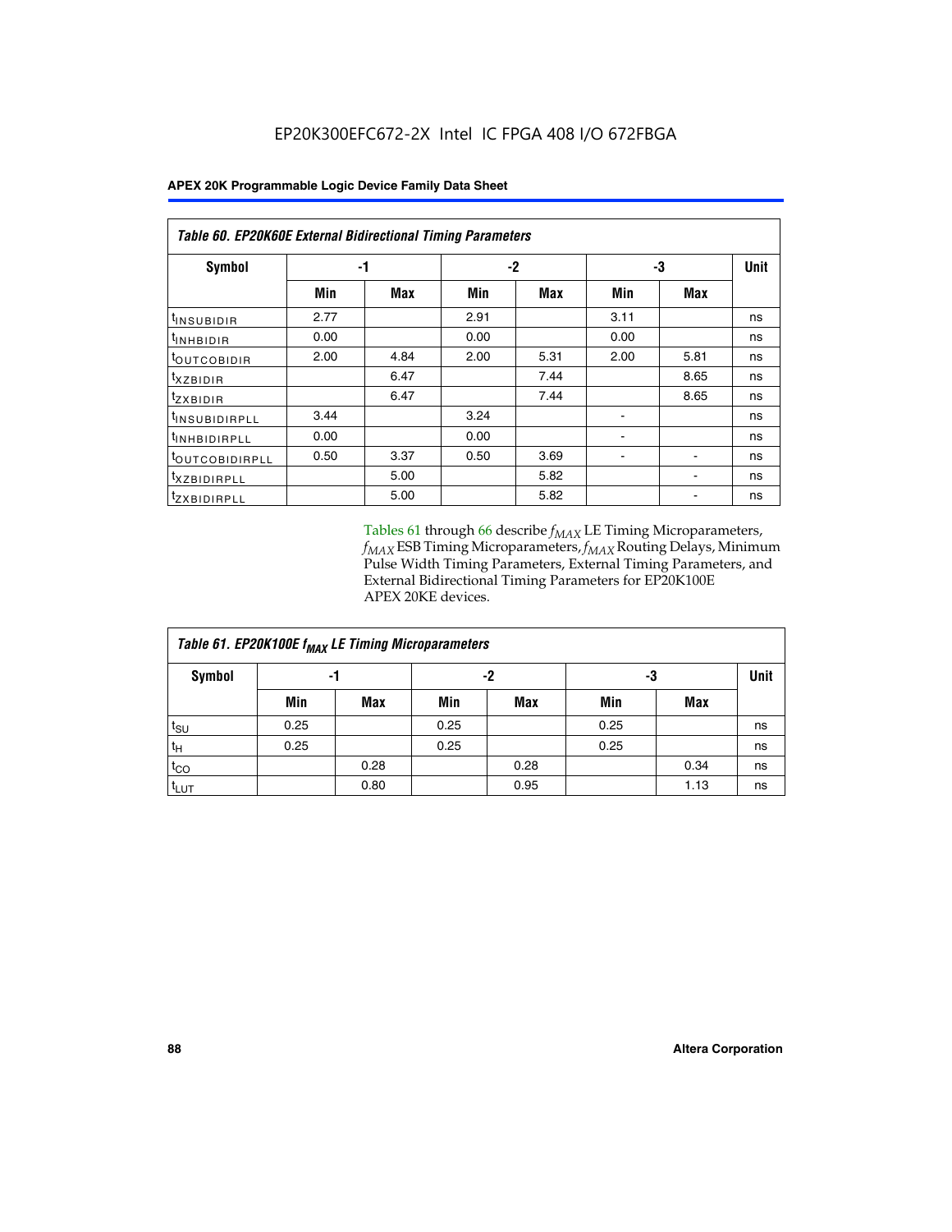**Table 60. EP20K60E External Bidirectional Timing Parameters**

| Symbol | -1 | | -2 | | -3 | | Unit |
|---|---|---|---|---|---|---|---|
| | Min | Max | Min | Max | Min | Max | |
| $t_{INSUBIDIR}$ | 2.77 | | 2.91 | | 3.11 | | ns |
| $t_{INHBIDIR}$ | 0.00 | | 0.00 | | 0.00 | | ns |
| $t_{OUTCOBIDIR}$ | 2.00 | 4.84 | 2.00 | 5.31 | 2.00 | 5.81 | ns |
| $t_{XZBIDIR}$ | | 6.47 | | 7.44 | | 8.65 | ns |
| $t_{ZXBIDIR}$ | | 6.47 | | 7.44 | | 8.65 | ns |
| $t_{INSUBIDIRPLL}$ | 3.44 | | 3.24 | | - | | ns |
| $t_{INHBIDIRPLL}$ | 0.00 | | 0.00 | | - | | ns |
| $t_{OUTCOBIDIRPLL}$ | 0.50 | 3.37 | 0.50 | 3.69 | - | - | ns |
| $t_{XZBIDIRPLL}$ | | 5.00 | | 5.82 | | - | ns |
| $t_{ZXBIDIRPLL}$ | | 5.00 | | 5.82 | | - | ns |

Tables 61 through 66 describe $f_{MAX}$ LE Timing Microparameters, $f_{MAX}$ ESB Timing Microparameters, $f_{MAX}$ Routing Delays, Minimum Pulse Width Timing Parameters, External Timing Parameters, and External Bidirectional Timing Parameters for EP20K100E APEX 20KE devices.

**Table 61. EP20K100E $f_{MAX}$ LE Timing Microparameters**

| Symbol | -1 | | -2 | | -3 | | Unit |
|---|---|---|---|---|---|---|---|
| | Min | Max | Min | Max | Min | Max | |
| $t_{SU}$ | 0.25 | | 0.25 | | 0.25 | | ns |
| $t_{H}$ | 0.25 | | 0.25 | | 0.25 | | ns |
| $t_{CO}$ | | 0.28 | | 0.28 | | 0.34 | ns |
| $t_{LUT}$ | | 0.80 | | 0.95 | | 1.13 | ns |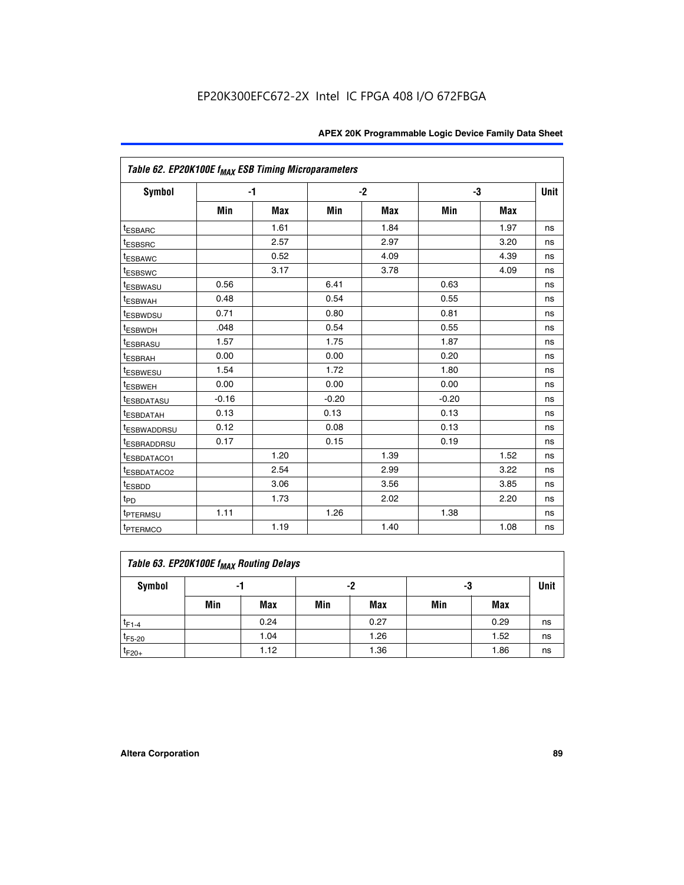EP20K300EFC672-2X Intel IC FPGA 408 I/O 672FBGA

| Table 62. EP20K100E $f_{MAX}$ ESB Timing Microparameters | | | | | | | |
|---|---|---|---|---|---|---|---|
| Symbol | -1 | | -2 | | -3 | | Unit |
| | Min | Max | Min | Max | Min | Max | |
| $t_{ESBARC}$ | | 1.61 | | 1.84 | | 1.97 | ns |
| $t_{ESBSRC}$ | | 2.57 | | 2.97 | | 3.20 | ns |
| $t_{ESBAWC}$ | | 0.52 | | 4.09 | | 4.39 | ns |
| $t_{ESBSWC}$ | | 3.17 | | 3.78 | | 4.09 | ns |
| $t_{ESBWASU}$ | 0.56 | | 6.41 | | 0.63 | | ns |
| $t_{ESBWAH}$ | 0.48 | | 0.54 | | 0.55 | | ns |
| $t_{ESBWDSU}$ | 0.71 | | 0.80 | | 0.81 | | ns |
| $t_{ESBWDH}$ | .048 | | 0.54 | | 0.55 | | ns |
| $t_{ESBRASU}$ | 1.57 | | 1.75 | | 1.87 | | ns |
| $t_{ESBRAH}$ | 0.00 | | 0.00 | | 0.20 | | ns |
| $t_{ESBWESU}$ | 1.54 | | 1.72 | | 1.80 | | ns |
| $t_{ESBWEH}$ | 0.00 | | 0.00 | | 0.00 | | ns |
| $t_{ESBDATASU}$ | -0.16 | | -0.20 | | -0.20 | | ns |
| $t_{ESBDATAH}$ | 0.13 | | 0.13 | | 0.13 | | ns |
| $t_{ESBWADDRSU}$ | 0.12 | | 0.08 | | 0.13 | | ns |
| $t_{ESBRADDRSU}$ | 0.17 | | 0.15 | | 0.19 | | ns |
| $t_{ESBDATACO1}$ | | 1.20 | | 1.39 | | 1.52 | ns |
| $t_{ESBDATACO2}$ | | 2.54 | | 2.99 | | 3.22 | ns |
| $t_{ESBDD}$ | | 3.06 | | 3.56 | | 3.85 | ns |
| $t_{PD}$ | | 1.73 | | 2.02 | | 2.20 | ns |
| $t_{PTERMSU}$ | 1.11 | | 1.26 | | 1.38 | | ns |
| $t_{PTERMCO}$ | | 1.19 | | 1.40 | | 1.08 | ns |

| Table 63. EP20K100E $f_{MAX}$ Routing Delays | | | | | | | |
|---|---|---|---|---|---|---|---|
| Symbol | -1 | | -2 | | -3 | | Unit |
| | Min | Max | Min | Max | Min | Max | |
| $t_{F1-4}$ | | 0.24 | | 0.27 | | 0.29 | ns |
| $t_{F5-20}$ | | 1.04 | | 1.26 | | 1.52 | ns |
| $t_{F20+}$ | | 1.12 | | 1.36 | | 1.86 | ns |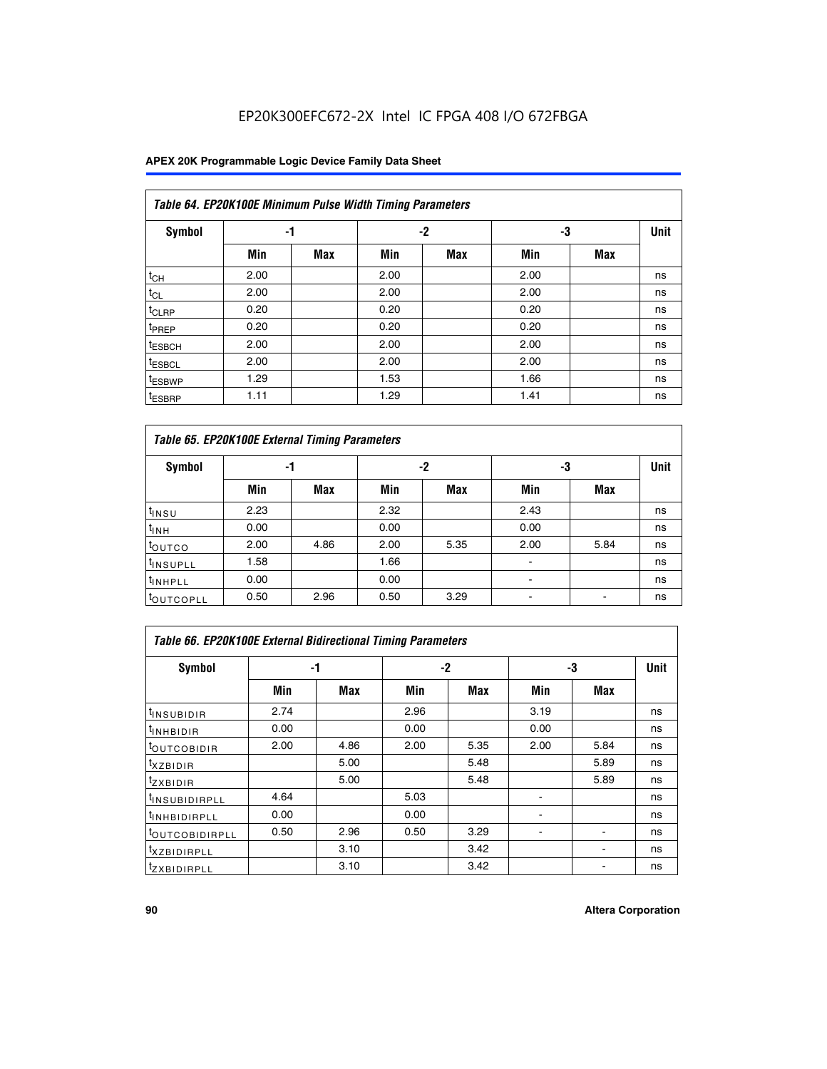EP20K300EFC672-2X Intel IC FPGA 408 I/O 672FBGA

| Table 64. EP20K100E Minimum Pulse Width Timing Parameters | | | | | | | |
|---|---|---|---|---|---|---|---|
| Symbol | -1 | | -2 | | -3 | | Unit |
| | Min | Max | Min | Max | Min | Max | |
| $t_{CH}$ | 2.00 | | 2.00 | | 2.00 | | ns |
| $t_{CL}$ | 2.00 | | 2.00 | | 2.00 | | ns |
| $t_{CLRP}$ | 0.20 | | 0.20 | | 0.20 | | ns |
| $t_{PREP}$ | 0.20 | | 0.20 | | 0.20 | | ns |
| $t_{ESBCH}$ | 2.00 | | 2.00 | | 2.00 | | ns |
| $t_{ESBCL}$ | 2.00 | | 2.00 | | 2.00 | | ns |
| $t_{ESBWP}$ | 1.29 | | 1.53 | | 1.66 | | ns |
| $t_{ESBRP}$ | 1.11 | | 1.29 | | 1.41 | | ns |

| Table 65. EP20K100E External Timing Parameters | | | | | | | |
|---|---|---|---|---|---|---|---|
| Symbol | -1 | | -2 | | -3 | | Unit |
| | Min | Max | Min | Max | Min | Max | |
| $t_{INSU}$ | 2.23 | | 2.32 | | 2.43 | | ns |
| $t_{INH}$ | 0.00 | | 0.00 | | 0.00 | | ns |
| $t_{OUTCO}$ | 2.00 | 4.86 | 2.00 | 5.35 | 2.00 | 5.84 | ns |
| $t_{INSUPLL}$ | 1.58 | | 1.66 | | - | | ns |
| $t_{INHPLL}$ | 0.00 | | 0.00 | | - | | ns |
| $t_{OUTCOPLL}$ | 0.50 | 2.96 | 0.50 | 3.29 | - | - | ns |

| Table 66. EP20K100E External Bidirectional Timing Parameters | | | | | | | |
|---|---|---|---|---|---|---|---|
| Symbol | -1 | | -2 | | -3 | | Unit |
| | Min | Max | Min | Max | Min | Max | |
| $t_{INSUBIDIR}$ | 2.74 | | 2.96 | | 3.19 | | ns |
| $t_{INHBIDIR}$ | 0.00 | | 0.00 | | 0.00 | | ns |
| $t_{OUTCOBIDIR}$ | 2.00 | 4.86 | 2.00 | 5.35 | 2.00 | 5.84 | ns |
| $t_{XZBIDIR}$ | | 5.00 | | 5.48 | | 5.89 | ns |
| $t_{ZXBIDIR}$ | | 5.00 | | 5.48 | | 5.89 | ns |
| $t_{INSUBIDIRPLL}$ | 4.64 | | 5.03 | | - | | ns |
| $t_{INHBIDIRPLL}$ | 0.00 | | 0.00 | | - | | ns |
| $t_{OUTCOBIDIRPLL}$ | 0.50 | 2.96 | 0.50 | 3.29 | - | - | ns |
| $t_{XZBIDIRPLL}$ | | 3.10 | | 3.42 | | - | ns |
| $t_{ZXBIDIRPLL}$ | | 3.10 | | 3.42 | | - | ns |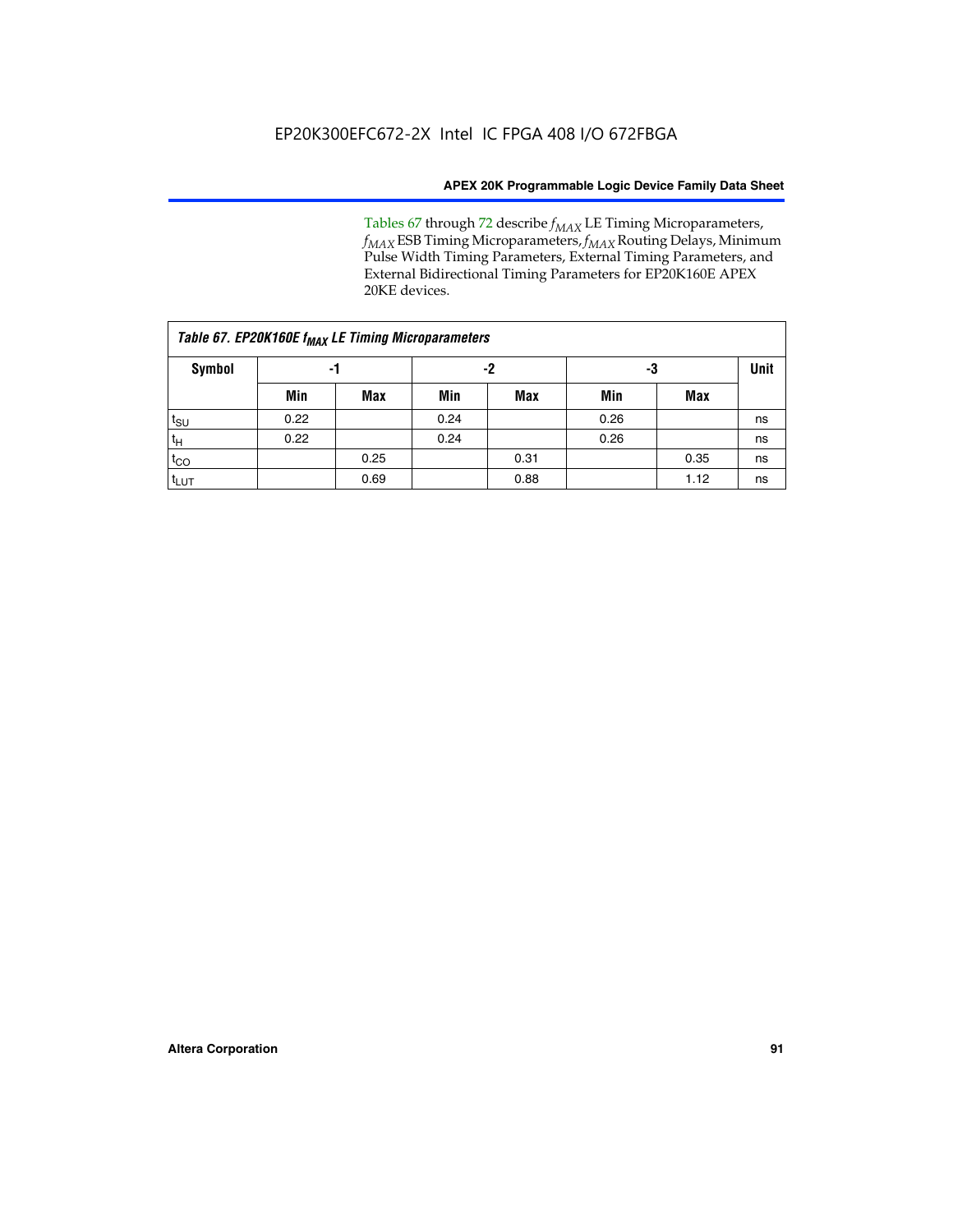Tables 67 through 72 describe $f_{MAX}$ LE Timing Microparameters, $f_{MAX}$ ESB Timing Microparameters, $f_{MAX}$ Routing Delays, Minimum Pulse Width Timing Parameters, External Timing Parameters, and External Bidirectional Timing Parameters for EP20K160E APEX 20KE devices.

| Table 67. EP20K160E $f_{MAX}$ LE Timing Microparameters | | | | | | | |
|---|---|---|---|---|---|---|---|
| **Symbol** | **-1** | | **-2** | | **-3** | | **Unit** |
| | **Min** | **Max** | **Min** | **Max** | **Min** | **Max** | |
| $t_{SU}$ | 0.22 | | 0.24 | | 0.26 | | ns |
| $t_H$ | 0.22 | | 0.24 | | 0.26 | | ns |
| $t_{CO}$ | | 0.25 | | 0.31 | | 0.35 | ns |
| $t_{LUT}$ | | 0.69 | | 0.88 | | 1.12 | ns |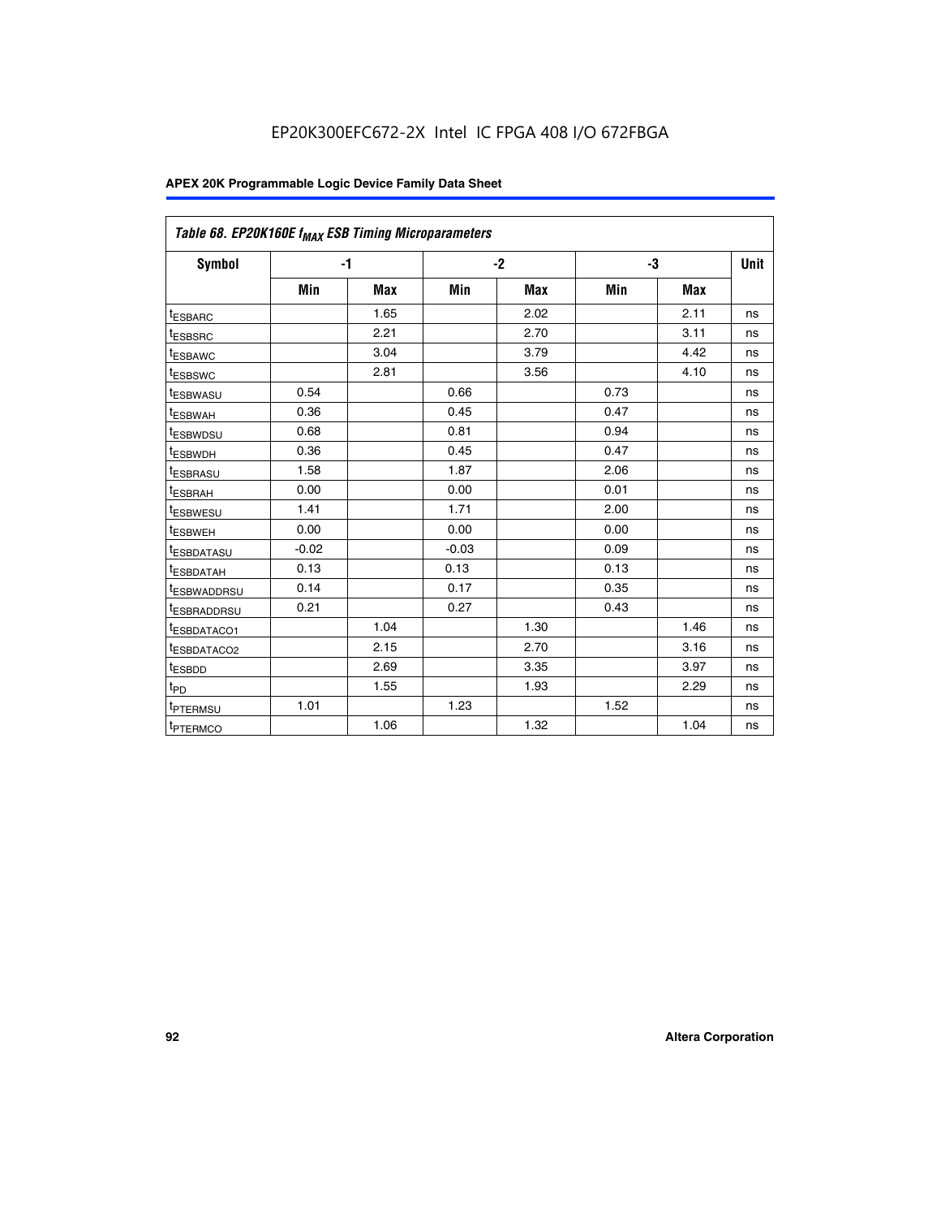| Table 68. EP20K160E $f_{MAX}$ ESB Timing Microparameters | | | | | | | |
|---|---|---|---|---|---|---|---|
| Symbol | -1 | | -2 | | -3 | | Unit |
| | Min | Max | Min | Max | Min | Max | |
| $t_{ESBARC}$ | | 1.65 | | 2.02 | | 2.11 | ns |
| $t_{ESBSRC}$ | | 2.21 | | 2.70 | | 3.11 | ns |
| $t_{ESBAWC}$ | | 3.04 | | 3.79 | | 4.42 | ns |
| $t_{ESBSWC}$ | | 2.81 | | 3.56 | | 4.10 | ns |
| $t_{ESBWASU}$ | 0.54 | | 0.66 | | 0.73 | | ns |
| $t_{ESBWAH}$ | 0.36 | | 0.45 | | 0.47 | | ns |
| $t_{ESBWDSU}$ | 0.68 | | 0.81 | | 0.94 | | ns |
| $t_{ESBWDH}$ | 0.36 | | 0.45 | | 0.47 | | ns |
| $t_{ESBRASU}$ | 1.58 | | 1.87 | | 2.06 | | ns |
| $t_{ESBRAH}$ | 0.00 | | 0.00 | | 0.01 | | ns |
| $t_{ESBWESU}$ | 1.41 | | 1.71 | | 2.00 | | ns |
| $t_{ESBWEH}$ | 0.00 | | 0.00 | | 0.00 | | ns |
| $t_{ESBDATASU}$ | -0.02 | | -0.03 | | 0.09 | | ns |
| $t_{ESBDATAH}$ | 0.13 | | 0.13 | | 0.13 | | ns |
| $t_{ESBWADDRSU}$ | 0.14 | | 0.17 | | 0.35 | | ns |
| $t_{ESBRADDRSU}$ | 0.21 | | 0.27 | | 0.43 | | ns |
| $t_{ESBDATACO1}$ | | 1.04 | | 1.30 | | 1.46 | ns |
| $t_{ESBDATACO2}$ | | 2.15 | | 2.70 | | 3.16 | ns |
| $t_{ESBDD}$ | | 2.69 | | 3.35 | | 3.97 | ns |
| $t_{PD}$ | | 1.55 | | 1.93 | | 2.29 | ns |
| $t_{PTERMSU}$ | 1.01 | | 1.23 | | 1.52 | | ns |
| $t_{PTERMCO}$ | | 1.06 | | 1.32 | | 1.04 | ns |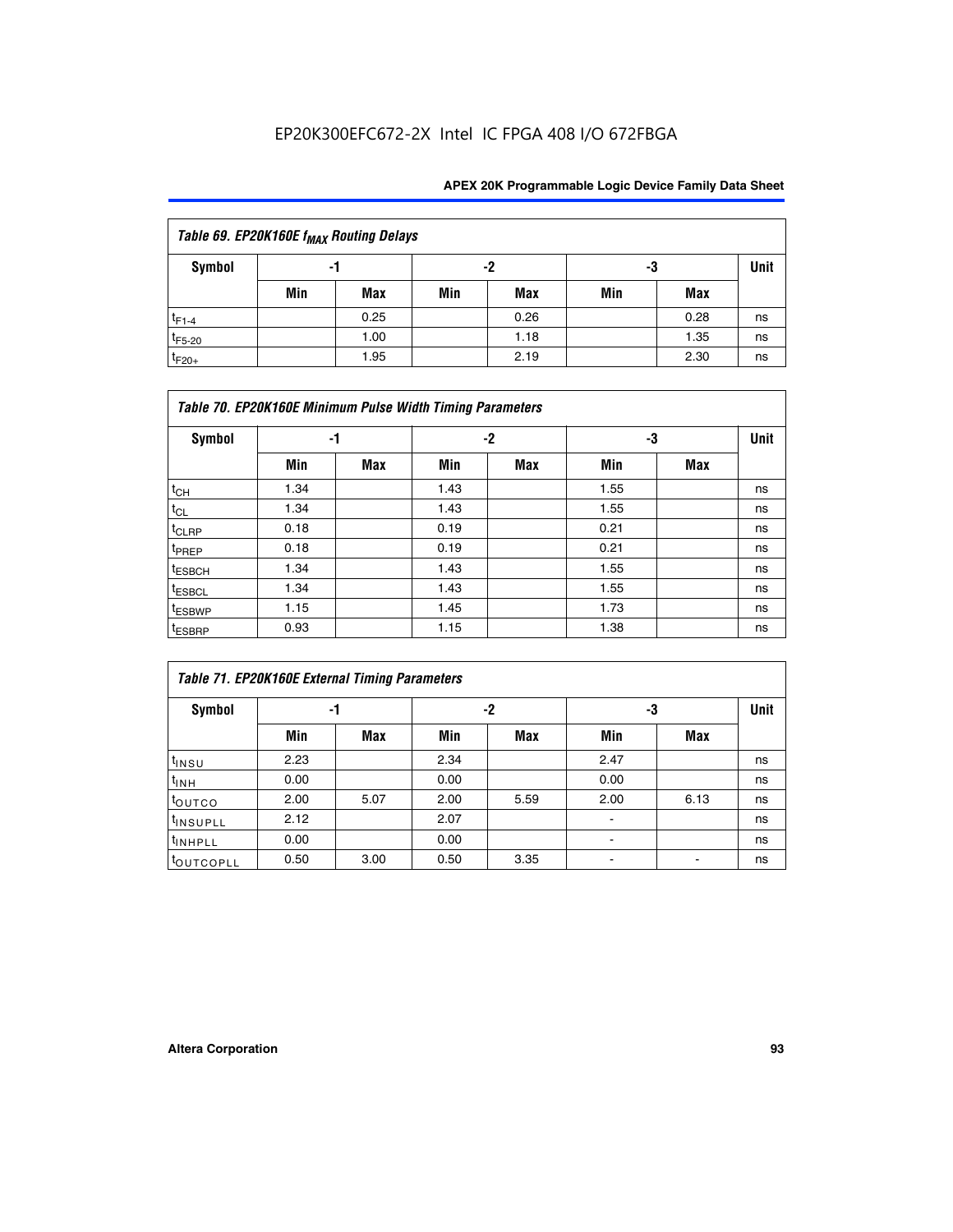EP20K300EFC672-2X Intel IC FPGA 408 I/O 672FBGA

| Table 69. EP20K160E $f_{MAX}$ Routing Delays | | | | | | | |
|---|---|---|---|---|---|---|---|
| Symbol | -1 | | -2 | | -3 | | Unit |
| | Min | Max | Min | Max | Min | Max | |
| $t_{F1-4}$ | | 0.25 | | 0.26 | | 0.28 | ns |
| $t_{F5-20}$ | | 1.00 | | 1.18 | | 1.35 | ns |
| $t_{F20+}$ | | 1.95 | | 2.19 | | 2.30 | ns |

| Table 70. EP20K160E Minimum Pulse Width Timing Parameters | | | | | | | |
|---|---|---|---|---|---|---|---|
| Symbol | -1 | | -2 | | -3 | | Unit |
| | Min | Max | Min | Max | Min | Max | |
| $t_{CH}$ | 1.34 | | 1.43 | | 1.55 | | ns |
| $t_{CL}$ | 1.34 | | 1.43 | | 1.55 | | ns |
| $t_{CLRP}$ | 0.18 | | 0.19 | | 0.21 | | ns |
| $t_{PREP}$ | 0.18 | | 0.19 | | 0.21 | | ns |
| $t_{ESBCH}$ | 1.34 | | 1.43 | | 1.55 | | ns |
| $t_{ESBCL}$ | 1.34 | | 1.43 | | 1.55 | | ns |
| $t_{ESBWP}$ | 1.15 | | 1.45 | | 1.73 | | ns |
| $t_{ESBRP}$ | 0.93 | | 1.15 | | 1.38 | | ns |

| Table 71. EP20K160E External Timing Parameters | | | | | | | |
|---|---|---|---|---|---|---|---|
| Symbol | -1 | | -2 | | -3 | | Unit |
| | Min | Max | Min | Max | Min | Max | |
| $t_{INSU}$ | 2.23 | | 2.34 | | 2.47 | | ns |
| $t_{INH}$ | 0.00 | | 0.00 | | 0.00 | | ns |
| $t_{OUTCO}$ | 2.00 | 5.07 | 2.00 | 5.59 | 2.00 | 6.13 | ns |
| $t_{INSUPLL}$ | 2.12 | | 2.07 | | - | | ns |
| $t_{INHPLL}$ | 0.00 | | 0.00 | | - | | ns |
| $t_{OUTCOPLL}$ | 0.50 | 3.00 | 0.50 | 3.35 | - | - | ns |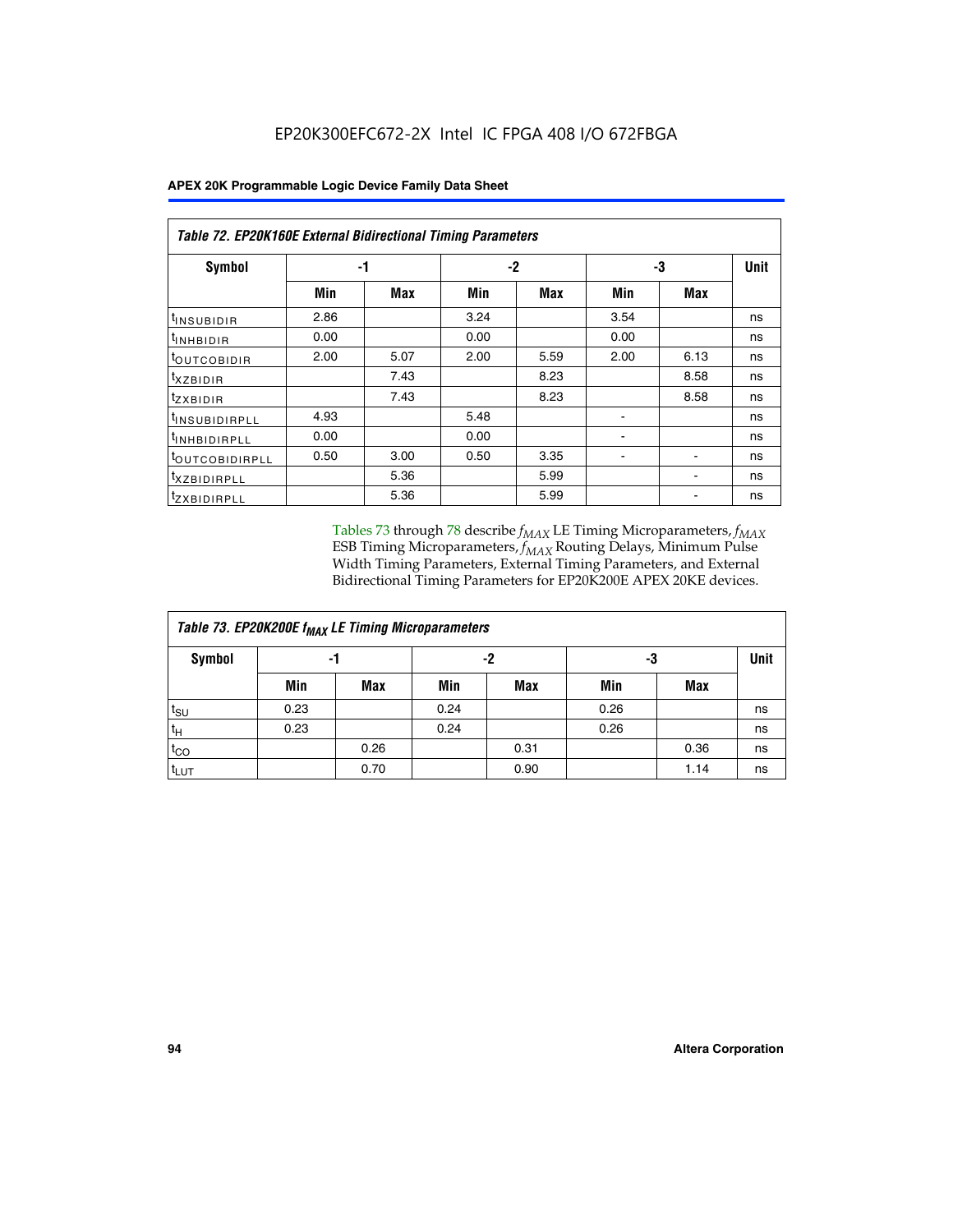**Table 72. EP20K160E External Bidirectional Timing Parameters**

| Symbol | -1 | | -2 | | -3 | | Unit |
|---|---|---|---|---|---|---|---|
| | Min | Max | Min | Max | Min | Max | |
| $t_{INSUBIDIR}$ | 2.86 | | 3.24 | | 3.54 | | ns |
| $t_{INHBIDIR}$ | 0.00 | | 0.00 | | 0.00 | | ns |
| $t_{OUTCOBIDIR}$ | 2.00 | 5.07 | 2.00 | 5.59 | 2.00 | 6.13 | ns |
| $t_{XZBIDIR}$ | | 7.43 | | 8.23 | | 8.58 | ns |
| $t_{ZXBIDIR}$ | | 7.43 | | 8.23 | | 8.58 | ns |
| $t_{INSUBIDIRPLL}$ | 4.93 | | 5.48 | | - | | ns |
| $t_{INHBIDIRPLL}$ | 0.00 | | 0.00 | | - | | ns |
| $t_{OUTCOBIDIRPLL}$ | 0.50 | 3.00 | 0.50 | 3.35 | - | - | ns |
| $t_{XZBIDIRPLL}$ | | 5.36 | | 5.99 | | - | ns |
| $t_{ZXBIDIRPLL}$ | | 5.36 | | 5.99 | | - | ns |

Tables 73 through 78 describe $f_{MAX}$ LE Timing Microparameters, $f_{MAX}$ ESB Timing Microparameters, $f_{MAX}$ Routing Delays, Minimum Pulse Width Timing Parameters, External Timing Parameters, and External Bidirectional Timing Parameters for EP20K200E APEX 20KE devices.

**Table 73. EP20K200E $f_{MAX}$ LE Timing Microparameters**

| Symbol | -1 | | -2 | | -3 | | Unit |
|---|---|---|---|---|---|---|---|
| | Min | Max | Min | Max | Min | Max | |
| $t_{SU}$ | 0.23 | | 0.24 | | 0.26 | | ns |
| $t_{H}$ | 0.23 | | 0.24 | | 0.26 | | ns |
| $t_{CO}$ | | 0.26 | | 0.31 | | 0.36 | ns |
| $t_{LUT}$ | | 0.70 | | 0.90 | | 1.14 | ns |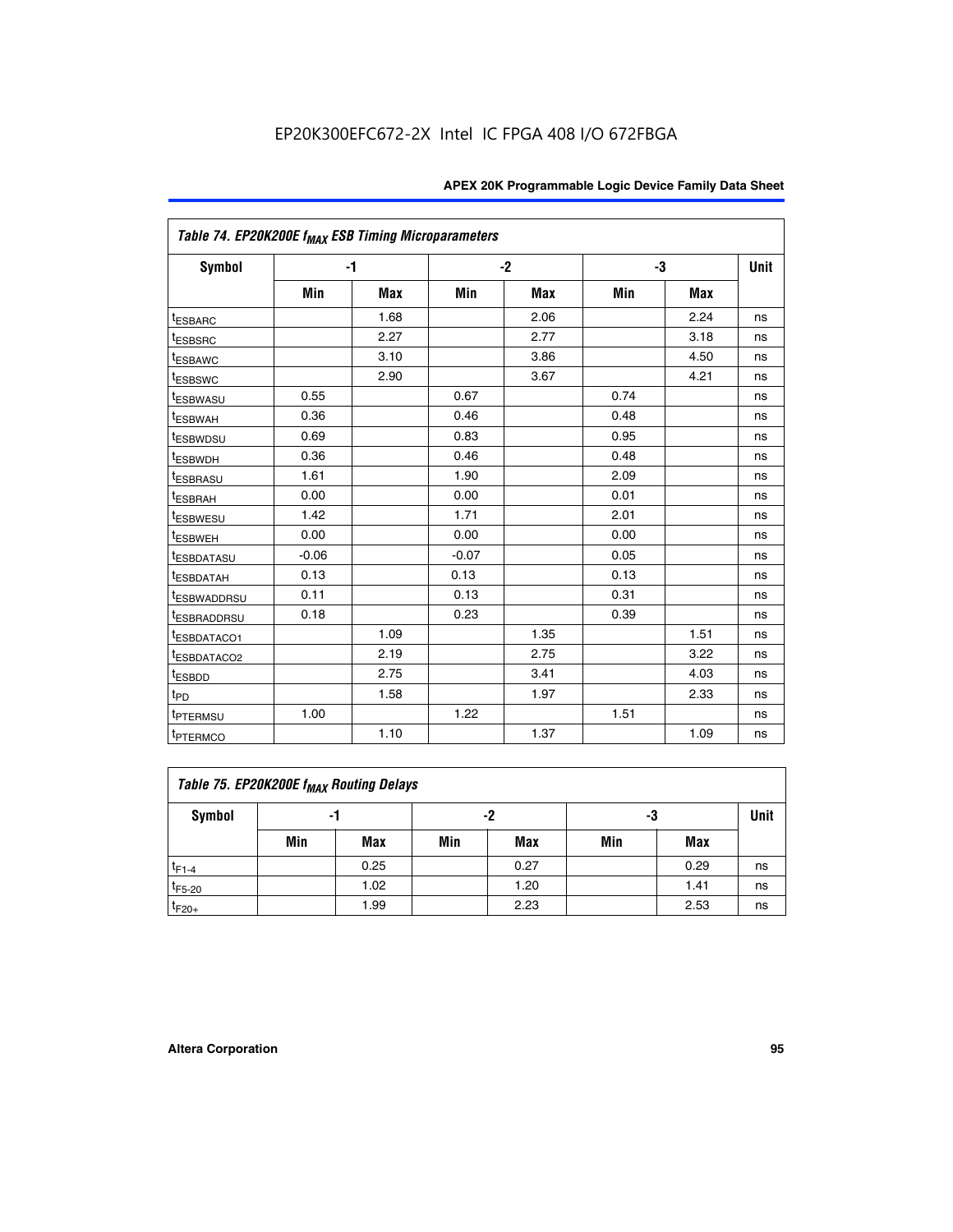EP20K300EFC672-2X Intel IC FPGA 408 I/O 672FBGA

| Table 74. EP20K200E $f_{MAX}$ ESB Timing Microparameters | | | | | | | |
|---|---|---|---|---|---|---|---|
| Symbol | -1 | | -2 | | -3 | | Unit |
| | Min | Max | Min | Max | Min | Max | |
| $t_{ESBARC}$ | | 1.68 | | 2.06 | | 2.24 | ns |
| $t_{ESBSRC}$ | | 2.27 | | 2.77 | | 3.18 | ns |
| $t_{ESBAWC}$ | | 3.10 | | 3.86 | | 4.50 | ns |
| $t_{ESBSWC}$ | | 2.90 | | 3.67 | | 4.21 | ns |
| $t_{ESBWASU}$ | 0.55 | | 0.67 | | 0.74 | | ns |
| $t_{ESBWAH}$ | 0.36 | | 0.46 | | 0.48 | | ns |
| $t_{ESBWDSU}$ | 0.69 | | 0.83 | | 0.95 | | ns |
| $t_{ESBWDH}$ | 0.36 | | 0.46 | | 0.48 | | ns |
| $t_{ESBRASU}$ | 1.61 | | 1.90 | | 2.09 | | ns |
| $t_{ESBRAH}$ | 0.00 | | 0.00 | | 0.01 | | ns |
| $t_{ESBWESU}$ | 1.42 | | 1.71 | | 2.01 | | ns |
| $t_{ESBWEH}$ | 0.00 | | 0.00 | | 0.00 | | ns |
| $t_{ESBDATASU}$ | -0.06 | | -0.07 | | 0.05 | | ns |
| $t_{ESBDATAH}$ | 0.13 | | 0.13 | | 0.13 | | ns |
| $t_{ESBWADDRSU}$ | 0.11 | | 0.13 | | 0.31 | | ns |
| $t_{ESBRADDRSU}$ | 0.18 | | 0.23 | | 0.39 | | ns |
| $t_{ESBDATACO1}$ | | 1.09 | | 1.35 | | 1.51 | ns |
| $t_{ESBDATACO2}$ | | 2.19 | | 2.75 | | 3.22 | ns |
| $t_{ESBDD}$ | | 2.75 | | 3.41 | | 4.03 | ns |
| $t_{PD}$ | | 1.58 | | 1.97 | | 2.33 | ns |
| $t_{PTERMSU}$ | 1.00 | | 1.22 | | 1.51 | | ns |
| $t_{PTERMCO}$ | | 1.10 | | 1.37 | | 1.09 | ns |

| Table 75. EP20K200E $f_{MAX}$ Routing Delays | | | | | | | |
|---|---|---|---|---|---|---|---|
| Symbol | -1 | | -2 | | -3 | | Unit |
| | Min | Max | Min | Max | Min | Max | |
| $t_{F1-4}$ | | 0.25 | | 0.27 | | 0.29 | ns |
| $t_{F5-20}$ | | 1.02 | | 1.20 | | 1.41 | ns |
| $t_{F20+}$ | | 1.99 | | 2.23 | | 2.53 | ns |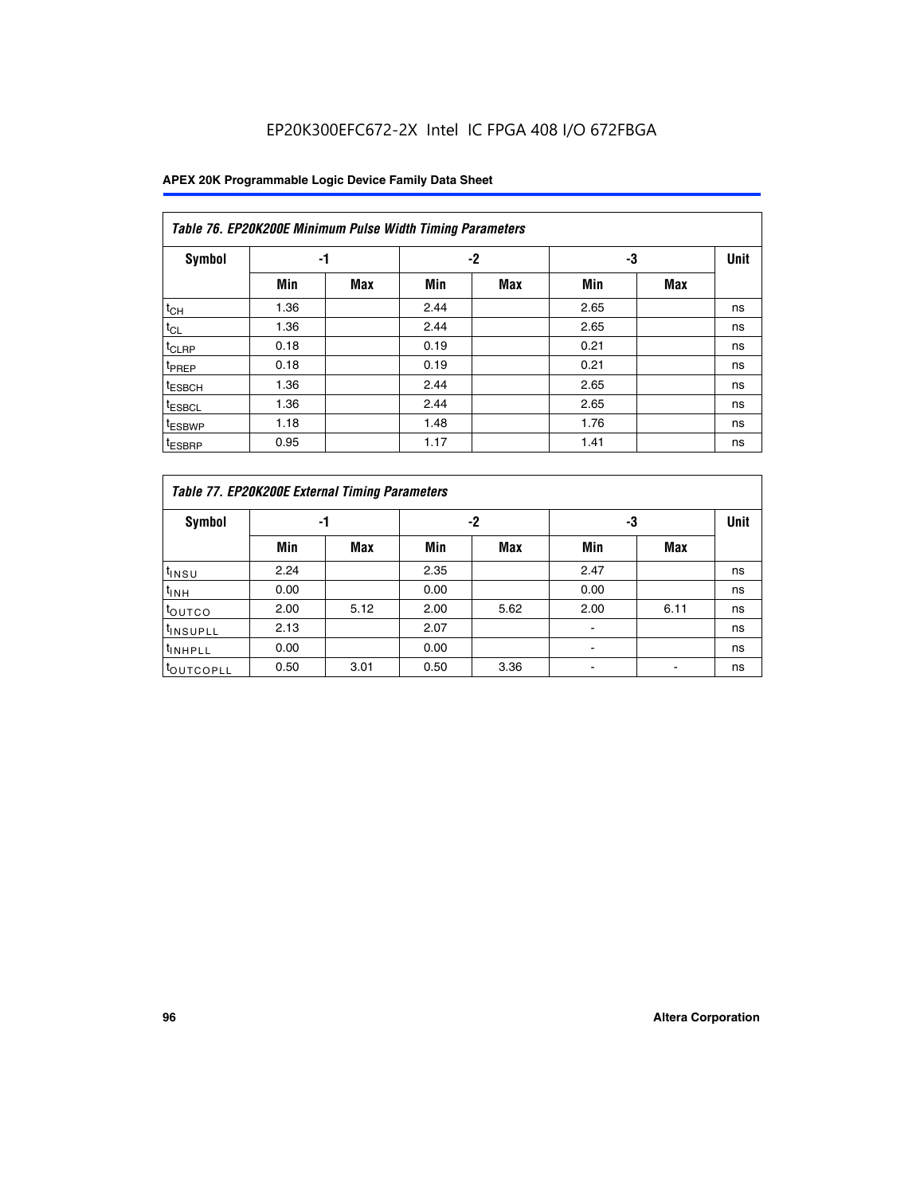EP20K300EFC672-2X Intel IC FPGA 408 I/O 672FBGA

| Table 76. EP20K200E Minimum Pulse Width Timing Parameters | | | | | | | |
|---|---|---|---|---|---|---|---|
| Symbol | -1 | | -2 | | -3 | | Unit |
| | Min | Max | Min | Max | Min | Max | |
| $t_{CH}$ | 1.36 | | 2.44 | | 2.65 | | ns |
| $t_{CL}$ | 1.36 | | 2.44 | | 2.65 | | ns |
| $t_{CLRP}$ | 0.18 | | 0.19 | | 0.21 | | ns |
| $t_{PREP}$ | 0.18 | | 0.19 | | 0.21 | | ns |
| $t_{ESBCH}$ | 1.36 | | 2.44 | | 2.65 | | ns |
| $t_{ESBCL}$ | 1.36 | | 2.44 | | 2.65 | | ns |
| $t_{ESBWP}$ | 1.18 | | 1.48 | | 1.76 | | ns |
| $t_{ESBRP}$ | 0.95 | | 1.17 | | 1.41 | | ns |

| Table 77. EP20K200E External Timing Parameters | | | | | | | |
|---|---|---|---|---|---|---|---|
| Symbol | -1 | | -2 | | -3 | | Unit |
| | Min | Max | Min | Max | Min | Max | |
| $t_{INSU}$ | 2.24 | | 2.35 | | 2.47 | | ns |
| $t_{INH}$ | 0.00 | | 0.00 | | 0.00 | | ns |
| $t_{OUTCO}$ | 2.00 | 5.12 | 2.00 | 5.62 | 2.00 | 6.11 | ns |
| $t_{INSUPLL}$ | 2.13 | | 2.07 | | - | | ns |
| $t_{INHPLL}$ | 0.00 | | 0.00 | | - | | ns |
| $t_{OUTCOPLL}$ | 0.50 | 3.01 | 0.50 | 3.36 | - | - | ns |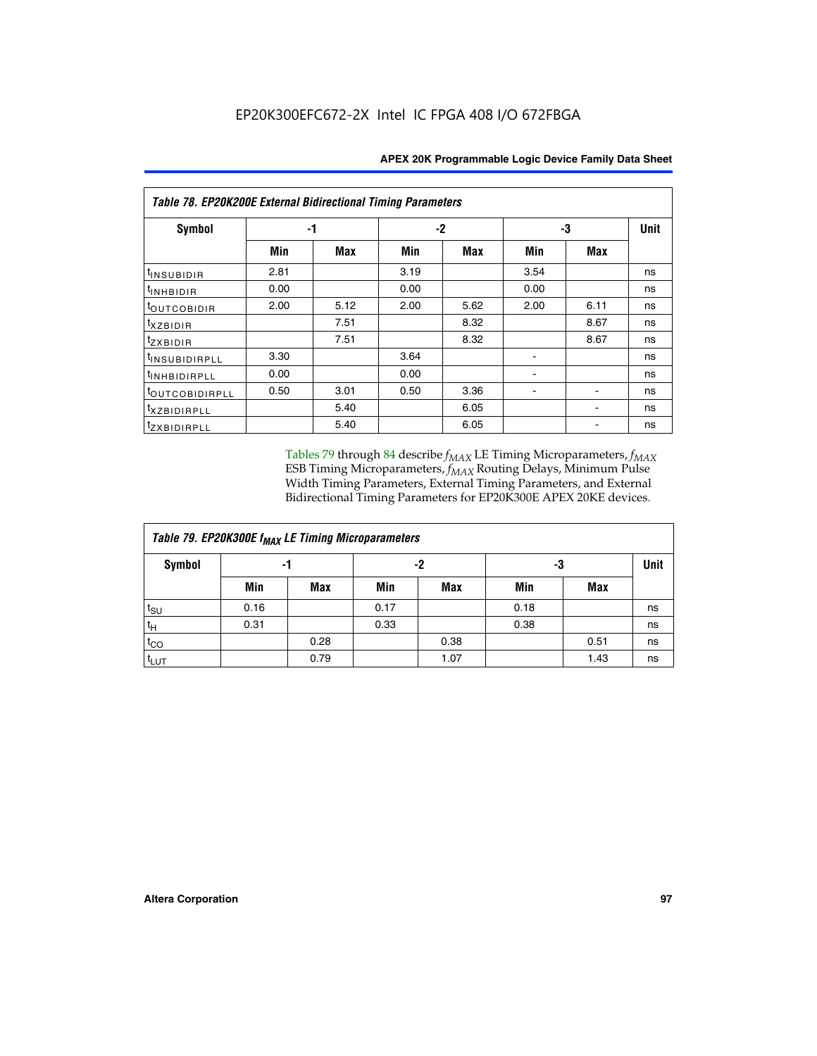**Table 78. EP20K200E External Bidirectional Timing Parameters**

| Symbol | -1 | | -2 | | -3 | | Unit |
|---|---|---|---|---|---|---|---|
| | Min | Max | Min | Max | Min | Max | |
| $t_{INSUBIDIR}$ | 2.81 | | 3.19 | | 3.54 | | ns |
| $t_{INHBIDIR}$ | 0.00 | | 0.00 | | 0.00 | | ns |
| $t_{OUTCOBIDIR}$ | 2.00 | 5.12 | 2.00 | 5.62 | 2.00 | 6.11 | ns |
| $t_{XZBIDIR}$ | | 7.51 | | 8.32 | | 8.67 | ns |
| $t_{ZXBIDIR}$ | | 7.51 | | 8.32 | | 8.67 | ns |
| $t_{INSUBIDIRPLL}$ | 3.30 | | 3.64 | | - | | ns |
| $t_{INHBIDIRPLL}$ | 0.00 | | 0.00 | | - | | ns |
| $t_{OUTCOBIDIRPLL}$ | 0.50 | 3.01 | 0.50 | 3.36 | - | - | ns |
| $t_{XZBIDIRPLL}$ | | 5.40 | | 6.05 | | - | ns |
| $t_{ZXBIDIRPLL}$ | | 5.40 | | 6.05 | | - | ns |

Tables 79 through 84 describe $f_{MAX}$ LE Timing Microparameters, $f_{MAX}$ ESB Timing Microparameters, $f_{MAX}$ Routing Delays, Minimum Pulse Width Timing Parameters, External Timing Parameters, and External Bidirectional Timing Parameters for EP20K300E APEX 20KE devices.

**Table 79. EP20K300E $f_{MAX}$ LE Timing Microparameters**

| Symbol | -1 | | -2 | | -3 | | Unit |
|---|---|---|---|---|---|---|---|
| | Min | Max | Min | Max | Min | Max | |
| $t_{SU}$ | 0.16 | | 0.17 | | 0.18 | | ns |
| $t_{H}$ | 0.31 | | 0.33 | | 0.38 | | ns |
| $t_{CO}$ | | 0.28 | | 0.38 | | 0.51 | ns |
| $t_{LUT}$ | | 0.79 | | 1.07 | | 1.43 | ns |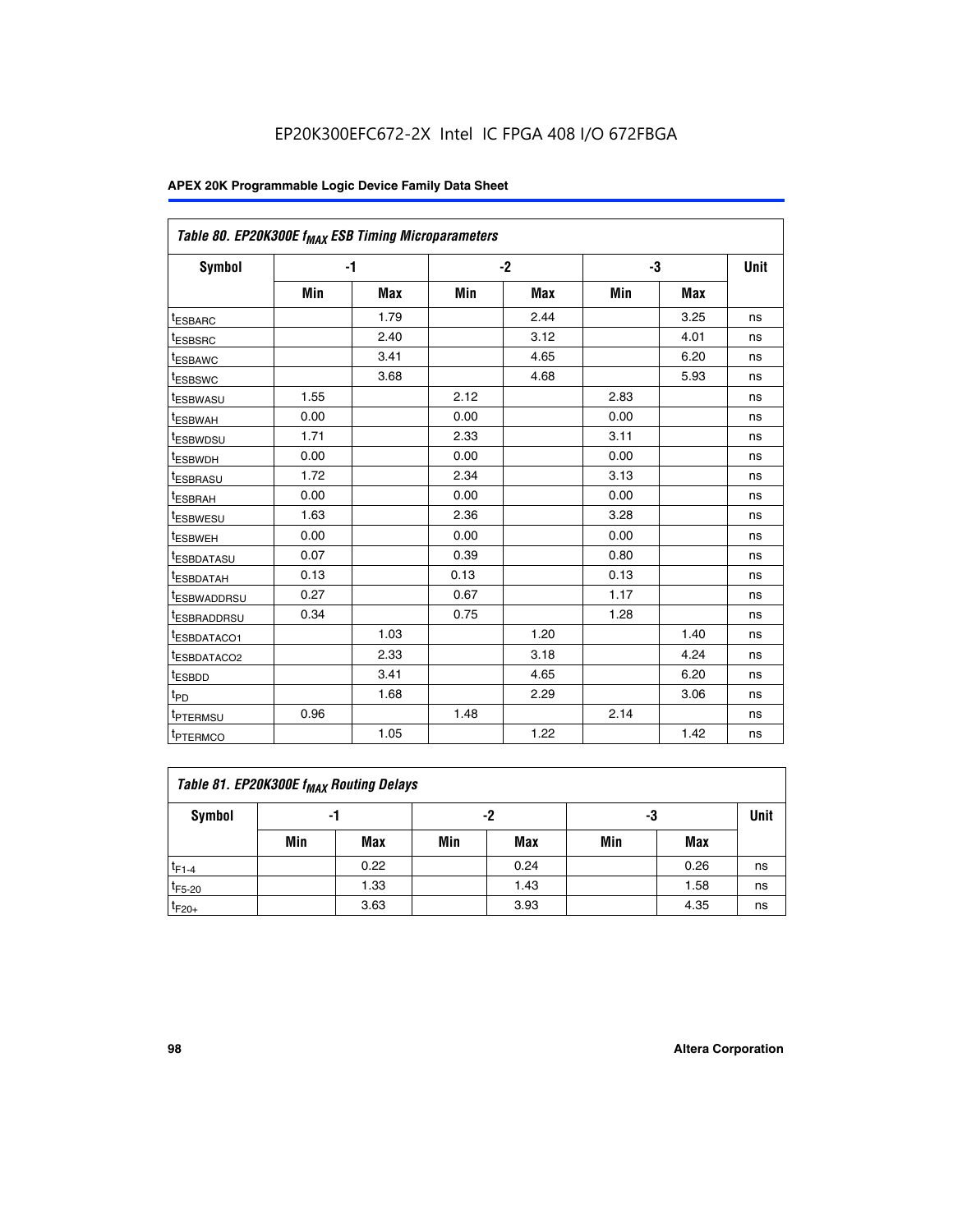EP20K300EFC672-2X Intel IC FPGA 408 I/O 672FBGA

| Table 80. EP20K300E $f_{MAX}$ ESB Timing Microparameters | | | | | | | |
|---|---|---|---|---|---|---|---|
| Symbol | -1 | | -2 | | -3 | | Unit |
| | Min | Max | Min | Max | Min | Max | |
| $t_{ESBARC}$ | | 1.79 | | 2.44 | | 3.25 | ns |
| $t_{ESBSRC}$ | | 2.40 | | 3.12 | | 4.01 | ns |
| $t_{ESBAWC}$ | | 3.41 | | 4.65 | | 6.20 | ns |
| $t_{ESBSWC}$ | | 3.68 | | 4.68 | | 5.93 | ns |
| $t_{ESBWASU}$ | 1.55 | | 2.12 | | 2.83 | | ns |
| $t_{ESBWAH}$ | 0.00 | | 0.00 | | 0.00 | | ns |
| $t_{ESBWDSU}$ | 1.71 | | 2.33 | | 3.11 | | ns |
| $t_{ESBWDH}$ | 0.00 | | 0.00 | | 0.00 | | ns |
| $t_{ESBRASU}$ | 1.72 | | 2.34 | | 3.13 | | ns |
| $t_{ESBRAH}$ | 0.00 | | 0.00 | | 0.00 | | ns |
| $t_{ESBWESU}$ | 1.63 | | 2.36 | | 3.28 | | ns |
| $t_{ESBWEH}$ | 0.00 | | 0.00 | | 0.00 | | ns |
| $t_{ESBDATASU}$ | 0.07 | | 0.39 | | 0.80 | | ns |
| $t_{ESBDATAH}$ | 0.13 | | 0.13 | | 0.13 | | ns |
| $t_{ESBWADDRSU}$ | 0.27 | | 0.67 | | 1.17 | | ns |
| $t_{ESBRADDRSU}$ | 0.34 | | 0.75 | | 1.28 | | ns |
| $t_{ESBDATACO1}$ | | 1.03 | | 1.20 | | 1.40 | ns |
| $t_{ESBDATACO2}$ | | 2.33 | | 3.18 | | 4.24 | ns |
| $t_{ESBDD}$ | | 3.41 | | 4.65 | | 6.20 | ns |
| $t_{PD}$ | | 1.68 | | 2.29 | | 3.06 | ns |
| $t_{PTERMSU}$ | 0.96 | | 1.48 | | 2.14 | | ns |
| $t_{PTERMCO}$ | | 1.05 | | 1.22 | | 1.42 | ns |

| Table 81. EP20K300E $f_{MAX}$ Routing Delays | | | | | | | |
|---|---|---|---|---|---|---|---|
| Symbol | -1 | | -2 | | -3 | | Unit |
| | Min | Max | Min | Max | Min | Max | |
| $t_{F1-4}$ | | 0.22 | | 0.24 | | 0.26 | ns |
| $t_{F5-20}$ | | 1.33 | | 1.43 | | 1.58 | ns |
| $t_{F20+}$ | | 3.63 | | 3.93 | | 4.35 | ns |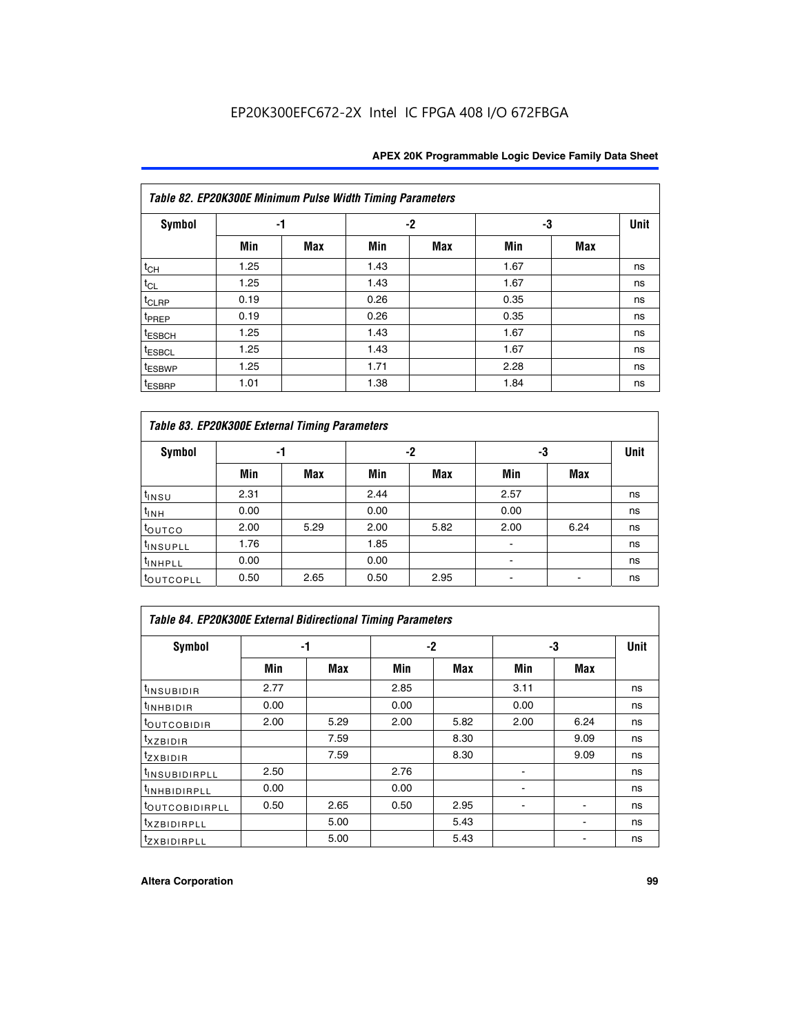EP20K300EFC672-2X Intel IC FPGA 408 I/O 672FBGA

| *Table 82. EP20K300E Minimum Pulse Width Timing Parameters* | | | | | | | |
|---|---|---|---|---|---|---|---|
| **Symbol** | **-1** | | **-2** | | **-3** | | **Unit** |
| | **Min** | **Max** | **Min** | **Max** | **Min** | **Max** | |
| $t_{CH}$ | 1.25 | | 1.43 | | 1.67 | | ns |
| $t_{CL}$ | 1.25 | | 1.43 | | 1.67 | | ns |
| $t_{CLRP}$ | 0.19 | | 0.26 | | 0.35 | | ns |
| $t_{PREP}$ | 0.19 | | 0.26 | | 0.35 | | ns |
| $t_{ESBCH}$ | 1.25 | | 1.43 | | 1.67 | | ns |
| $t_{ESBCL}$ | 1.25 | | 1.43 | | 1.67 | | ns |
| $t_{ESBWP}$ | 1.25 | | 1.71 | | 2.28 | | ns |
| $t_{ESBRP}$ | 1.01 | | 1.38 | | 1.84 | | ns |

| *Table 83. EP20K300E External Timing Parameters* | | | | | | | |
|---|---|---|---|---|---|---|---|
| **Symbol** | **-1** | | **-2** | | **-3** | | **Unit** |
| | **Min** | **Max** | **Min** | **Max** | **Min** | **Max** | |
| $t_{INSU}$ | 2.31 | | 2.44 | | 2.57 | | ns |
| $t_{INH}$ | 0.00 | | 0.00 | | 0.00 | | ns |
| $t_{OUTCO}$ | 2.00 | 5.29 | 2.00 | 5.82 | 2.00 | 6.24 | ns |
| $t_{INSUPLL}$ | 1.76 | | 1.85 | | - | | ns |
| $t_{INHPLL}$ | 0.00 | | 0.00 | | - | | ns |
| $t_{OUTCOPLL}$ | 0.50 | 2.65 | 0.50 | 2.95 | - | - | ns |

| *Table 84. EP20K300E External Bidirectional Timing Parameters* | | | | | | | |
|---|---|---|---|---|---|---|---|
| **Symbol** | **-1** | | **-2** | | **-3** | | **Unit** |
| | **Min** | **Max** | **Min** | **Max** | **Min** | **Max** | |
| $t_{INSUBIDIR}$ | 2.77 | | 2.85 | | 3.11 | | ns |
| $t_{INHBIDIR}$ | 0.00 | | 0.00 | | 0.00 | | ns |
| $t_{OUTCOBIDIR}$ | 2.00 | 5.29 | 2.00 | 5.82 | 2.00 | 6.24 | ns |
| $t_{XZBIDIR}$ | | 7.59 | | 8.30 | | 9.09 | ns |
| $t_{ZXBIDIR}$ | | 7.59 | | 8.30 | | 9.09 | ns |
| $t_{INSUBIDIRPLL}$ | 2.50 | | 2.76 | | - | | ns |
| $t_{INHBIDIRPLL}$ | 0.00 | | 0.00 | | - | | ns |
| $t_{OUTCOBIDIRPLL}$ | 0.50 | 2.65 | 0.50 | 2.95 | - | - | ns |
| $t_{XZBIDIRPLL}$ | | 5.00 | | 5.43 | | - | ns |
| $t_{ZXBIDIRPLL}$ | | 5.00 | | 5.43 | | - | ns |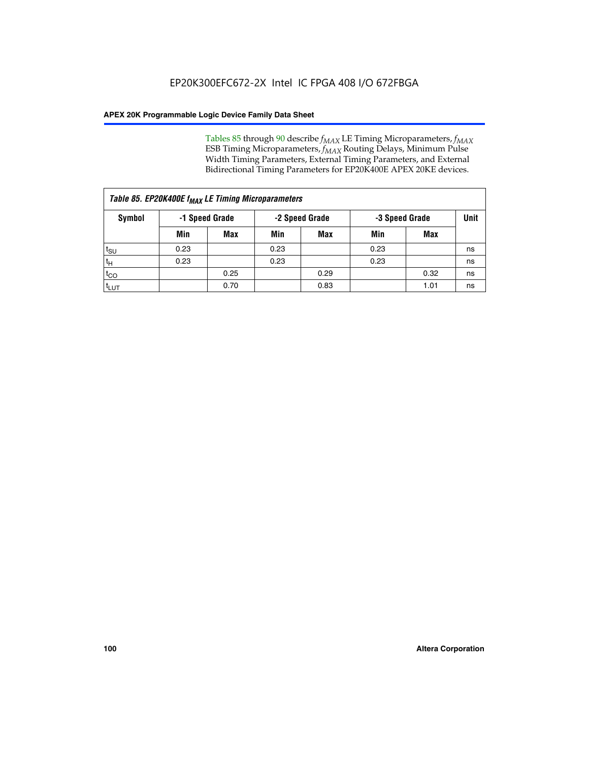Tables 85 through 90 describe $f_{MAX}$ LE Timing Microparameters, $f_{MAX}$ ESB Timing Microparameters, $f_{MAX}$ Routing Delays, Minimum Pulse Width Timing Parameters, External Timing Parameters, and External Bidirectional Timing Parameters for EP20K400E APEX 20KE devices.

| Table 85. EP20K400E $f_{MAX}$ LE Timing Microparameters | | | | | | | |
|---|---|---|---|---|---|---|---|
| Symbol | -1 Speed Grade | | -2 Speed Grade | | -3 Speed Grade | | Unit |
| | Min | Max | Min | Max | Min | Max | |
| $t_{SU}$ | 0.23 | | 0.23 | | 0.23 | | ns |
| $t_{H}$ | 0.23 | | 0.23 | | 0.23 | | ns |
| $t_{CO}$ | | 0.25 | | 0.29 | | 0.32 | ns |
| $t_{LUT}$ | | 0.70 | | 0.83 | | 1.01 | ns |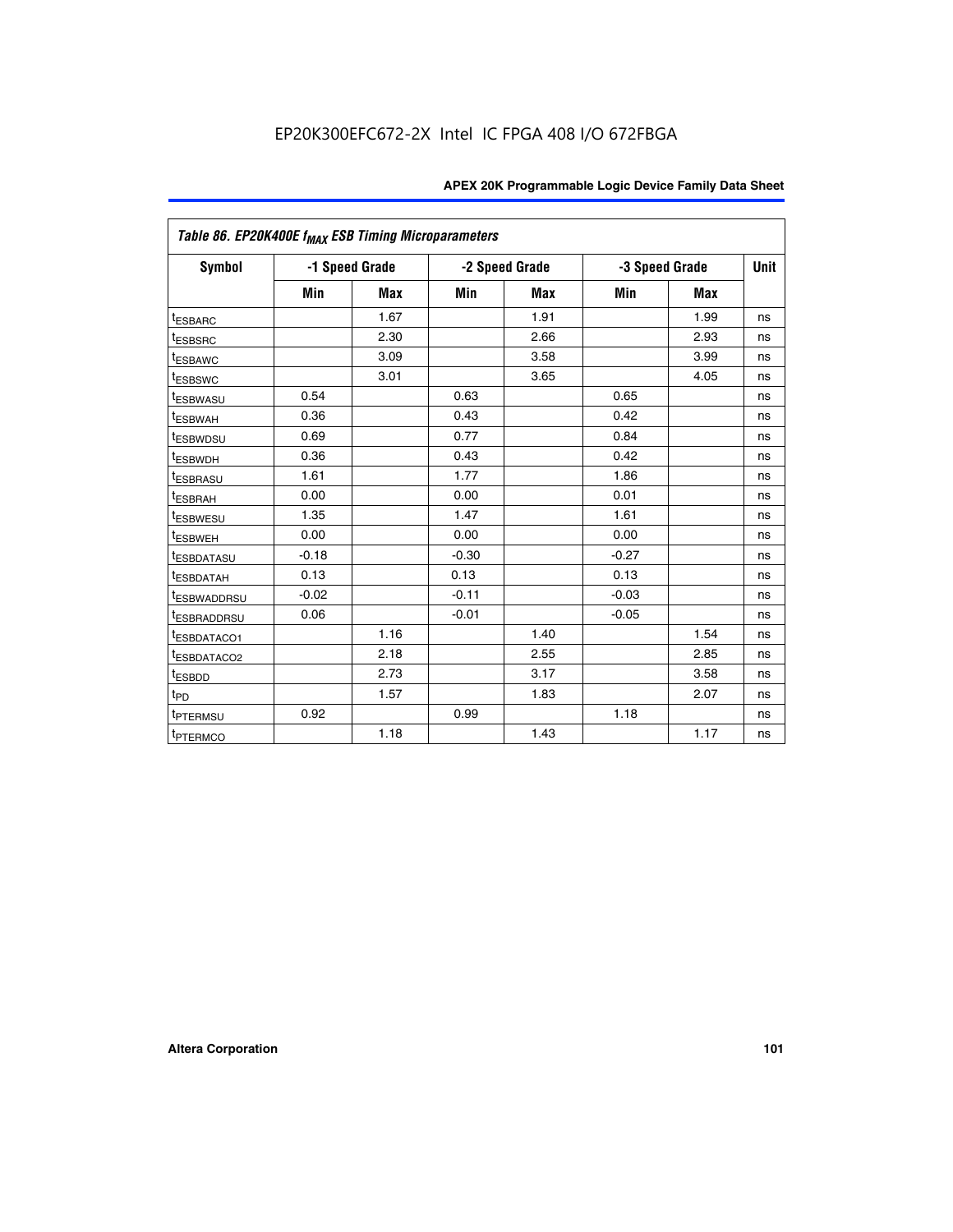Table 86. EP20K400E $f_{MAX}$ ESB Timing Microparameters

| Symbol | -1 Speed Grade | | -2 Speed Grade | | -3 Speed Grade | | Unit |
|---|---|---|---|---|---|---|---|
| | Min | Max | Min | Max | Min | Max | |
| $t_{ESBARC}$ | | 1.67 | | 1.91 | | 1.99 | ns |
| $t_{ESBSRC}$ | | 2.30 | | 2.66 | | 2.93 | ns |
| $t_{ESBAWC}$ | | 3.09 | | 3.58 | | 3.99 | ns |
| $t_{ESBSWC}$ | | 3.01 | | 3.65 | | 4.05 | ns |
| $t_{ESBWASU}$ | 0.54 | | 0.63 | | 0.65 | | ns |
| $t_{ESBWAH}$ | 0.36 | | 0.43 | | 0.42 | | ns |
| $t_{ESBWDSU}$ | 0.69 | | 0.77 | | 0.84 | | ns |
| $t_{ESBWDH}$ | 0.36 | | 0.43 | | 0.42 | | ns |
| $t_{ESBRASU}$ | 1.61 | | 1.77 | | 1.86 | | ns |
| $t_{ESBRAH}$ | 0.00 | | 0.00 | | 0.01 | | ns |
| $t_{ESBWESU}$ | 1.35 | | 1.47 | | 1.61 | | ns |
| $t_{ESBWEH}$ | 0.00 | | 0.00 | | 0.00 | | ns |
| $t_{ESBDATASU}$ | -0.18 | | -0.30 | | -0.27 | | ns |
| $t_{ESBDATAH}$ | 0.13 | | 0.13 | | 0.13 | | ns |
| $t_{ESBWADDRSU}$ | -0.02 | | -0.11 | | -0.03 | | ns |
| $t_{ESBRADDRSU}$ | 0.06 | | -0.01 | | -0.05 | | ns |
| $t_{ESBDATACO1}$ | | 1.16 | | 1.40 | | 1.54 | ns |
| $t_{ESBDATACO2}$ | | 2.18 | | 2.55 | | 2.85 | ns |
| $t_{ESBDD}$ | | 2.73 | | 3.17 | | 3.58 | ns |
| $t_{PD}$ | | 1.57 | | 1.83 | | 2.07 | ns |
| $t_{PTERMSU}$ | 0.92 | | 0.99 | | 1.18 | | ns |
| $t_{PTERMCO}$ | | 1.18 | | 1.43 | | 1.17 | ns |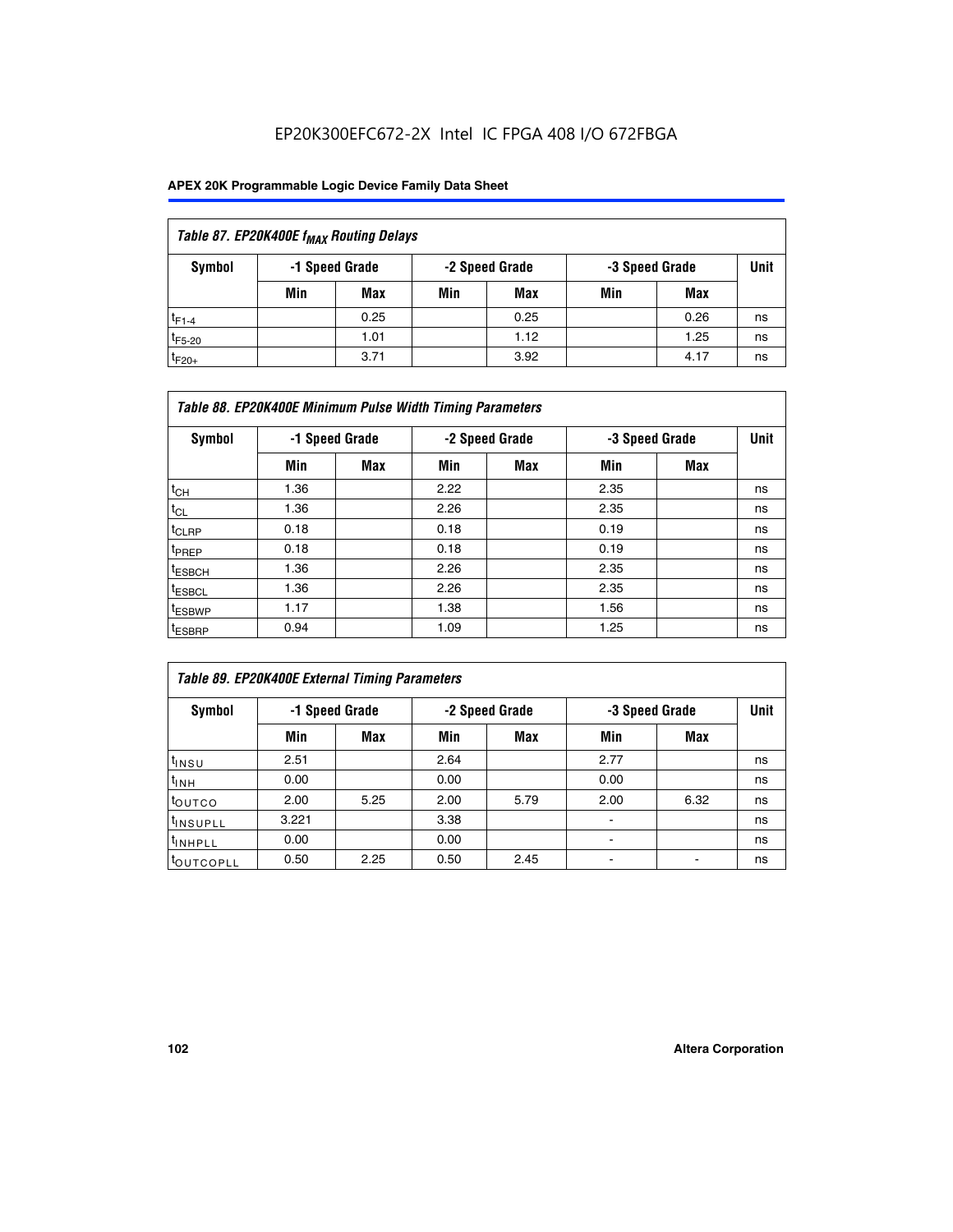### Table 87. EP20K400E $f_{MAX}$ Routing Delays

| Symbol | -1 Speed Grade | | -2 Speed Grade | | -3 Speed Grade | | Unit |
|---|---|---|---|---|---|---|---|
| | Min | Max | Min | Max | Min | Max | |
| $t_{F1-4}$ | | 0.25 | | 0.25 | | 0.26 | ns |
| $t_{F5-20}$ | | 1.01 | | 1.12 | | 1.25 | ns |
| $t_{F20+}$ | | 3.71 | | 3.92 | | 4.17 | ns |

### Table 88. EP20K400E Minimum Pulse Width Timing Parameters

| Symbol | -1 Speed Grade | | -2 Speed Grade | | -3 Speed Grade | | Unit |
|---|---|---|---|---|---|---|---|
| | Min | Max | Min | Max | Min | Max | |
| $t_{CH}$ | 1.36 | | 2.22 | | 2.35 | | ns |
| $t_{CL}$ | 1.36 | | 2.26 | | 2.35 | | ns |
| $t_{CLRP}$ | 0.18 | | 0.18 | | 0.19 | | ns |
| $t_{PREP}$ | 0.18 | | 0.18 | | 0.19 | | ns |
| $t_{ESBCH}$ | 1.36 | | 2.26 | | 2.35 | | ns |
| $t_{ESBCL}$ | 1.36 | | 2.26 | | 2.35 | | ns |
| $t_{ESBWP}$ | 1.17 | | 1.38 | | 1.56 | | ns |
| $t_{ESBRP}$ | 0.94 | | 1.09 | | 1.25 | | ns |

### Table 89. EP20K400E External Timing Parameters

| Symbol | -1 Speed Grade | | -2 Speed Grade | | -3 Speed Grade | | Unit |
|---|---|---|---|---|---|---|---|
| | Min | Max | Min | Max | Min | Max | |
| $t_{INSU}$ | 2.51 | | 2.64 | | 2.77 | | ns |
| $t_{INH}$ | 0.00 | | 0.00 | | 0.00 | | ns |
| $t_{OUTCO}$ | 2.00 | 5.25 | 2.00 | 5.79 | 2.00 | 6.32 | ns |
| $t_{INSUPLL}$ | 3.221 | | 3.38 | | - | | ns |
| $t_{INHPLL}$ | 0.00 | | 0.00 | | - | | ns |
| $t_{OUTCOPLL}$ | 0.50 | 2.25 | 0.50 | 2.45 | - | - | ns |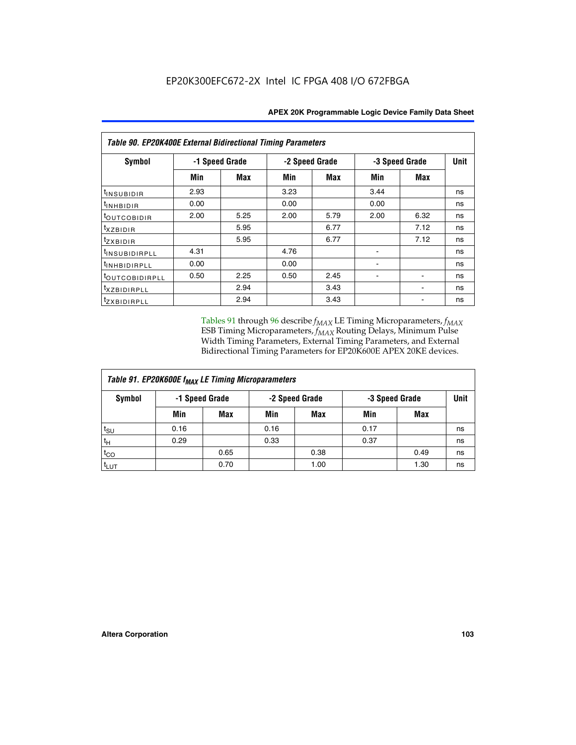EP20K300EFC672-2X Intel IC FPGA 408 I/O 672FBGA

| *Table 90. EP20K400E External Bidirectional Timing Parameters* | | | | | | | |
|---|---|---|---|---|---|---|---|
| **Symbol** | **-1 Speed Grade** | | **-2 Speed Grade** | | **-3 Speed Grade** | | **Unit** |
| | **Min** | **Max** | **Min** | **Max** | **Min** | **Max** | |
| $t_{INSUBIDIR}$ | 2.93 | | 3.23 | | 3.44 | | ns |
| $t_{INHBIDIR}$ | 0.00 | | 0.00 | | 0.00 | | ns |
| $t_{OUTCOBIDIR}$ | 2.00 | 5.25 | 2.00 | 5.79 | 2.00 | 6.32 | ns |
| $t_{XZBIDIR}$ | | 5.95 | | 6.77 | | 7.12 | ns |
| $t_{ZXBIDIR}$ | | 5.95 | | 6.77 | | 7.12 | ns |
| $t_{INSUBIDIRPLL}$ | 4.31 | | 4.76 | | - | | ns |
| $t_{INHBIDIRPLL}$ | 0.00 | | 0.00 | | - | | ns |
| $t_{OUTCOBIDIRPLL}$ | 0.50 | 2.25 | 0.50 | 2.45 | - | - | ns |
| $t_{XZBIDIRPLL}$ | | 2.94 | | 3.43 | | - | ns |
| $t_{ZXBIDIRPLL}$ | | 2.94 | | 3.43 | | - | ns |

Tables 91 through 96 describe $f_{MAX}$ LE Timing Microparameters, $f_{MAX}$ ESB Timing Microparameters, $f_{MAX}$ Routing Delays, Minimum Pulse Width Timing Parameters, External Timing Parameters, and External Bidirectional Timing Parameters for EP20K600E APEX 20KE devices.

| *Table 91. EP20K600E $f_{MAX}$ LE Timing Microparameters* | | | | | | | |
|---|---|---|---|---|---|---|---|
| **Symbol** | **-1 Speed Grade** | | **-2 Speed Grade** | | **-3 Speed Grade** | | **Unit** |
| | **Min** | **Max** | **Min** | **Max** | **Min** | **Max** | |
| $t_{SU}$ | 0.16 | | 0.16 | | 0.17 | | ns |
| $t_{H}$ | 0.29 | | 0.33 | | 0.37 | | ns |
| $t_{CO}$ | | 0.65 | | 0.38 | | 0.49 | ns |
| $t_{LUT}$ | | 0.70 | | 1.00 | | 1.30 | ns |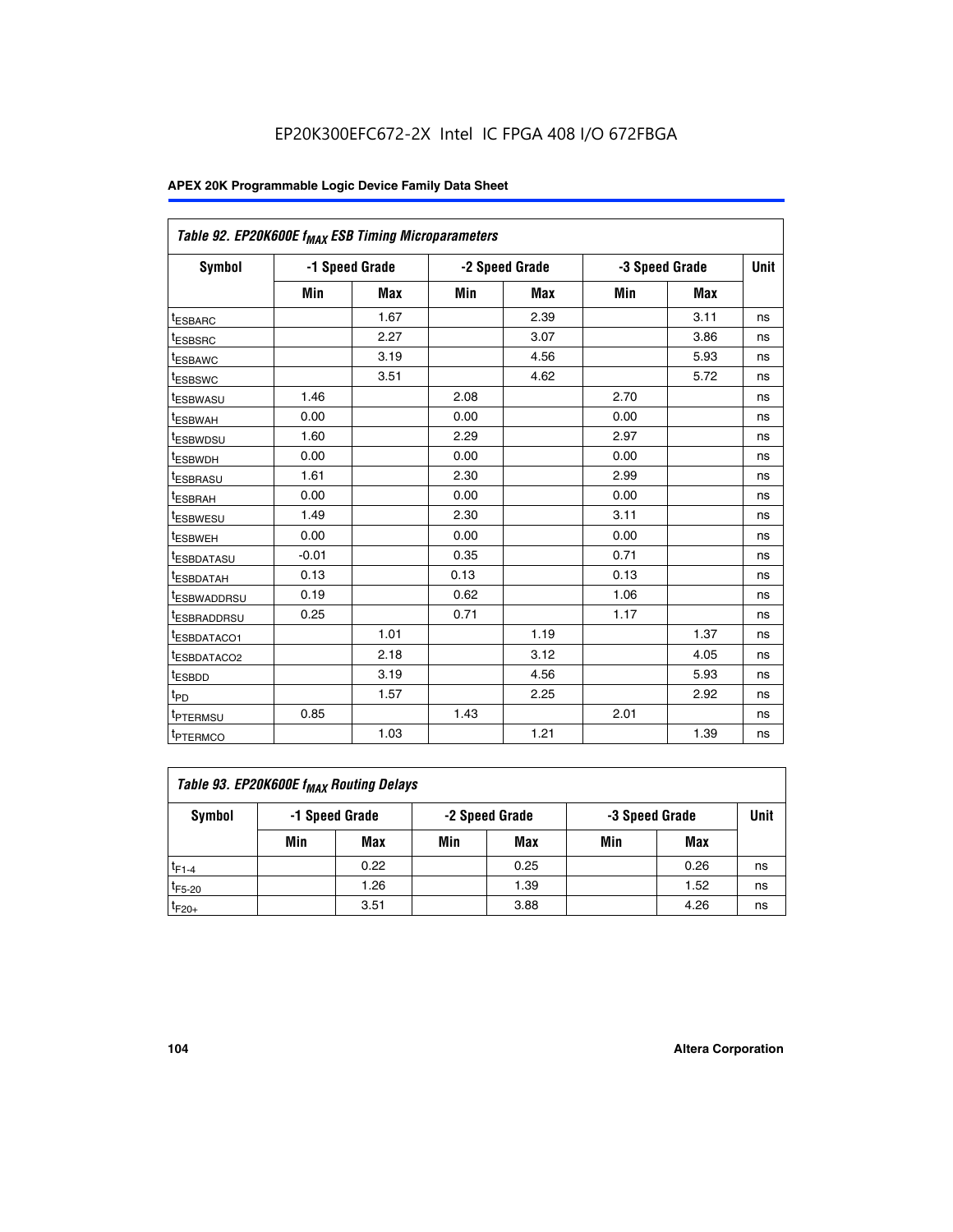EP20K300EFC672-2X Intel IC FPGA 408 I/O 672FBGA

| Table 92. EP20K600E $f_{MAX}$ ESB Timing Microparameters | | | | | | | |
|---|---|---|---|---|---|---|---|
| Symbol | -1 Speed Grade | | -2 Speed Grade | | -3 Speed Grade | | Unit |
| | Min | Max | Min | Max | Min | Max | |
| $t_{ESBARC}$ | | 1.67 | | 2.39 | | 3.11 | ns |
| $t_{ESBSRC}$ | | 2.27 | | 3.07 | | 3.86 | ns |
| $t_{ESBAWC}$ | | 3.19 | | 4.56 | | 5.93 | ns |
| $t_{ESBSWC}$ | | 3.51 | | 4.62 | | 5.72 | ns |
| $t_{ESBWASU}$ | 1.46 | | 2.08 | | 2.70 | | ns |
| $t_{ESBWAH}$ | 0.00 | | 0.00 | | 0.00 | | ns |
| $t_{ESBWDSU}$ | 1.60 | | 2.29 | | 2.97 | | ns |
| $t_{ESBWDH}$ | 0.00 | | 0.00 | | 0.00 | | ns |
| $t_{ESBRASU}$ | 1.61 | | 2.30 | | 2.99 | | ns |
| $t_{ESBRAH}$ | 0.00 | | 0.00 | | 0.00 | | ns |
| $t_{ESBWESU}$ | 1.49 | | 2.30 | | 3.11 | | ns |
| $t_{ESBWEH}$ | 0.00 | | 0.00 | | 0.00 | | ns |
| $t_{ESBDATASU}$ | -0.01 | | 0.35 | | 0.71 | | ns |
| $t_{ESBDATAH}$ | 0.13 | | 0.13 | | 0.13 | | ns |
| $t_{ESBWADDRSU}$ | 0.19 | | 0.62 | | 1.06 | | ns |
| $t_{ESBRADDRSU}$ | 0.25 | | 0.71 | | 1.17 | | ns |
| $t_{ESBDATACO1}$ | | 1.01 | | 1.19 | | 1.37 | ns |
| $t_{ESBDATACO2}$ | | 2.18 | | 3.12 | | 4.05 | ns |
| $t_{ESBDD}$ | | 3.19 | | 4.56 | | 5.93 | ns |
| $t_{PD}$ | | 1.57 | | 2.25 | | 2.92 | ns |
| $t_{PTERMSU}$ | 0.85 | | 1.43 | | 2.01 | | ns |
| $t_{PTERMCO}$ | | 1.03 | | 1.21 | | 1.39 | ns |

| Table 93. EP20K600E $f_{MAX}$ Routing Delays | | | | | | | |
|---|---|---|---|---|---|---|---|
| Symbol | -1 Speed Grade | | -2 Speed Grade | | -3 Speed Grade | | Unit |
| | Min | Max | Min | Max | Min | Max | |
| $t_{F1-4}$ | | 0.22 | | 0.25 | | 0.26 | ns |
| $t_{F5-20}$ | | 1.26 | | 1.39 | | 1.52 | ns |
| $t_{F20+}$ | | 3.51 | | 3.88 | | 4.26 | ns |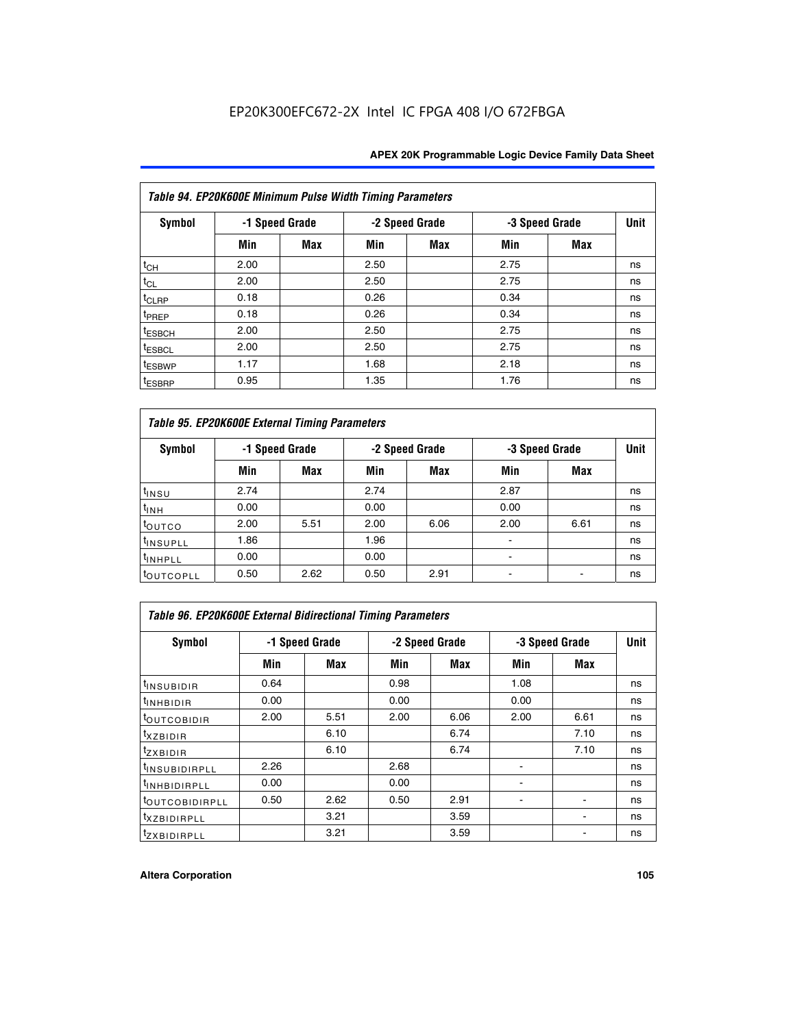### Table 94. EP20K600E Minimum Pulse Width Timing Parameters

| Symbol | -1 Speed Grade | | -2 Speed Grade | | -3 Speed Grade | | Unit |
|---|---|---|---|---|---|---|---|
| | Min | Max | Min | Max | Min | Max | |
| $t_{CH}$ | 2.00 | | 2.50 | | 2.75 | | ns |
| $t_{CL}$ | 2.00 | | 2.50 | | 2.75 | | ns |
| $t_{CLRP}$ | 0.18 | | 0.26 | | 0.34 | | ns |
| $t_{PREP}$ | 0.18 | | 0.26 | | 0.34 | | ns |
| $t_{ESBCH}$ | 2.00 | | 2.50 | | 2.75 | | ns |
| $t_{ESBCL}$ | 2.00 | | 2.50 | | 2.75 | | ns |
| $t_{ESBWP}$ | 1.17 | | 1.68 | | 2.18 | | ns |
| $t_{ESBRP}$ | 0.95 | | 1.35 | | 1.76 | | ns |

### Table 95. EP20K600E External Timing Parameters

| Symbol | -1 Speed Grade | | -2 Speed Grade | | -3 Speed Grade | | Unit |
|---|---|---|---|---|---|---|---|
| | Min | Max | Min | Max | Min | Max | |
| $t_{INSU}$ | 2.74 | | 2.74 | | 2.87 | | ns |
| $t_{INH}$ | 0.00 | | 0.00 | | 0.00 | | ns |
| $t_{OUTCO}$ | 2.00 | 5.51 | 2.00 | 6.06 | 2.00 | 6.61 | ns |
| $t_{INSUPLL}$ | 1.86 | | 1.96 | | - | | ns |
| $t_{INHPLL}$ | 0.00 | | 0.00 | | - | | ns |
| $t_{OUTCOPLL}$ | 0.50 | 2.62 | 0.50 | 2.91 | - | - | ns |

### Table 96. EP20K600E External Bidirectional Timing Parameters

| Symbol | -1 Speed Grade | | -2 Speed Grade | | -3 Speed Grade | | Unit |
|---|---|---|---|---|---|---|---|
| | Min | Max | Min | Max | Min | Max | |
| $t_{INSUBIDIR}$ | 0.64 | | 0.98 | | 1.08 | | ns |
| $t_{INHBIDIR}$ | 0.00 | | 0.00 | | 0.00 | | ns |
| $t_{OUTCOBIDIR}$ | 2.00 | 5.51 | 2.00 | 6.06 | 2.00 | 6.61 | ns |
| $t_{XZBIDIR}$ | | 6.10 | | 6.74 | | 7.10 | ns |
| $t_{ZXBIDIR}$ | | 6.10 | | 6.74 | | 7.10 | ns |
| $t_{INSUBIDIRPLL}$ | 2.26 | | 2.68 | | - | | ns |
| $t_{INHBIDIRPLL}$ | 0.00 | | 0.00 | | - | | ns |
| $t_{OUTCOBIDIRPLL}$ | 0.50 | 2.62 | 0.50 | 2.91 | - | - | ns |
| $t_{XZBIDIRPLL}$ | | 3.21 | | 3.59 | | - | ns |
| $t_{ZXBIDIRPLL}$ | | 3.21 | | 3.59 | | - | ns |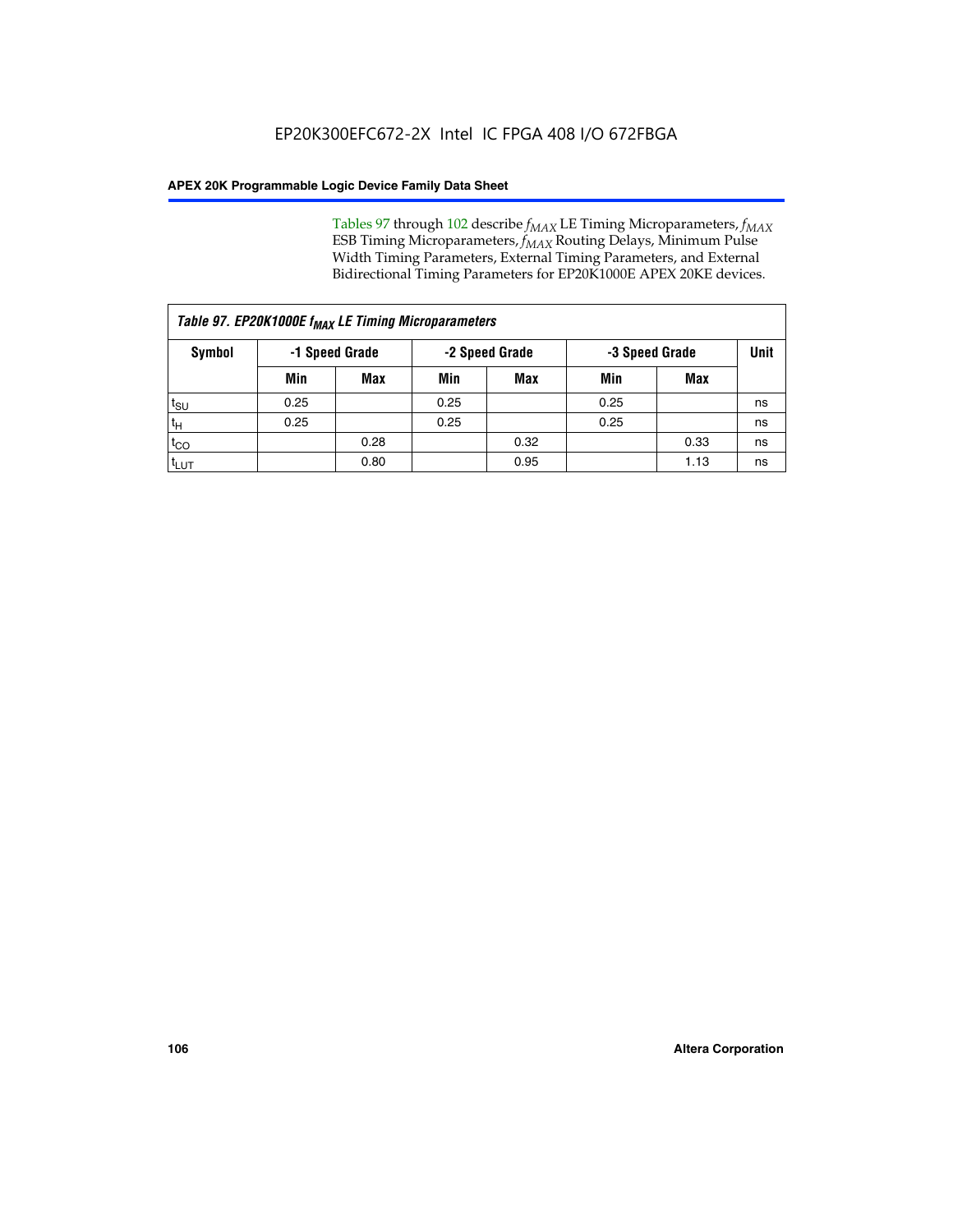EP20K300EFC672-2X Intel IC FPGA 408 I/O 672FBGA

Tables 97 through 102 describe $f_{MAX}$ LE Timing Microparameters, $f_{MAX}$ ESB Timing Microparameters, $f_{MAX}$ Routing Delays, Minimum Pulse Width Timing Parameters, External Timing Parameters, and External Bidirectional Timing Parameters for EP20K1000E APEX 20KE devices.

| *Table 97. EP20K1000E $f_{MAX}$ LE Timing Microparameters* | | | | | | | |
|---|---|---|---|---|---|---|---|
| **Symbol** | **-1 Speed Grade** | | **-2 Speed Grade** | | **-3 Speed Grade** | | **Unit** |
| | **Min** | **Max** | **Min** | **Max** | **Min** | **Max** | |
| $t_{SU}$ | 0.25 | | 0.25 | | 0.25 | | ns |
| $t_{H}$ | 0.25 | | 0.25 | | 0.25 | | ns |
| $t_{CO}$ | | 0.28 | | 0.32 | | 0.33 | ns |
| $t_{LUT}$ | | 0.80 | | 0.95 | | 1.13 | ns |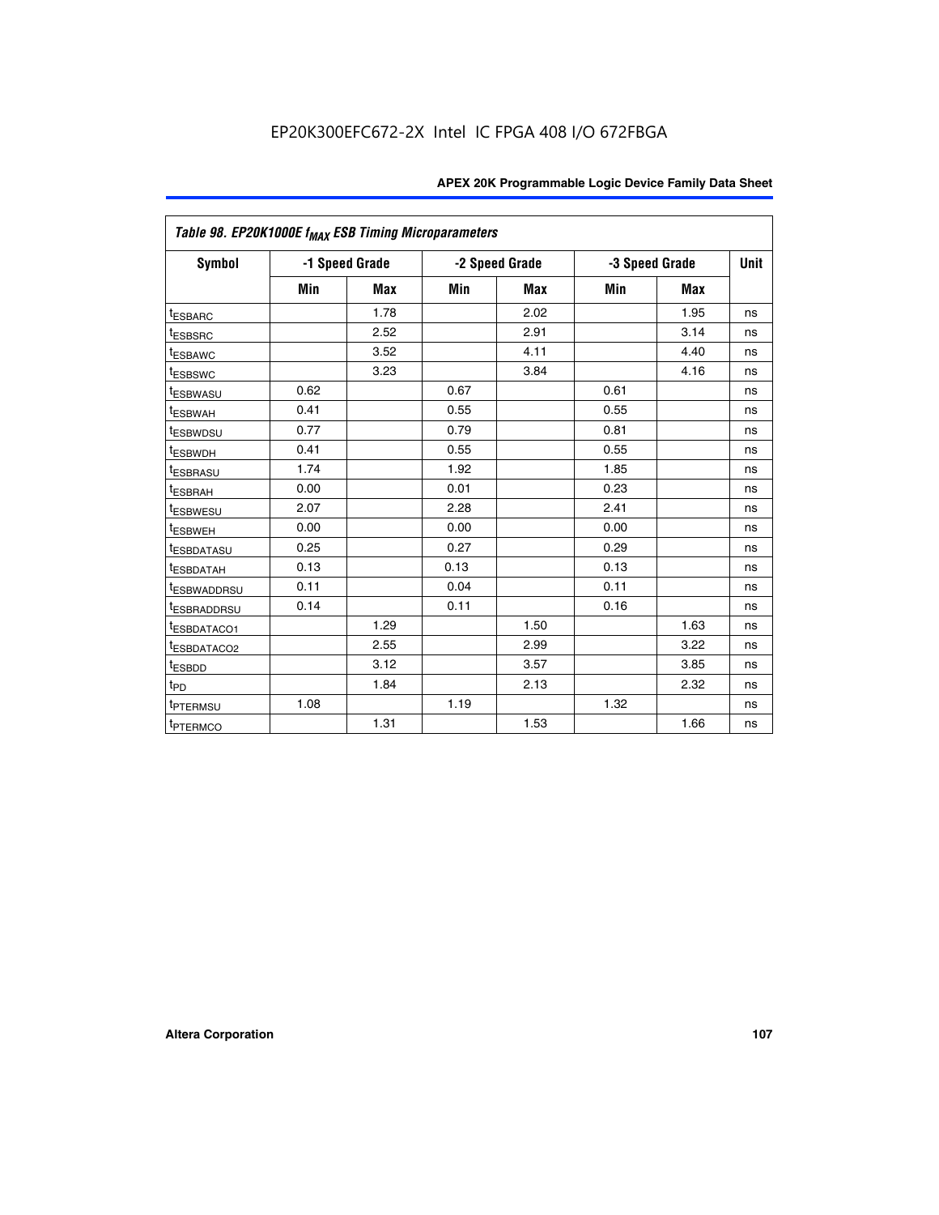EP20K300EFC672-2X Intel IC FPGA 408 I/O 672FBGA

| Table 98. EP20K1000E $f_{MAX}$ ESB Timing Microparameters | | | | | | | |
|---|---|---|---|---|---|---|---|
| Symbol | -1 Speed Grade | | -2 Speed Grade | | -3 Speed Grade | | Unit |
| | Min | Max | Min | Max | Min | Max | |
| $t_{ESBARC}$ | | 1.78 | | 2.02 | | 1.95 | ns |
| $t_{ESBSRC}$ | | 2.52 | | 2.91 | | 3.14 | ns |
| $t_{ESBAWC}$ | | 3.52 | | 4.11 | | 4.40 | ns |
| $t_{ESBSWC}$ | | 3.23 | | 3.84 | | 4.16 | ns |
| $t_{ESBWASU}$ | 0.62 | | 0.67 | | 0.61 | | ns |
| $t_{ESBWAH}$ | 0.41 | | 0.55 | | 0.55 | | ns |
| $t_{ESBWDSU}$ | 0.77 | | 0.79 | | 0.81 | | ns |
| $t_{ESBWDH}$ | 0.41 | | 0.55 | | 0.55 | | ns |
| $t_{ESBRASU}$ | 1.74 | | 1.92 | | 1.85 | | ns |
| $t_{ESBRAH}$ | 0.00 | | 0.01 | | 0.23 | | ns |
| $t_{ESBWESU}$ | 2.07 | | 2.28 | | 2.41 | | ns |
| $t_{ESBWEH}$ | 0.00 | | 0.00 | | 0.00 | | ns |
| $t_{ESBDATASU}$ | 0.25 | | 0.27 | | 0.29 | | ns |
| $t_{ESBDATAH}$ | 0.13 | | 0.13 | | 0.13 | | ns |
| $t_{ESBWADDRSU}$ | 0.11 | | 0.04 | | 0.11 | | ns |
| $t_{ESBRADDRSU}$ | 0.14 | | 0.11 | | 0.16 | | ns |
| $t_{ESBDATACO1}$ | | 1.29 | | 1.50 | | 1.63 | ns |
| $t_{ESBDATACO2}$ | | 2.55 | | 2.99 | | 3.22 | ns |
| $t_{ESBDD}$ | | 3.12 | | 3.57 | | 3.85 | ns |
| $t_{PD}$ | | 1.84 | | 2.13 | | 2.32 | ns |
| $t_{PTERMSU}$ | 1.08 | | 1.19 | | 1.32 | | ns |
| $t_{PTERMCO}$ | | 1.31 | | 1.53 | | 1.66 | ns |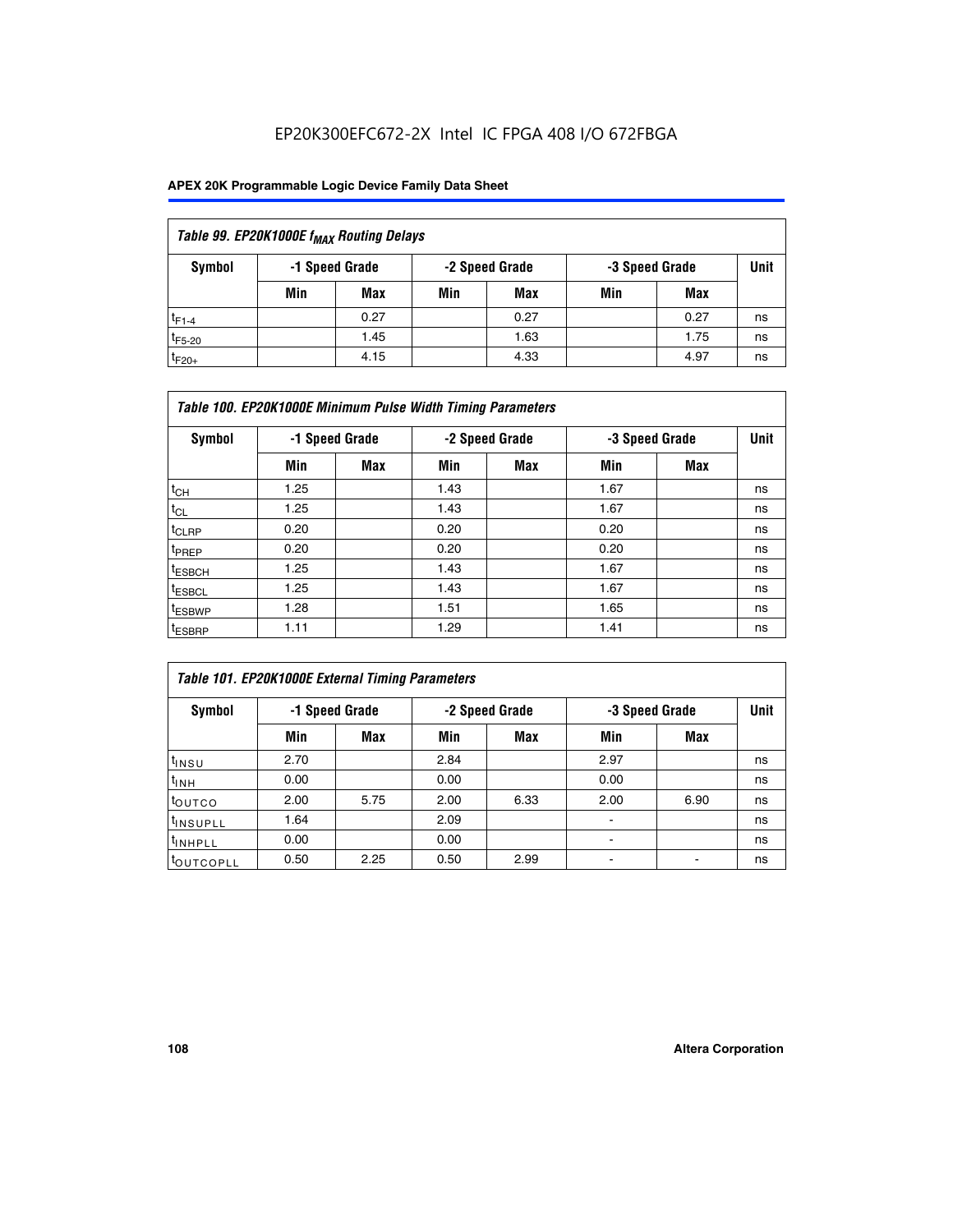EP20K300EFC672-2X Intel IC FPGA 408 I/O 672FBGA

**APEX 20K Programmable Logic Device Family Data Sheet**

| *Table 99. EP20K1000E $f_{MAX}$ Routing Delays* | | | | | | | |
|---|---|---|---|---|---|---|---|
| **Symbol** | **-1 Speed Grade** | | **-2 Speed Grade** | | **-3 Speed Grade** | | **Unit** |
| | **Min** | **Max** | **Min** | **Max** | **Min** | **Max** | |
| $t_{F1-4}$ | | 0.27 | | 0.27 | | 0.27 | ns |
| $t_{F5-20}$ | | 1.45 | | 1.63 | | 1.75 | ns |
| $t_{F20+}$ | | 4.15 | | 4.33 | | 4.97 | ns |

| *Table 100. EP20K1000E Minimum Pulse Width Timing Parameters* | | | | | | | |
|---|---|---|---|---|---|---|---|
| **Symbol** | **-1 Speed Grade** | | **-2 Speed Grade** | | **-3 Speed Grade** | | **Unit** |
| | **Min** | **Max** | **Min** | **Max** | **Min** | **Max** | |
| $t_{CH}$ | 1.25 | | 1.43 | | 1.67 | | ns |
| $t_{CL}$ | 1.25 | | 1.43 | | 1.67 | | ns |
| $t_{CLRP}$ | 0.20 | | 0.20 | | 0.20 | | ns |
| $t_{PREP}$ | 0.20 | | 0.20 | | 0.20 | | ns |
| $t_{ESBCH}$ | 1.25 | | 1.43 | | 1.67 | | ns |
| $t_{ESBCL}$ | 1.25 | | 1.43 | | 1.67 | | ns |
| $t_{ESBWP}$ | 1.28 | | 1.51 | | 1.65 | | ns |
| $t_{ESBRP}$ | 1.11 | | 1.29 | | 1.41 | | ns |

| *Table 101. EP20K1000E External Timing Parameters* | | | | | | | |
|---|---|---|---|---|---|---|---|
| **Symbol** | **-1 Speed Grade** | | **-2 Speed Grade** | | **-3 Speed Grade** | | **Unit** |
| | **Min** | **Max** | **Min** | **Max** | **Min** | **Max** | |
| $t_{INSU}$ | 2.70 | | 2.84 | | 2.97 | | ns |
| $t_{INH}$ | 0.00 | | 0.00 | | 0.00 | | ns |
| $t_{OUTCO}$ | 2.00 | 5.75 | 2.00 | 6.33 | 2.00 | 6.90 | ns |
| $t_{INSUPLL}$ | 1.64 | | 2.09 | | - | | ns |
| $t_{INHPLL}$ | 0.00 | | 0.00 | | - | | ns |
| $t_{OUTCOPLL}$ | 0.50 | 2.25 | 0.50 | 2.99 | - | - | ns |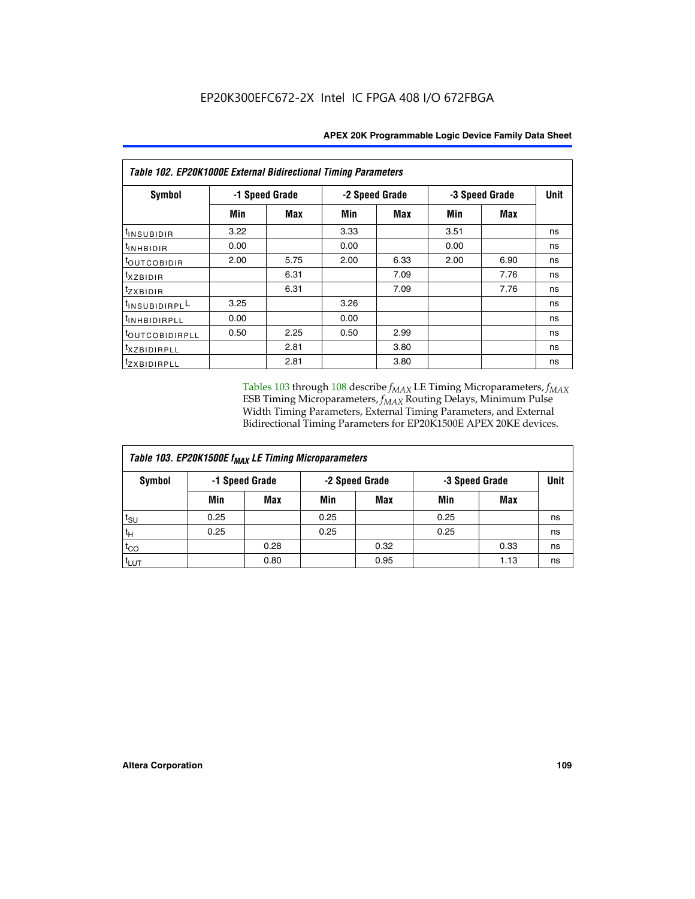**Table 102. EP20K1000E External Bidirectional Timing Parameters**

| Symbol | -1 Speed Grade | | -2 Speed Grade | | -3 Speed Grade | | Unit |
|---|---|---|---|---|---|---|---|
| | Min | Max | Min | Max | Min | Max | |
| $t_{INSUBIDIR}$ | 3.22 | | 3.33 | | 3.51 | | ns |
| $t_{INHBIDIR}$ | 0.00 | | 0.00 | | 0.00 | | ns |
| $t_{OUTCOBIDIR}$ | 2.00 | 5.75 | 2.00 | 6.33 | 2.00 | 6.90 | ns |
| $t_{XZBIDIR}$ | | 6.31 | | 7.09 | | 7.76 | ns |
| $t_{ZXBIDIR}$ | | 6.31 | | 7.09 | | 7.76 | ns |
| $t_{INSUBIDIRPLL}$ | 3.25 | | 3.26 | | | | ns |
| $t_{INHBIDIRPLL}$ | 0.00 | | 0.00 | | | | ns |
| $t_{OUTCOBIDIRPLL}$ | 0.50 | 2.25 | 0.50 | 2.99 | | | ns |
| $t_{XZBIDIRPLL}$ | | 2.81 | | 3.80 | | | ns |
| $t_{ZXBIDIRPLL}$ | | 2.81 | | 3.80 | | | ns |

Tables 103 through 108 describe $f_{MAX}$ LE Timing Microparameters, $f_{MAX}$ ESB Timing Microparameters, $f_{MAX}$ Routing Delays, Minimum Pulse Width Timing Parameters, External Timing Parameters, and External Bidirectional Timing Parameters for EP20K1500E APEX 20KE devices.

**Table 103. EP20K1500E $f_{MAX}$ LE Timing Microparameters**

| Symbol | -1 Speed Grade | | -2 Speed Grade | | -3 Speed Grade | | Unit |
|---|---|---|---|---|---|---|---|
| | Min | Max | Min | Max | Min | Max | |
| $t_{SU}$ | 0.25 | | 0.25 | | 0.25 | | ns |
| $t_{H}$ | 0.25 | | 0.25 | | 0.25 | | ns |
| $t_{CO}$ | | 0.28 | | 0.32 | | 0.33 | ns |
| $t_{LUT}$ | | 0.80 | | 0.95 | | 1.13 | ns |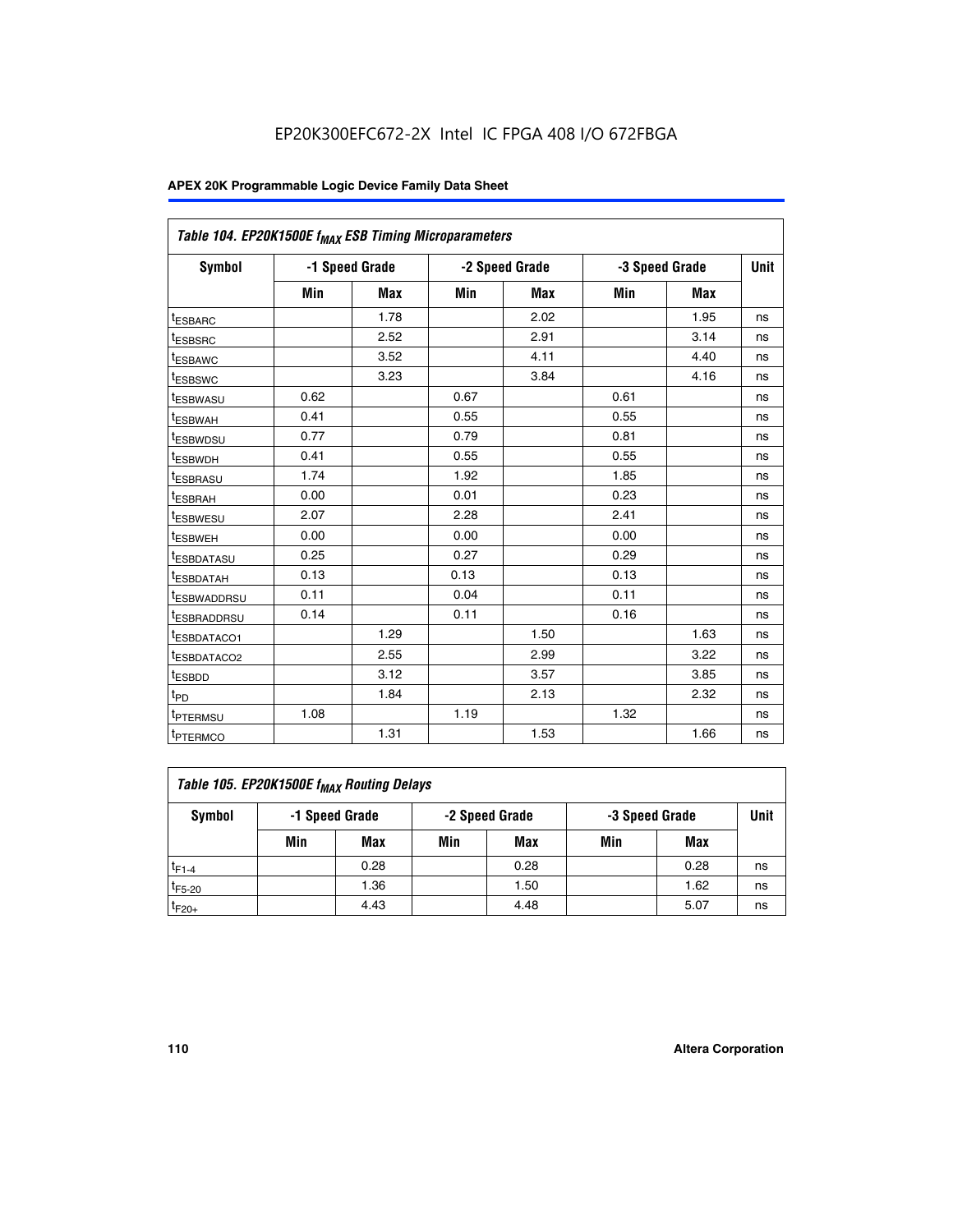EP20K300EFC672-2X Intel IC FPGA 408 I/O 672FBGA

| Table 104. EP20K1500E $f_{MAX}$ ESB Timing Microparameters | | | | | | | |
|---|---|---|---|---|---|---|---|
| Symbol | -1 Speed Grade | | -2 Speed Grade | | -3 Speed Grade | | Unit |
| | Min | Max | Min | Max | Min | Max | |
| $t_{ESBARC}$ | | 1.78 | | 2.02 | | 1.95 | ns |
| $t_{ESBSRC}$ | | 2.52 | | 2.91 | | 3.14 | ns |
| $t_{ESBAWC}$ | | 3.52 | | 4.11 | | 4.40 | ns |
| $t_{ESBSWC}$ | | 3.23 | | 3.84 | | 4.16 | ns |
| $t_{ESBWASU}$ | 0.62 | | 0.67 | | 0.61 | | ns |
| $t_{ESBWAH}$ | 0.41 | | 0.55 | | 0.55 | | ns |
| $t_{ESBWDSU}$ | 0.77 | | 0.79 | | 0.81 | | ns |
| $t_{ESBWDH}$ | 0.41 | | 0.55 | | 0.55 | | ns |
| $t_{ESBRASU}$ | 1.74 | | 1.92 | | 1.85 | | ns |
| $t_{ESBRAH}$ | 0.00 | | 0.01 | | 0.23 | | ns |
| $t_{ESBWESU}$ | 2.07 | | 2.28 | | 2.41 | | ns |
| $t_{ESBWEH}$ | 0.00 | | 0.00 | | 0.00 | | ns |
| $t_{ESBDATASU}$ | 0.25 | | 0.27 | | 0.29 | | ns |
| $t_{ESBDATAH}$ | 0.13 | | 0.13 | | 0.13 | | ns |
| $t_{ESBWADDRSU}$ | 0.11 | | 0.04 | | 0.11 | | ns |
| $t_{ESBRADDRSU}$ | 0.14 | | 0.11 | | 0.16 | | ns |
| $t_{ESBDATACO1}$ | | 1.29 | | 1.50 | | 1.63 | ns |
| $t_{ESBDATACO2}$ | | 2.55 | | 2.99 | | 3.22 | ns |
| $t_{ESBDD}$ | | 3.12 | | 3.57 | | 3.85 | ns |
| $t_{PD}$ | | 1.84 | | 2.13 | | 2.32 | ns |
| $t_{PTERMSU}$ | 1.08 | | 1.19 | | 1.32 | | ns |
| $t_{PTERMCO}$ | | 1.31 | | 1.53 | | 1.66 | ns |

| Table 105. EP20K1500E $f_{MAX}$ Routing Delays | | | | | | | |
|---|---|---|---|---|---|---|---|
| Symbol | -1 Speed Grade | | -2 Speed Grade | | -3 Speed Grade | | Unit |
| | Min | Max | Min | Max | Min | Max | |
| $t_{F1-4}$ | | 0.28 | | 0.28 | | 0.28 | ns |
| $t_{F5-20}$ | | 1.36 | | 1.50 | | 1.62 | ns |
| $t_{F20+}$ | | 4.43 | | 4.48 | | 5.07 | ns |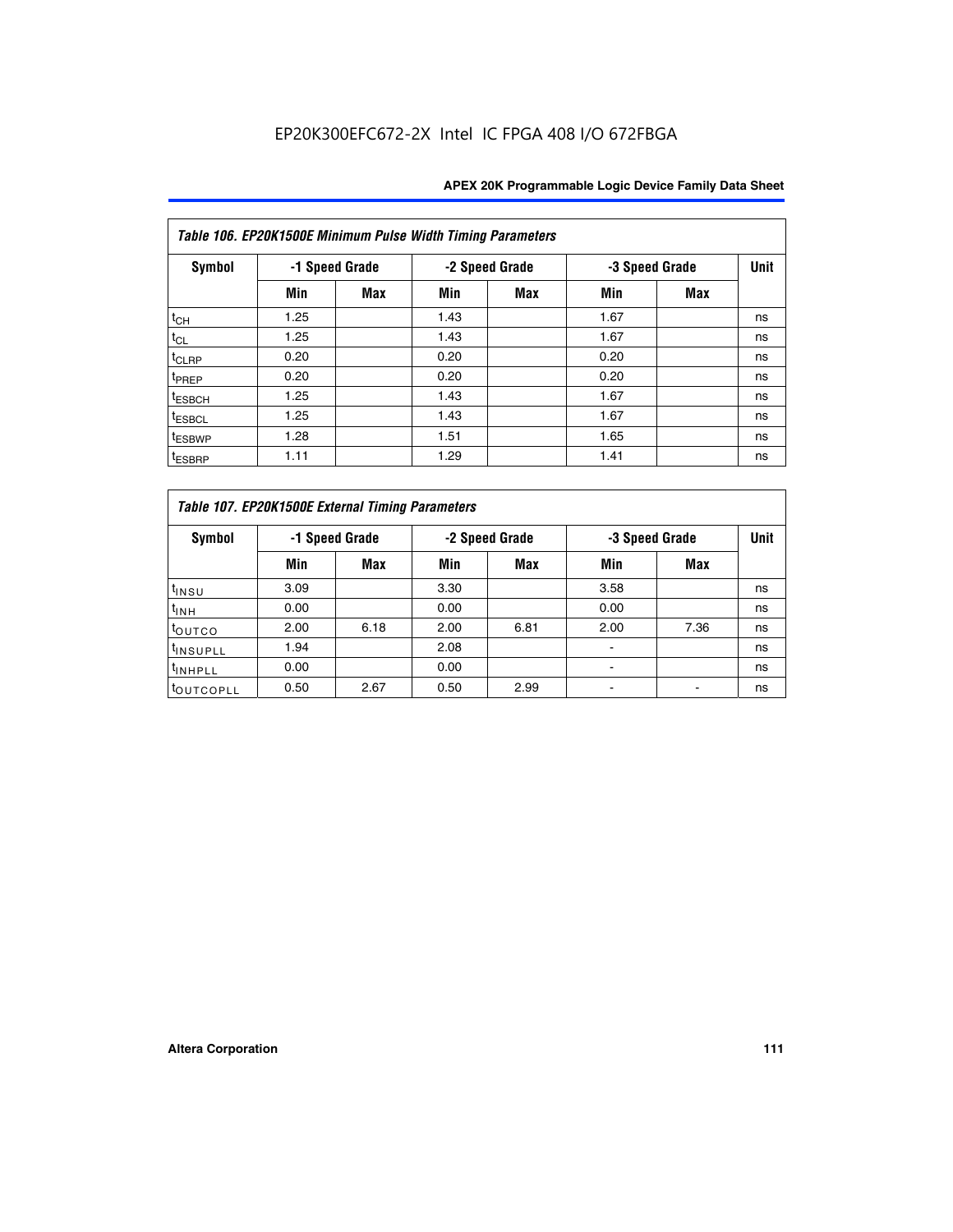EP20K300EFC672-2X Intel IC FPGA 408 I/O 672FBGA

| Table 106. EP20K1500E Minimum Pulse Width Timing Parameters | | | | | | | |
|---|---|---|---|---|---|---|---|
| Symbol | -1 Speed Grade | | -2 Speed Grade | | -3 Speed Grade | | Unit |
| | Min | Max | Min | Max | Min | Max | |
| $t_{CH}$ | 1.25 | | 1.43 | | 1.67 | | ns |
| $t_{CL}$ | 1.25 | | 1.43 | | 1.67 | | ns |
| $t_{CLRP}$ | 0.20 | | 0.20 | | 0.20 | | ns |
| $t_{PREP}$ | 0.20 | | 0.20 | | 0.20 | | ns |
| $t_{ESBCH}$ | 1.25 | | 1.43 | | 1.67 | | ns |
| $t_{ESBCL}$ | 1.25 | | 1.43 | | 1.67 | | ns |
| $t_{ESBWP}$ | 1.28 | | 1.51 | | 1.65 | | ns |
| $t_{ESBRP}$ | 1.11 | | 1.29 | | 1.41 | | ns |

| Table 107. EP20K1500E External Timing Parameters | | | | | | | |
|---|---|---|---|---|---|---|---|
| Symbol | -1 Speed Grade | | -2 Speed Grade | | -3 Speed Grade | | Unit |
| | Min | Max | Min | Max | Min | Max | |
| $t_{INSU}$ | 3.09 | | 3.30 | | 3.58 | | ns |
| $t_{INH}$ | 0.00 | | 0.00 | | 0.00 | | ns |
| $t_{OUTCO}$ | 2.00 | 6.18 | 2.00 | 6.81 | 2.00 | 7.36 | ns |
| $t_{INSUPLL}$ | 1.94 | | 2.08 | | - | | ns |
| $t_{INHPLL}$ | 0.00 | | 0.00 | | - | | ns |
| $t_{OUTCOPLL}$ | 0.50 | 2.67 | 0.50 | 2.99 | - | - | ns |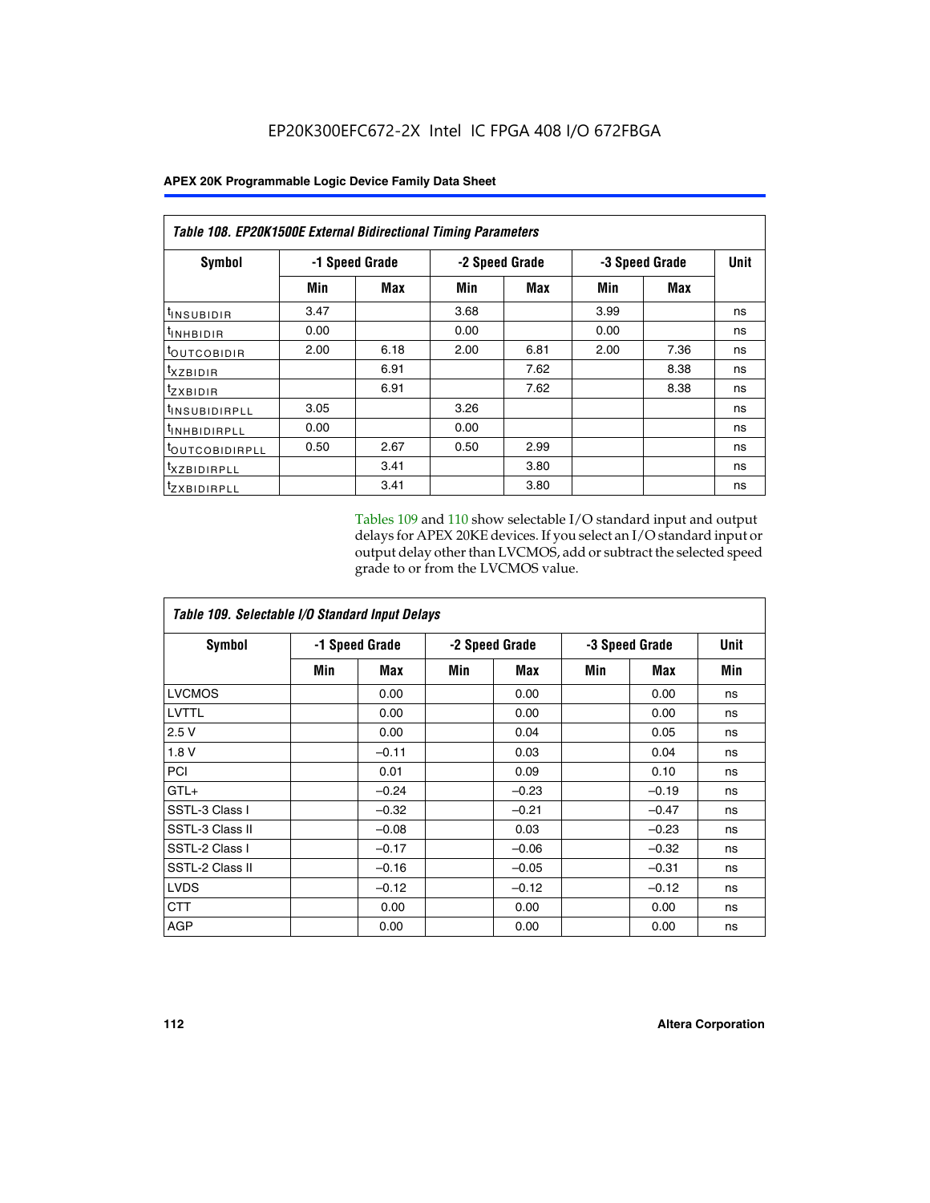EP20K300EFC672-2X Intel IC FPGA 408 I/O 672FBGA

| Table 108. EP20K1500E External Bidirectional Timing Parameters | | | | | | | |
|---|---|---|---|---|---|---|---|
| Symbol | -1 Speed Grade | | -2 Speed Grade | | -3 Speed Grade | | Unit |
| | Min | Max | Min | Max | Min | Max | |
| $t_{INSUBIDIR}$ | 3.47 | | 3.68 | | 3.99 | | ns |
| $t_{INHBIDIR}$ | 0.00 | | 0.00 | | 0.00 | | ns |
| $t_{OUTCOBIDIR}$ | 2.00 | 6.18 | 2.00 | 6.81 | 2.00 | 7.36 | ns |
| $t_{XZBIDIR}$ | | 6.91 | | 7.62 | | 8.38 | ns |
| $t_{ZXBIDIR}$ | | 6.91 | | 7.62 | | 8.38 | ns |
| $t_{INSUBIDIRPLL}$ | 3.05 | | 3.26 | | | | ns |
| $t_{INHBIDIRPLL}$ | 0.00 | | 0.00 | | | | ns |
| $t_{OUTCOBIDIRPLL}$ | 0.50 | 2.67 | 0.50 | 2.99 | | | ns |
| $t_{XZBIDIRPLL}$ | | 3.41 | | 3.80 | | | ns |
| $t_{ZXBIDIRPLL}$ | | 3.41 | | 3.80 | | | ns |

Tables 109 and 110 show selectable I/O standard input and output delays for APEX 20KE devices. If you select an I/O standard input or output delay other than LVCMOS, add or subtract the selected speed grade to or from the LVCMOS value.

| Table 109. Selectable I/O Standard Input Delays | | | | | | | |
|---|---|---|---|---|---|---|---|
| Symbol | -1 Speed Grade | | -2 Speed Grade | | -3 Speed Grade | | Unit |
| | Min | Max | Min | Max | Min | Max | Min |
| LVCMOS | | 0.00 | | 0.00 | | 0.00 | ns |
| LVTTL | | 0.00 | | 0.00 | | 0.00 | ns |
| 2.5 V | | 0.00 | | 0.04 | | 0.05 | ns |
| 1.8 V | | –0.11 | | 0.03 | | 0.04 | ns |
| PCI | | 0.01 | | 0.09 | | 0.10 | ns |
| GTL+ | | –0.24 | | –0.23 | | –0.19 | ns |
| SSTL-3 Class I | | –0.32 | | –0.21 | | –0.47 | ns |
| SSTL-3 Class II | | –0.08 | | 0.03 | | –0.23 | ns |
| SSTL-2 Class I | | –0.17 | | –0.06 | | –0.32 | ns |
| SSTL-2 Class II | | –0.16 | | –0.05 | | –0.31 | ns |
| LVDS | | –0.12 | | –0.12 | | –0.12 | ns |
| CTT | | 0.00 | | 0.00 | | 0.00 | ns |
| AGP | | 0.00 | | 0.00 | | 0.00 | ns |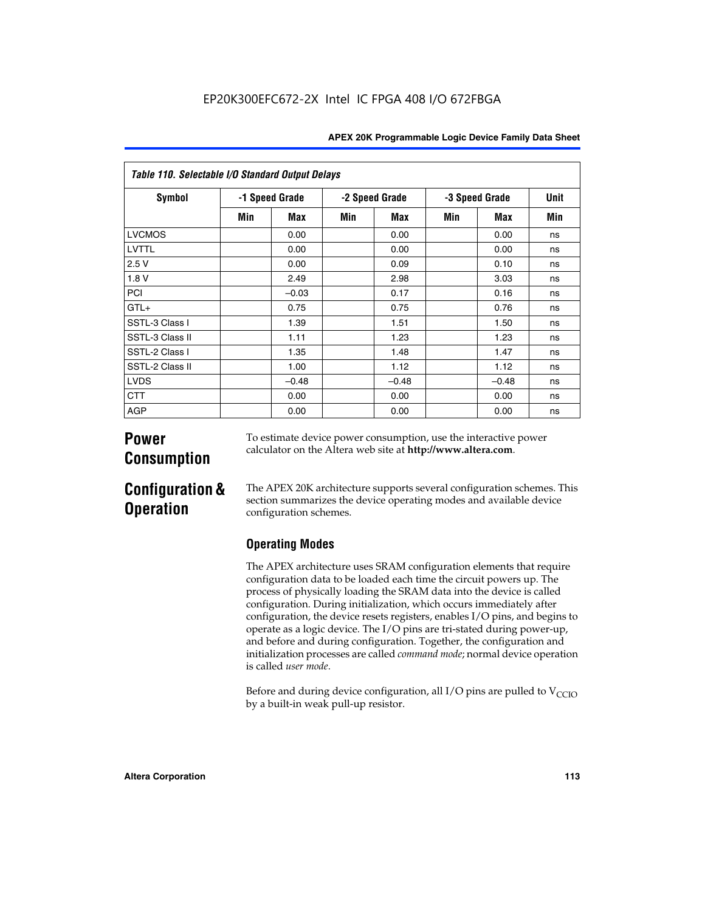| Table 110. Selectable I/O Standard Output Delays | | | | | | | |
|---|---|---|---|---|---|---|---|
| Symbol | -1 Speed Grade | | -2 Speed Grade | | -3 Speed Grade | | Unit |
| | Min | Max | Min | Max | Min | Max | Min |
| LVCMOS | | 0.00 | | 0.00 | | 0.00 | ns |
| LVTTL | | 0.00 | | 0.00 | | 0.00 | ns |
| 2.5 V | | 0.00 | | 0.09 | | 0.10 | ns |
| 1.8 V | | 2.49 | | 2.98 | | 3.03 | ns |
| PCI | | –0.03 | | 0.17 | | 0.16 | ns |
| GTL+ | | 0.75 | | 0.75 | | 0.76 | ns |
| SSTL-3 Class I | | 1.39 | | 1.51 | | 1.50 | ns |
| SSTL-3 Class II | | 1.11 | | 1.23 | | 1.23 | ns |
| SSTL-2 Class I | | 1.35 | | 1.48 | | 1.47 | ns |
| SSTL-2 Class II | | 1.00 | | 1.12 | | 1.12 | ns |
| LVDS | | –0.48 | | –0.48 | | –0.48 | ns |
| CTT | | 0.00 | | 0.00 | | 0.00 | ns |
| AGP | | 0.00 | | 0.00 | | 0.00 | ns |

## Power Consumption

To estimate device power consumption, use the interactive power calculator on the Altera web site at **http://www.altera.com**.

## Configuration & Operation

The APEX 20K architecture supports several configuration schemes. This section summarizes the device operating modes and available device configuration schemes.

### Operating Modes

The APEX architecture uses SRAM configuration elements that require configuration data to be loaded each time the circuit powers up. The process of physically loading the SRAM data into the device is called configuration. During initialization, which occurs immediately after configuration, the device resets registers, enables I/O pins, and begins to operate as a logic device. The I/O pins are tri-stated during power-up, and before and during configuration. Together, the configuration and initialization processes are called *command mode*; normal device operation is called *user mode*.

Before and during device configuration, all I/O pins are pulled to $V_{CCIO}$ by a built-in weak pull-up resistor.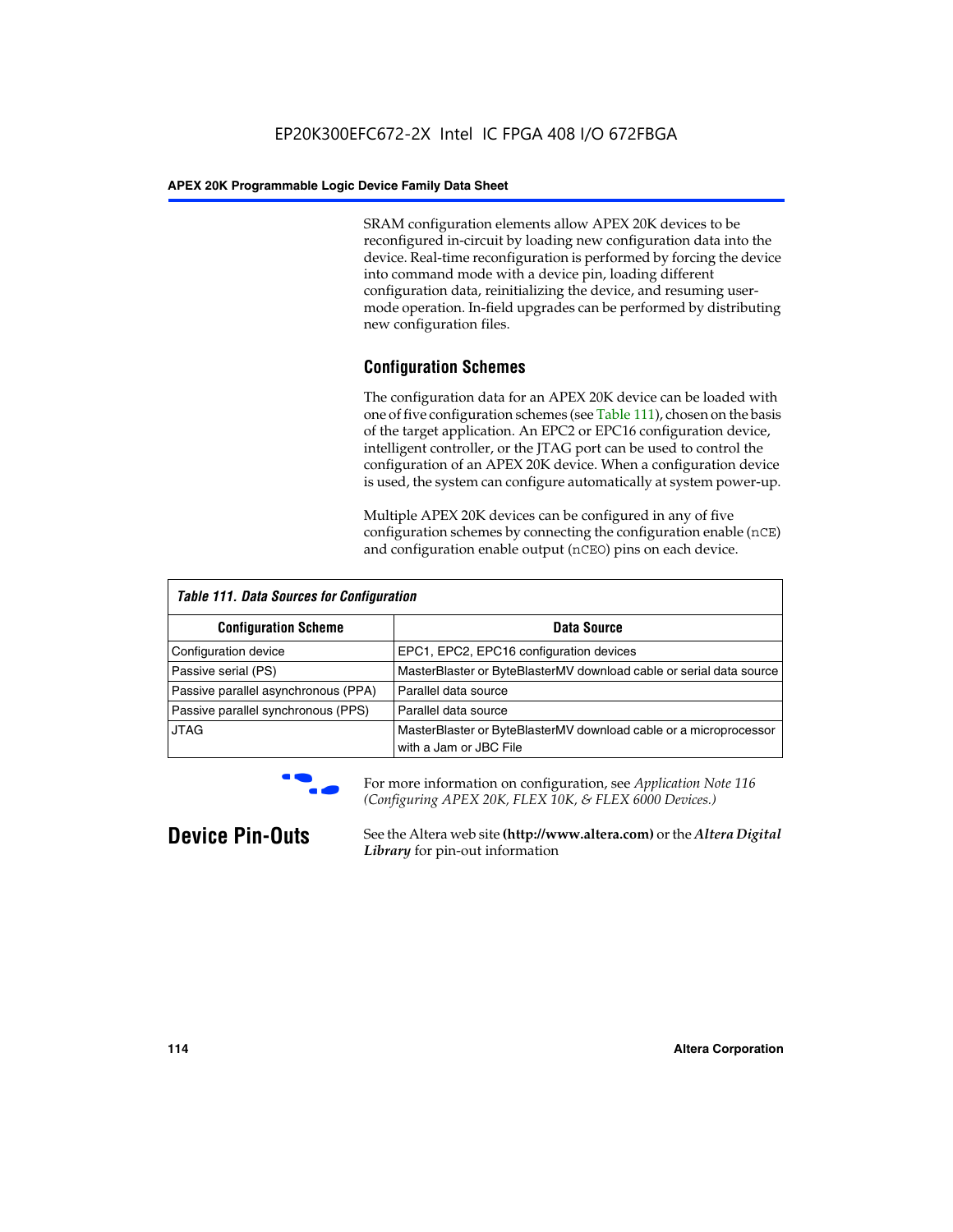SRAM configuration elements allow APEX 20K devices to be reconfigured in-circuit by loading new configuration data into the device. Real-time reconfiguration is performed by forcing the device into command mode with a device pin, loading different configuration data, reinitializing the device, and resuming user-mode operation. In-field upgrades can be performed by distributing new configuration files.

### Configuration Schemes

The configuration data for an APEX 20K device can be loaded with one of five configuration schemes (see Table 111), chosen on the basis of the target application. An EPC2 or EPC16 configuration device, intelligent controller, or the JTAG port can be used to control the configuration of an APEX 20K device. When a configuration device is used, the system can configure automatically at system power-up.

Multiple APEX 20K devices can be configured in any of five configuration schemes by connecting the configuration enable (`nCE`) and configuration enable output (`nCEO`) pins on each device.

*Table 111. Data Sources for Configuration*

| Configuration Scheme | Data Source |
|---|---|
| Configuration device | EPC1, EPC2, EPC16 configuration devices |
| Passive serial (PS) | MasterBlaster or ByteBlasterMV download cable or serial data source |
| Passive parallel asynchronous (PPA) | Parallel data source |
| Passive parallel synchronous (PPS) | Parallel data source |
| JTAG | MasterBlaster or ByteBlasterMV download cable or a microprocessor with a Jam or JBC File |

For more information on configuration, see *Application Note 116 (Configuring APEX 20K, FLEX 10K, & FLEX 6000 Devices.)*

## Device Pin-Outs

See the Altera web site **(http://www.altera.com)** or the ***Altera Digital Library*** for pin-out information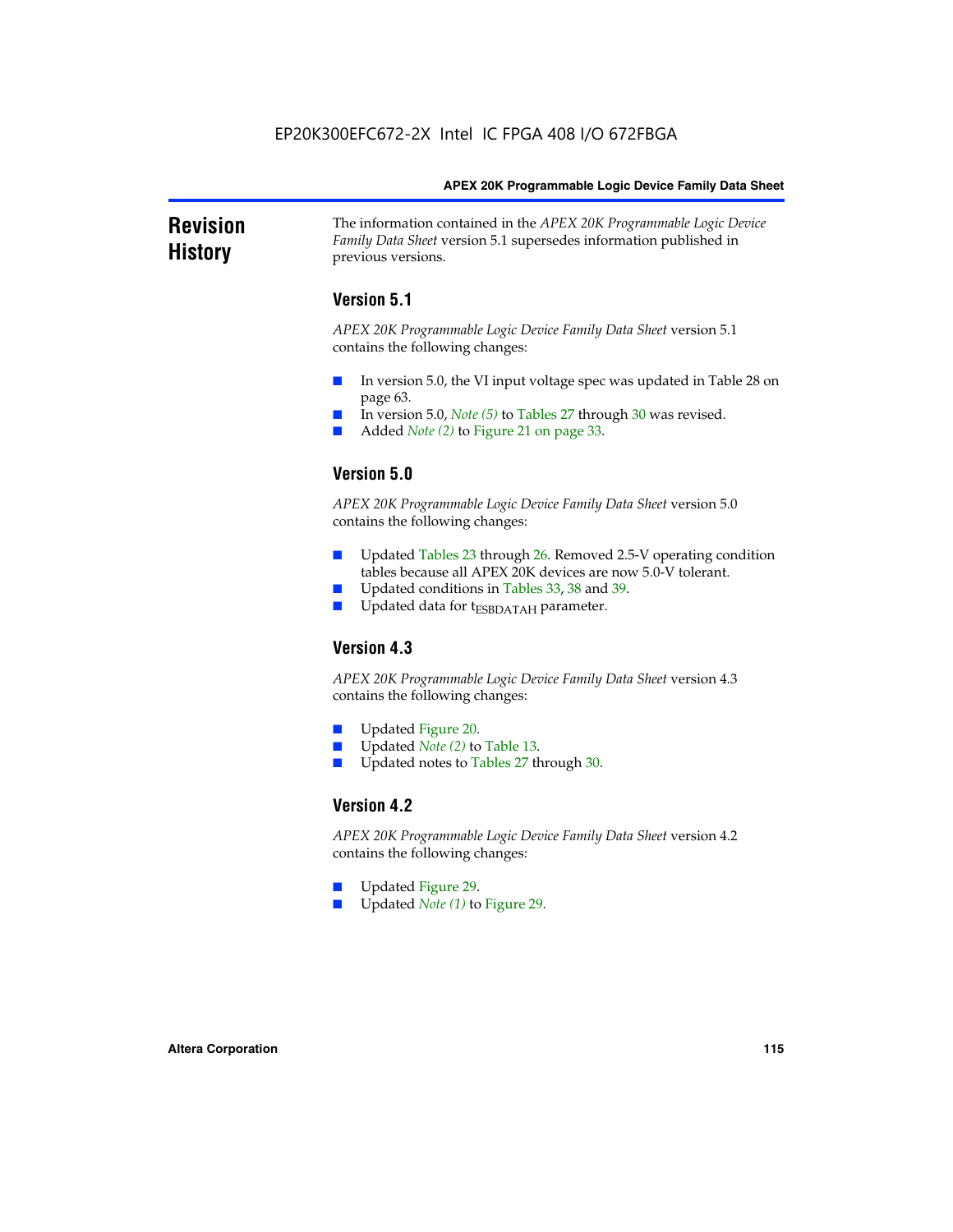## Revision History

The information contained in the *APEX 20K Programmable Logic Device Family Data Sheet* version 5.1 supersedes information published in previous versions.

### Version 5.1

*APEX 20K Programmable Logic Device Family Data Sheet* version 5.1 contains the following changes:

- In version 5.0, the VI input voltage spec was updated in Table 28 on page 63.
- In version 5.0, *Note (5)* to Tables 27 through 30 was revised.
- Added *Note (2)* to Figure 21 on page 33.

### Version 5.0

*APEX 20K Programmable Logic Device Family Data Sheet* version 5.0 contains the following changes:

- Updated Tables 23 through 26. Removed 2.5-V operating condition tables because all APEX 20K devices are now 5.0-V tolerant.
- Updated conditions in Tables 33, 38 and 39.
- Updated data for $t_{ESBDATAH}$ parameter.

### Version 4.3

*APEX 20K Programmable Logic Device Family Data Sheet* version 4.3 contains the following changes:

- Updated Figure 20.
- Updated *Note (2)* to Table 13.
- Updated notes to Tables 27 through 30.

### Version 4.2

*APEX 20K Programmable Logic Device Family Data Sheet* version 4.2 contains the following changes:

- Updated Figure 29.
- Updated *Note (1)* to Figure 29.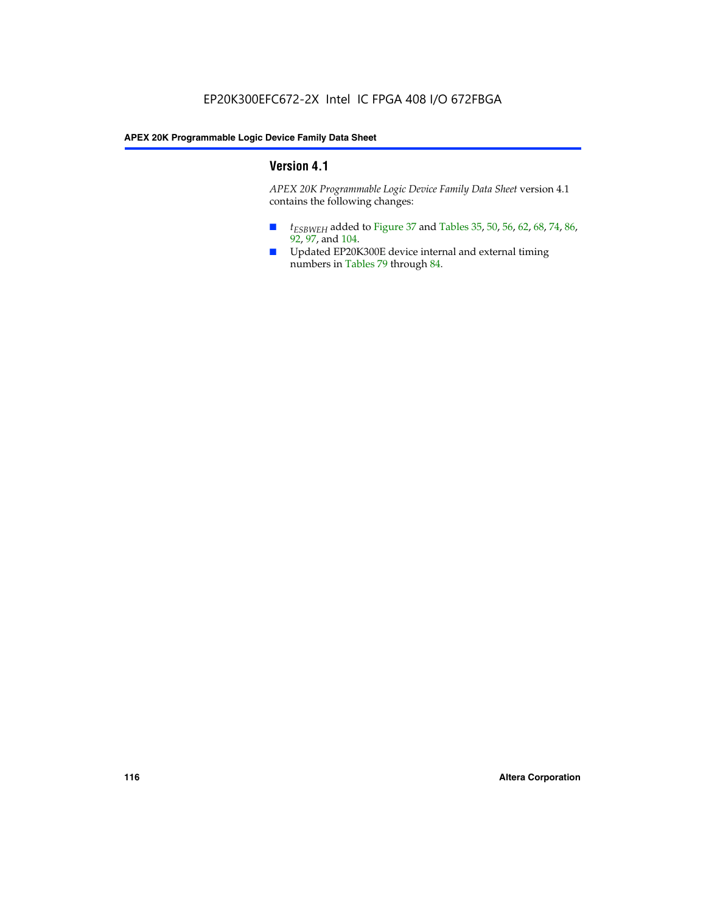## Version 4.1

*APEX 20K Programmable Logic Device Family Data Sheet* version 4.1 contains the following changes:

- $t_{ESBWEH}$ added to Figure 37 and Tables 35, 50, 56, 62, 68, 74, 86, 92, 97, and 104.
- Updated EP20K300E device internal and external timing numbers in Tables 79 through 84.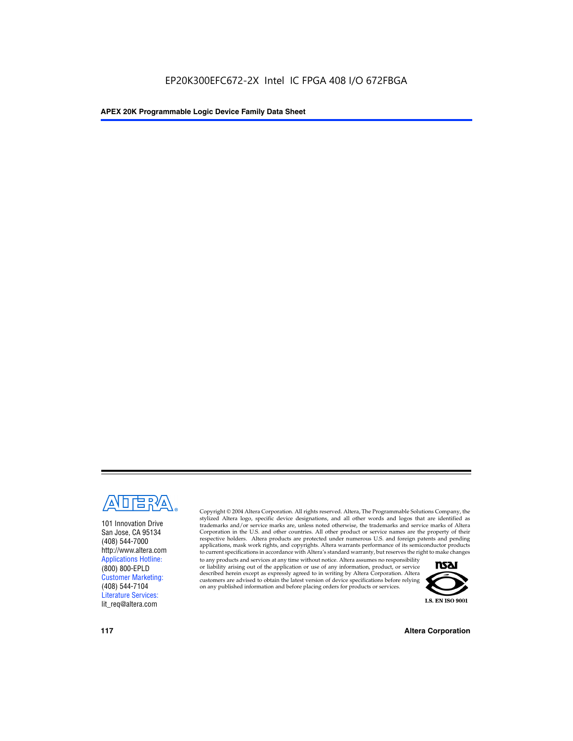101 Innovation Drive
San Jose, CA 95134
(408) 544-7000
http://www.altera.com
Applications Hotline:
(800) 800-EPLD
Customer Marketing:
(408) 544-7104
Literature Services:
lit_req@altera.com

Copyright © 2004 Altera Corporation. All rights reserved. Altera, The Programmable Solutions Company, the stylized Altera logo, specific device designations, and all other words and logos that are identified as trademarks and/or service marks are, unless noted otherwise, the trademarks and service marks of Altera Corporation in the U.S. and other countries. All other product or service names are the property of their respective holders. Altera products are protected under numerous U.S. and foreign patents and pending applications, mask work rights, and copyrights. Altera warrants performance of its semiconductor products to current specifications in accordance with Altera's standard warranty, but reserves the right to make changes to any products and services at any time without notice. Altera assumes no responsibility or liability arising out of the application or use of any information, product, or service described herein except as expressly agreed to in writing by Altera Corporation. Altera customers are advised to obtain the latest version of device specifications before relying on any published information and before placing orders for products or services.

I.S. EN ISO 9001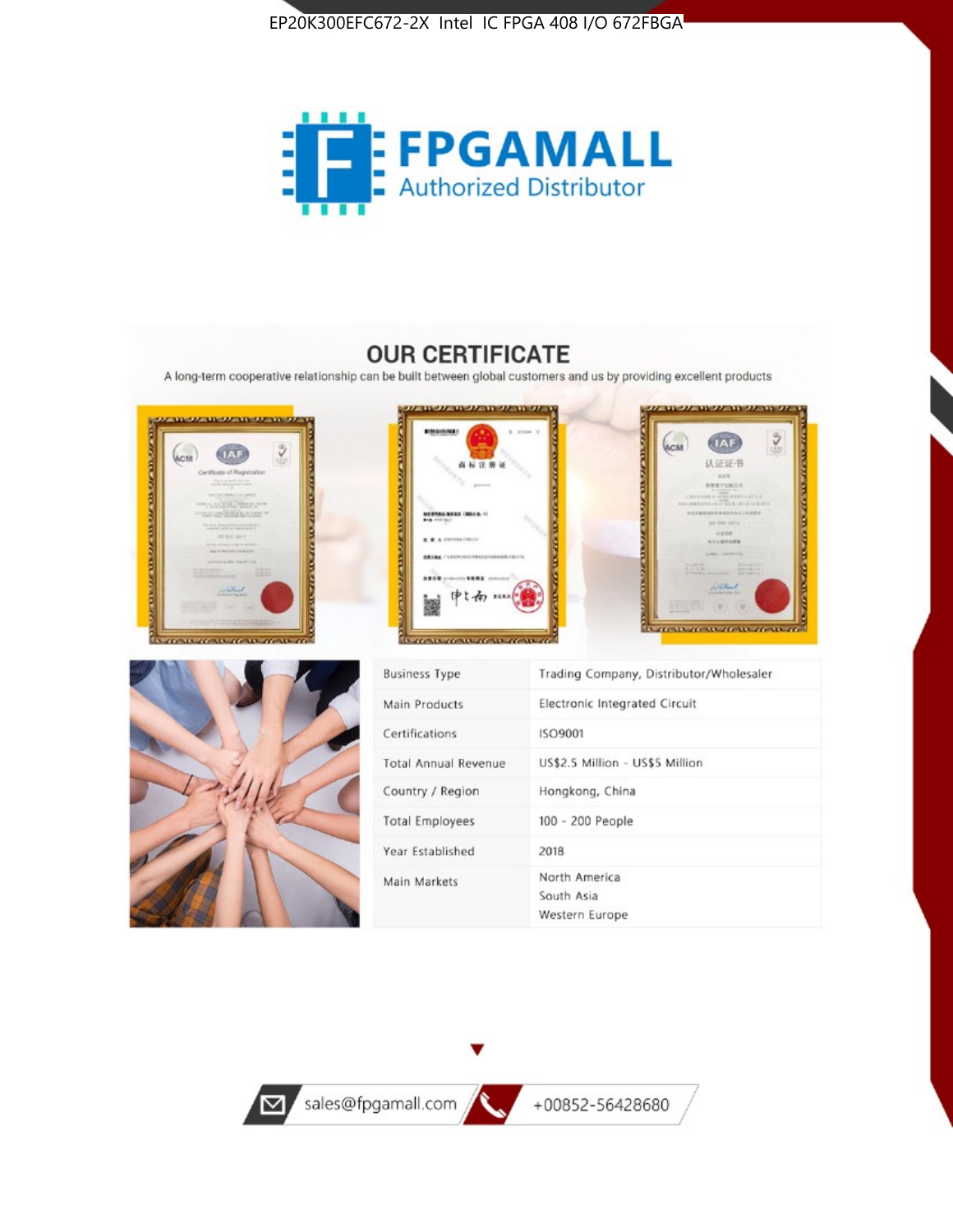FPGAMALL
Authorized Distributor

## OUR CERTIFICATE

A long-term cooperative relationship can be built between global customers and us by providing excellent products

| | |
|---|---|
| Business Type | Trading Company, Distributor/Wholesaler |
| Main Products | Electronic Integrated Circuit |
| Certifications | ISO9001 |
| Total Annual Revenue | US$2.5 Million - US$5 Million |
| Country / Region | Hongkong, China |
| Total Employees | 100 - 200 People |
| Year Established | 2018 |
| Main Markets | North America<br>South Asia<br>Western Europe |

sales@fpgamall.com

+00852-56428680